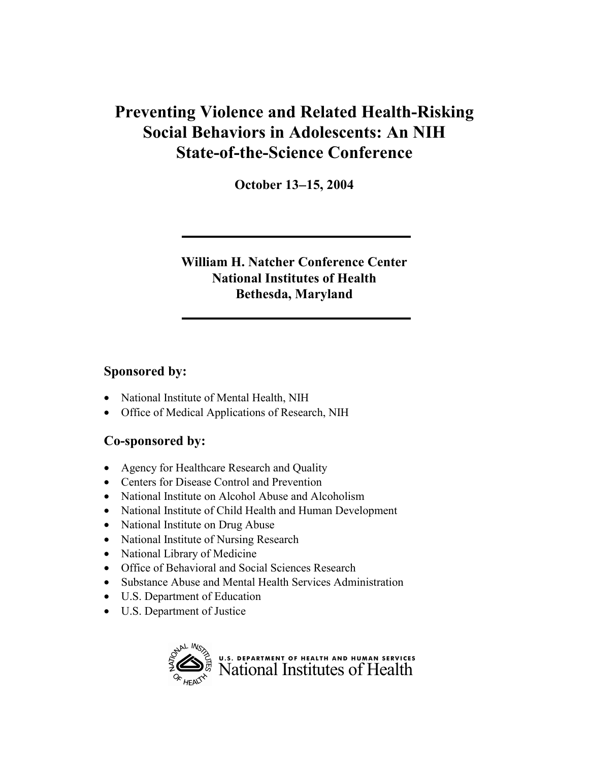# Preventing Violence and Related Health-Risking Social Behaviors in Adolescents: An NIH State-of-the-Science Conference

**October 13–15, 2004**

---

**William H. Natcher Conference Center**
**National Institutes of Health**
**Bethesda, Maryland**

---

## Sponsored by:

- National Institute of Mental Health, NIH
- Office of Medical Applications of Research, NIH

## Co-sponsored by:

- Agency for Healthcare Research and Quality
- Centers for Disease Control and Prevention
- National Institute on Alcohol Abuse and Alcoholism
- National Institute of Child Health and Human Development
- National Institute on Drug Abuse
- National Institute of Nursing Research
- National Library of Medicine
- Office of Behavioral and Social Sciences Research
- Substance Abuse and Mental Health Services Administration
- U.S. Department of Education
- U.S. Department of Justice

U.S. DEPARTMENT OF HEALTH AND HUMAN SERVICES
National Institutes of Health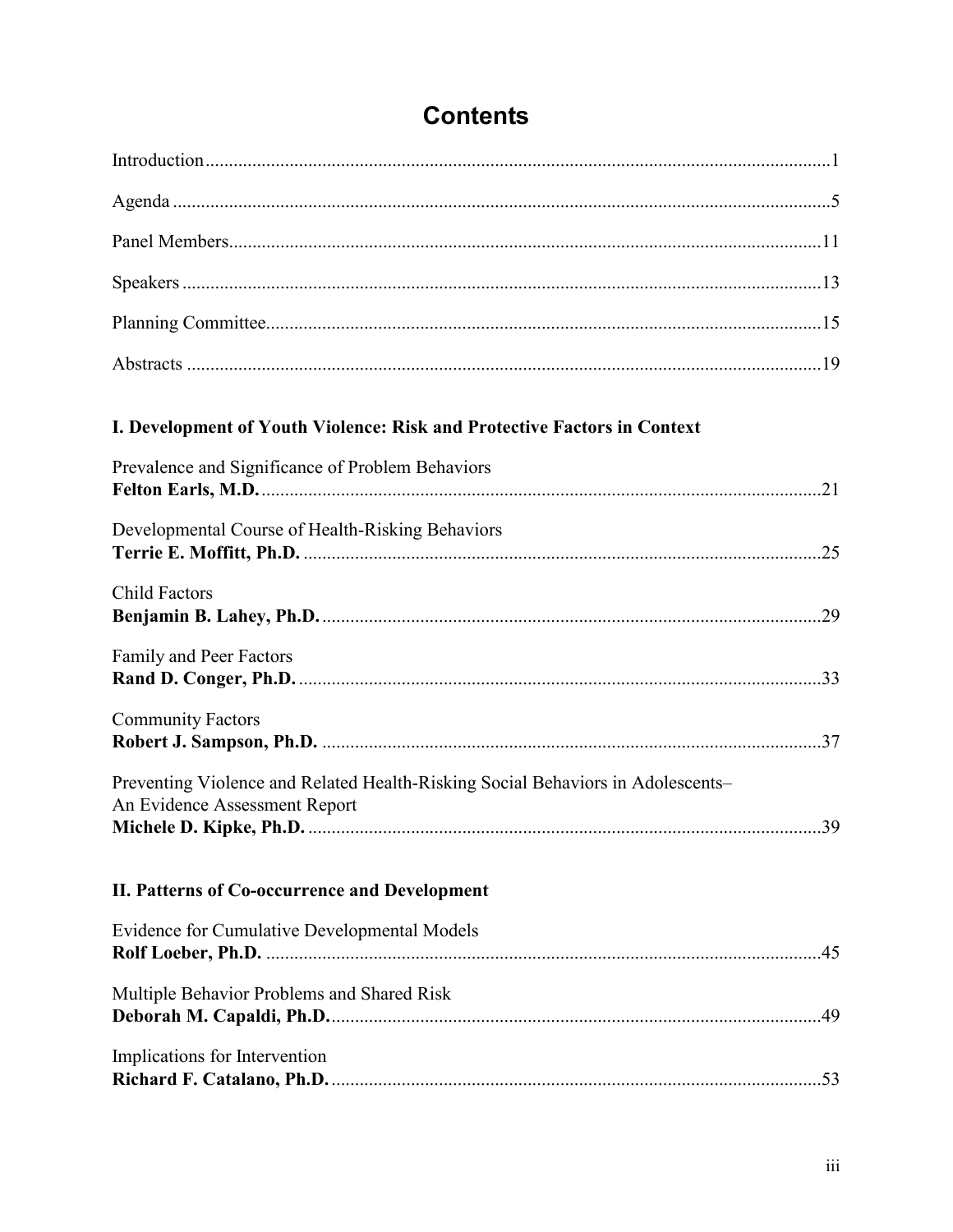# Contents

Introduction .....1

Agenda .....5

Panel Members .....11

Speakers .....13

Planning Committee .....15

Abstracts .....19

## I. Development of Youth Violence: Risk and Protective Factors in Context

Prevalence and Significance of Problem Behaviors
**Felton Earls, M.D.** .....21

Developmental Course of Health-Risking Behaviors
**Terrie E. Moffitt, Ph.D.** .....25

Child Factors
**Benjamin B. Lahey, Ph.D.** .....29

Family and Peer Factors
**Rand D. Conger, Ph.D.** .....33

Community Factors
**Robert J. Sampson, Ph.D.** .....37

Preventing Violence and Related Health-Risking Social Behaviors in Adolescents–An Evidence Assessment Report
**Michele D. Kipke, Ph.D.** .....39

## II. Patterns of Co-occurrence and Development

Evidence for Cumulative Developmental Models
**Rolf Loeber, Ph.D.** .....45

Multiple Behavior Problems and Shared Risk
**Deborah M. Capaldi, Ph.D.** .....49

Implications for Intervention
**Richard F. Catalano, Ph.D.** .....53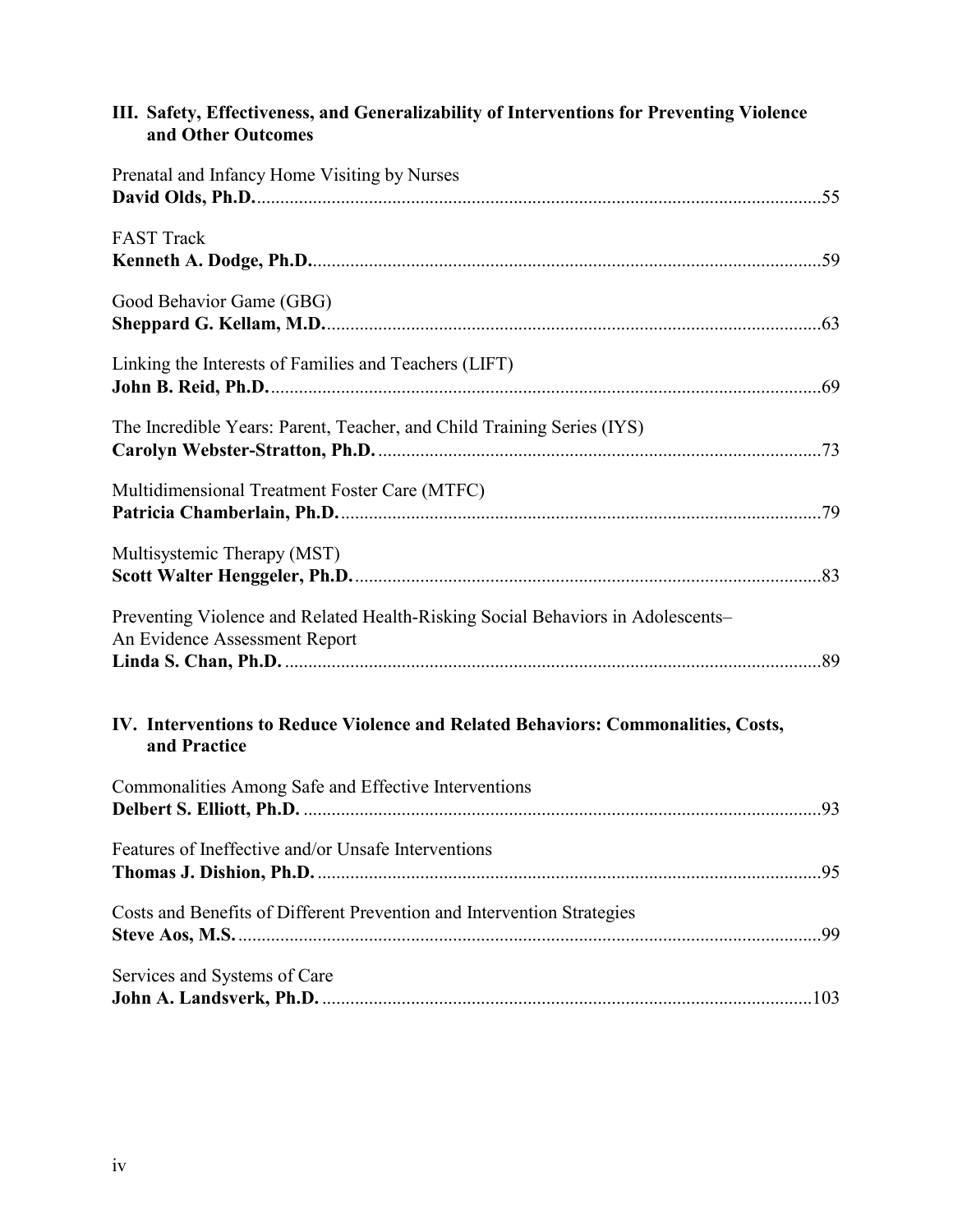## III. Safety, Effectiveness, and Generalizability of Interventions for Preventing Violence and Other Outcomes

Prenatal and Infancy Home Visiting by Nurses
**David Olds, Ph.D.**........................................................................................................................55

FAST Track
**Kenneth A. Dodge, Ph.D.**............................................................................................................59

Good Behavior Game (GBG)
**Sheppard G. Kellam, M.D.**.........................................................................................................63

Linking the Interests of Families and Teachers (LIFT)
**John B. Reid, Ph.D.**......................................................................................................................69

The Incredible Years: Parent, Teacher, and Child Training Series (IYS)
**Carolyn Webster-Stratton, Ph.D.** ..............................................................................................73

Multidimensional Treatment Foster Care (MTFC)
**Patricia Chamberlain, Ph.D.**.......................................................................................................79

Multisystemic Therapy (MST)
**Scott Walter Henggeler, Ph.D.**...................................................................................................83

Preventing Violence and Related Health-Risking Social Behaviors in Adolescents–
An Evidence Assessment Report
**Linda S. Chan, Ph.D.** ..................................................................................................................89

## IV. Interventions to Reduce Violence and Related Behaviors: Commonalities, Costs, and Practice

Commonalities Among Safe and Effective Interventions
**Delbert S. Elliott, Ph.D.** ..............................................................................................................93

Features of Ineffective and/or Unsafe Interventions
**Thomas J. Dishion, Ph.D.** ...........................................................................................................95

Costs and Benefits of Different Prevention and Intervention Strategies
**Steve Aos, M.S.** ............................................................................................................................99

Services and Systems of Care
**John A. Landsverk, Ph.D.** .........................................................................................................103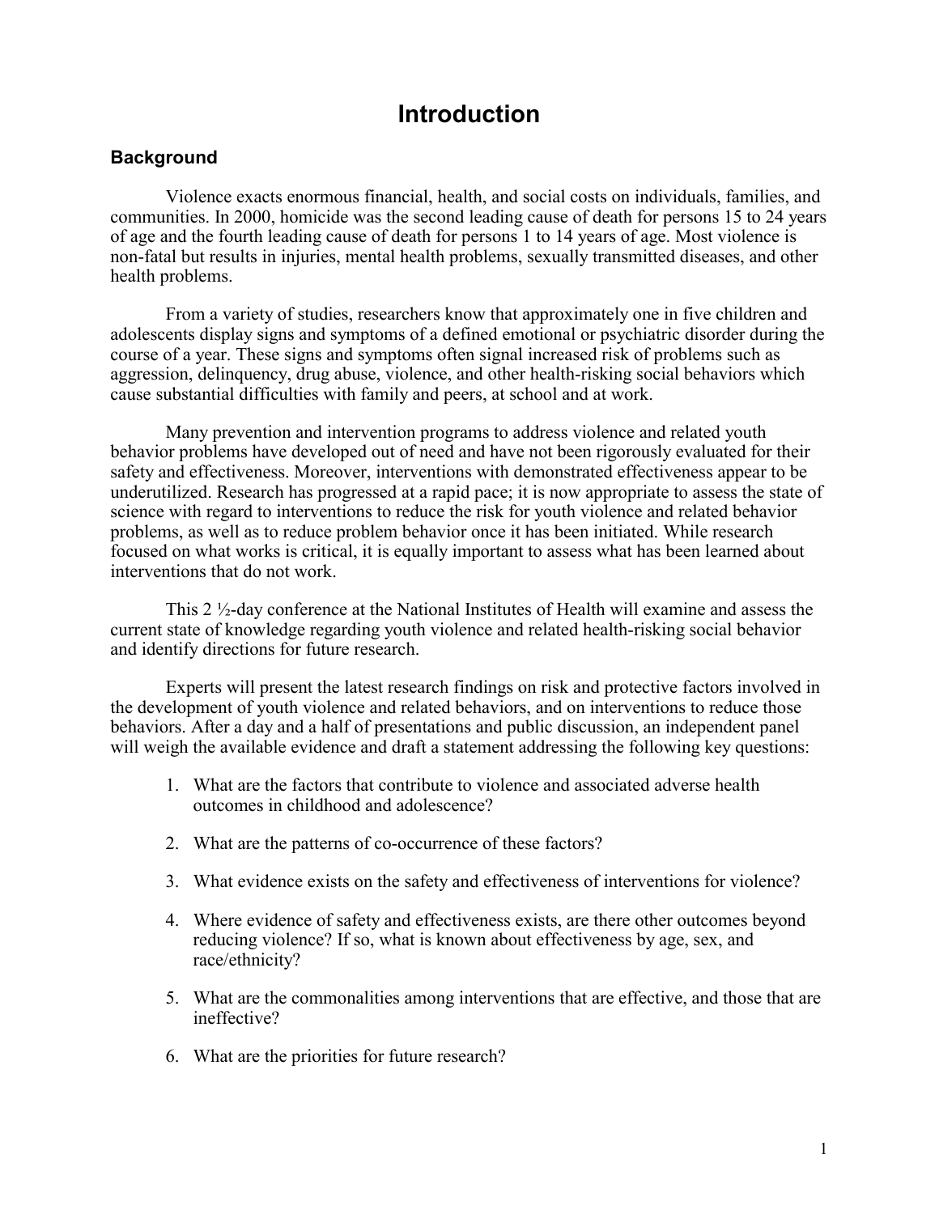# Introduction

## Background

Violence exacts enormous financial, health, and social costs on individuals, families, and communities. In 2000, homicide was the second leading cause of death for persons 15 to 24 years of age and the fourth leading cause of death for persons 1 to 14 years of age. Most violence is non-fatal but results in injuries, mental health problems, sexually transmitted diseases, and other health problems.

From a variety of studies, researchers know that approximately one in five children and adolescents display signs and symptoms of a defined emotional or psychiatric disorder during the course of a year. These signs and symptoms often signal increased risk of problems such as aggression, delinquency, drug abuse, violence, and other health-risking social behaviors which cause substantial difficulties with family and peers, at school and at work.

Many prevention and intervention programs to address violence and related youth behavior problems have developed out of need and have not been rigorously evaluated for their safety and effectiveness. Moreover, interventions with demonstrated effectiveness appear to be underutilized. Research has progressed at a rapid pace; it is now appropriate to assess the state of science with regard to interventions to reduce the risk for youth violence and related behavior problems, as well as to reduce problem behavior once it has been initiated. While research focused on what works is critical, it is equally important to assess what has been learned about interventions that do not work.

This 2 ½-day conference at the National Institutes of Health will examine and assess the current state of knowledge regarding youth violence and related health-risking social behavior and identify directions for future research.

Experts will present the latest research findings on risk and protective factors involved in the development of youth violence and related behaviors, and on interventions to reduce those behaviors. After a day and a half of presentations and public discussion, an independent panel will weigh the available evidence and draft a statement addressing the following key questions:

1. What are the factors that contribute to violence and associated adverse health outcomes in childhood and adolescence?
2. What are the patterns of co-occurrence of these factors?
3. What evidence exists on the safety and effectiveness of interventions for violence?
4. Where evidence of safety and effectiveness exists, are there other outcomes beyond reducing violence? If so, what is known about effectiveness by age, sex, and race/ethnicity?
5. What are the commonalities among interventions that are effective, and those that are ineffective?
6. What are the priorities for future research?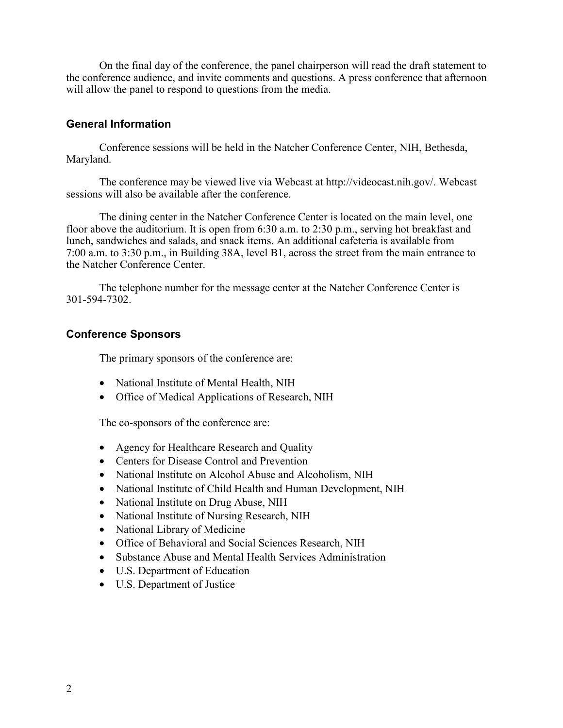On the final day of the conference, the panel chairperson will read the draft statement to the conference audience, and invite comments and questions. A press conference that afternoon will allow the panel to respond to questions from the media.

### General Information

Conference sessions will be held in the Natcher Conference Center, NIH, Bethesda, Maryland.

The conference may be viewed live via Webcast at http://videocast.nih.gov/. Webcast sessions will also be available after the conference.

The dining center in the Natcher Conference Center is located on the main level, one floor above the auditorium. It is open from 6:30 a.m. to 2:30 p.m., serving hot breakfast and lunch, sandwiches and salads, and snack items. An additional cafeteria is available from 7:00 a.m. to 3:30 p.m., in Building 38A, level B1, across the street from the main entrance to the Natcher Conference Center.

The telephone number for the message center at the Natcher Conference Center is 301-594-7302.

### Conference Sponsors

The primary sponsors of the conference are:

- National Institute of Mental Health, NIH
- Office of Medical Applications of Research, NIH

The co-sponsors of the conference are:

- Agency for Healthcare Research and Quality
- Centers for Disease Control and Prevention
- National Institute on Alcohol Abuse and Alcoholism, NIH
- National Institute of Child Health and Human Development, NIH
- National Institute on Drug Abuse, NIH
- National Institute of Nursing Research, NIH
- National Library of Medicine
- Office of Behavioral and Social Sciences Research, NIH
- Substance Abuse and Mental Health Services Administration
- U.S. Department of Education
- U.S. Department of Justice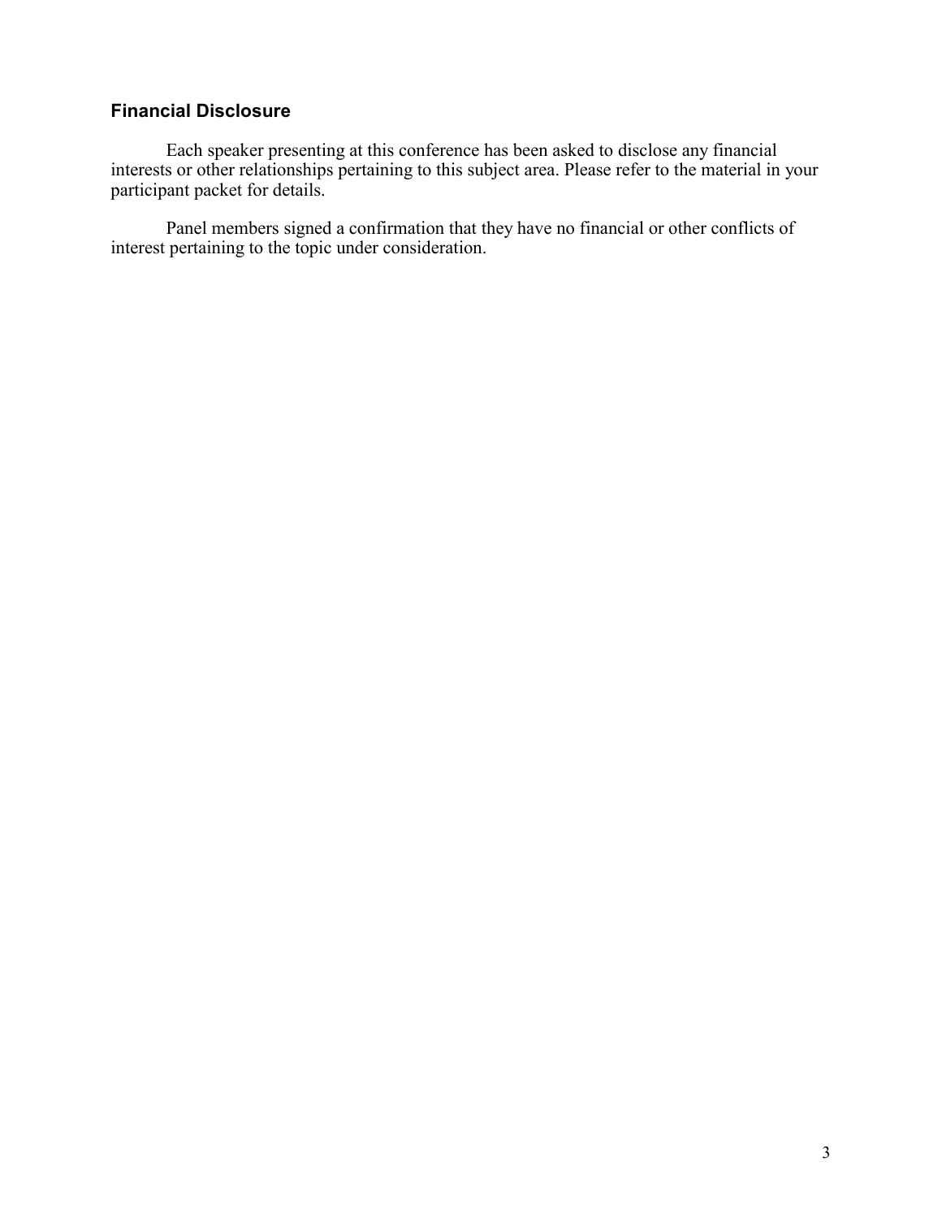### Financial Disclosure

Each speaker presenting at this conference has been asked to disclose any financial interests or other relationships pertaining to this subject area. Please refer to the material in your participant packet for details.

Panel members signed a confirmation that they have no financial or other conflicts of interest pertaining to the topic under consideration.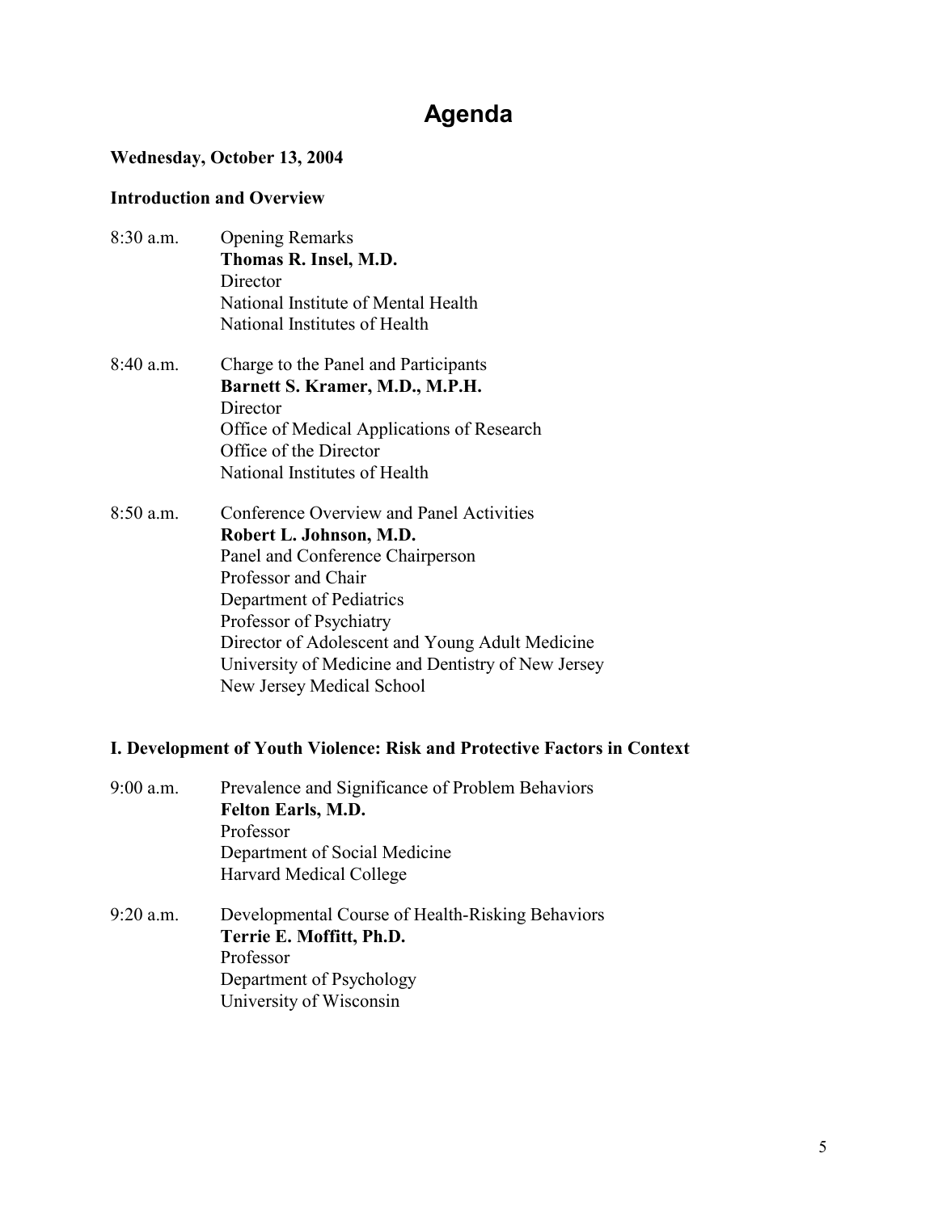# Agenda

**Wednesday, October 13, 2004**

**Introduction and Overview**

8:30 a.m. Opening Remarks
**Thomas R. Insel, M.D.**
Director
National Institute of Mental Health
National Institutes of Health

8:40 a.m. Charge to the Panel and Participants
**Barnett S. Kramer, M.D., M.P.H.**
Director
Office of Medical Applications of Research
Office of the Director
National Institutes of Health

8:50 a.m. Conference Overview and Panel Activities
**Robert L. Johnson, M.D.**
Panel and Conference Chairperson
Professor and Chair
Department of Pediatrics
Professor of Psychiatry
Director of Adolescent and Young Adult Medicine
University of Medicine and Dentistry of New Jersey
New Jersey Medical School

**I. Development of Youth Violence: Risk and Protective Factors in Context**

9:00 a.m. Prevalence and Significance of Problem Behaviors
**Felton Earls, M.D.**
Professor
Department of Social Medicine
Harvard Medical College

9:20 a.m. Developmental Course of Health-Risking Behaviors
**Terrie E. Moffitt, Ph.D.**
Professor
Department of Psychology
University of Wisconsin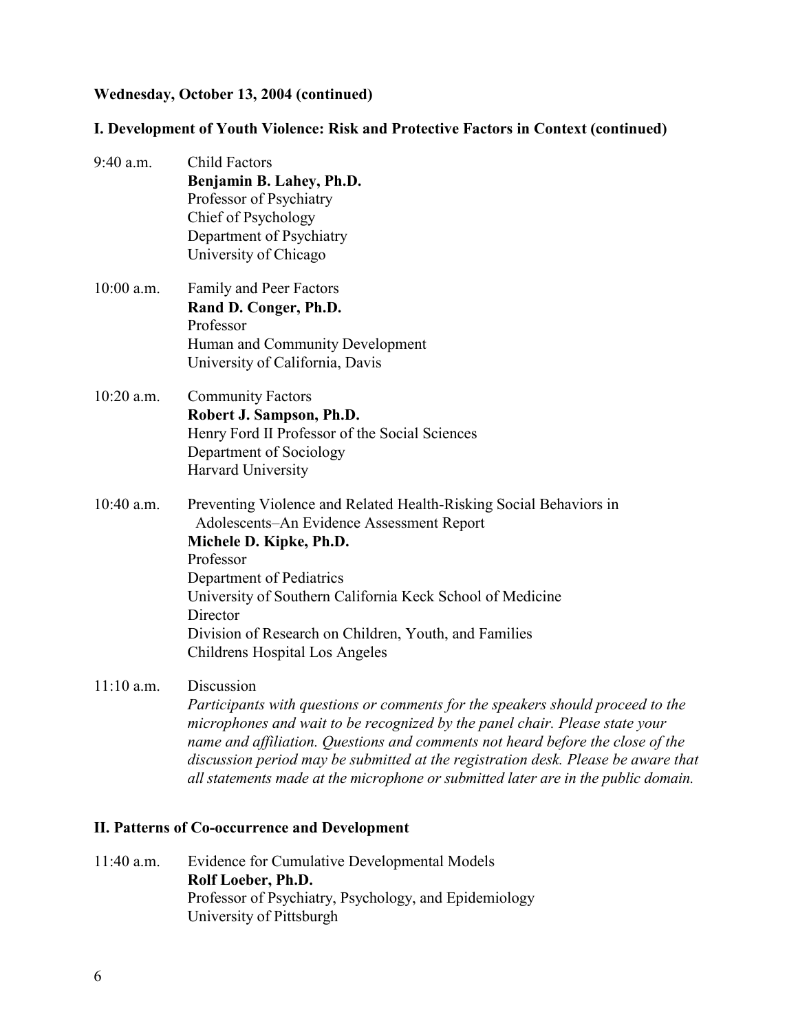**Wednesday, October 13, 2004 (continued)**

**I. Development of Youth Violence: Risk and Protective Factors in Context (continued)**

9:40 a.m. Child Factors
**Benjamin B. Lahey, Ph.D.**
Professor of Psychiatry
Chief of Psychology
Department of Psychiatry
University of Chicago

10:00 a.m. Family and Peer Factors
**Rand D. Conger, Ph.D.**
Professor
Human and Community Development
University of California, Davis

10:20 a.m. Community Factors
**Robert J. Sampson, Ph.D.**
Henry Ford II Professor of the Social Sciences
Department of Sociology
Harvard University

10:40 a.m. Preventing Violence and Related Health-Risking Social Behaviors in Adolescents–An Evidence Assessment Report
**Michele D. Kipke, Ph.D.**
Professor
Department of Pediatrics
University of Southern California Keck School of Medicine
Director
Division of Research on Children, Youth, and Families
Childrens Hospital Los Angeles

11:10 a.m. Discussion
*Participants with questions or comments for the speakers should proceed to the microphones and wait to be recognized by the panel chair. Please state your name and affiliation. Questions and comments not heard before the close of the discussion period may be submitted at the registration desk. Please be aware that all statements made at the microphone or submitted later are in the public domain.*

**II. Patterns of Co-occurrence and Development**

11:40 a.m. Evidence for Cumulative Developmental Models
**Rolf Loeber, Ph.D.**
Professor of Psychiatry, Psychology, and Epidemiology
University of Pittsburgh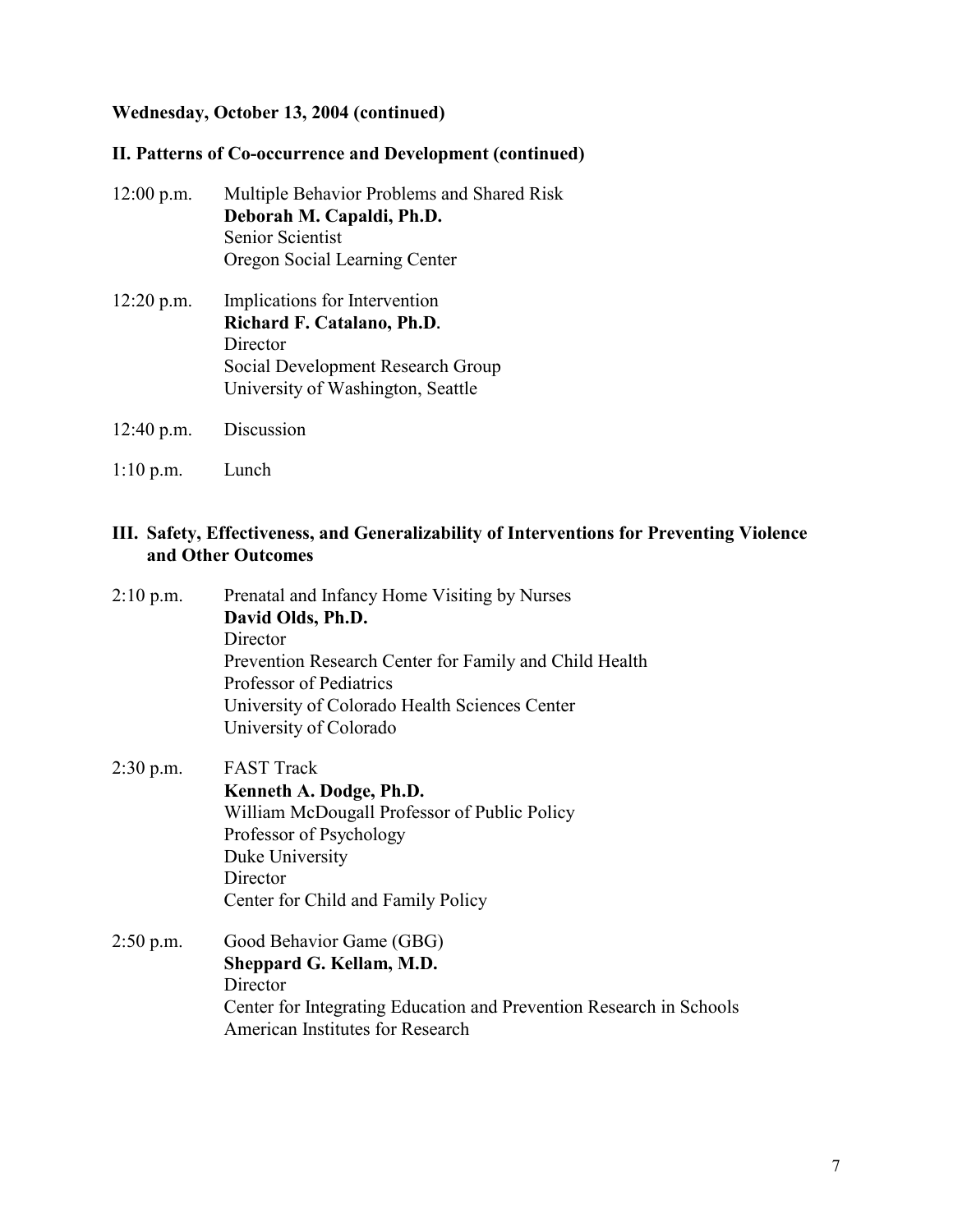**Wednesday, October 13, 2004 (continued)**

**II. Patterns of Co-occurrence and Development (continued)**

12:00 p.m. Multiple Behavior Problems and Shared Risk
**Deborah M. Capaldi, Ph.D.**
Senior Scientist
Oregon Social Learning Center

12:20 p.m. Implications for Intervention
**Richard F. Catalano, Ph.D.**
Director
Social Development Research Group
University of Washington, Seattle

12:40 p.m. Discussion

1:10 p.m. Lunch

**III. Safety, Effectiveness, and Generalizability of Interventions for Preventing Violence and Other Outcomes**

2:10 p.m. Prenatal and Infancy Home Visiting by Nurses
**David Olds, Ph.D.**
Director
Prevention Research Center for Family and Child Health
Professor of Pediatrics
University of Colorado Health Sciences Center
University of Colorado

2:30 p.m. FAST Track
**Kenneth A. Dodge, Ph.D.**
William McDougall Professor of Public Policy
Professor of Psychology
Duke University
Director
Center for Child and Family Policy

2:50 p.m. Good Behavior Game (GBG)
**Sheppard G. Kellam, M.D.**
Director
Center for Integrating Education and Prevention Research in Schools
American Institutes for Research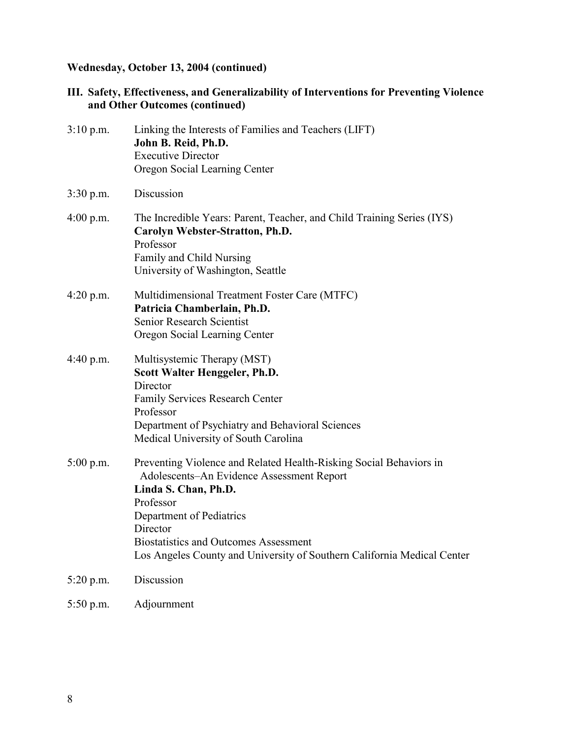**Wednesday, October 13, 2004 (continued)**

**III. Safety, Effectiveness, and Generalizability of Interventions for Preventing Violence and Other Outcomes (continued)**

3:10 p.m. Linking the Interests of Families and Teachers (LIFT)
**John B. Reid, Ph.D.**
Executive Director
Oregon Social Learning Center

3:30 p.m. Discussion

4:00 p.m. The Incredible Years: Parent, Teacher, and Child Training Series (IYS)
**Carolyn Webster-Stratton, Ph.D.**
Professor
Family and Child Nursing
University of Washington, Seattle

4:20 p.m. Multidimensional Treatment Foster Care (MTFC)
**Patricia Chamberlain, Ph.D.**
Senior Research Scientist
Oregon Social Learning Center

4:40 p.m. Multisystemic Therapy (MST)
**Scott Walter Henggeler, Ph.D.**
Director
Family Services Research Center
Professor
Department of Psychiatry and Behavioral Sciences
Medical University of South Carolina

5:00 p.m. Preventing Violence and Related Health-Risking Social Behaviors in Adolescents–An Evidence Assessment Report
**Linda S. Chan, Ph.D.**
Professor
Department of Pediatrics
Director
Biostatistics and Outcomes Assessment
Los Angeles County and University of Southern California Medical Center

5:20 p.m. Discussion

5:50 p.m. Adjournment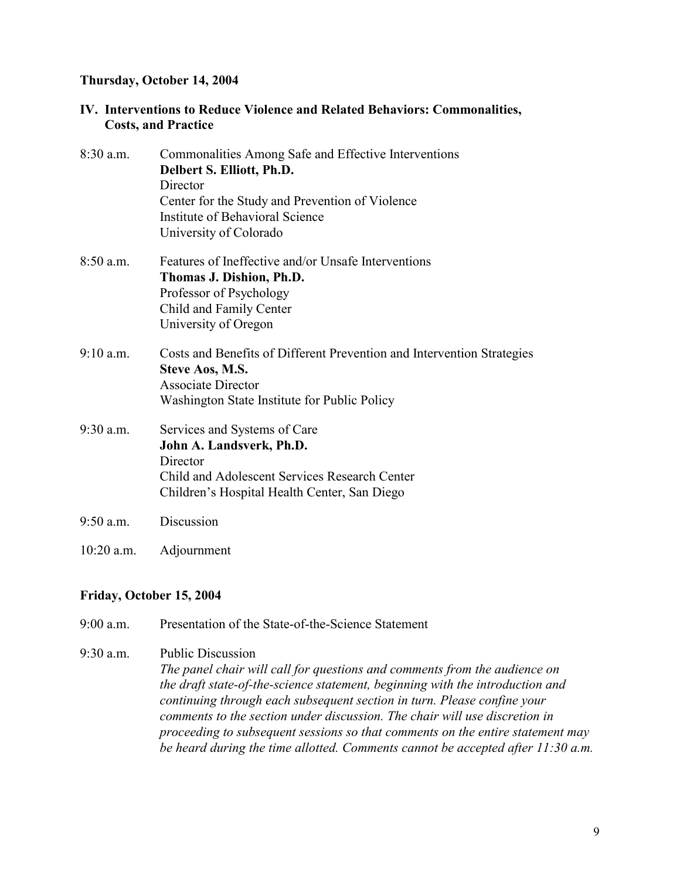**Thursday, October 14, 2004**

**IV. Interventions to Reduce Violence and Related Behaviors: Commonalities, Costs, and Practice**

8:30 a.m. Commonalities Among Safe and Effective Interventions
**Delbert S. Elliott, Ph.D.**
Director
Center for the Study and Prevention of Violence
Institute of Behavioral Science
University of Colorado

8:50 a.m. Features of Ineffective and/or Unsafe Interventions
**Thomas J. Dishion, Ph.D.**
Professor of Psychology
Child and Family Center
University of Oregon

9:10 a.m. Costs and Benefits of Different Prevention and Intervention Strategies
**Steve Aos, M.S.**
Associate Director
Washington State Institute for Public Policy

9:30 a.m. Services and Systems of Care
**John A. Landsverk, Ph.D.**
Director
Child and Adolescent Services Research Center
Children's Hospital Health Center, San Diego

9:50 a.m. Discussion

10:20 a.m. Adjournment

**Friday, October 15, 2004**

9:00 a.m. Presentation of the State-of-the-Science Statement

9:30 a.m. Public Discussion
*The panel chair will call for questions and comments from the audience on the draft state-of-the-science statement, beginning with the introduction and continuing through each subsequent section in turn. Please confine your comments to the section under discussion. The chair will use discretion in proceeding to subsequent sessions so that comments on the entire statement may be heard during the time allotted. Comments cannot be accepted after 11:30 a.m.*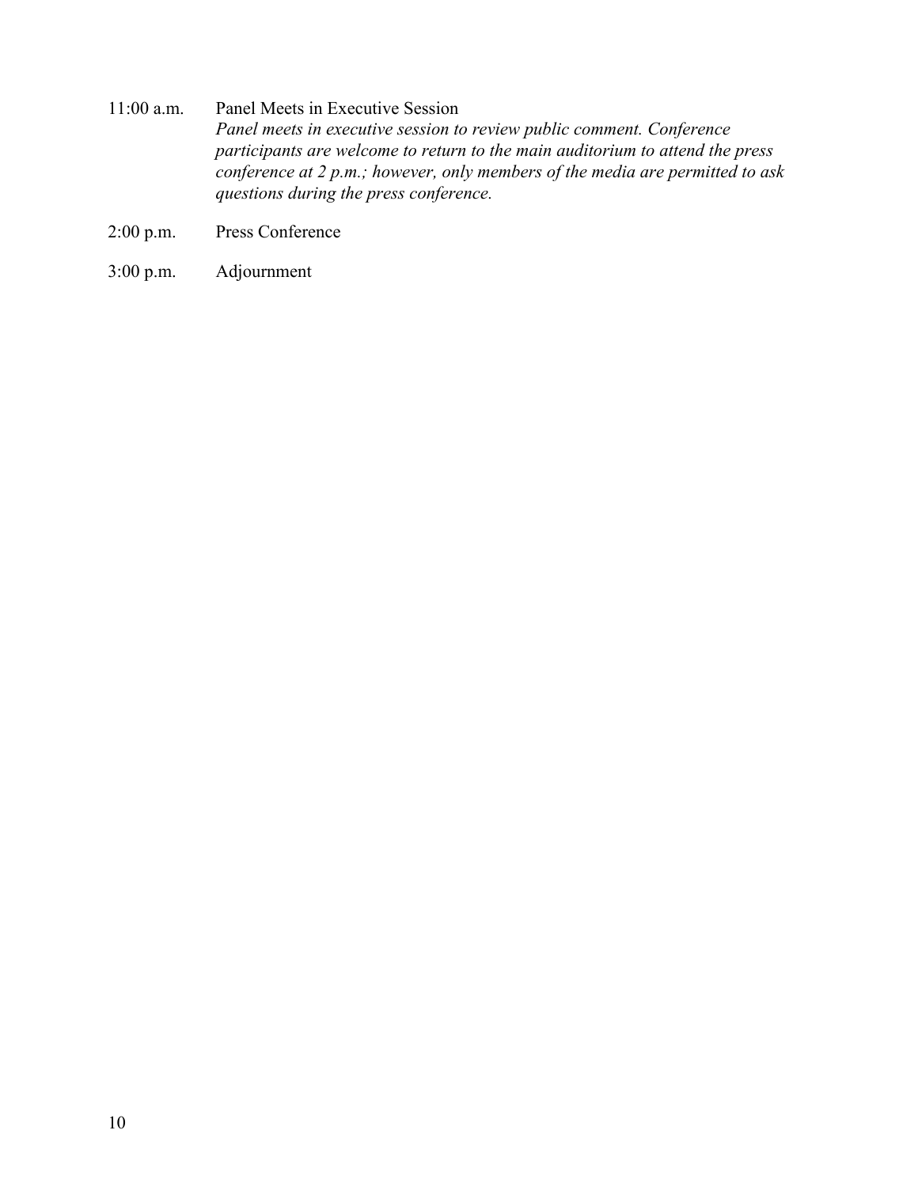11:00 a.m. Panel Meets in Executive Session
*Panel meets in executive session to review public comment. Conference participants are welcome to return to the main auditorium to attend the press conference at 2 p.m.; however, only members of the media are permitted to ask questions during the press conference.*

2:00 p.m. Press Conference

3:00 p.m. Adjournment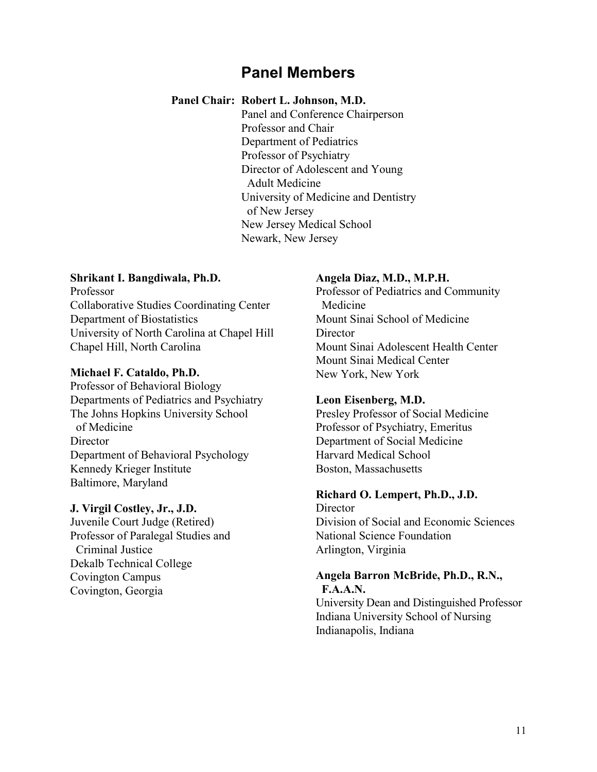# Panel Members

**Panel Chair: Robert L. Johnson, M.D.**
Panel and Conference Chairperson
Professor and Chair
Department of Pediatrics
Professor of Psychiatry
Director of Adolescent and Young Adult Medicine
University of Medicine and Dentistry of New Jersey
New Jersey Medical School
Newark, New Jersey

**Shrikant I. Bangdiwala, Ph.D.**
Professor
Collaborative Studies Coordinating Center
Department of Biostatistics
University of North Carolina at Chapel Hill
Chapel Hill, North Carolina

**Michael F. Cataldo, Ph.D.**
Professor of Behavioral Biology
Departments of Pediatrics and Psychiatry
The Johns Hopkins University School of Medicine
Director
Department of Behavioral Psychology
Kennedy Krieger Institute
Baltimore, Maryland

**J. Virgil Costley, Jr., J.D.**
Juvenile Court Judge (Retired)
Professor of Paralegal Studies and Criminal Justice
Dekalb Technical College
Covington Campus
Covington, Georgia

**Angela Diaz, M.D., M.P.H.**
Professor of Pediatrics and Community Medicine
Mount Sinai School of Medicine
Director
Mount Sinai Adolescent Health Center
Mount Sinai Medical Center
New York, New York

**Leon Eisenberg, M.D.**
Presley Professor of Social Medicine
Professor of Psychiatry, Emeritus
Department of Social Medicine
Harvard Medical School
Boston, Massachusetts

**Richard O. Lempert, Ph.D., J.D.**
Director
Division of Social and Economic Sciences
National Science Foundation
Arlington, Virginia

**Angela Barron McBride, Ph.D., R.N., F.A.A.N.**
University Dean and Distinguished Professor
Indiana University School of Nursing
Indianapolis, Indiana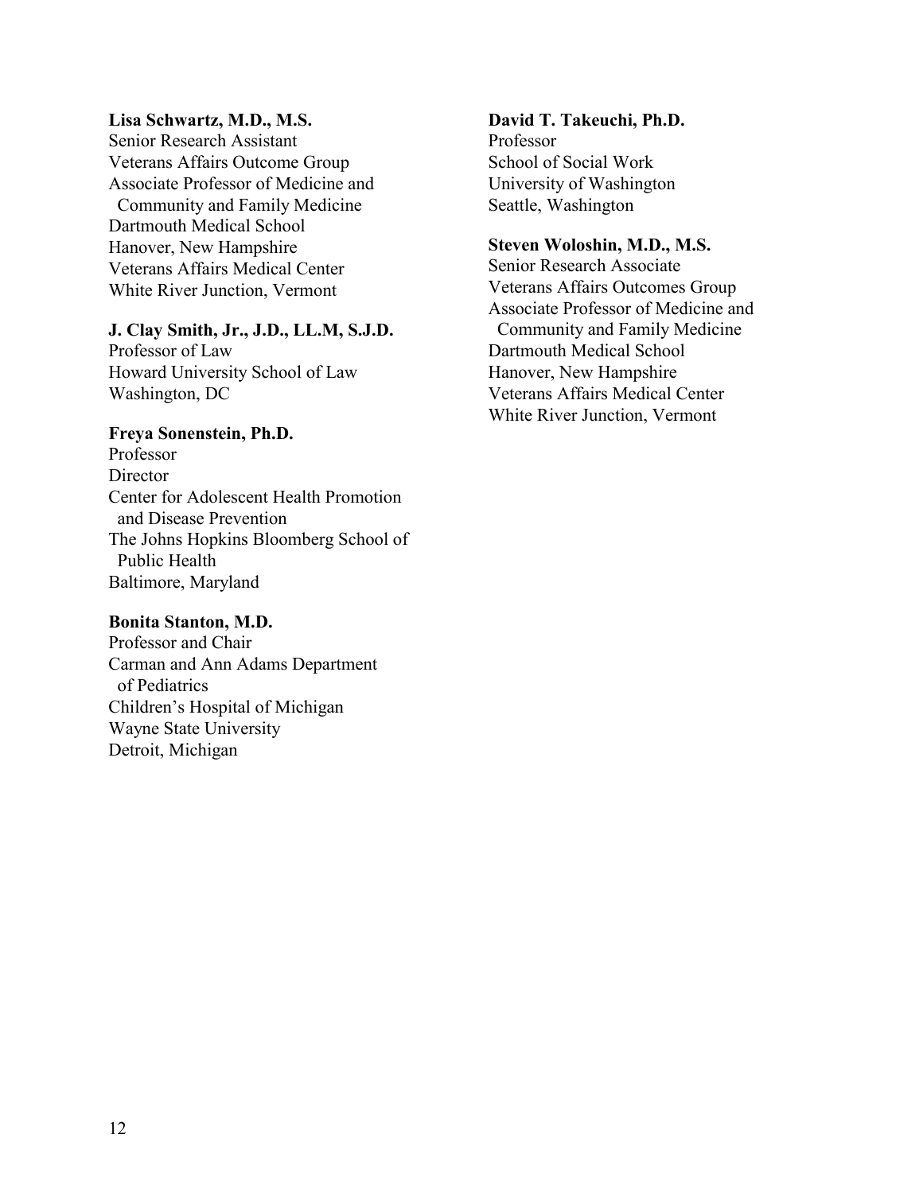**Lisa Schwartz, M.D., M.S.**
Senior Research Assistant
Veterans Affairs Outcome Group
Associate Professor of Medicine and
Community and Family Medicine
Dartmouth Medical School
Hanover, New Hampshire
Veterans Affairs Medical Center
White River Junction, Vermont

**J. Clay Smith, Jr., J.D., LL.M, S.J.D.**
Professor of Law
Howard University School of Law
Washington, DC

**Freya Sonenstein, Ph.D.**
Professor
Director
Center for Adolescent Health Promotion
and Disease Prevention
The Johns Hopkins Bloomberg School of
Public Health
Baltimore, Maryland

**Bonita Stanton, M.D.**
Professor and Chair
Carman and Ann Adams Department
of Pediatrics
Children's Hospital of Michigan
Wayne State University
Detroit, Michigan

**David T. Takeuchi, Ph.D.**
Professor
School of Social Work
University of Washington
Seattle, Washington

**Steven Woloshin, M.D., M.S.**
Senior Research Associate
Veterans Affairs Outcomes Group
Associate Professor of Medicine and
Community and Family Medicine
Dartmouth Medical School
Hanover, New Hampshire
Veterans Affairs Medical Center
White River Junction, Vermont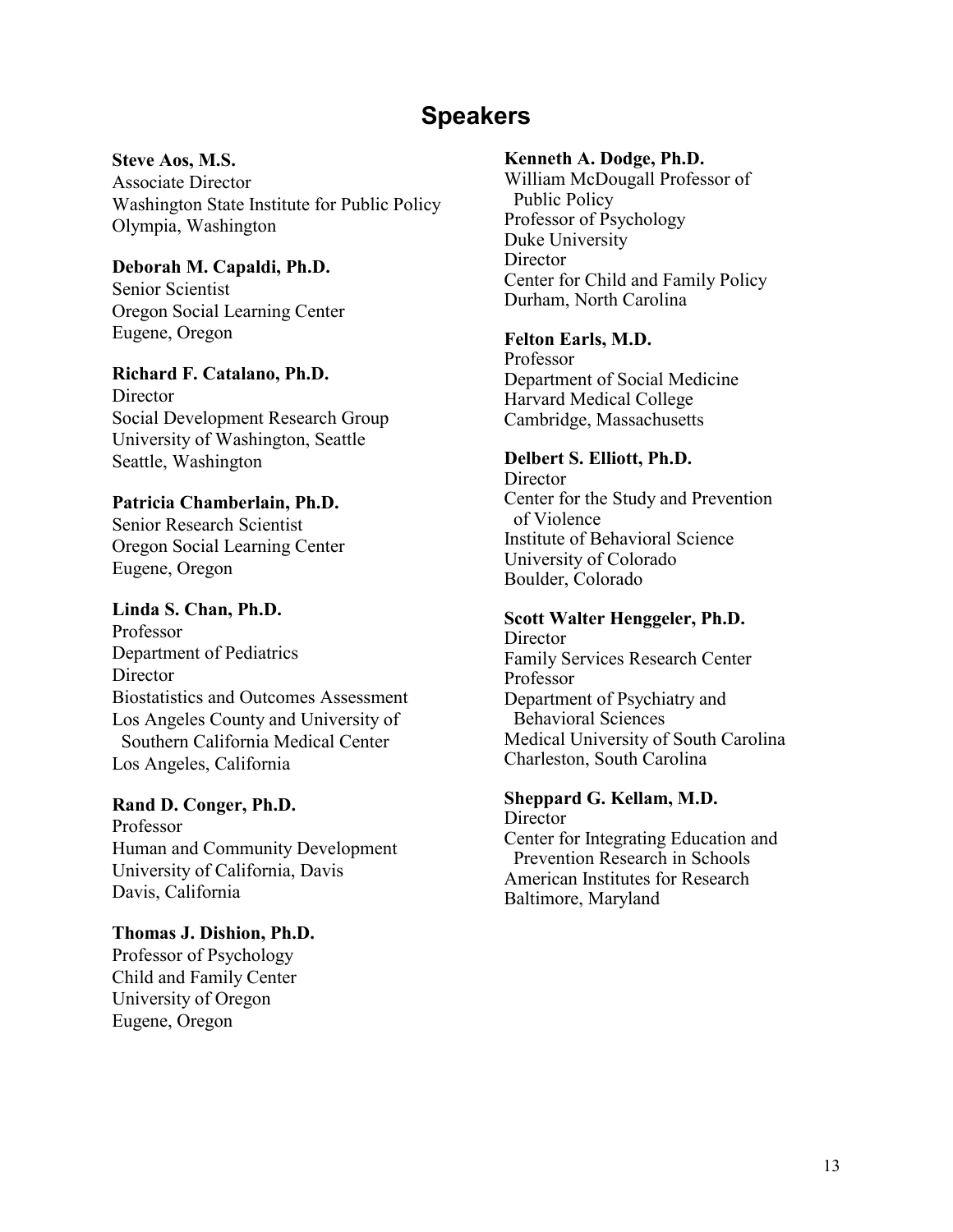# Speakers

**Steve Aos, M.S.**
Associate Director
Washington State Institute for Public Policy
Olympia, Washington

**Deborah M. Capaldi, Ph.D.**
Senior Scientist
Oregon Social Learning Center
Eugene, Oregon

**Richard F. Catalano, Ph.D.**
Director
Social Development Research Group
University of Washington, Seattle
Seattle, Washington

**Patricia Chamberlain, Ph.D.**
Senior Research Scientist
Oregon Social Learning Center
Eugene, Oregon

**Linda S. Chan, Ph.D.**
Professor
Department of Pediatrics
Director
Biostatistics and Outcomes Assessment
Los Angeles County and University of Southern California Medical Center
Los Angeles, California

**Rand D. Conger, Ph.D.**
Professor
Human and Community Development
University of California, Davis
Davis, California

**Thomas J. Dishion, Ph.D.**
Professor of Psychology
Child and Family Center
University of Oregon
Eugene, Oregon

**Kenneth A. Dodge, Ph.D.**
William McDougall Professor of Public Policy
Professor of Psychology
Duke University
Director
Center for Child and Family Policy
Durham, North Carolina

**Felton Earls, M.D.**
Professor
Department of Social Medicine
Harvard Medical College
Cambridge, Massachusetts

**Delbert S. Elliott, Ph.D.**
Director
Center for the Study and Prevention of Violence
Institute of Behavioral Science
University of Colorado
Boulder, Colorado

**Scott Walter Henggeler, Ph.D.**
Director
Family Services Research Center
Professor
Department of Psychiatry and Behavioral Sciences
Medical University of South Carolina
Charleston, South Carolina

**Sheppard G. Kellam, M.D.**
Director
Center for Integrating Education and Prevention Research in Schools
American Institutes for Research
Baltimore, Maryland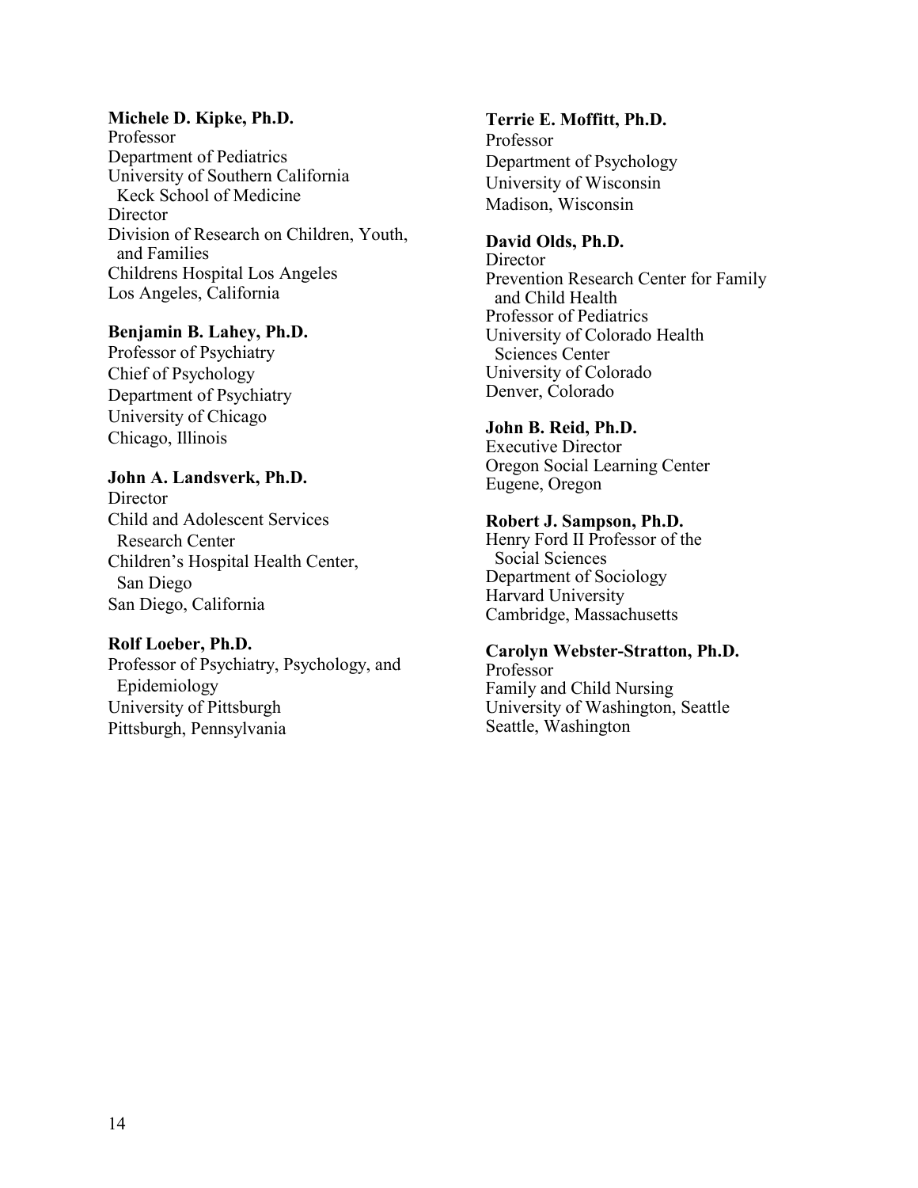**Michele D. Kipke, Ph.D.**
Professor
Department of Pediatrics
University of Southern California
Keck School of Medicine
Director
Division of Research on Children, Youth, and Families
Childrens Hospital Los Angeles
Los Angeles, California

**Benjamin B. Lahey, Ph.D.**
Professor of Psychiatry
Chief of Psychology
Department of Psychiatry
University of Chicago
Chicago, Illinois

**John A. Landsverk, Ph.D.**
Director
Child and Adolescent Services Research Center
Children's Hospital Health Center, San Diego
San Diego, California

**Rolf Loeber, Ph.D.**
Professor of Psychiatry, Psychology, and Epidemiology
University of Pittsburgh
Pittsburgh, Pennsylvania

**Terrie E. Moffitt, Ph.D.**
Professor
Department of Psychology
University of Wisconsin
Madison, Wisconsin

**David Olds, Ph.D.**
Director
Prevention Research Center for Family and Child Health
Professor of Pediatrics
University of Colorado Health Sciences Center
University of Colorado
Denver, Colorado

**John B. Reid, Ph.D.**
Executive Director
Oregon Social Learning Center
Eugene, Oregon

**Robert J. Sampson, Ph.D.**
Henry Ford II Professor of the Social Sciences
Department of Sociology
Harvard University
Cambridge, Massachusetts

**Carolyn Webster-Stratton, Ph.D.**
Professor
Family and Child Nursing
University of Washington, Seattle
Seattle, Washington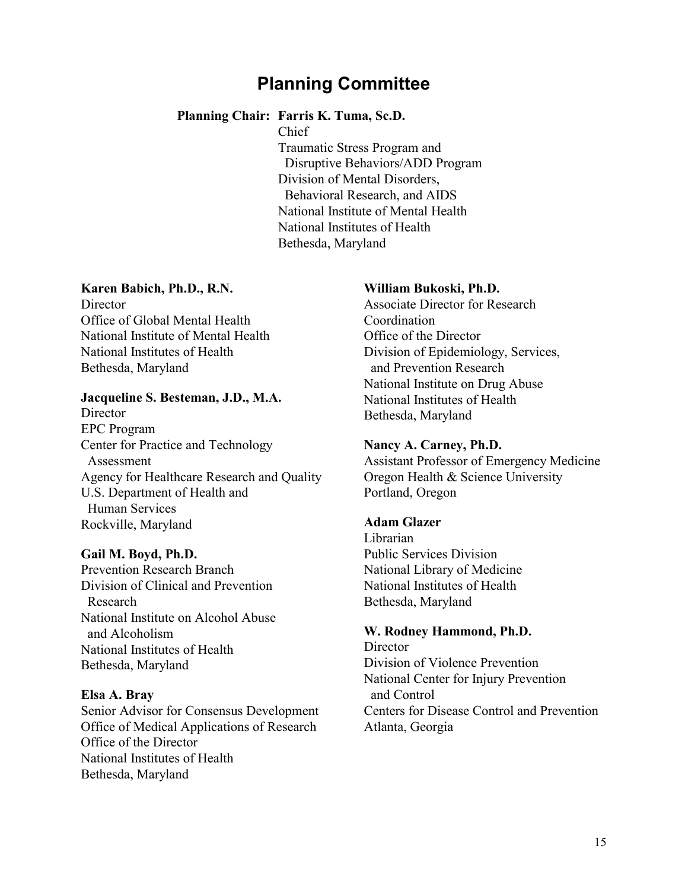# Planning Committee

**Planning Chair: Farris K. Tuma, Sc.D.**
Chief
Traumatic Stress Program and Disruptive Behaviors/ADD Program
Division of Mental Disorders, Behavioral Research, and AIDS
National Institute of Mental Health
National Institutes of Health
Bethesda, Maryland

**Karen Babich, Ph.D., R.N.**
Director
Office of Global Mental Health
National Institute of Mental Health
National Institutes of Health
Bethesda, Maryland

**Jacqueline S. Besteman, J.D., M.A.**
Director
EPC Program
Center for Practice and Technology Assessment
Agency for Healthcare Research and Quality
U.S. Department of Health and Human Services
Rockville, Maryland

**Gail M. Boyd, Ph.D.**
Prevention Research Branch
Division of Clinical and Prevention Research
National Institute on Alcohol Abuse and Alcoholism
National Institutes of Health
Bethesda, Maryland

**Elsa A. Bray**
Senior Advisor for Consensus Development
Office of Medical Applications of Research
Office of the Director
National Institutes of Health
Bethesda, Maryland

**William Bukoski, Ph.D.**
Associate Director for Research Coordination
Office of the Director
Division of Epidemiology, Services, and Prevention Research
National Institute on Drug Abuse
National Institutes of Health
Bethesda, Maryland

**Nancy A. Carney, Ph.D.**
Assistant Professor of Emergency Medicine
Oregon Health & Science University
Portland, Oregon

**Adam Glazer**
Librarian
Public Services Division
National Library of Medicine
National Institutes of Health
Bethesda, Maryland

**W. Rodney Hammond, Ph.D.**
Director
Division of Violence Prevention
National Center for Injury Prevention and Control
Centers for Disease Control and Prevention
Atlanta, Georgia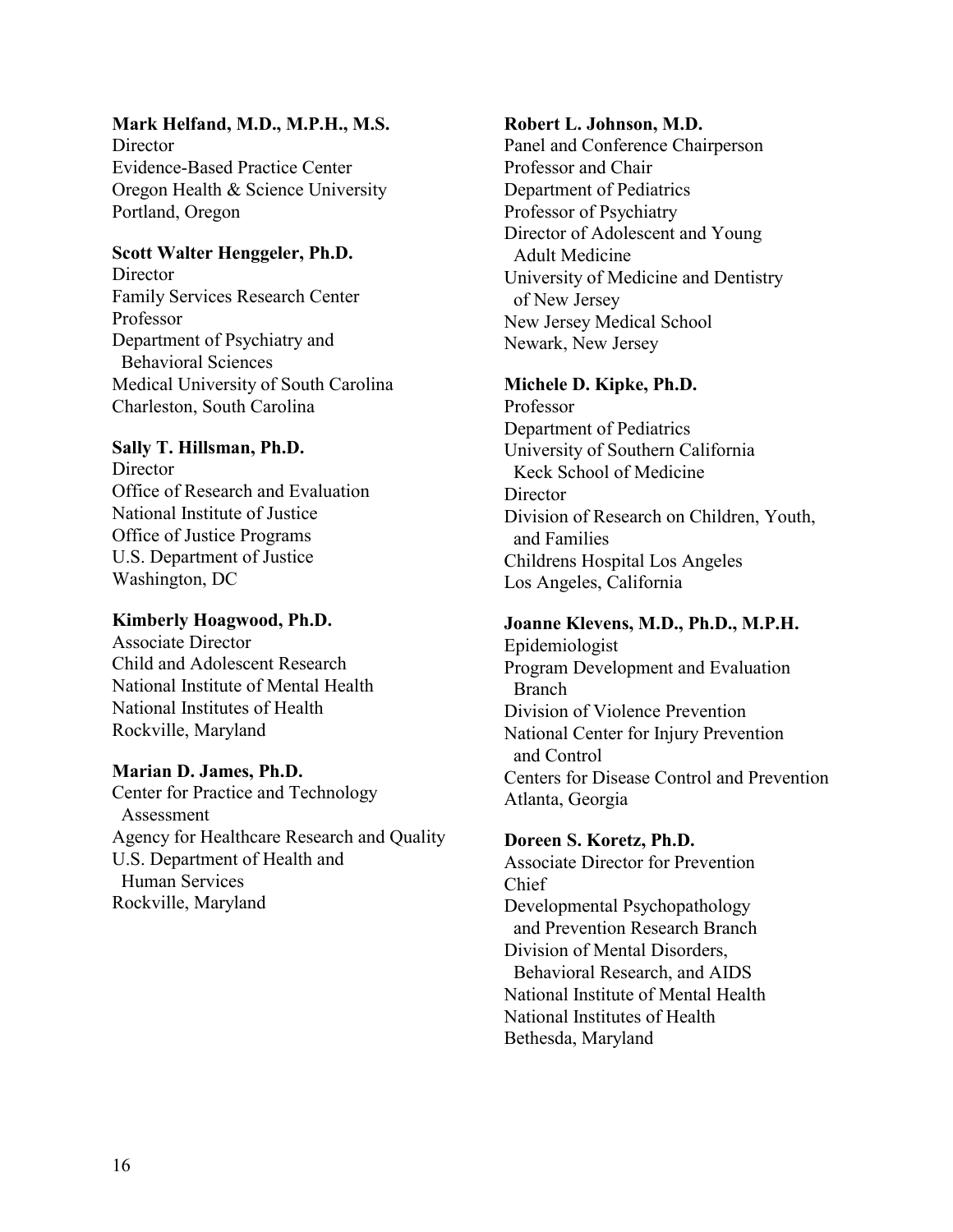**Mark Helfand, M.D., M.P.H., M.S.**
Director
Evidence-Based Practice Center
Oregon Health & Science University
Portland, Oregon

**Scott Walter Henggeler, Ph.D.**
Director
Family Services Research Center
Professor
Department of Psychiatry and Behavioral Sciences
Medical University of South Carolina
Charleston, South Carolina

**Sally T. Hillsman, Ph.D.**
Director
Office of Research and Evaluation
National Institute of Justice
Office of Justice Programs
U.S. Department of Justice
Washington, DC

**Kimberly Hoagwood, Ph.D.**
Associate Director
Child and Adolescent Research
National Institute of Mental Health
National Institutes of Health
Rockville, Maryland

**Marian D. James, Ph.D.**
Center for Practice and Technology Assessment
Agency for Healthcare Research and Quality
U.S. Department of Health and Human Services
Rockville, Maryland

**Robert L. Johnson, M.D.**
Panel and Conference Chairperson
Professor and Chair
Department of Pediatrics
Professor of Psychiatry
Director of Adolescent and Young Adult Medicine
University of Medicine and Dentistry of New Jersey
New Jersey Medical School
Newark, New Jersey

**Michele D. Kipke, Ph.D.**
Professor
Department of Pediatrics
University of Southern California Keck School of Medicine
Director
Division of Research on Children, Youth, and Families
Childrens Hospital Los Angeles
Los Angeles, California

**Joanne Klevens, M.D., Ph.D., M.P.H.**
Epidemiologist
Program Development and Evaluation Branch
Division of Violence Prevention
National Center for Injury Prevention and Control
Centers for Disease Control and Prevention
Atlanta, Georgia

**Doreen S. Koretz, Ph.D.**
Associate Director for Prevention
Chief
Developmental Psychopathology and Prevention Research Branch
Division of Mental Disorders, Behavioral Research, and AIDS
National Institute of Mental Health
National Institutes of Health
Bethesda, Maryland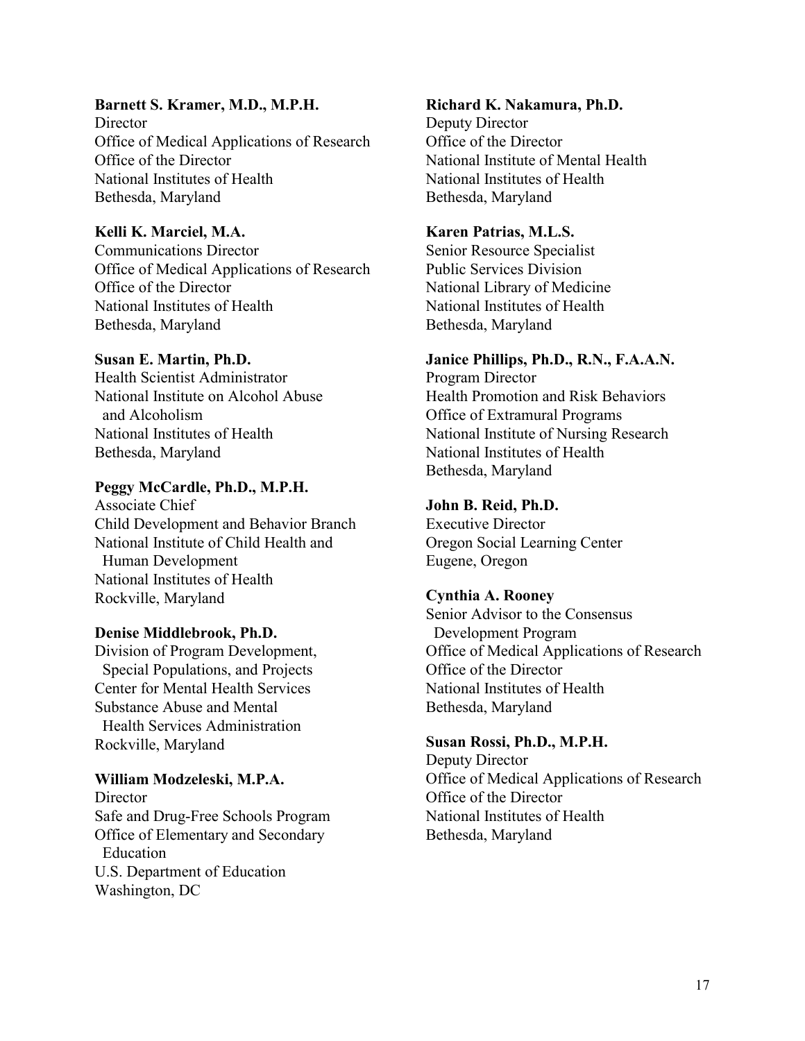**Barnett S. Kramer, M.D., M.P.H.**
Director
Office of Medical Applications of Research
Office of the Director
National Institutes of Health
Bethesda, Maryland

**Kelli K. Marciel, M.A.**
Communications Director
Office of Medical Applications of Research
Office of the Director
National Institutes of Health
Bethesda, Maryland

**Susan E. Martin, Ph.D.**
Health Scientist Administrator
National Institute on Alcohol Abuse and Alcoholism
National Institutes of Health
Bethesda, Maryland

**Peggy McCardle, Ph.D., M.P.H.**
Associate Chief
Child Development and Behavior Branch
National Institute of Child Health and Human Development
National Institutes of Health
Rockville, Maryland

**Denise Middlebrook, Ph.D.**
Division of Program Development, Special Populations, and Projects
Center for Mental Health Services
Substance Abuse and Mental Health Services Administration
Rockville, Maryland

**William Modzeleski, M.P.A.**
Director
Safe and Drug-Free Schools Program
Office of Elementary and Secondary Education
U.S. Department of Education
Washington, DC

**Richard K. Nakamura, Ph.D.**
Deputy Director
Office of the Director
National Institute of Mental Health
National Institutes of Health
Bethesda, Maryland

**Karen Patrias, M.L.S.**
Senior Resource Specialist
Public Services Division
National Library of Medicine
National Institutes of Health
Bethesda, Maryland

**Janice Phillips, Ph.D., R.N., F.A.A.N.**
Program Director
Health Promotion and Risk Behaviors
Office of Extramural Programs
National Institute of Nursing Research
National Institutes of Health
Bethesda, Maryland

**John B. Reid, Ph.D.**
Executive Director
Oregon Social Learning Center
Eugene, Oregon

**Cynthia A. Rooney**
Senior Advisor to the Consensus Development Program
Office of Medical Applications of Research
Office of the Director
National Institutes of Health
Bethesda, Maryland

**Susan Rossi, Ph.D., M.P.H.**
Deputy Director
Office of Medical Applications of Research
Office of the Director
National Institutes of Health
Bethesda, Maryland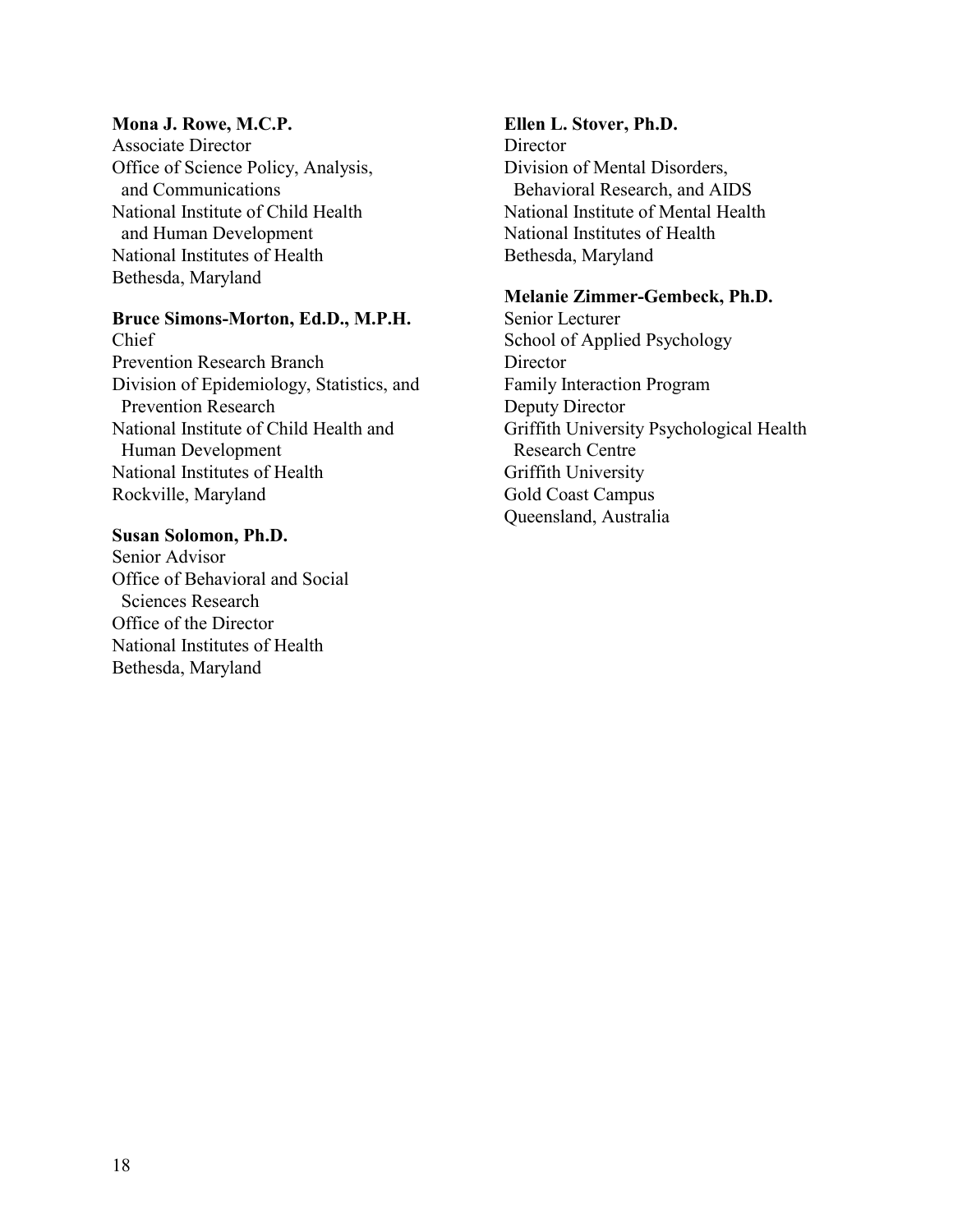**Mona J. Rowe, M.C.P.**
Associate Director
Office of Science Policy, Analysis, and Communications
National Institute of Child Health and Human Development
National Institutes of Health
Bethesda, Maryland

**Bruce Simons-Morton, Ed.D., M.P.H.**
Chief
Prevention Research Branch
Division of Epidemiology, Statistics, and Prevention Research
National Institute of Child Health and Human Development
National Institutes of Health
Rockville, Maryland

**Susan Solomon, Ph.D.**
Senior Advisor
Office of Behavioral and Social Sciences Research
Office of the Director
National Institutes of Health
Bethesda, Maryland

**Ellen L. Stover, Ph.D.**
Director
Division of Mental Disorders, Behavioral Research, and AIDS
National Institute of Mental Health
National Institutes of Health
Bethesda, Maryland

**Melanie Zimmer-Gembeck, Ph.D.**
Senior Lecturer
School of Applied Psychology
Director
Family Interaction Program
Deputy Director
Griffith University Psychological Health Research Centre
Griffith University
Gold Coast Campus
Queensland, Australia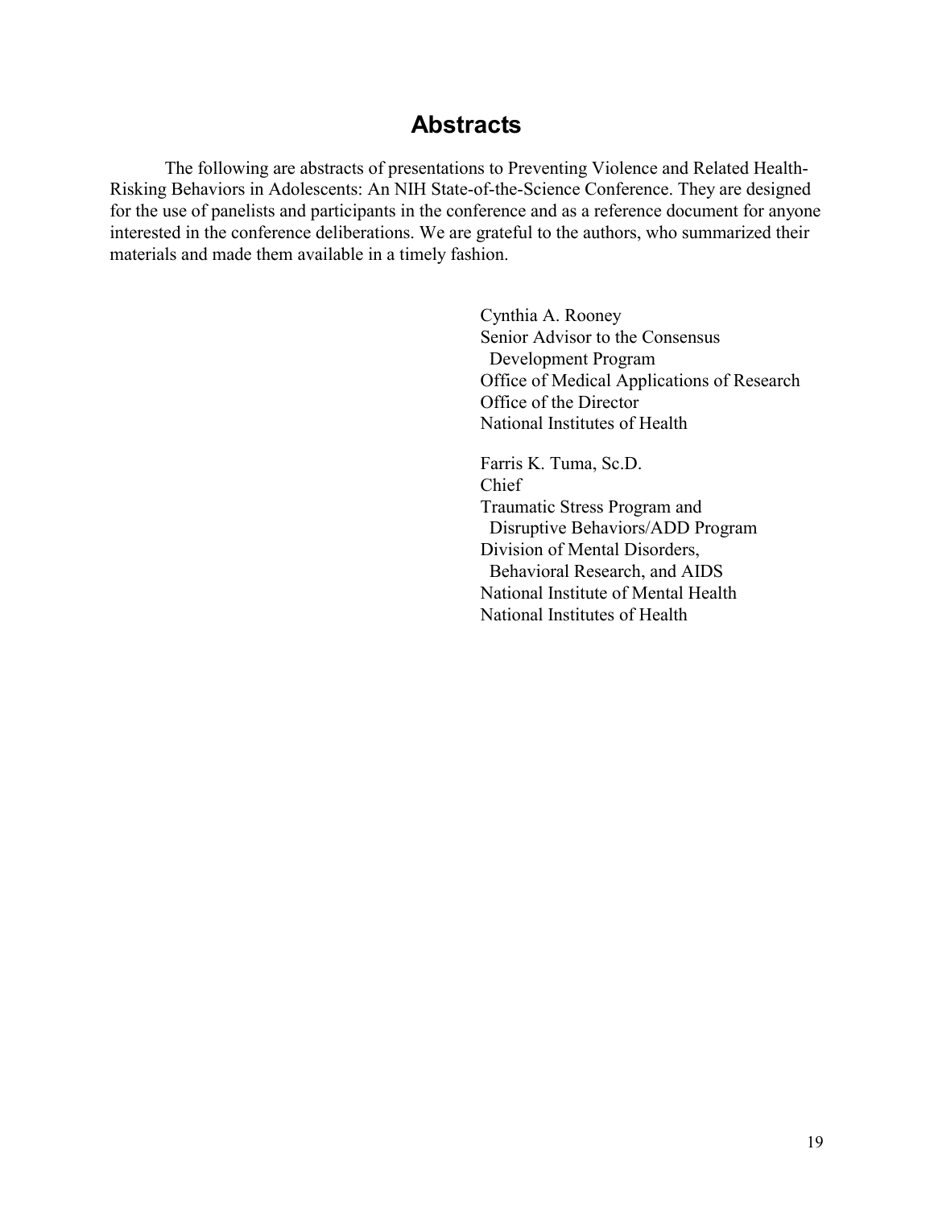# Abstracts

The following are abstracts of presentations to Preventing Violence and Related Health-Risking Behaviors in Adolescents: An NIH State-of-the-Science Conference. They are designed for the use of panelists and participants in the conference and as a reference document for anyone interested in the conference deliberations. We are grateful to the authors, who summarized their materials and made them available in a timely fashion.

Cynthia A. Rooney
Senior Advisor to the Consensus
Development Program
Office of Medical Applications of Research
Office of the Director
National Institutes of Health

Farris K. Tuma, Sc.D.
Chief
Traumatic Stress Program and
Disruptive Behaviors/ADD Program
Division of Mental Disorders,
Behavioral Research, and AIDS
National Institute of Mental Health
National Institutes of Health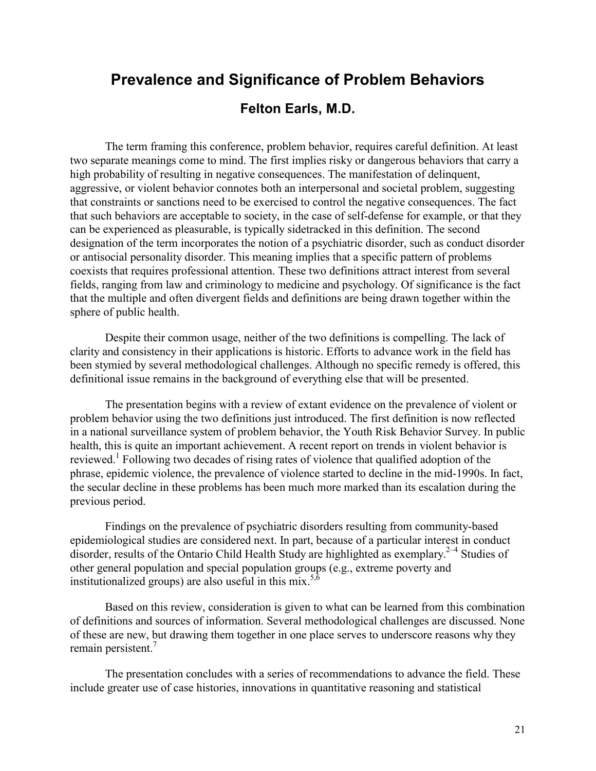# Prevalence and Significance of Problem Behaviors

## Felton Earls, M.D.

The term framing this conference, problem behavior, requires careful definition. At least two separate meanings come to mind. The first implies risky or dangerous behaviors that carry a high probability of resulting in negative consequences. The manifestation of delinquent, aggressive, or violent behavior connotes both an interpersonal and societal problem, suggesting that constraints or sanctions need to be exercised to control the negative consequences. The fact that such behaviors are acceptable to society, in the case of self-defense for example, or that they can be experienced as pleasurable, is typically sidetracked in this definition. The second designation of the term incorporates the notion of a psychiatric disorder, such as conduct disorder or antisocial personality disorder. This meaning implies that a specific pattern of problems coexists that requires professional attention. These two definitions attract interest from several fields, ranging from law and criminology to medicine and psychology. Of significance is the fact that the multiple and often divergent fields and definitions are being drawn together within the sphere of public health.

Despite their common usage, neither of the two definitions is compelling. The lack of clarity and consistency in their applications is historic. Efforts to advance work in the field has been stymied by several methodological challenges. Although no specific remedy is offered, this definitional issue remains in the background of everything else that will be presented.

The presentation begins with a review of extant evidence on the prevalence of violent or problem behavior using the two definitions just introduced. The first definition is now reflected in a national surveillance system of problem behavior, the Youth Risk Behavior Survey. In public health, this is quite an important achievement. A recent report on trends in violent behavior is reviewed.[1] Following two decades of rising rates of violence that qualified adoption of the phrase, epidemic violence, the prevalence of violence started to decline in the mid-1990s. In fact, the secular decline in these problems has been much more marked than its escalation during the previous period.

Findings on the prevalence of psychiatric disorders resulting from community-based epidemiological studies are considered next. In part, because of a particular interest in conduct disorder, results of the Ontario Child Health Study are highlighted as exemplary.[2–4] Studies of other general population and special population groups (e.g., extreme poverty and institutionalized groups) are also useful in this mix.[5,6]

Based on this review, consideration is given to what can be learned from this combination of definitions and sources of information. Several methodological challenges are discussed. None of these are new, but drawing them together in one place serves to underscore reasons why they remain persistent.[7]

The presentation concludes with a series of recommendations to advance the field. These include greater use of case histories, innovations in quantitative reasoning and statistical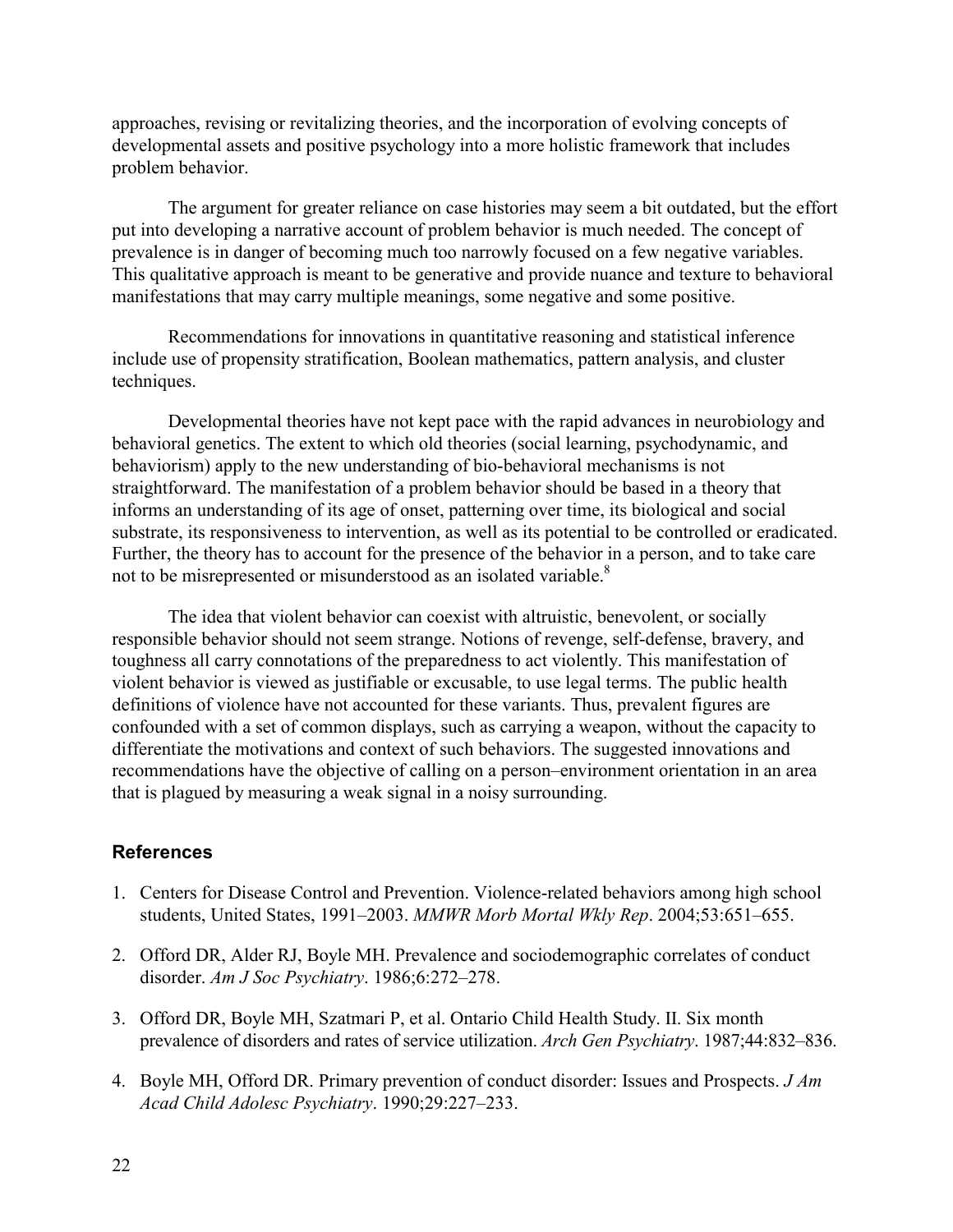approaches, revising or revitalizing theories, and the incorporation of evolving concepts of developmental assets and positive psychology into a more holistic framework that includes problem behavior.

The argument for greater reliance on case histories may seem a bit outdated, but the effort put into developing a narrative account of problem behavior is much needed. The concept of prevalence is in danger of becoming much too narrowly focused on a few negative variables. This qualitative approach is meant to be generative and provide nuance and texture to behavioral manifestations that may carry multiple meanings, some negative and some positive.

Recommendations for innovations in quantitative reasoning and statistical inference include use of propensity stratification, Boolean mathematics, pattern analysis, and cluster techniques.

Developmental theories have not kept pace with the rapid advances in neurobiology and behavioral genetics. The extent to which old theories (social learning, psychodynamic, and behaviorism) apply to the new understanding of bio-behavioral mechanisms is not straightforward. The manifestation of a problem behavior should be based in a theory that informs an understanding of its age of onset, patterning over time, its biological and social substrate, its responsiveness to intervention, as well as its potential to be controlled or eradicated. Further, the theory has to account for the presence of the behavior in a person, and to take care not to be misrepresented or misunderstood as an isolated variable.[8]

The idea that violent behavior can coexist with altruistic, benevolent, or socially responsible behavior should not seem strange. Notions of revenge, self-defense, bravery, and toughness all carry connotations of the preparedness to act violently. This manifestation of violent behavior is viewed as justifiable or excusable, to use legal terms. The public health definitions of violence have not accounted for these variants. Thus, prevalent figures are confounded with a set of common displays, such as carrying a weapon, without the capacity to differentiate the motivations and context of such behaviors. The suggested innovations and recommendations have the objective of calling on a person–environment orientation in an area that is plagued by measuring a weak signal in a noisy surrounding.

### References

1. Centers for Disease Control and Prevention. Violence-related behaviors among high school students, United States, 1991–2003. *MMWR Morb Mortal Wkly Rep*. 2004;53:651–655.

2. Offord DR, Alder RJ, Boyle MH. Prevalence and sociodemographic correlates of conduct disorder. *Am J Soc Psychiatry*. 1986;6:272–278.

3. Offord DR, Boyle MH, Szatmari P, et al. Ontario Child Health Study. II. Six month prevalence of disorders and rates of service utilization. *Arch Gen Psychiatry*. 1987;44:832–836.

4. Boyle MH, Offord DR. Primary prevention of conduct disorder: Issues and Prospects. *J Am Acad Child Adolesc Psychiatry*. 1990;29:227–233.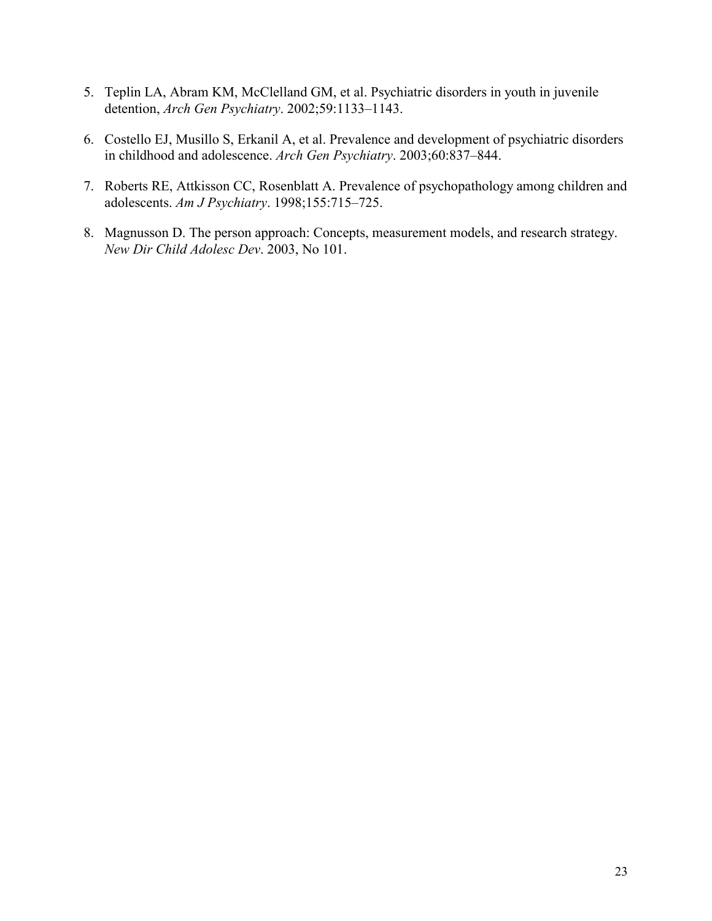5. Teplin LA, Abram KM, McClelland GM, et al. Psychiatric disorders in youth in juvenile detention, *Arch Gen Psychiatry*. 2002;59:1133–1143.

6. Costello EJ, Musillo S, Erkanil A, et al. Prevalence and development of psychiatric disorders in childhood and adolescence. *Arch Gen Psychiatry*. 2003;60:837–844.

7. Roberts RE, Attkisson CC, Rosenblatt A. Prevalence of psychopathology among children and adolescents. *Am J Psychiatry*. 1998;155:715–725.

8. Magnusson D. The person approach: Concepts, measurement models, and research strategy. *New Dir Child Adolesc Dev*. 2003, No 101.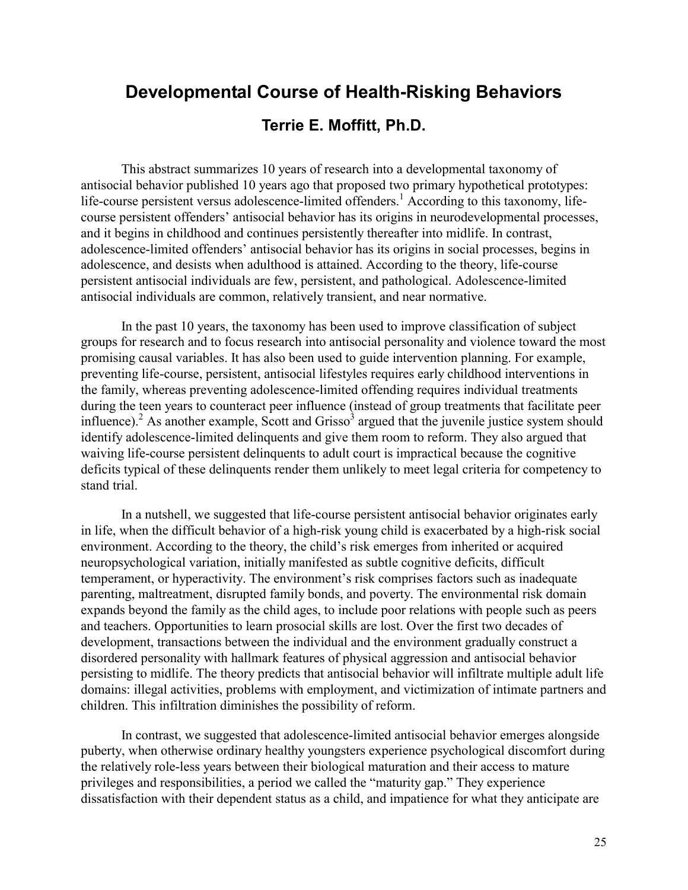# Developmental Course of Health-Risking Behaviors

## Terrie E. Moffitt, Ph.D.

This abstract summarizes 10 years of research into a developmental taxonomy of antisocial behavior published 10 years ago that proposed two primary hypothetical prototypes: life-course persistent versus adolescence-limited offenders.[1] According to this taxonomy, life-course persistent offenders' antisocial behavior has its origins in neurodevelopmental processes, and it begins in childhood and continues persistently thereafter into midlife. In contrast, adolescence-limited offenders' antisocial behavior has its origins in social processes, begins in adolescence, and desists when adulthood is attained. According to the theory, life-course persistent antisocial individuals are few, persistent, and pathological. Adolescence-limited antisocial individuals are common, relatively transient, and near normative.

In the past 10 years, the taxonomy has been used to improve classification of subject groups for research and to focus research into antisocial personality and violence toward the most promising causal variables. It has also been used to guide intervention planning. For example, preventing life-course, persistent, antisocial lifestyles requires early childhood interventions in the family, whereas preventing adolescence-limited offending requires individual treatments during the teen years to counteract peer influence (instead of group treatments that facilitate peer influence).[2] As another example, Scott and Grisso[3] argued that the juvenile justice system should identify adolescence-limited delinquents and give them room to reform. They also argued that waiving life-course persistent delinquents to adult court is impractical because the cognitive deficits typical of these delinquents render them unlikely to meet legal criteria for competency to stand trial.

In a nutshell, we suggested that life-course persistent antisocial behavior originates early in life, when the difficult behavior of a high-risk young child is exacerbated by a high-risk social environment. According to the theory, the child's risk emerges from inherited or acquired neuropsychological variation, initially manifested as subtle cognitive deficits, difficult temperament, or hyperactivity. The environment's risk comprises factors such as inadequate parenting, maltreatment, disrupted family bonds, and poverty. The environmental risk domain expands beyond the family as the child ages, to include poor relations with people such as peers and teachers. Opportunities to learn prosocial skills are lost. Over the first two decades of development, transactions between the individual and the environment gradually construct a disordered personality with hallmark features of physical aggression and antisocial behavior persisting to midlife. The theory predicts that antisocial behavior will infiltrate multiple adult life domains: illegal activities, problems with employment, and victimization of intimate partners and children. This infiltration diminishes the possibility of reform.

In contrast, we suggested that adolescence-limited antisocial behavior emerges alongside puberty, when otherwise ordinary healthy youngsters experience psychological discomfort during the relatively role-less years between their biological maturation and their access to mature privileges and responsibilities, a period we called the "maturity gap." They experience dissatisfaction with their dependent status as a child, and impatience for what they anticipate are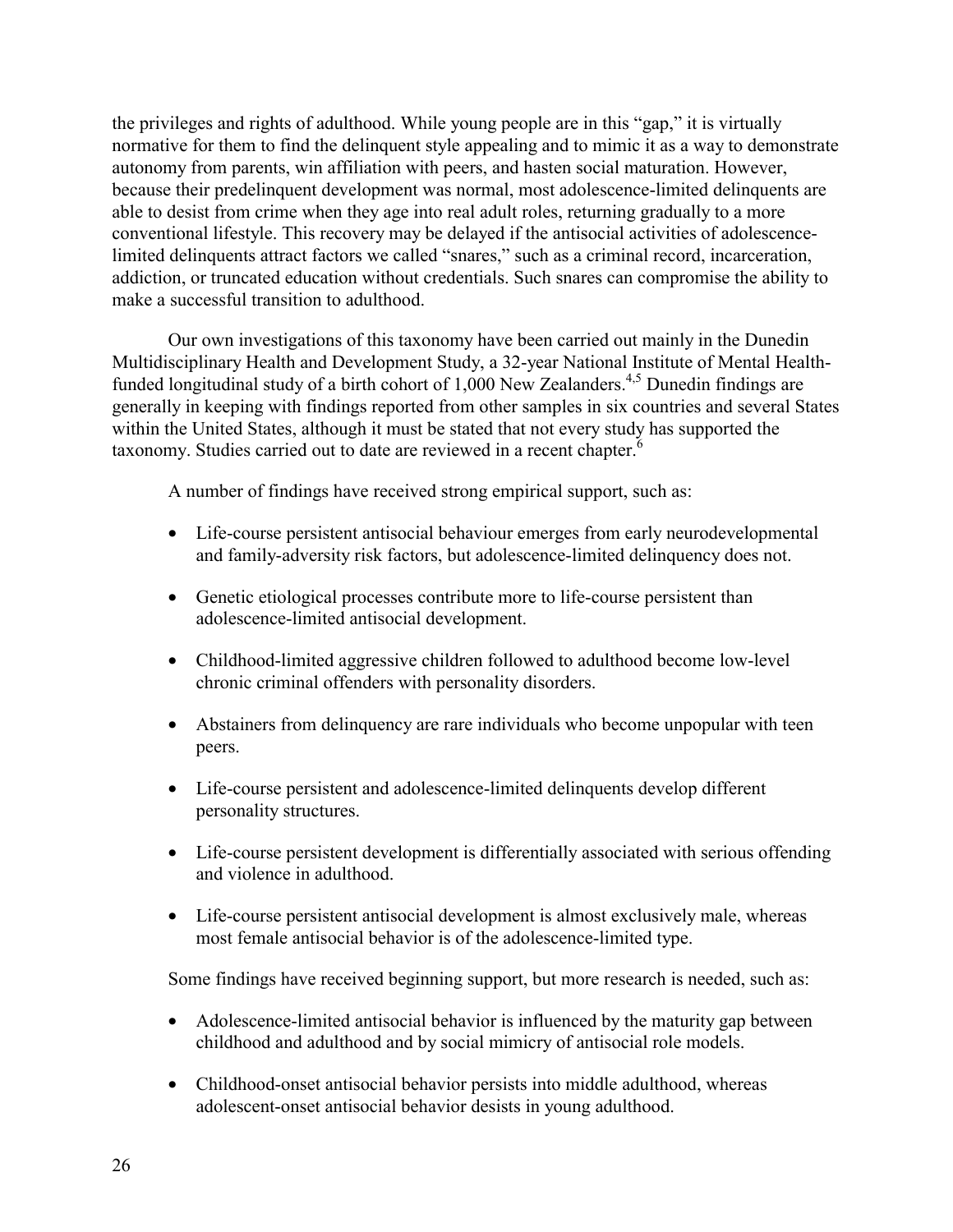the privileges and rights of adulthood. While young people are in this "gap," it is virtually normative for them to find the delinquent style appealing and to mimic it as a way to demonstrate autonomy from parents, win affiliation with peers, and hasten social maturation. However, because their predelinquent development was normal, most adolescence-limited delinquents are able to desist from crime when they age into real adult roles, returning gradually to a more conventional lifestyle. This recovery may be delayed if the antisocial activities of adolescence-limited delinquents attract factors we called "snares," such as a criminal record, incarceration, addiction, or truncated education without credentials. Such snares can compromise the ability to make a successful transition to adulthood.

Our own investigations of this taxonomy have been carried out mainly in the Dunedin Multidisciplinary Health and Development Study, a 32-year National Institute of Mental Health-funded longitudinal study of a birth cohort of 1,000 New Zealanders.[4,5] Dunedin findings are generally in keeping with findings reported from other samples in six countries and several States within the United States, although it must be stated that not every study has supported the taxonomy. Studies carried out to date are reviewed in a recent chapter.[6]

A number of findings have received strong empirical support, such as:

- Life-course persistent antisocial behaviour emerges from early neurodevelopmental and family-adversity risk factors, but adolescence-limited delinquency does not.
- Genetic etiological processes contribute more to life-course persistent than adolescence-limited antisocial development.
- Childhood-limited aggressive children followed to adulthood become low-level chronic criminal offenders with personality disorders.
- Abstainers from delinquency are rare individuals who become unpopular with teen peers.
- Life-course persistent and adolescence-limited delinquents develop different personality structures.
- Life-course persistent development is differentially associated with serious offending and violence in adulthood.
- Life-course persistent antisocial development is almost exclusively male, whereas most female antisocial behavior is of the adolescence-limited type.

Some findings have received beginning support, but more research is needed, such as:

- Adolescence-limited antisocial behavior is influenced by the maturity gap between childhood and adulthood and by social mimicry of antisocial role models.
- Childhood-onset antisocial behavior persists into middle adulthood, whereas adolescent-onset antisocial behavior desists in young adulthood.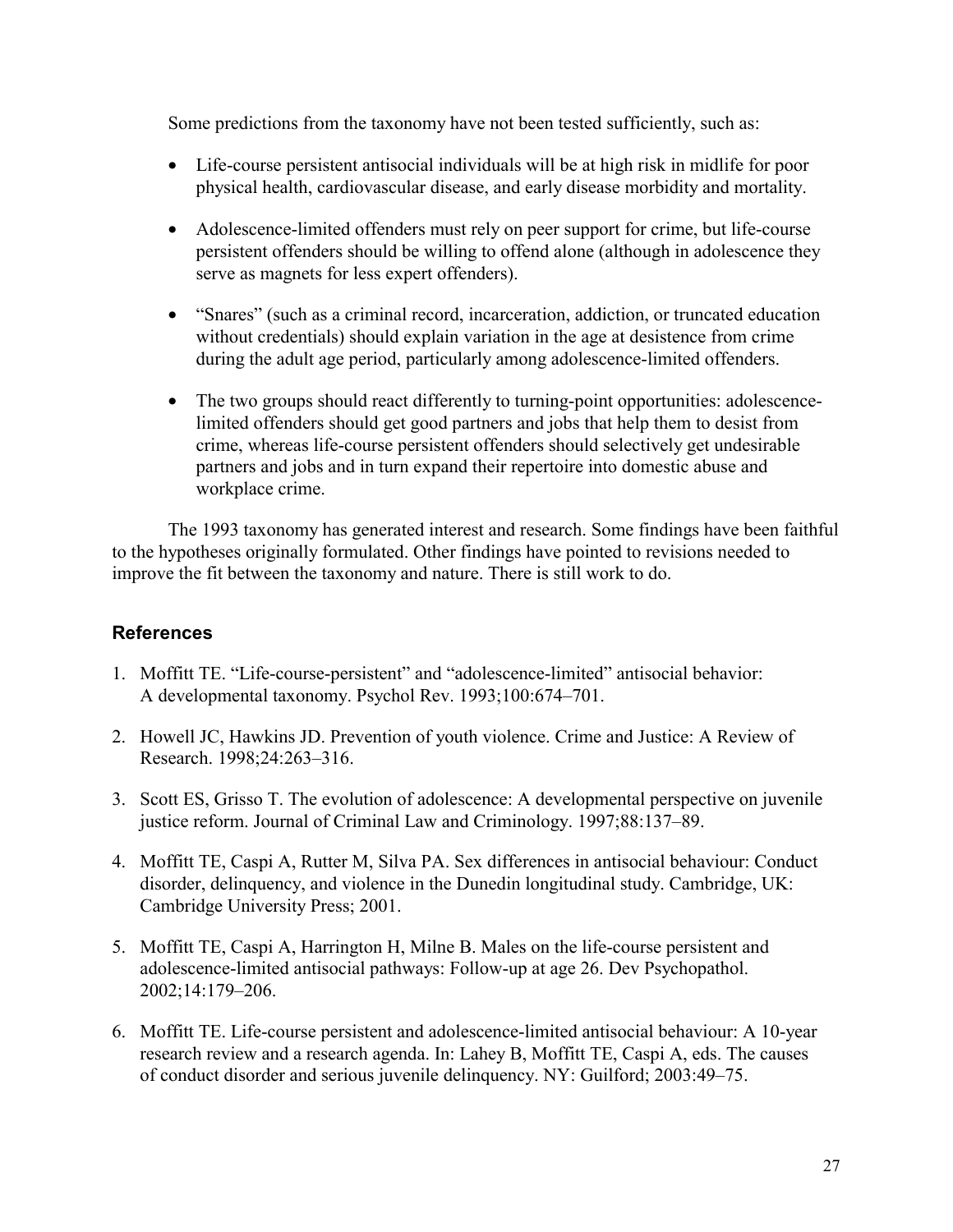Some predictions from the taxonomy have not been tested sufficiently, such as:

- Life-course persistent antisocial individuals will be at high risk in midlife for poor physical health, cardiovascular disease, and early disease morbidity and mortality.
- Adolescence-limited offenders must rely on peer support for crime, but life-course persistent offenders should be willing to offend alone (although in adolescence they serve as magnets for less expert offenders).
- "Snares" (such as a criminal record, incarceration, addiction, or truncated education without credentials) should explain variation in the age at desistence from crime during the adult age period, particularly among adolescence-limited offenders.
- The two groups should react differently to turning-point opportunities: adolescence-limited offenders should get good partners and jobs that help them to desist from crime, whereas life-course persistent offenders should selectively get undesirable partners and jobs and in turn expand their repertoire into domestic abuse and workplace crime.

The 1993 taxonomy has generated interest and research. Some findings have been faithful to the hypotheses originally formulated. Other findings have pointed to revisions needed to improve the fit between the taxonomy and nature. There is still work to do.

## References

1. Moffitt TE. "Life-course-persistent" and "adolescence-limited" antisocial behavior: A developmental taxonomy. Psychol Rev. 1993;100:674–701.
2. Howell JC, Hawkins JD. Prevention of youth violence. Crime and Justice: A Review of Research. 1998;24:263–316.
3. Scott ES, Grisso T. The evolution of adolescence: A developmental perspective on juvenile justice reform. Journal of Criminal Law and Criminology. 1997;88:137–89.
4. Moffitt TE, Caspi A, Rutter M, Silva PA. Sex differences in antisocial behaviour: Conduct disorder, delinquency, and violence in the Dunedin longitudinal study. Cambridge, UK: Cambridge University Press; 2001.
5. Moffitt TE, Caspi A, Harrington H, Milne B. Males on the life-course persistent and adolescence-limited antisocial pathways: Follow-up at age 26. Dev Psychopathol. 2002;14:179–206.
6. Moffitt TE. Life-course persistent and adolescence-limited antisocial behaviour: A 10-year research review and a research agenda. In: Lahey B, Moffitt TE, Caspi A, eds. The causes of conduct disorder and serious juvenile delinquency. NY: Guilford; 2003:49–75.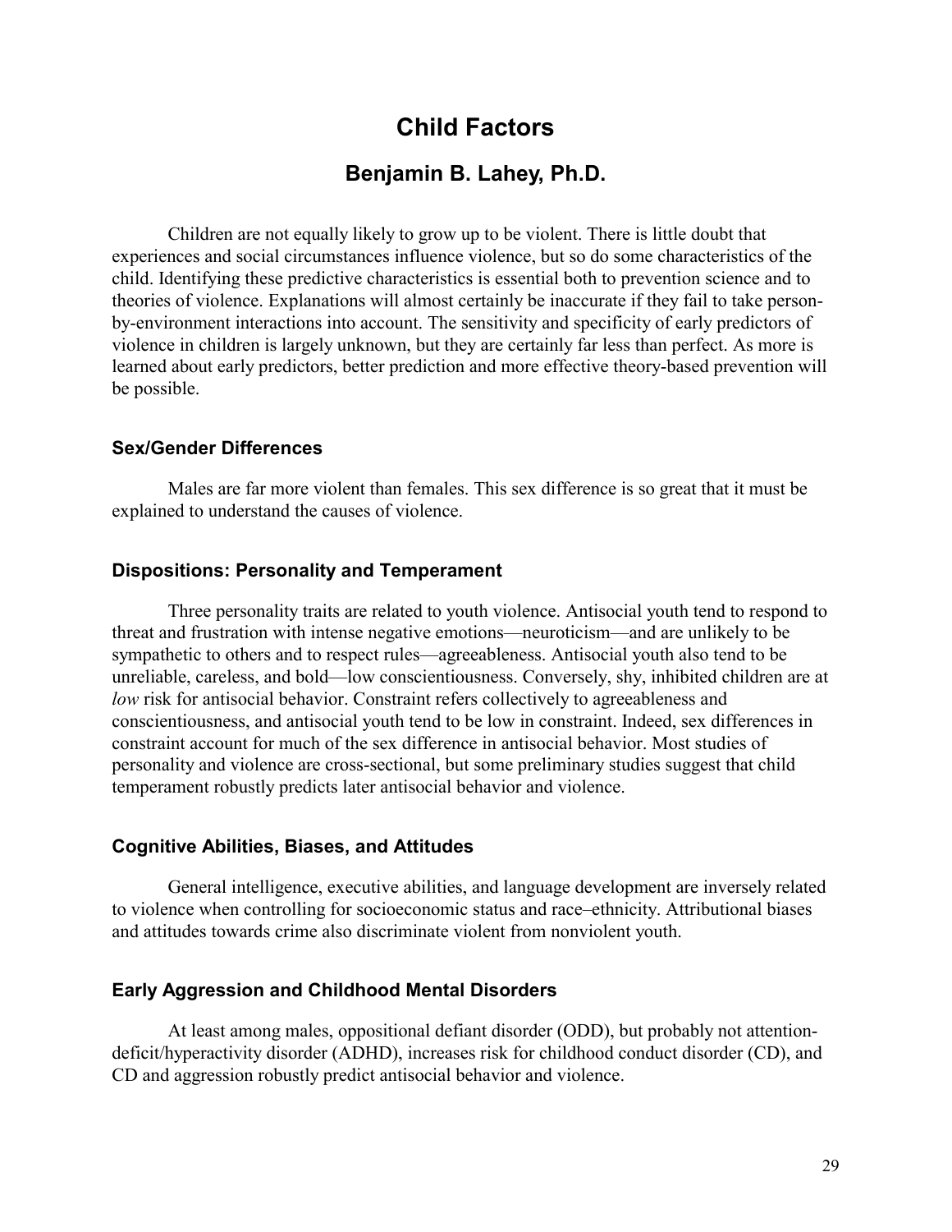# Child Factors

## Benjamin B. Lahey, Ph.D.

Children are not equally likely to grow up to be violent. There is little doubt that experiences and social circumstances influence violence, but so do some characteristics of the child. Identifying these predictive characteristics is essential both to prevention science and to theories of violence. Explanations will almost certainly be inaccurate if they fail to take person-by-environment interactions into account. The sensitivity and specificity of early predictors of violence in children is largely unknown, but they are certainly far less than perfect. As more is learned about early predictors, better prediction and more effective theory-based prevention will be possible.

### Sex/Gender Differences

Males are far more violent than females. This sex difference is so great that it must be explained to understand the causes of violence.

### Dispositions: Personality and Temperament

Three personality traits are related to youth violence. Antisocial youth tend to respond to threat and frustration with intense negative emotions—neuroticism—and are unlikely to be sympathetic to others and to respect rules—agreeableness. Antisocial youth also tend to be unreliable, careless, and bold—low conscientiousness. Conversely, shy, inhibited children are at *low* risk for antisocial behavior. Constraint refers collectively to agreeableness and conscientiousness, and antisocial youth tend to be low in constraint. Indeed, sex differences in constraint account for much of the sex difference in antisocial behavior. Most studies of personality and violence are cross-sectional, but some preliminary studies suggest that child temperament robustly predicts later antisocial behavior and violence.

### Cognitive Abilities, Biases, and Attitudes

General intelligence, executive abilities, and language development are inversely related to violence when controlling for socioeconomic status and race–ethnicity. Attributional biases and attitudes towards crime also discriminate violent from nonviolent youth.

### Early Aggression and Childhood Mental Disorders

At least among males, oppositional defiant disorder (ODD), but probably not attention-deficit/hyperactivity disorder (ADHD), increases risk for childhood conduct disorder (CD), and CD and aggression robustly predict antisocial behavior and violence.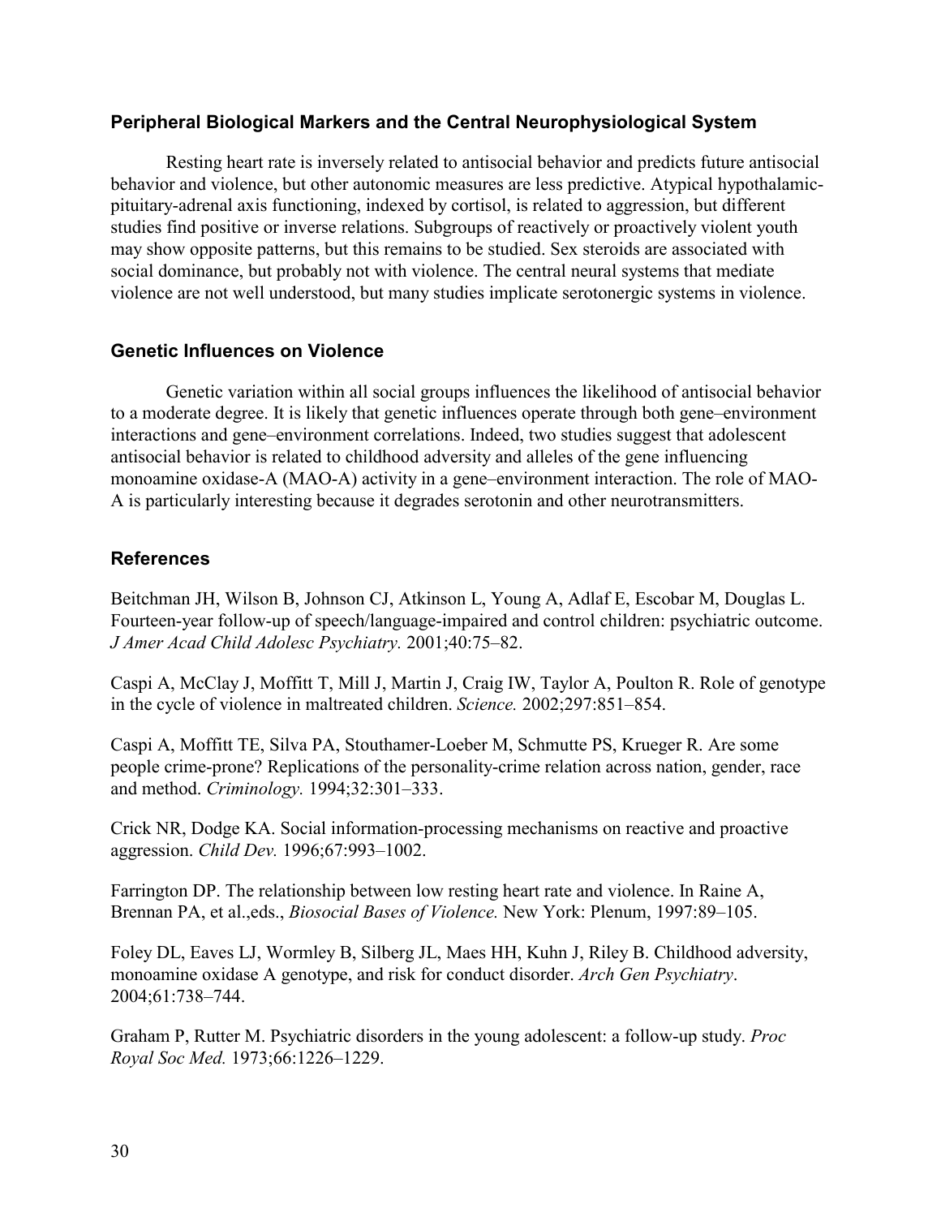### Peripheral Biological Markers and the Central Neurophysiological System

Resting heart rate is inversely related to antisocial behavior and predicts future antisocial behavior and violence, but other autonomic measures are less predictive. Atypical hypothalamic-pituitary-adrenal axis functioning, indexed by cortisol, is related to aggression, but different studies find positive or inverse relations. Subgroups of reactively or proactively violent youth may show opposite patterns, but this remains to be studied. Sex steroids are associated with social dominance, but probably not with violence. The central neural systems that mediate violence are not well understood, but many studies implicate serotonergic systems in violence.

### Genetic Influences on Violence

Genetic variation within all social groups influences the likelihood of antisocial behavior to a moderate degree. It is likely that genetic influences operate through both gene–environment interactions and gene–environment correlations. Indeed, two studies suggest that adolescent antisocial behavior is related to childhood adversity and alleles of the gene influencing monoamine oxidase-A (MAO-A) activity in a gene–environment interaction. The role of MAO-A is particularly interesting because it degrades serotonin and other neurotransmitters.

### References

Beitchman JH, Wilson B, Johnson CJ, Atkinson L, Young A, Adlaf E, Escobar M, Douglas L. Fourteen-year follow-up of speech/language-impaired and control children: psychiatric outcome. *J Amer Acad Child Adolesc Psychiatry.* 2001;40:75–82.

Caspi A, McClay J, Moffitt T, Mill J, Martin J, Craig IW, Taylor A, Poulton R. Role of genotype in the cycle of violence in maltreated children. *Science.* 2002;297:851–854.

Caspi A, Moffitt TE, Silva PA, Stouthamer-Loeber M, Schmutte PS, Krueger R. Are some people crime-prone? Replications of the personality-crime relation across nation, gender, race and method. *Criminology.* 1994;32:301–333.

Crick NR, Dodge KA. Social information-processing mechanisms on reactive and proactive aggression. *Child Dev.* 1996;67:993–1002.

Farrington DP. The relationship between low resting heart rate and violence. In Raine A, Brennan PA, et al.,eds., *Biosocial Bases of Violence.* New York: Plenum, 1997:89–105.

Foley DL, Eaves LJ, Wormley B, Silberg JL, Maes HH, Kuhn J, Riley B. Childhood adversity, monoamine oxidase A genotype, and risk for conduct disorder. *Arch Gen Psychiatry*. 2004;61:738–744.

Graham P, Rutter M. Psychiatric disorders in the young adolescent: a follow-up study. *Proc Royal Soc Med.* 1973;66:1226–1229.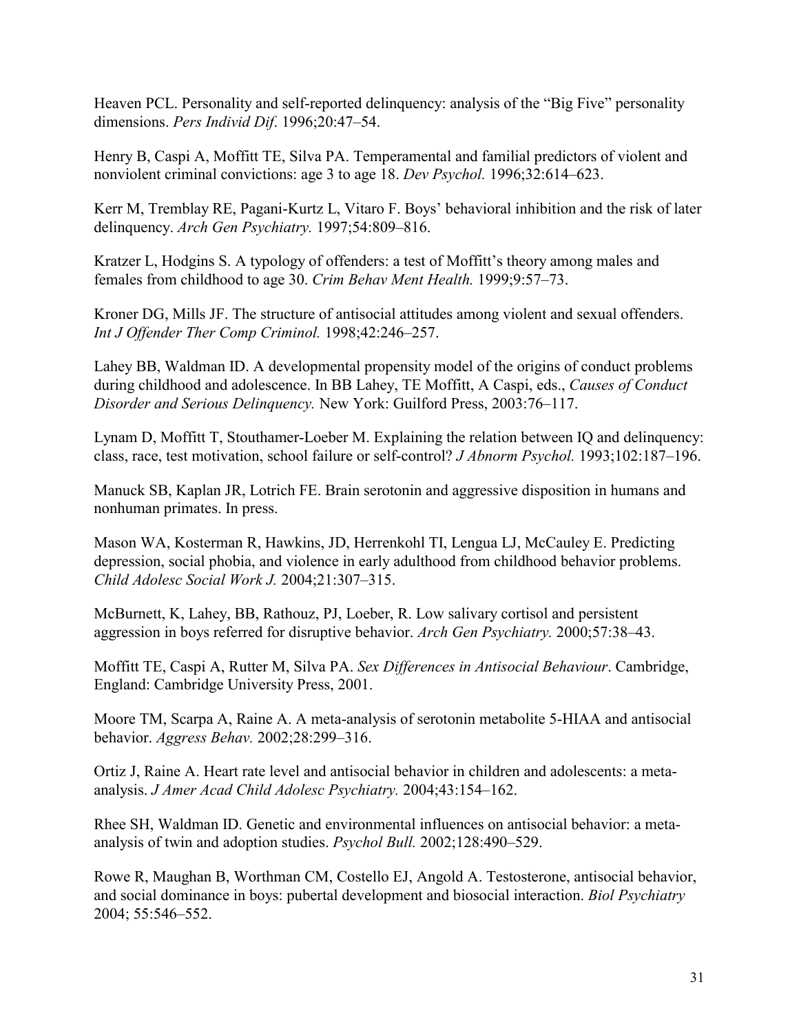Heaven PCL. Personality and self-reported delinquency: analysis of the "Big Five" personality dimensions. *Pers Individ Dif*. 1996;20:47–54.

Henry B, Caspi A, Moffitt TE, Silva PA. Temperamental and familial predictors of violent and nonviolent criminal convictions: age 3 to age 18. *Dev Psychol.* 1996;32:614–623.

Kerr M, Tremblay RE, Pagani-Kurtz L, Vitaro F. Boys' behavioral inhibition and the risk of later delinquency. *Arch Gen Psychiatry.* 1997;54:809–816.

Kratzer L, Hodgins S. A typology of offenders: a test of Moffitt's theory among males and females from childhood to age 30. *Crim Behav Ment Health.* 1999;9:57–73.

Kroner DG, Mills JF. The structure of antisocial attitudes among violent and sexual offenders. *Int J Offender Ther Comp Criminol.* 1998;42:246–257.

Lahey BB, Waldman ID. A developmental propensity model of the origins of conduct problems during childhood and adolescence. In BB Lahey, TE Moffitt, A Caspi, eds., *Causes of Conduct Disorder and Serious Delinquency.* New York: Guilford Press, 2003:76–117.

Lynam D, Moffitt T, Stouthamer-Loeber M. Explaining the relation between IQ and delinquency: class, race, test motivation, school failure or self-control? *J Abnorm Psychol.* 1993;102:187–196.

Manuck SB, Kaplan JR, Lotrich FE. Brain serotonin and aggressive disposition in humans and nonhuman primates. In press.

Mason WA, Kosterman R, Hawkins, JD, Herrenkohl TI, Lengua LJ, McCauley E. Predicting depression, social phobia, and violence in early adulthood from childhood behavior problems. *Child Adolesc Social Work J.* 2004;21:307–315.

McBurnett, K, Lahey, BB, Rathouz, PJ, Loeber, R. Low salivary cortisol and persistent aggression in boys referred for disruptive behavior. *Arch Gen Psychiatry.* 2000;57:38–43.

Moffitt TE, Caspi A, Rutter M, Silva PA. *Sex Differences in Antisocial Behaviour*. Cambridge, England: Cambridge University Press, 2001.

Moore TM, Scarpa A, Raine A. A meta-analysis of serotonin metabolite 5-HIAA and antisocial behavior. *Aggress Behav.* 2002;28:299–316.

Ortiz J, Raine A. Heart rate level and antisocial behavior in children and adolescents: a meta-analysis. *J Amer Acad Child Adolesc Psychiatry.* 2004;43:154–162.

Rhee SH, Waldman ID. Genetic and environmental influences on antisocial behavior: a meta-analysis of twin and adoption studies. *Psychol Bull.* 2002;128:490–529.

Rowe R, Maughan B, Worthman CM, Costello EJ, Angold A. Testosterone, antisocial behavior, and social dominance in boys: pubertal development and biosocial interaction. *Biol Psychiatry* 2004; 55:546–552.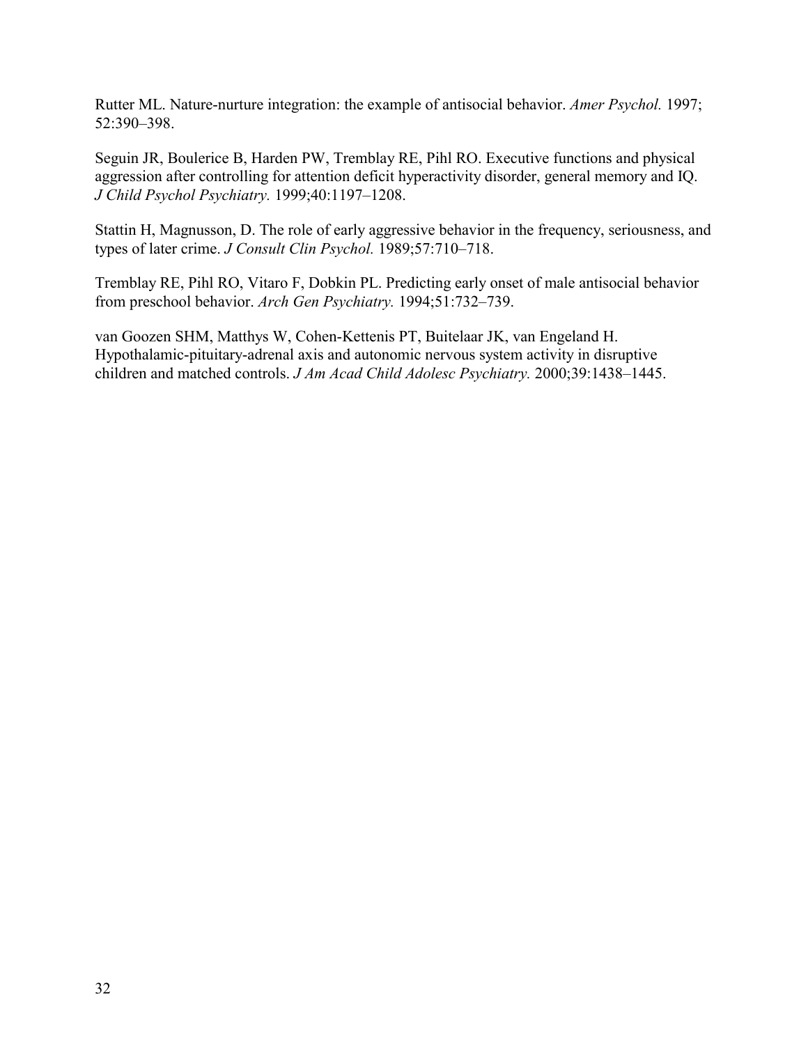Rutter ML. Nature-nurture integration: the example of antisocial behavior. *Amer Psychol.* 1997; 52:390–398.

Seguin JR, Boulerice B, Harden PW, Tremblay RE, Pihl RO. Executive functions and physical aggression after controlling for attention deficit hyperactivity disorder, general memory and IQ. *J Child Psychol Psychiatry.* 1999;40:1197–1208.

Stattin H, Magnusson, D. The role of early aggressive behavior in the frequency, seriousness, and types of later crime. *J Consult Clin Psychol.* 1989;57:710–718.

Tremblay RE, Pihl RO, Vitaro F, Dobkin PL. Predicting early onset of male antisocial behavior from preschool behavior. *Arch Gen Psychiatry.* 1994;51:732–739.

van Goozen SHM, Matthys W, Cohen-Kettenis PT, Buitelaar JK, van Engeland H. Hypothalamic-pituitary-adrenal axis and autonomic nervous system activity in disruptive children and matched controls. *J Am Acad Child Adolesc Psychiatry.* 2000;39:1438–1445.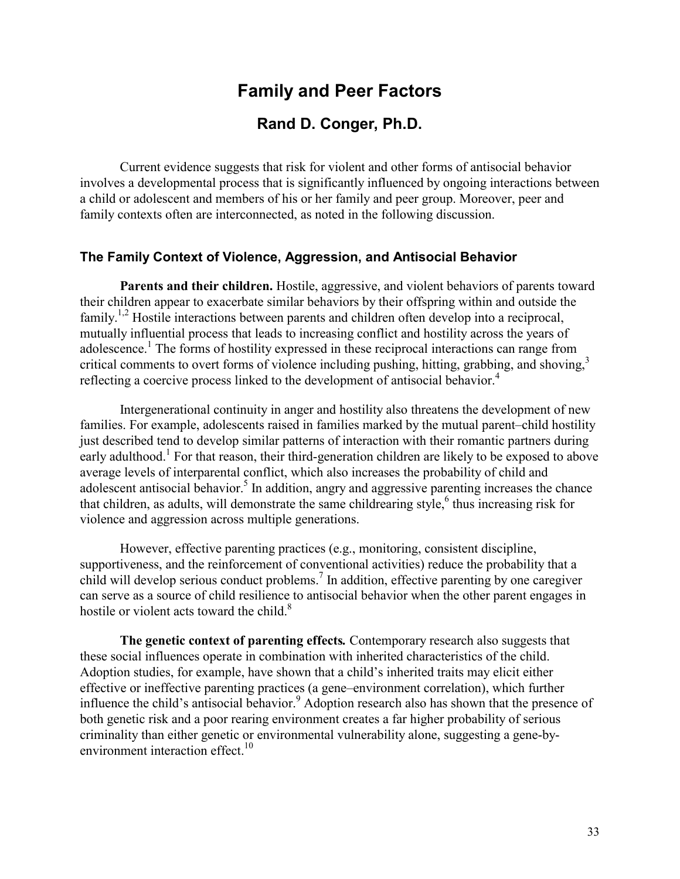# Family and Peer Factors

## Rand D. Conger, Ph.D.

Current evidence suggests that risk for violent and other forms of antisocial behavior involves a developmental process that is significantly influenced by ongoing interactions between a child or adolescent and members of his or her family and peer group. Moreover, peer and family contexts often are interconnected, as noted in the following discussion.

### The Family Context of Violence, Aggression, and Antisocial Behavior

**Parents and their children.** Hostile, aggressive, and violent behaviors of parents toward their children appear to exacerbate similar behaviors by their offspring within and outside the family.[1,2] Hostile interactions between parents and children often develop into a reciprocal, mutually influential process that leads to increasing conflict and hostility across the years of adolescence.[1] The forms of hostility expressed in these reciprocal interactions can range from critical comments to overt forms of violence including pushing, hitting, grabbing, and shoving,[3] reflecting a coercive process linked to the development of antisocial behavior.[4]

Intergenerational continuity in anger and hostility also threatens the development of new families. For example, adolescents raised in families marked by the mutual parent–child hostility just described tend to develop similar patterns of interaction with their romantic partners during early adulthood.[1] For that reason, their third-generation children are likely to be exposed to above average levels of interparental conflict, which also increases the probability of child and adolescent antisocial behavior.[5] In addition, angry and aggressive parenting increases the chance that children, as adults, will demonstrate the same childrearing style,[6] thus increasing risk for violence and aggression across multiple generations.

However, effective parenting practices (e.g., monitoring, consistent discipline, supportiveness, and the reinforcement of conventional activities) reduce the probability that a child will develop serious conduct problems.[7] In addition, effective parenting by one caregiver can serve as a source of child resilience to antisocial behavior when the other parent engages in hostile or violent acts toward the child.[8]

**The genetic context of parenting effects.** Contemporary research also suggests that these social influences operate in combination with inherited characteristics of the child. Adoption studies, for example, have shown that a child's inherited traits may elicit either effective or ineffective parenting practices (a gene–environment correlation), which further influence the child's antisocial behavior.[9] Adoption research also has shown that the presence of both genetic risk and a poor rearing environment creates a far higher probability of serious criminality than either genetic or environmental vulnerability alone, suggesting a gene-by-environment interaction effect.[10]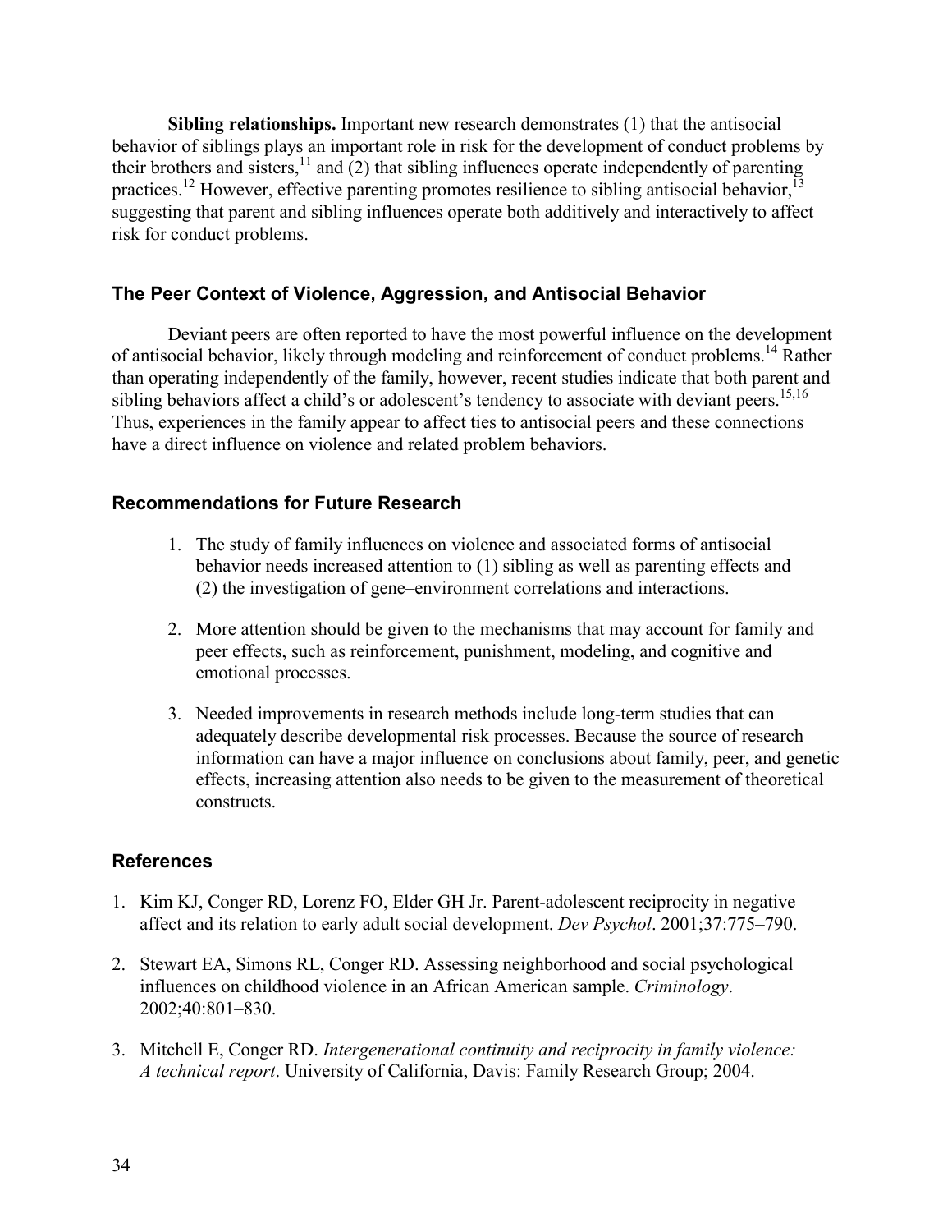**Sibling relationships.** Important new research demonstrates (1) that the antisocial behavior of siblings plays an important role in risk for the development of conduct problems by their brothers and sisters,[11] and (2) that sibling influences operate independently of parenting practices.[12] However, effective parenting promotes resilience to sibling antisocial behavior,[13] suggesting that parent and sibling influences operate both additively and interactively to affect risk for conduct problems.

## The Peer Context of Violence, Aggression, and Antisocial Behavior

Deviant peers are often reported to have the most powerful influence on the development of antisocial behavior, likely through modeling and reinforcement of conduct problems.[14] Rather than operating independently of the family, however, recent studies indicate that both parent and sibling behaviors affect a child's or adolescent's tendency to associate with deviant peers.[15,16] Thus, experiences in the family appear to affect ties to antisocial peers and these connections have a direct influence on violence and related problem behaviors.

## Recommendations for Future Research

1. The study of family influences on violence and associated forms of antisocial behavior needs increased attention to (1) sibling as well as parenting effects and (2) the investigation of gene–environment correlations and interactions.

2. More attention should be given to the mechanisms that may account for family and peer effects, such as reinforcement, punishment, modeling, and cognitive and emotional processes.

3. Needed improvements in research methods include long-term studies that can adequately describe developmental risk processes. Because the source of research information can have a major influence on conclusions about family, peer, and genetic effects, increasing attention also needs to be given to the measurement of theoretical constructs.

## References

1. Kim KJ, Conger RD, Lorenz FO, Elder GH Jr. Parent-adolescent reciprocity in negative affect and its relation to early adult social development. *Dev Psychol*. 2001;37:775–790.

2. Stewart EA, Simons RL, Conger RD. Assessing neighborhood and social psychological influences on childhood violence in an African American sample. *Criminology*. 2002;40:801–830.

3. Mitchell E, Conger RD. *Intergenerational continuity and reciprocity in family violence: A technical report*. University of California, Davis: Family Research Group; 2004.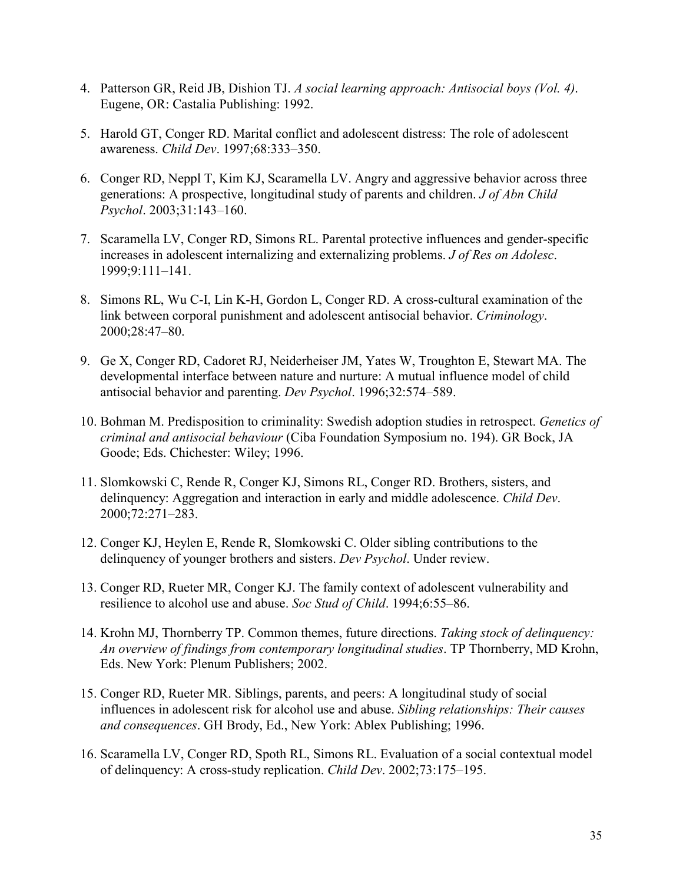4. Patterson GR, Reid JB, Dishion TJ. *A social learning approach: Antisocial boys (Vol. 4)*. Eugene, OR: Castalia Publishing: 1992.

5. Harold GT, Conger RD. Marital conflict and adolescent distress: The role of adolescent awareness. *Child Dev*. 1997;68:333–350.

6. Conger RD, Neppl T, Kim KJ, Scaramella LV. Angry and aggressive behavior across three generations: A prospective, longitudinal study of parents and children. *J of Abn Child Psychol*. 2003;31:143–160.

7. Scaramella LV, Conger RD, Simons RL. Parental protective influences and gender-specific increases in adolescent internalizing and externalizing problems. *J of Res on Adolesc*. 1999;9:111–141.

8. Simons RL, Wu C-I, Lin K-H, Gordon L, Conger RD. A cross-cultural examination of the link between corporal punishment and adolescent antisocial behavior. *Criminology*. 2000;28:47–80.

9. Ge X, Conger RD, Cadoret RJ, Neiderheiser JM, Yates W, Troughton E, Stewart MA. The developmental interface between nature and nurture: A mutual influence model of child antisocial behavior and parenting. *Dev Psychol*. 1996;32:574–589.

10. Bohman M. Predisposition to criminality: Swedish adoption studies in retrospect. *Genetics of criminal and antisocial behaviour* (Ciba Foundation Symposium no. 194). GR Bock, JA Goode; Eds. Chichester: Wiley; 1996.

11. Slomkowski C, Rende R, Conger KJ, Simons RL, Conger RD. Brothers, sisters, and delinquency: Aggregation and interaction in early and middle adolescence. *Child Dev*. 2000;72:271–283.

12. Conger KJ, Heylen E, Rende R, Slomkowski C. Older sibling contributions to the delinquency of younger brothers and sisters. *Dev Psychol*. Under review.

13. Conger RD, Rueter MR, Conger KJ. The family context of adolescent vulnerability and resilience to alcohol use and abuse. *Soc Stud of Child*. 1994;6:55–86.

14. Krohn MJ, Thornberry TP. Common themes, future directions. *Taking stock of delinquency: An overview of findings from contemporary longitudinal studies*. TP Thornberry, MD Krohn, Eds. New York: Plenum Publishers; 2002.

15. Conger RD, Rueter MR. Siblings, parents, and peers: A longitudinal study of social influences in adolescent risk for alcohol use and abuse. *Sibling relationships: Their causes and consequences*. GH Brody, Ed., New York: Ablex Publishing; 1996.

16. Scaramella LV, Conger RD, Spoth RL, Simons RL. Evaluation of a social contextual model of delinquency: A cross-study replication. *Child Dev*. 2002;73:175–195.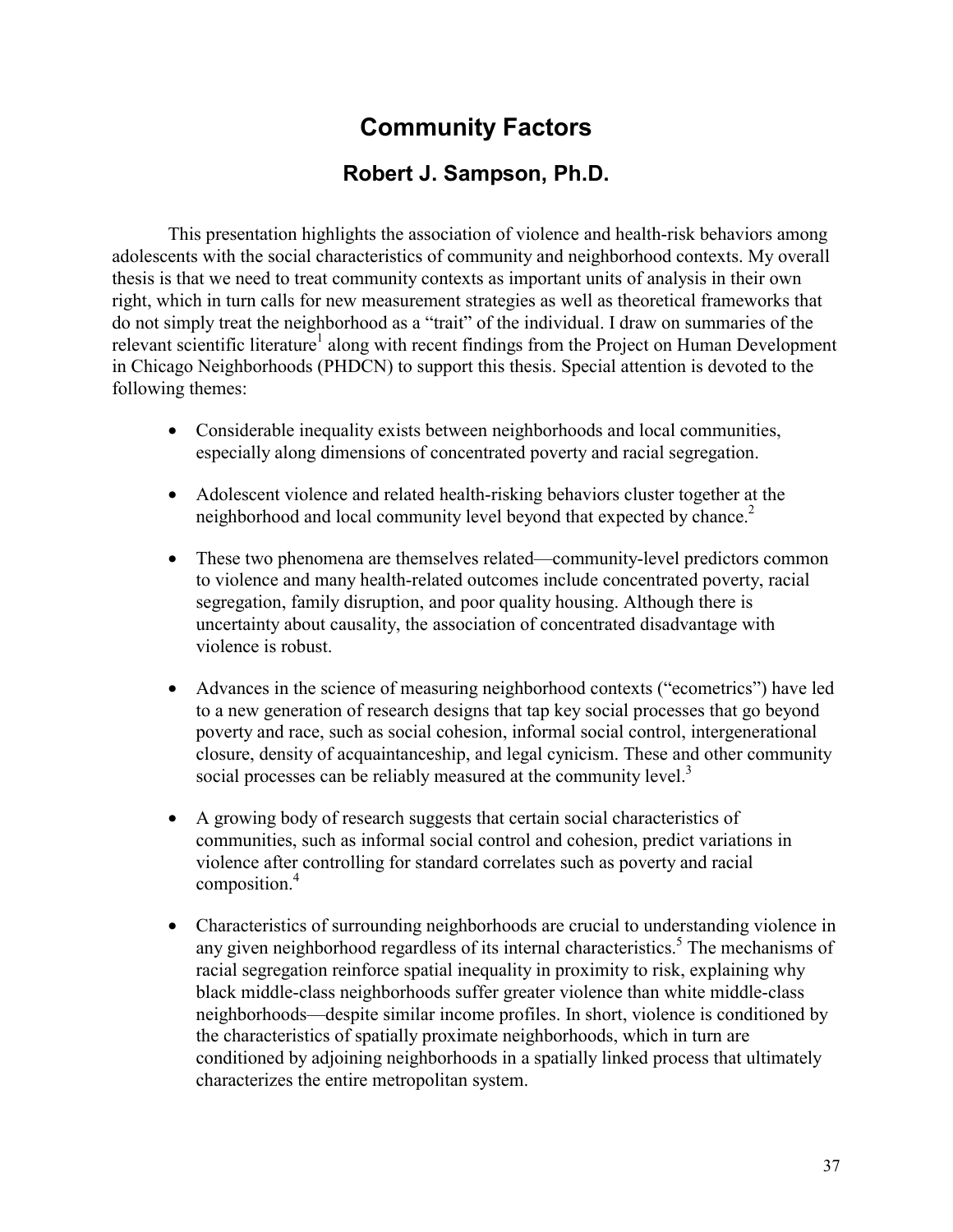# Community Factors

## Robert J. Sampson, Ph.D.

This presentation highlights the association of violence and health-risk behaviors among adolescents with the social characteristics of community and neighborhood contexts. My overall thesis is that we need to treat community contexts as important units of analysis in their own right, which in turn calls for new measurement strategies as well as theoretical frameworks that do not simply treat the neighborhood as a "trait" of the individual. I draw on summaries of the relevant scientific literature[1] along with recent findings from the Project on Human Development in Chicago Neighborhoods (PHDCN) to support this thesis. Special attention is devoted to the following themes:

- Considerable inequality exists between neighborhoods and local communities, especially along dimensions of concentrated poverty and racial segregation.

- Adolescent violence and related health-risking behaviors cluster together at the neighborhood and local community level beyond that expected by chance.[2]

- These two phenomena are themselves related—community-level predictors common to violence and many health-related outcomes include concentrated poverty, racial segregation, family disruption, and poor quality housing. Although there is uncertainty about causality, the association of concentrated disadvantage with violence is robust.

- Advances in the science of measuring neighborhood contexts ("ecometrics") have led to a new generation of research designs that tap key social processes that go beyond poverty and race, such as social cohesion, informal social control, intergenerational closure, density of acquaintanceship, and legal cynicism. These and other community social processes can be reliably measured at the community level.[3]

- A growing body of research suggests that certain social characteristics of communities, such as informal social control and cohesion, predict variations in violence after controlling for standard correlates such as poverty and racial composition.[4]

- Characteristics of surrounding neighborhoods are crucial to understanding violence in any given neighborhood regardless of its internal characteristics.[5] The mechanisms of racial segregation reinforce spatial inequality in proximity to risk, explaining why black middle-class neighborhoods suffer greater violence than white middle-class neighborhoods—despite similar income profiles. In short, violence is conditioned by the characteristics of spatially proximate neighborhoods, which in turn are conditioned by adjoining neighborhoods in a spatially linked process that ultimately characterizes the entire metropolitan system.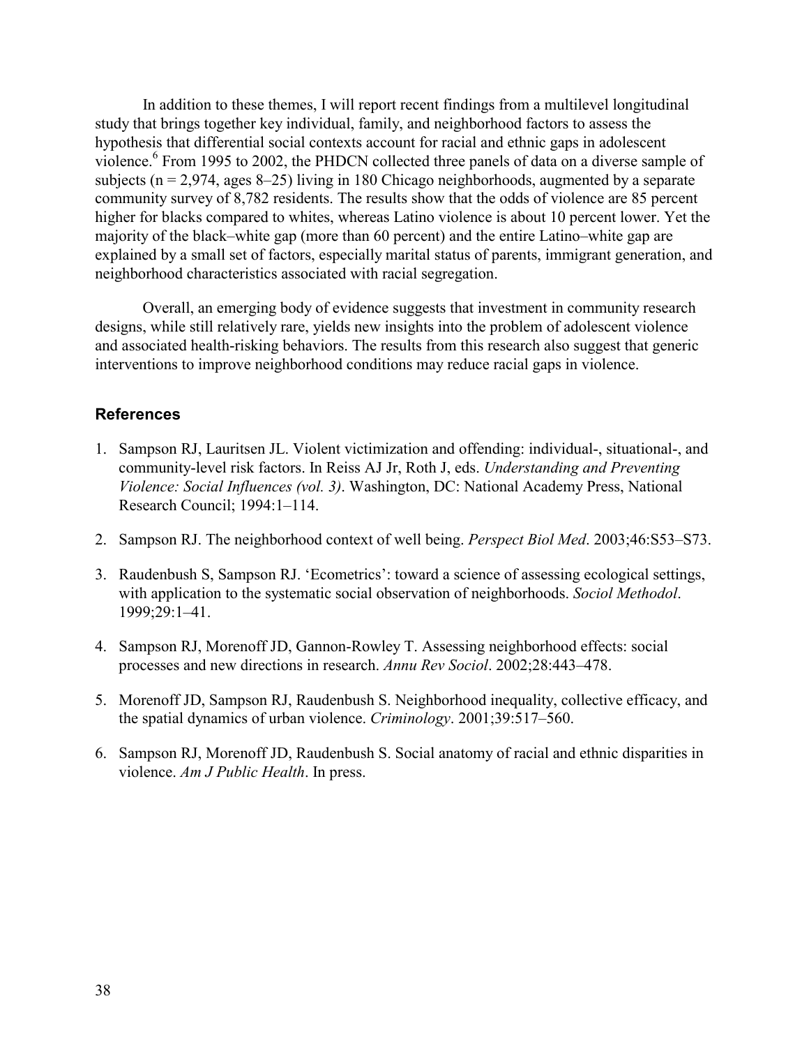In addition to these themes, I will report recent findings from a multilevel longitudinal study that brings together key individual, family, and neighborhood factors to assess the hypothesis that differential social contexts account for racial and ethnic gaps in adolescent violence.[6] From 1995 to 2002, the PHDCN collected three panels of data on a diverse sample of subjects (n = 2,974, ages 8–25) living in 180 Chicago neighborhoods, augmented by a separate community survey of 8,782 residents. The results show that the odds of violence are 85 percent higher for blacks compared to whites, whereas Latino violence is about 10 percent lower. Yet the majority of the black–white gap (more than 60 percent) and the entire Latino–white gap are explained by a small set of factors, especially marital status of parents, immigrant generation, and neighborhood characteristics associated with racial segregation.

Overall, an emerging body of evidence suggests that investment in community research designs, while still relatively rare, yields new insights into the problem of adolescent violence and associated health-risking behaviors. The results from this research also suggest that generic interventions to improve neighborhood conditions may reduce racial gaps in violence.

### References

1. Sampson RJ, Lauritsen JL. Violent victimization and offending: individual-, situational-, and community-level risk factors. In Reiss AJ Jr, Roth J, eds. *Understanding and Preventing Violence: Social Influences (vol. 3)*. Washington, DC: National Academy Press, National Research Council; 1994:1–114.

2. Sampson RJ. The neighborhood context of well being. *Perspect Biol Med*. 2003;46:S53–S73.

3. Raudenbush S, Sampson RJ. 'Ecometrics': toward a science of assessing ecological settings, with application to the systematic social observation of neighborhoods. *Sociol Methodol*. 1999;29:1–41.

4. Sampson RJ, Morenoff JD, Gannon-Rowley T. Assessing neighborhood effects: social processes and new directions in research. *Annu Rev Sociol*. 2002;28:443–478.

5. Morenoff JD, Sampson RJ, Raudenbush S. Neighborhood inequality, collective efficacy, and the spatial dynamics of urban violence. *Criminology*. 2001;39:517–560.

6. Sampson RJ, Morenoff JD, Raudenbush S. Social anatomy of racial and ethnic disparities in violence. *Am J Public Health*. In press.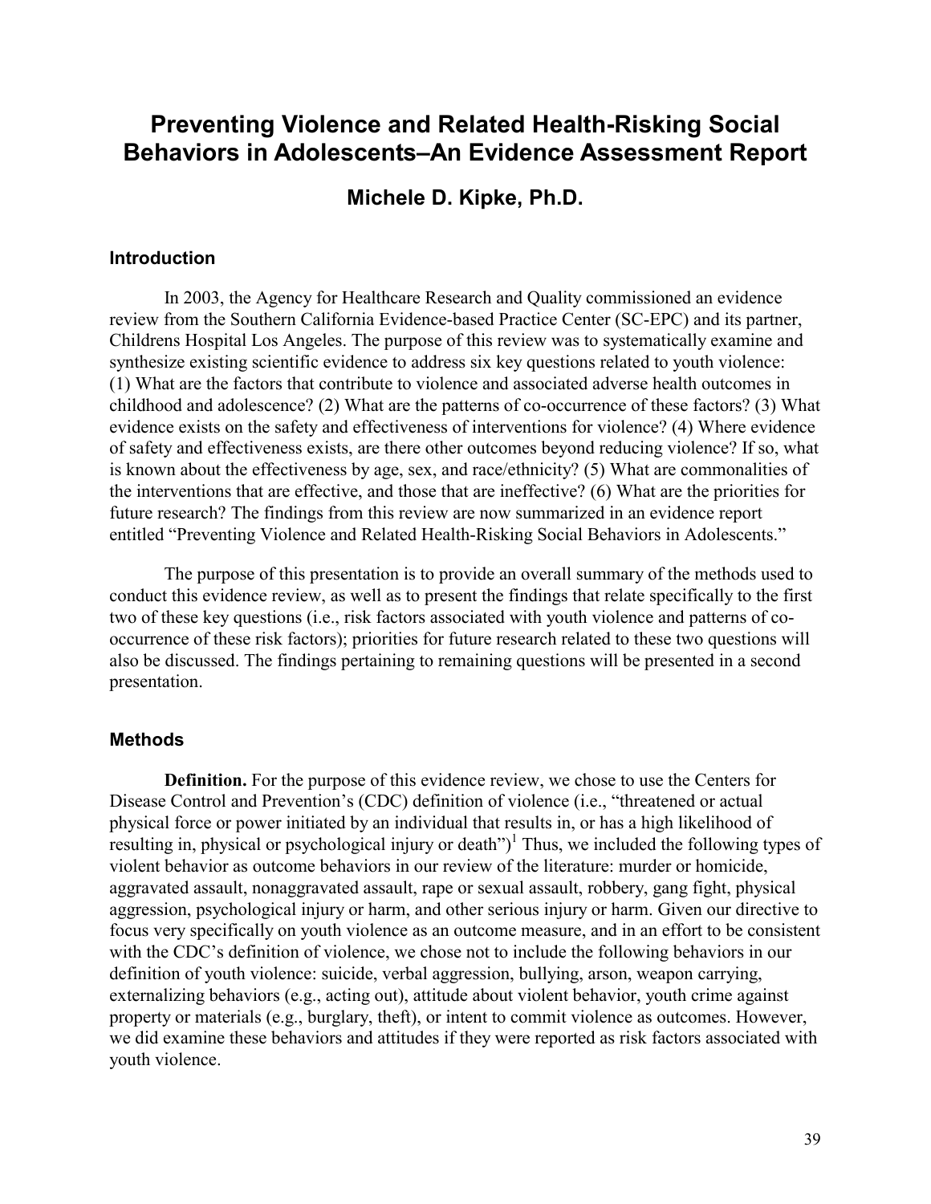# Preventing Violence and Related Health-Risking Social Behaviors in Adolescents–An Evidence Assessment Report

## Michele D. Kipke, Ph.D.

### Introduction

In 2003, the Agency for Healthcare Research and Quality commissioned an evidence review from the Southern California Evidence-based Practice Center (SC-EPC) and its partner, Childrens Hospital Los Angeles. The purpose of this review was to systematically examine and synthesize existing scientific evidence to address six key questions related to youth violence: (1) What are the factors that contribute to violence and associated adverse health outcomes in childhood and adolescence? (2) What are the patterns of co-occurrence of these factors? (3) What evidence exists on the safety and effectiveness of interventions for violence? (4) Where evidence of safety and effectiveness exists, are there other outcomes beyond reducing violence? If so, what is known about the effectiveness by age, sex, and race/ethnicity? (5) What are commonalities of the interventions that are effective, and those that are ineffective? (6) What are the priorities for future research? The findings from this review are now summarized in an evidence report entitled "Preventing Violence and Related Health-Risking Social Behaviors in Adolescents."

The purpose of this presentation is to provide an overall summary of the methods used to conduct this evidence review, as well as to present the findings that relate specifically to the first two of these key questions (i.e., risk factors associated with youth violence and patterns of co-occurrence of these risk factors); priorities for future research related to these two questions will also be discussed. The findings pertaining to remaining questions will be presented in a second presentation.

### Methods

**Definition.** For the purpose of this evidence review, we chose to use the Centers for Disease Control and Prevention's (CDC) definition of violence (i.e., "threatened or actual physical force or power initiated by an individual that results in, or has a high likelihood of resulting in, physical or psychological injury or death")[1] Thus, we included the following types of violent behavior as outcome behaviors in our review of the literature: murder or homicide, aggravated assault, nonaggravated assault, rape or sexual assault, robbery, gang fight, physical aggression, psychological injury or harm, and other serious injury or harm. Given our directive to focus very specifically on youth violence as an outcome measure, and in an effort to be consistent with the CDC's definition of violence, we chose not to include the following behaviors in our definition of youth violence: suicide, verbal aggression, bullying, arson, weapon carrying, externalizing behaviors (e.g., acting out), attitude about violent behavior, youth crime against property or materials (e.g., burglary, theft), or intent to commit violence as outcomes. However, we did examine these behaviors and attitudes if they were reported as risk factors associated with youth violence.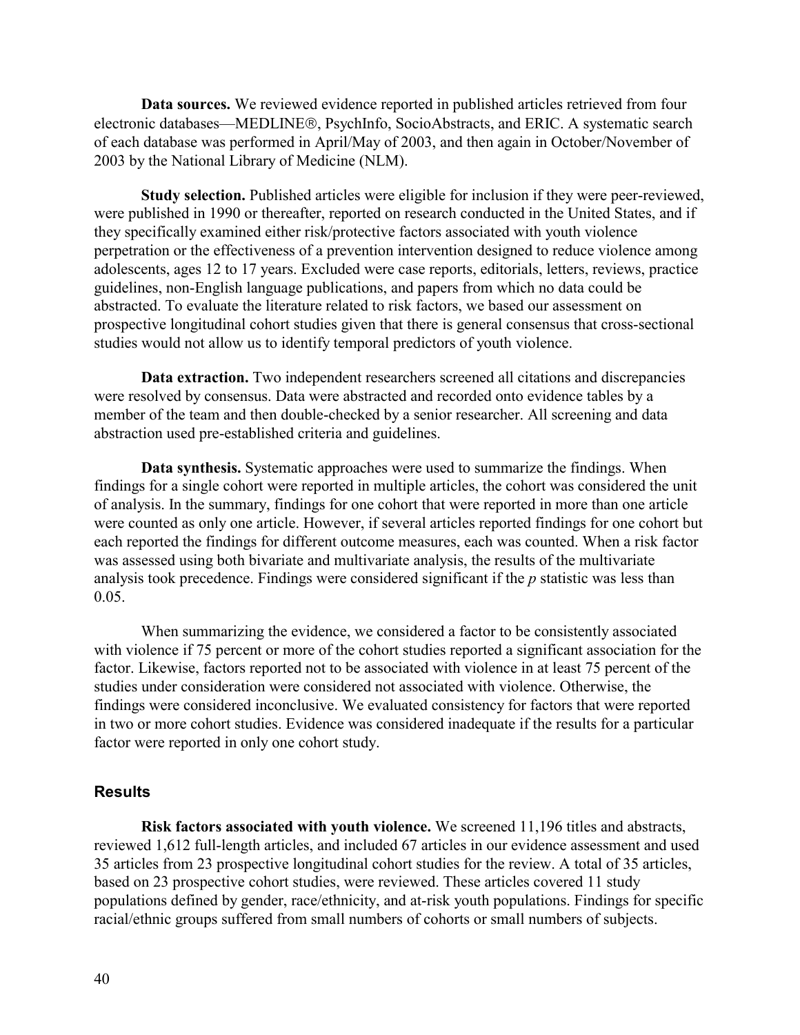**Data sources.** We reviewed evidence reported in published articles retrieved from four electronic databases—MEDLINE®, PsychInfo, SocioAbstracts, and ERIC. A systematic search of each database was performed in April/May of 2003, and then again in October/November of 2003 by the National Library of Medicine (NLM).

**Study selection.** Published articles were eligible for inclusion if they were peer-reviewed, were published in 1990 or thereafter, reported on research conducted in the United States, and if they specifically examined either risk/protective factors associated with youth violence perpetration or the effectiveness of a prevention intervention designed to reduce violence among adolescents, ages 12 to 17 years. Excluded were case reports, editorials, letters, reviews, practice guidelines, non-English language publications, and papers from which no data could be abstracted. To evaluate the literature related to risk factors, we based our assessment on prospective longitudinal cohort studies given that there is general consensus that cross-sectional studies would not allow us to identify temporal predictors of youth violence.

**Data extraction.** Two independent researchers screened all citations and discrepancies were resolved by consensus. Data were abstracted and recorded onto evidence tables by a member of the team and then double-checked by a senior researcher. All screening and data abstraction used pre-established criteria and guidelines.

**Data synthesis.** Systematic approaches were used to summarize the findings. When findings for a single cohort were reported in multiple articles, the cohort was considered the unit of analysis. In the summary, findings for one cohort that were reported in more than one article were counted as only one article. However, if several articles reported findings for one cohort but each reported the findings for different outcome measures, each was counted. When a risk factor was assessed using both bivariate and multivariate analysis, the results of the multivariate analysis took precedence. Findings were considered significant if the *p* statistic was less than 0.05.

When summarizing the evidence, we considered a factor to be consistently associated with violence if 75 percent or more of the cohort studies reported a significant association for the factor. Likewise, factors reported not to be associated with violence in at least 75 percent of the studies under consideration were considered not associated with violence. Otherwise, the findings were considered inconclusive. We evaluated consistency for factors that were reported in two or more cohort studies. Evidence was considered inadequate if the results for a particular factor were reported in only one cohort study.

## Results

**Risk factors associated with youth violence.** We screened 11,196 titles and abstracts, reviewed 1,612 full-length articles, and included 67 articles in our evidence assessment and used 35 articles from 23 prospective longitudinal cohort studies for the review. A total of 35 articles, based on 23 prospective cohort studies, were reviewed. These articles covered 11 study populations defined by gender, race/ethnicity, and at-risk youth populations. Findings for specific racial/ethnic groups suffered from small numbers of cohorts or small numbers of subjects.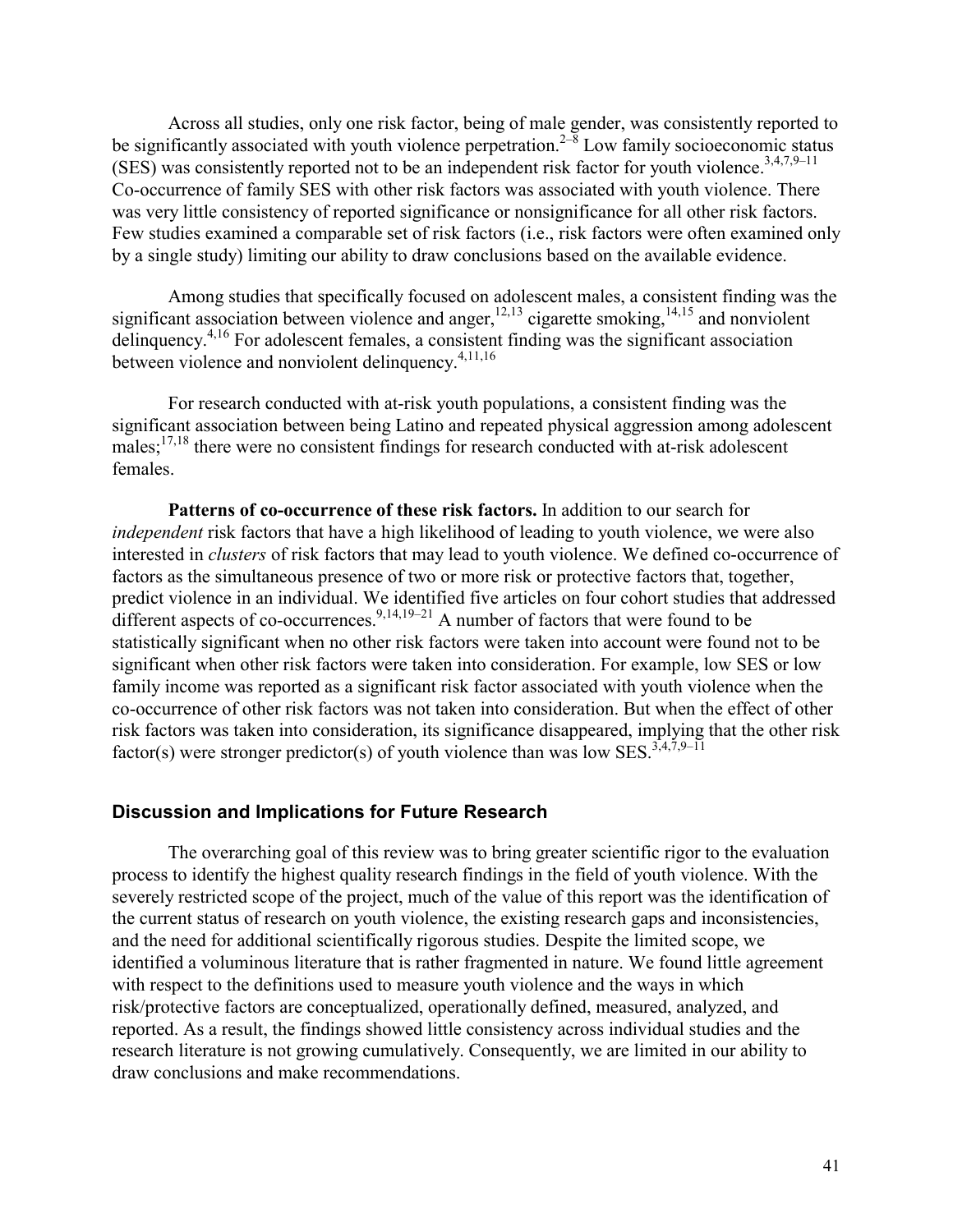Across all studies, only one risk factor, being of male gender, was consistently reported to be significantly associated with youth violence perpetration.[2–8] Low family socioeconomic status (SES) was consistently reported not to be an independent risk factor for youth violence.[3,4,7,9–11] Co-occurrence of family SES with other risk factors was associated with youth violence. There was very little consistency of reported significance or nonsignificance for all other risk factors. Few studies examined a comparable set of risk factors (i.e., risk factors were often examined only by a single study) limiting our ability to draw conclusions based on the available evidence.

Among studies that specifically focused on adolescent males, a consistent finding was the significant association between violence and anger,[12,13] cigarette smoking,[14,15] and nonviolent delinquency.[4,16] For adolescent females, a consistent finding was the significant association between violence and nonviolent delinquency.[4,11,16]

For research conducted with at-risk youth populations, a consistent finding was the significant association between being Latino and repeated physical aggression among adolescent males;[17,18] there were no consistent findings for research conducted with at-risk adolescent females.

**Patterns of co-occurrence of these risk factors.** In addition to our search for *independent* risk factors that have a high likelihood of leading to youth violence, we were also interested in *clusters* of risk factors that may lead to youth violence. We defined co-occurrence of factors as the simultaneous presence of two or more risk or protective factors that, together, predict violence in an individual. We identified five articles on four cohort studies that addressed different aspects of co-occurrences.[9,14,19–21] A number of factors that were found to be statistically significant when no other risk factors were taken into account were found not to be significant when other risk factors were taken into consideration. For example, low SES or low family income was reported as a significant risk factor associated with youth violence when the co-occurrence of other risk factors was not taken into consideration. But when the effect of other risk factors was taken into consideration, its significance disappeared, implying that the other risk factor(s) were stronger predictor(s) of youth violence than was low SES.[3,4,7,9–11]

## Discussion and Implications for Future Research

The overarching goal of this review was to bring greater scientific rigor to the evaluation process to identify the highest quality research findings in the field of youth violence. With the severely restricted scope of the project, much of the value of this report was the identification of the current status of research on youth violence, the existing research gaps and inconsistencies, and the need for additional scientifically rigorous studies. Despite the limited scope, we identified a voluminous literature that is rather fragmented in nature. We found little agreement with respect to the definitions used to measure youth violence and the ways in which risk/protective factors are conceptualized, operationally defined, measured, analyzed, and reported. As a result, the findings showed little consistency across individual studies and the research literature is not growing cumulatively. Consequently, we are limited in our ability to draw conclusions and make recommendations.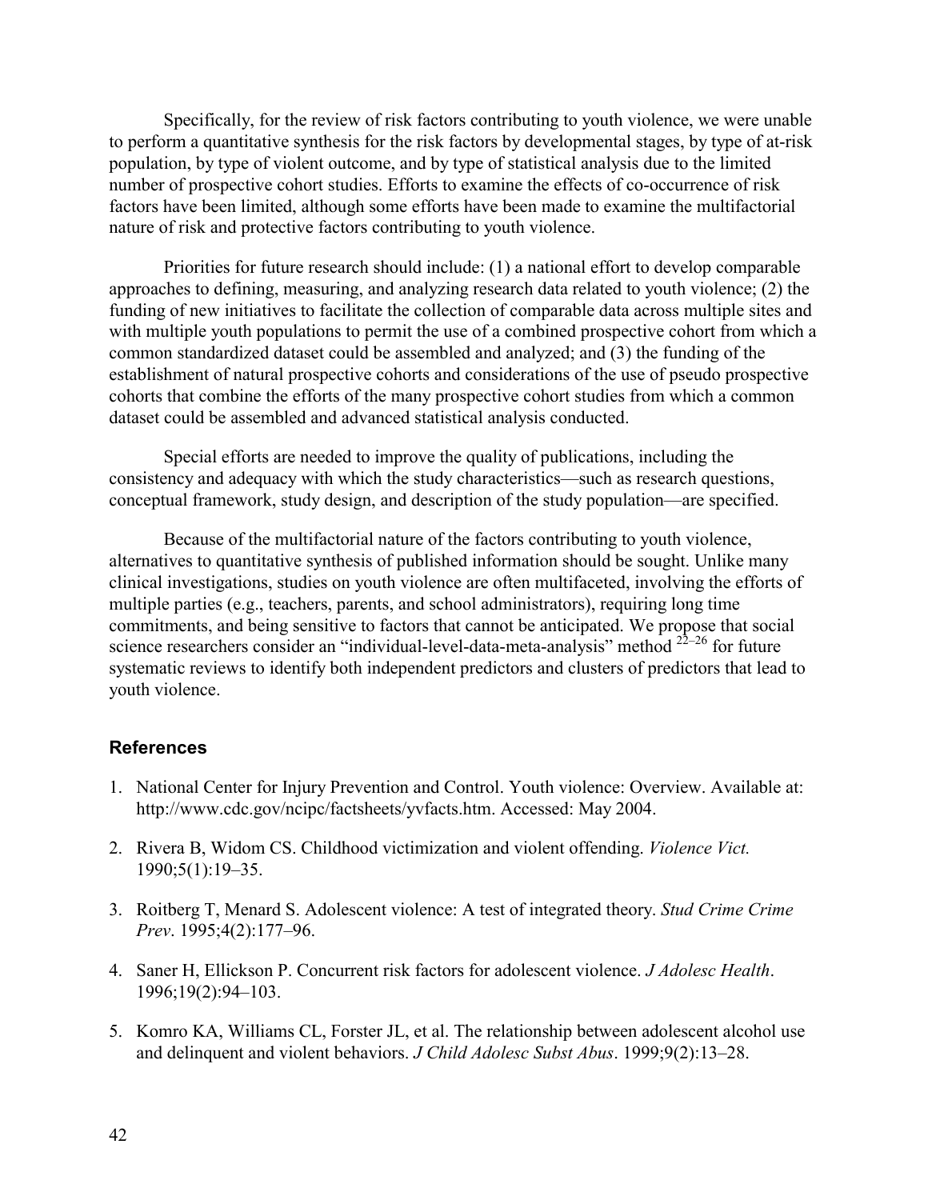Specifically, for the review of risk factors contributing to youth violence, we were unable to perform a quantitative synthesis for the risk factors by developmental stages, by type of at-risk population, by type of violent outcome, and by type of statistical analysis due to the limited number of prospective cohort studies. Efforts to examine the effects of co-occurrence of risk factors have been limited, although some efforts have been made to examine the multifactorial nature of risk and protective factors contributing to youth violence.

Priorities for future research should include: (1) a national effort to develop comparable approaches to defining, measuring, and analyzing research data related to youth violence; (2) the funding of new initiatives to facilitate the collection of comparable data across multiple sites and with multiple youth populations to permit the use of a combined prospective cohort from which a common standardized dataset could be assembled and analyzed; and (3) the funding of the establishment of natural prospective cohorts and considerations of the use of pseudo prospective cohorts that combine the efforts of the many prospective cohort studies from which a common dataset could be assembled and advanced statistical analysis conducted.

Special efforts are needed to improve the quality of publications, including the consistency and adequacy with which the study characteristics—such as research questions, conceptual framework, study design, and description of the study population—are specified.

Because of the multifactorial nature of the factors contributing to youth violence, alternatives to quantitative synthesis of published information should be sought. Unlike many clinical investigations, studies on youth violence are often multifaceted, involving the efforts of multiple parties (e.g., teachers, parents, and school administrators), requiring long time commitments, and being sensitive to factors that cannot be anticipated. We propose that social science researchers consider an "individual-level-data-meta-analysis" method [22–26] for future systematic reviews to identify both independent predictors and clusters of predictors that lead to youth violence.

### References

1. National Center for Injury Prevention and Control. Youth violence: Overview. Available at: http://www.cdc.gov/ncipc/factsheets/yvfacts.htm. Accessed: May 2004.
2. Rivera B, Widom CS. Childhood victimization and violent offending. *Violence Vict.* 1990;5(1):19–35.
3. Roitberg T, Menard S. Adolescent violence: A test of integrated theory. *Stud Crime Crime Prev*. 1995;4(2):177–96.
4. Saner H, Ellickson P. Concurrent risk factors for adolescent violence. *J Adolesc Health*. 1996;19(2):94–103.
5. Komro KA, Williams CL, Forster JL, et al. The relationship between adolescent alcohol use and delinquent and violent behaviors. *J Child Adolesc Subst Abus*. 1999;9(2):13–28.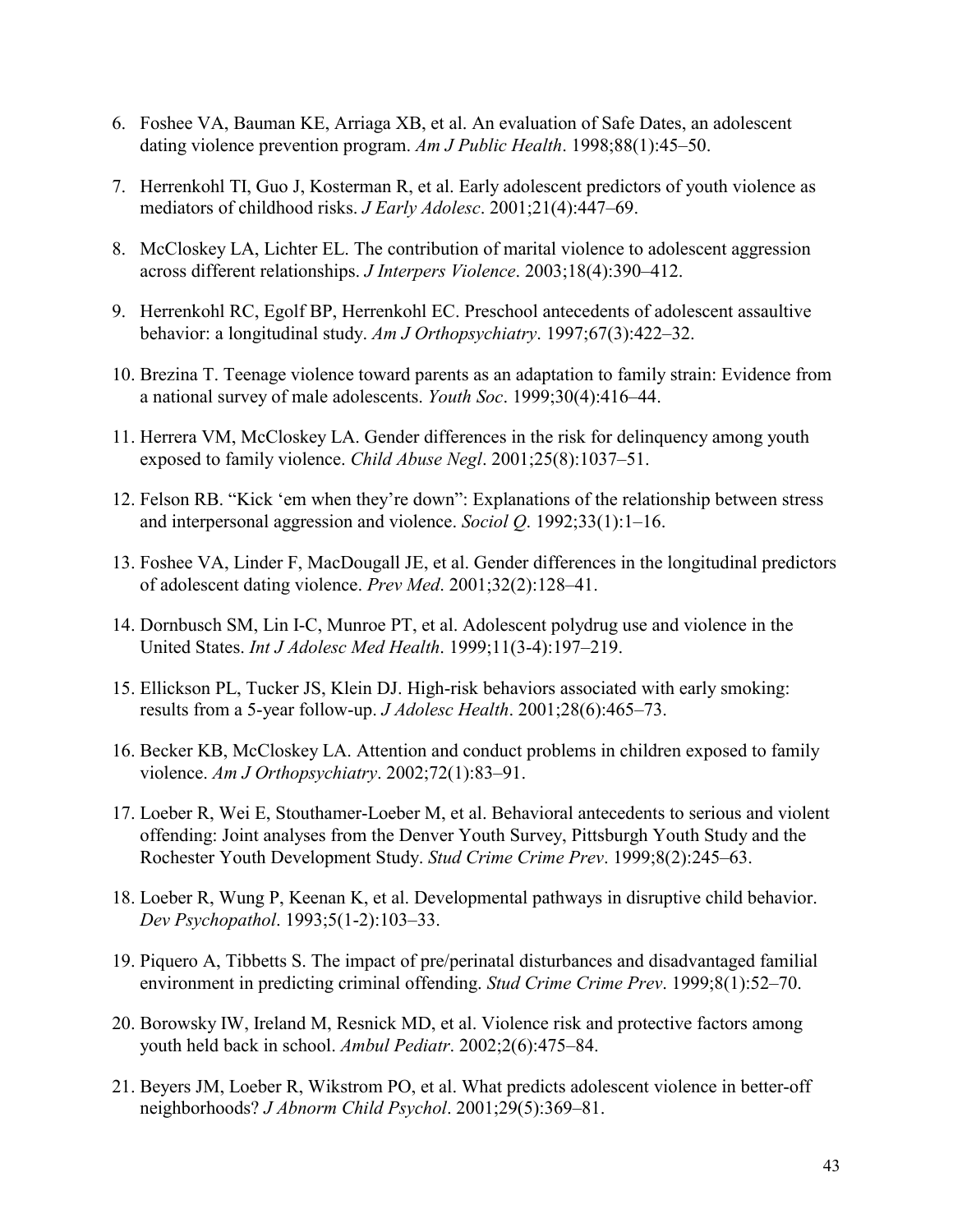6. Foshee VA, Bauman KE, Arriaga XB, et al. An evaluation of Safe Dates, an adolescent dating violence prevention program. *Am J Public Health*. 1998;88(1):45–50.

7. Herrenkohl TI, Guo J, Kosterman R, et al. Early adolescent predictors of youth violence as mediators of childhood risks. *J Early Adolesc*. 2001;21(4):447–69.

8. McCloskey LA, Lichter EL. The contribution of marital violence to adolescent aggression across different relationships. *J Interpers Violence*. 2003;18(4):390–412.

9. Herrenkohl RC, Egolf BP, Herrenkohl EC. Preschool antecedents of adolescent assaultive behavior: a longitudinal study. *Am J Orthopsychiatry*. 1997;67(3):422–32.

10. Brezina T. Teenage violence toward parents as an adaptation to family strain: Evidence from a national survey of male adolescents. *Youth Soc*. 1999;30(4):416–44.

11. Herrera VM, McCloskey LA. Gender differences in the risk for delinquency among youth exposed to family violence. *Child Abuse Negl*. 2001;25(8):1037–51.

12. Felson RB. "Kick 'em when they're down": Explanations of the relationship between stress and interpersonal aggression and violence. *Sociol Q*. 1992;33(1):1–16.

13. Foshee VA, Linder F, MacDougall JE, et al. Gender differences in the longitudinal predictors of adolescent dating violence. *Prev Med*. 2001;32(2):128–41.

14. Dornbusch SM, Lin I-C, Munroe PT, et al. Adolescent polydrug use and violence in the United States. *Int J Adolesc Med Health*. 1999;11(3-4):197–219.

15. Ellickson PL, Tucker JS, Klein DJ. High-risk behaviors associated with early smoking: results from a 5-year follow-up. *J Adolesc Health*. 2001;28(6):465–73.

16. Becker KB, McCloskey LA. Attention and conduct problems in children exposed to family violence. *Am J Orthopsychiatry*. 2002;72(1):83–91.

17. Loeber R, Wei E, Stouthamer-Loeber M, et al. Behavioral antecedents to serious and violent offending: Joint analyses from the Denver Youth Survey, Pittsburgh Youth Study and the Rochester Youth Development Study. *Stud Crime Crime Prev*. 1999;8(2):245–63.

18. Loeber R, Wung P, Keenan K, et al. Developmental pathways in disruptive child behavior. *Dev Psychopathol*. 1993;5(1-2):103–33.

19. Piquero A, Tibbetts S. The impact of pre/perinatal disturbances and disadvantaged familial environment in predicting criminal offending. *Stud Crime Crime Prev*. 1999;8(1):52–70.

20. Borowsky IW, Ireland M, Resnick MD, et al. Violence risk and protective factors among youth held back in school. *Ambul Pediatr*. 2002;2(6):475–84.

21. Beyers JM, Loeber R, Wikstrom PO, et al. What predicts adolescent violence in better-off neighborhoods? *J Abnorm Child Psychol*. 2001;29(5):369–81.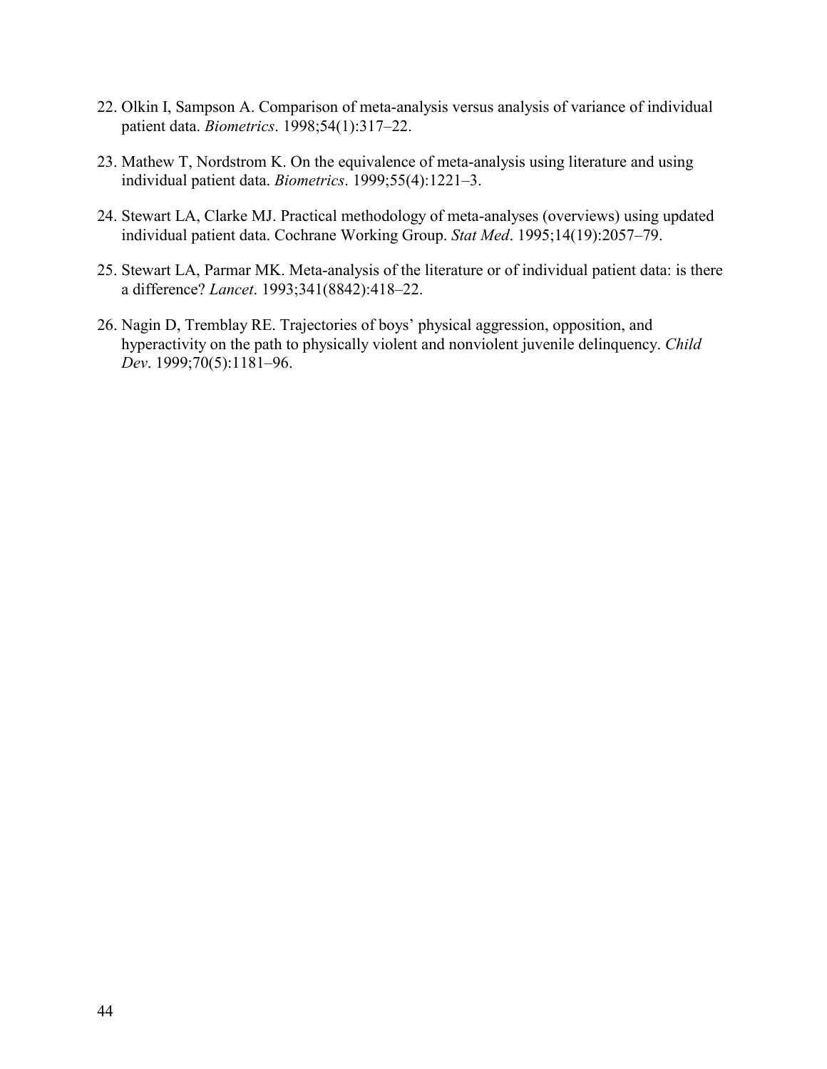22. Olkin I, Sampson A. Comparison of meta-analysis versus analysis of variance of individual patient data. *Biometrics*. 1998;54(1):317–22.

23. Mathew T, Nordstrom K. On the equivalence of meta-analysis using literature and using individual patient data. *Biometrics*. 1999;55(4):1221–3.

24. Stewart LA, Clarke MJ. Practical methodology of meta-analyses (overviews) using updated individual patient data. Cochrane Working Group. *Stat Med*. 1995;14(19):2057–79.

25. Stewart LA, Parmar MK. Meta-analysis of the literature or of individual patient data: is there a difference? *Lancet*. 1993;341(8842):418–22.

26. Nagin D, Tremblay RE. Trajectories of boys' physical aggression, opposition, and hyperactivity on the path to physically violent and nonviolent juvenile delinquency. *Child Dev*. 1999;70(5):1181–96.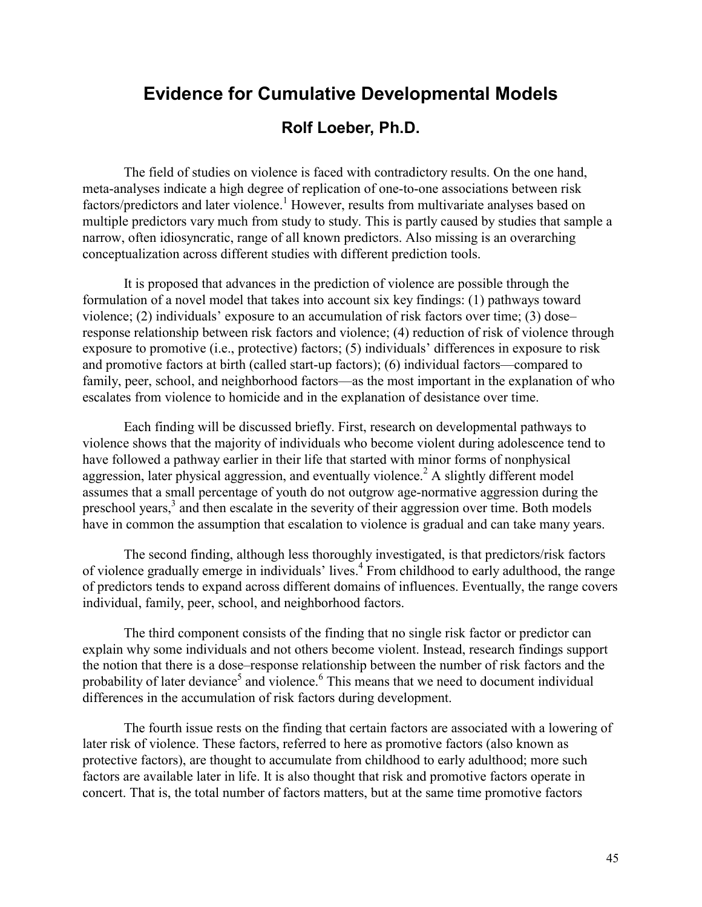# Evidence for Cumulative Developmental Models

## Rolf Loeber, Ph.D.

The field of studies on violence is faced with contradictory results. On the one hand, meta-analyses indicate a high degree of replication of one-to-one associations between risk factors/predictors and later violence.[1] However, results from multivariate analyses based on multiple predictors vary much from study to study. This is partly caused by studies that sample a narrow, often idiosyncratic, range of all known predictors. Also missing is an overarching conceptualization across different studies with different prediction tools.

It is proposed that advances in the prediction of violence are possible through the formulation of a novel model that takes into account six key findings: (1) pathways toward violence; (2) individuals' exposure to an accumulation of risk factors over time; (3) dose–response relationship between risk factors and violence; (4) reduction of risk of violence through exposure to promotive (i.e., protective) factors; (5) individuals' differences in exposure to risk and promotive factors at birth (called start-up factors); (6) individual factors—compared to family, peer, school, and neighborhood factors—as the most important in the explanation of who escalates from violence to homicide and in the explanation of desistance over time.

Each finding will be discussed briefly. First, research on developmental pathways to violence shows that the majority of individuals who become violent during adolescence tend to have followed a pathway earlier in their life that started with minor forms of nonphysical aggression, later physical aggression, and eventually violence.[2] A slightly different model assumes that a small percentage of youth do not outgrow age-normative aggression during the preschool years,[3] and then escalate in the severity of their aggression over time. Both models have in common the assumption that escalation to violence is gradual and can take many years.

The second finding, although less thoroughly investigated, is that predictors/risk factors of violence gradually emerge in individuals' lives.[4] From childhood to early adulthood, the range of predictors tends to expand across different domains of influences. Eventually, the range covers individual, family, peer, school, and neighborhood factors.

The third component consists of the finding that no single risk factor or predictor can explain why some individuals and not others become violent. Instead, research findings support the notion that there is a dose–response relationship between the number of risk factors and the probability of later deviance[5] and violence.[6] This means that we need to document individual differences in the accumulation of risk factors during development.

The fourth issue rests on the finding that certain factors are associated with a lowering of later risk of violence. These factors, referred to here as promotive factors (also known as protective factors), are thought to accumulate from childhood to early adulthood; more such factors are available later in life. It is also thought that risk and promotive factors operate in concert. That is, the total number of factors matters, but at the same time promotive factors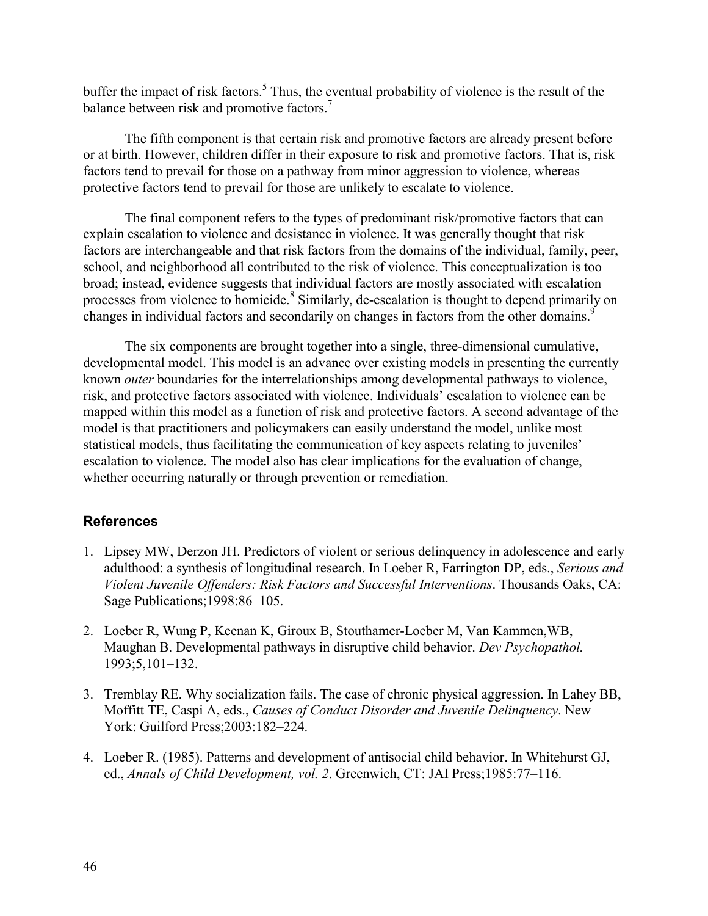buffer the impact of risk factors.[5] Thus, the eventual probability of violence is the result of the balance between risk and promotive factors.[7]

The fifth component is that certain risk and promotive factors are already present before or at birth. However, children differ in their exposure to risk and promotive factors. That is, risk factors tend to prevail for those on a pathway from minor aggression to violence, whereas protective factors tend to prevail for those are unlikely to escalate to violence.

The final component refers to the types of predominant risk/promotive factors that can explain escalation to violence and desistance in violence. It was generally thought that risk factors are interchangeable and that risk factors from the domains of the individual, family, peer, school, and neighborhood all contributed to the risk of violence. This conceptualization is too broad; instead, evidence suggests that individual factors are mostly associated with escalation processes from violence to homicide.[8] Similarly, de-escalation is thought to depend primarily on changes in individual factors and secondarily on changes in factors from the other domains.[9]

The six components are brought together into a single, three-dimensional cumulative, developmental model. This model is an advance over existing models in presenting the currently known *outer* boundaries for the interrelationships among developmental pathways to violence, risk, and protective factors associated with violence. Individuals' escalation to violence can be mapped within this model as a function of risk and protective factors. A second advantage of the model is that practitioners and policymakers can easily understand the model, unlike most statistical models, thus facilitating the communication of key aspects relating to juveniles' escalation to violence. The model also has clear implications for the evaluation of change, whether occurring naturally or through prevention or remediation.

### References

1. Lipsey MW, Derzon JH. Predictors of violent or serious delinquency in adolescence and early adulthood: a synthesis of longitudinal research. In Loeber R, Farrington DP, eds., *Serious and Violent Juvenile Offenders: Risk Factors and Successful Interventions*. Thousands Oaks, CA: Sage Publications;1998:86–105.

2. Loeber R, Wung P, Keenan K, Giroux B, Stouthamer-Loeber M, Van Kammen,WB, Maughan B. Developmental pathways in disruptive child behavior. *Dev Psychopathol.* 1993;5,101–132.

3. Tremblay RE. Why socialization fails. The case of chronic physical aggression. In Lahey BB, Moffitt TE, Caspi A, eds., *Causes of Conduct Disorder and Juvenile Delinquency*. New York: Guilford Press;2003:182–224.

4. Loeber R. (1985). Patterns and development of antisocial child behavior. In Whitehurst GJ, ed., *Annals of Child Development, vol. 2*. Greenwich, CT: JAI Press;1985:77–116.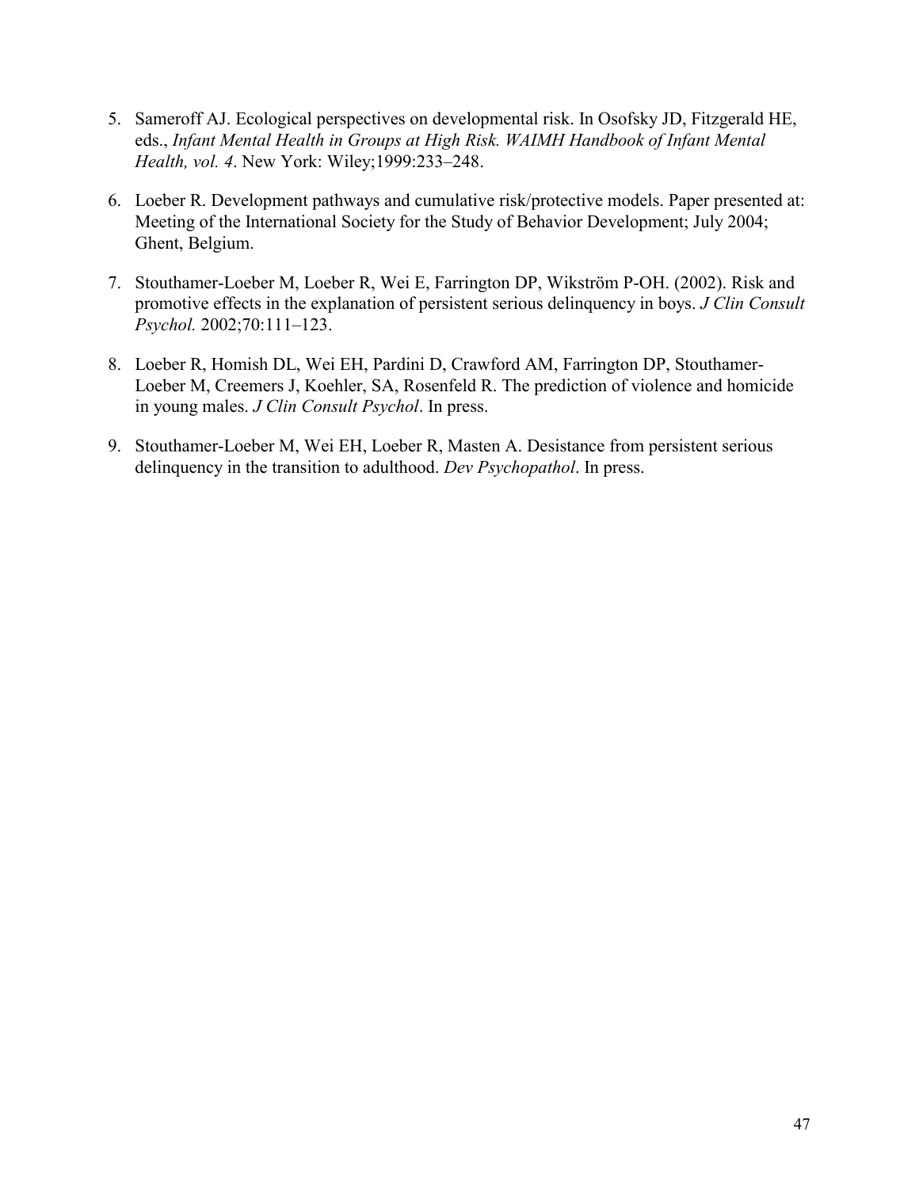5. Sameroff AJ. Ecological perspectives on developmental risk. In Osofsky JD, Fitzgerald HE, eds., *Infant Mental Health in Groups at High Risk. WAIMH Handbook of Infant Mental Health, vol. 4*. New York: Wiley;1999:233–248.

6. Loeber R. Development pathways and cumulative risk/protective models. Paper presented at: Meeting of the International Society for the Study of Behavior Development; July 2004; Ghent, Belgium.

7. Stouthamer-Loeber M, Loeber R, Wei E, Farrington DP, Wikström P-OH. (2002). Risk and promotive effects in the explanation of persistent serious delinquency in boys. *J Clin Consult Psychol.* 2002;70:111–123.

8. Loeber R, Homish DL, Wei EH, Pardini D, Crawford AM, Farrington DP, Stouthamer-Loeber M, Creemers J, Koehler, SA, Rosenfeld R. The prediction of violence and homicide in young males. *J Clin Consult Psychol*. In press.

9. Stouthamer-Loeber M, Wei EH, Loeber R, Masten A. Desistance from persistent serious delinquency in the transition to adulthood. *Dev Psychopathol*. In press.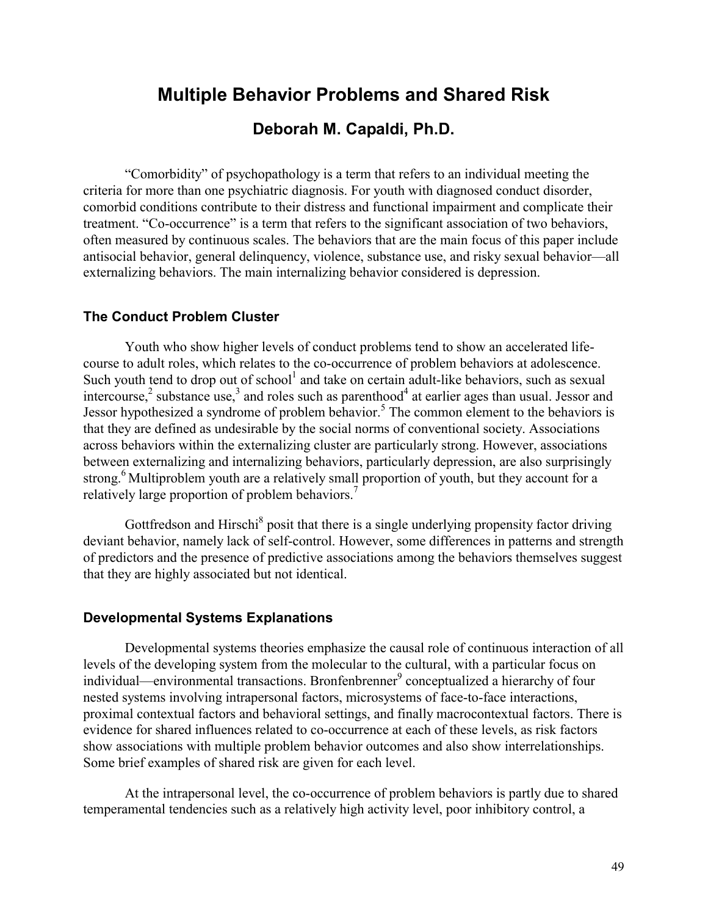# Multiple Behavior Problems and Shared Risk

## Deborah M. Capaldi, Ph.D.

"Comorbidity" of psychopathology is a term that refers to an individual meeting the criteria for more than one psychiatric diagnosis. For youth with diagnosed conduct disorder, comorbid conditions contribute to their distress and functional impairment and complicate their treatment. "Co-occurrence" is a term that refers to the significant association of two behaviors, often measured by continuous scales. The behaviors that are the main focus of this paper include antisocial behavior, general delinquency, violence, substance use, and risky sexual behavior—all externalizing behaviors. The main internalizing behavior considered is depression.

### The Conduct Problem Cluster

Youth who show higher levels of conduct problems tend to show an accelerated life-course to adult roles, which relates to the co-occurrence of problem behaviors at adolescence. Such youth tend to drop out of school[1] and take on certain adult-like behaviors, such as sexual intercourse,[2] substance use,[3] and roles such as parenthood[4] at earlier ages than usual. Jessor and Jessor hypothesized a syndrome of problem behavior.[5] The common element to the behaviors is that they are defined as undesirable by the social norms of conventional society. Associations across behaviors within the externalizing cluster are particularly strong. However, associations between externalizing and internalizing behaviors, particularly depression, are also surprisingly strong.[6] Multiproblem youth are a relatively small proportion of youth, but they account for a relatively large proportion of problem behaviors.[7]

Gottfredson and Hirschi[8] posit that there is a single underlying propensity factor driving deviant behavior, namely lack of self-control. However, some differences in patterns and strength of predictors and the presence of predictive associations among the behaviors themselves suggest that they are highly associated but not identical.

### Developmental Systems Explanations

Developmental systems theories emphasize the causal role of continuous interaction of all levels of the developing system from the molecular to the cultural, with a particular focus on individual—environmental transactions. Bronfenbrenner[9] conceptualized a hierarchy of four nested systems involving intrapersonal factors, microsystems of face-to-face interactions, proximal contextual factors and behavioral settings, and finally macrocontextual factors. There is evidence for shared influences related to co-occurrence at each of these levels, as risk factors show associations with multiple problem behavior outcomes and also show interrelationships. Some brief examples of shared risk are given for each level.

At the intrapersonal level, the co-occurrence of problem behaviors is partly due to shared temperamental tendencies such as a relatively high activity level, poor inhibitory control, a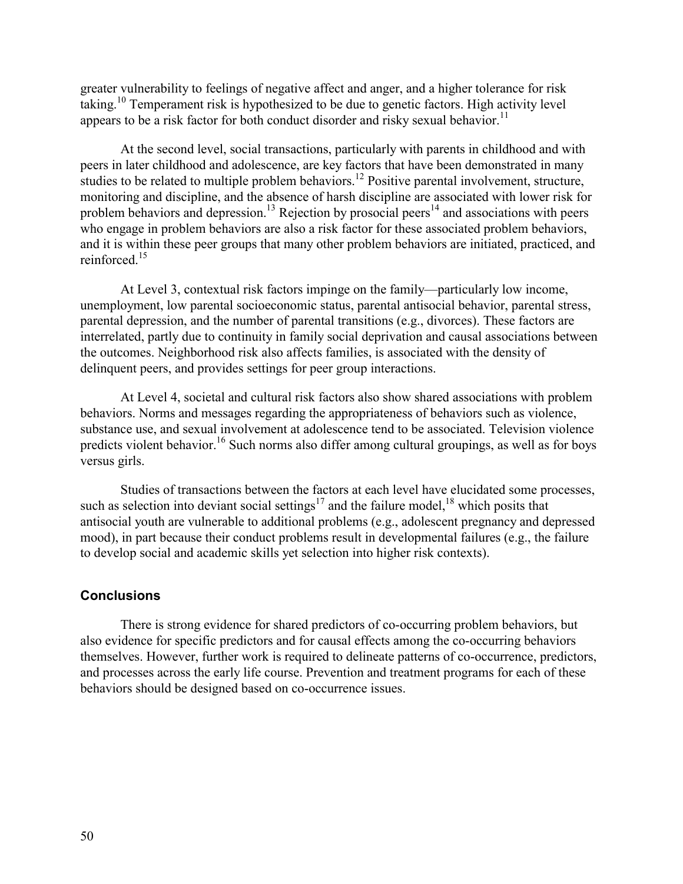greater vulnerability to feelings of negative affect and anger, and a higher tolerance for risk taking.[10] Temperament risk is hypothesized to be due to genetic factors. High activity level appears to be a risk factor for both conduct disorder and risky sexual behavior.[11]

At the second level, social transactions, particularly with parents in childhood and with peers in later childhood and adolescence, are key factors that have been demonstrated in many studies to be related to multiple problem behaviors.[12] Positive parental involvement, structure, monitoring and discipline, and the absence of harsh discipline are associated with lower risk for problem behaviors and depression.[13] Rejection by prosocial peers[14] and associations with peers who engage in problem behaviors are also a risk factor for these associated problem behaviors, and it is within these peer groups that many other problem behaviors are initiated, practiced, and reinforced.[15]

At Level 3, contextual risk factors impinge on the family—particularly low income, unemployment, low parental socioeconomic status, parental antisocial behavior, parental stress, parental depression, and the number of parental transitions (e.g., divorces). These factors are interrelated, partly due to continuity in family social deprivation and causal associations between the outcomes. Neighborhood risk also affects families, is associated with the density of delinquent peers, and provides settings for peer group interactions.

At Level 4, societal and cultural risk factors also show shared associations with problem behaviors. Norms and messages regarding the appropriateness of behaviors such as violence, substance use, and sexual involvement at adolescence tend to be associated. Television violence predicts violent behavior.[16] Such norms also differ among cultural groupings, as well as for boys versus girls.

Studies of transactions between the factors at each level have elucidated some processes, such as selection into deviant social settings[17] and the failure model,[18] which posits that antisocial youth are vulnerable to additional problems (e.g., adolescent pregnancy and depressed mood), in part because their conduct problems result in developmental failures (e.g., the failure to develop social and academic skills yet selection into higher risk contexts).

### Conclusions

There is strong evidence for shared predictors of co-occurring problem behaviors, but also evidence for specific predictors and for causal effects among the co-occurring behaviors themselves. However, further work is required to delineate patterns of co-occurrence, predictors, and processes across the early life course. Prevention and treatment programs for each of these behaviors should be designed based on co-occurrence issues.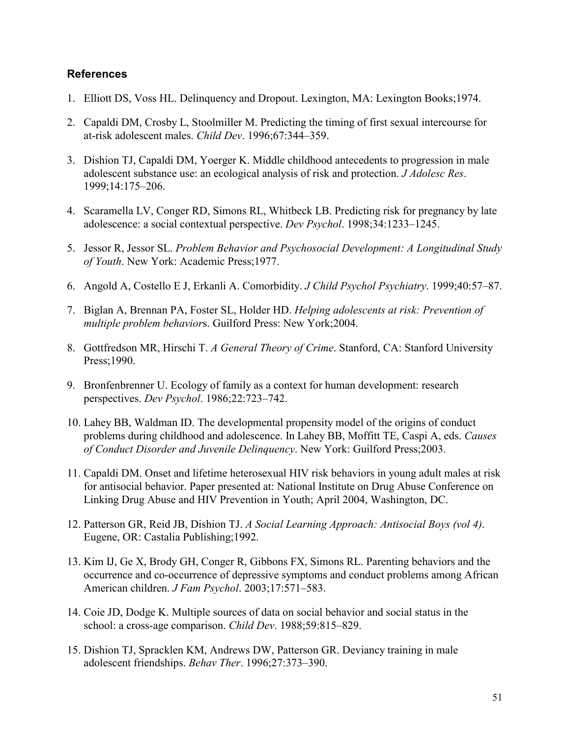### References

1. Elliott DS, Voss HL. Delinquency and Dropout. Lexington, MA: Lexington Books;1974.
2. Capaldi DM, Crosby L, Stoolmiller M. Predicting the timing of first sexual intercourse for at-risk adolescent males. *Child Dev*. 1996;67:344–359.
3. Dishion TJ, Capaldi DM, Yoerger K. Middle childhood antecedents to progression in male adolescent substance use: an ecological analysis of risk and protection. *J Adolesc Res*. 1999;14:175–206.
4. Scaramella LV, Conger RD, Simons RL, Whitbeck LB. Predicting risk for pregnancy by late adolescence: a social contextual perspective. *Dev Psychol*. 1998;34:1233–1245.
5. Jessor R, Jessor SL. *Problem Behavior and Psychosocial Development: A Longitudinal Study of Youth*. New York: Academic Press;1977.
6. Angold A, Costello E J, Erkanli A. Comorbidity. *J Child Psychol Psychiatry*. 1999;40:57–87.
7. Biglan A, Brennan PA, Foster SL, Holder HD. *Helping adolescents at risk: Prevention of multiple problem behavior*s. Guilford Press: New York;2004.
8. Gottfredson MR, Hirschi T. *A General Theory of Crime*. Stanford, CA: Stanford University Press;1990.
9. Bronfenbrenner U. Ecology of family as a context for human development: research perspectives. *Dev Psychol*. 1986;22:723–742.
10. Lahey BB, Waldman ID. The developmental propensity model of the origins of conduct problems during childhood and adolescence. In Lahey BB, Moffitt TE, Caspi A, eds. *Causes of Conduct Disorder and Juvenile Delinquency*. New York: Guilford Press;2003.
11. Capaldi DM. Onset and lifetime heterosexual HIV risk behaviors in young adult males at risk for antisocial behavior. Paper presented at: National Institute on Drug Abuse Conference on Linking Drug Abuse and HIV Prevention in Youth; April 2004, Washington, DC.
12. Patterson GR, Reid JB, Dishion TJ. *A Social Learning Approach: Antisocial Boys (vol 4)*. Eugene, OR: Castalia Publishing;1992.
13. Kim IJ, Ge X, Brody GH, Conger R, Gibbons FX, Simons RL. Parenting behaviors and the occurrence and co-occurrence of depressive symptoms and conduct problems among African American children. *J Fam Psychol*. 2003;17:571–583.
14. Coie JD, Dodge K. Multiple sources of data on social behavior and social status in the school: a cross-age comparison. *Child Dev*. 1988;59:815–829.
15. Dishion TJ, Spracklen KM, Andrews DW, Patterson GR. Deviancy training in male adolescent friendships. *Behav Ther*. 1996;27:373–390.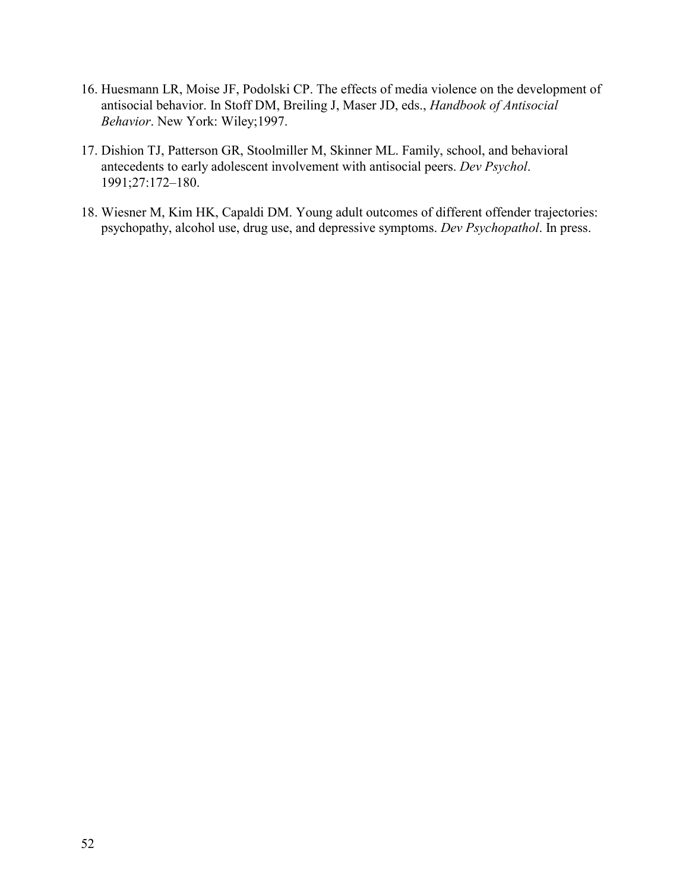16. Huesmann LR, Moise JF, Podolski CP. The effects of media violence on the development of antisocial behavior. In Stoff DM, Breiling J, Maser JD, eds., *Handbook of Antisocial Behavior*. New York: Wiley;1997.

17. Dishion TJ, Patterson GR, Stoolmiller M, Skinner ML. Family, school, and behavioral antecedents to early adolescent involvement with antisocial peers. *Dev Psychol*. 1991;27:172–180.

18. Wiesner M, Kim HK, Capaldi DM. Young adult outcomes of different offender trajectories: psychopathy, alcohol use, drug use, and depressive symptoms. *Dev Psychopathol*. In press.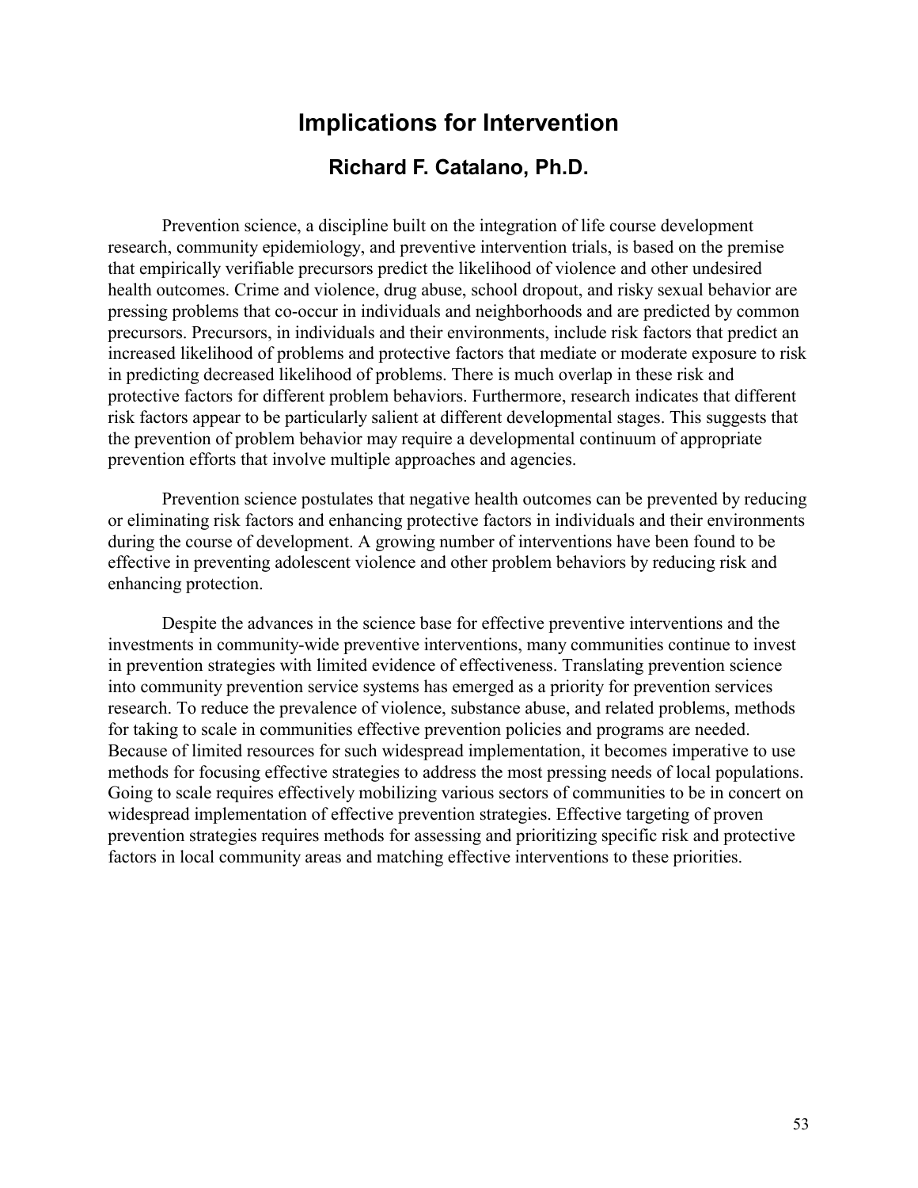# Implications for Intervention

## Richard F. Catalano, Ph.D.

Prevention science, a discipline built on the integration of life course development research, community epidemiology, and preventive intervention trials, is based on the premise that empirically verifiable precursors predict the likelihood of violence and other undesired health outcomes. Crime and violence, drug abuse, school dropout, and risky sexual behavior are pressing problems that co-occur in individuals and neighborhoods and are predicted by common precursors. Precursors, in individuals and their environments, include risk factors that predict an increased likelihood of problems and protective factors that mediate or moderate exposure to risk in predicting decreased likelihood of problems. There is much overlap in these risk and protective factors for different problem behaviors. Furthermore, research indicates that different risk factors appear to be particularly salient at different developmental stages. This suggests that the prevention of problem behavior may require a developmental continuum of appropriate prevention efforts that involve multiple approaches and agencies.

Prevention science postulates that negative health outcomes can be prevented by reducing or eliminating risk factors and enhancing protective factors in individuals and their environments during the course of development. A growing number of interventions have been found to be effective in preventing adolescent violence and other problem behaviors by reducing risk and enhancing protection.

Despite the advances in the science base for effective preventive interventions and the investments in community-wide preventive interventions, many communities continue to invest in prevention strategies with limited evidence of effectiveness. Translating prevention science into community prevention service systems has emerged as a priority for prevention services research. To reduce the prevalence of violence, substance abuse, and related problems, methods for taking to scale in communities effective prevention policies and programs are needed. Because of limited resources for such widespread implementation, it becomes imperative to use methods for focusing effective strategies to address the most pressing needs of local populations. Going to scale requires effectively mobilizing various sectors of communities to be in concert on widespread implementation of effective prevention strategies. Effective targeting of proven prevention strategies requires methods for assessing and prioritizing specific risk and protective factors in local community areas and matching effective interventions to these priorities.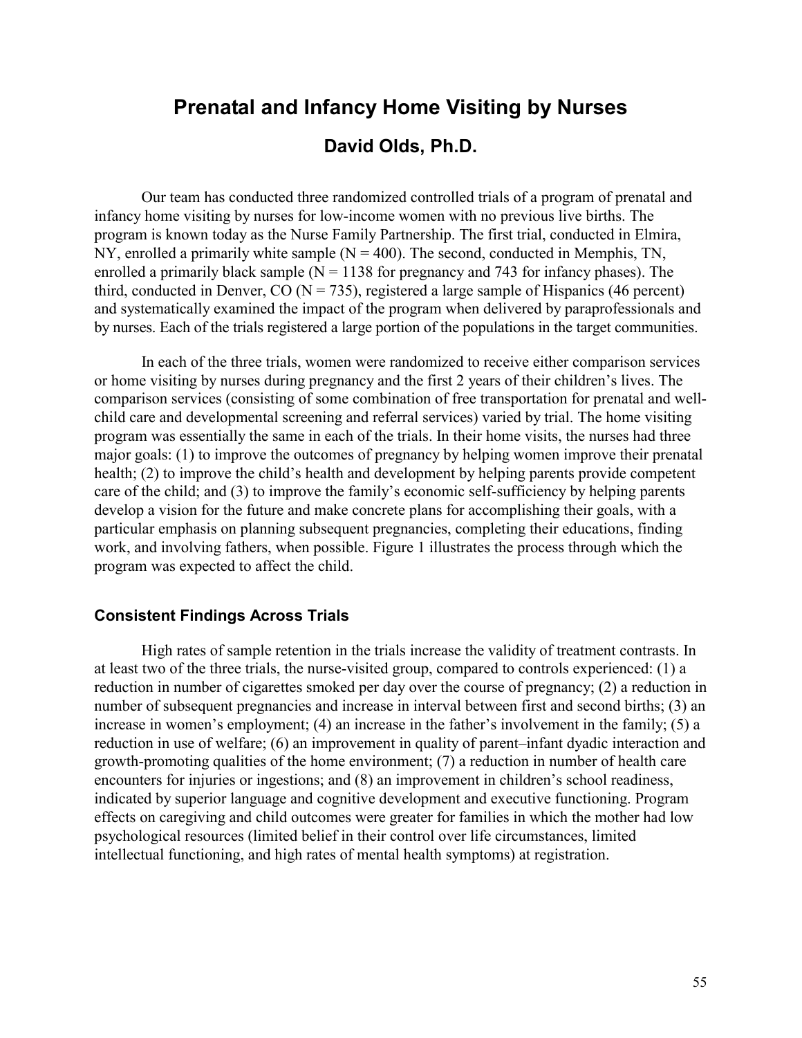# Prenatal and Infancy Home Visiting by Nurses

## David Olds, Ph.D.

Our team has conducted three randomized controlled trials of a program of prenatal and infancy home visiting by nurses for low-income women with no previous live births. The program is known today as the Nurse Family Partnership. The first trial, conducted in Elmira, NY, enrolled a primarily white sample (N = 400). The second, conducted in Memphis, TN, enrolled a primarily black sample (N = 1138 for pregnancy and 743 for infancy phases). The third, conducted in Denver, CO (N = 735), registered a large sample of Hispanics (46 percent) and systematically examined the impact of the program when delivered by paraprofessionals and by nurses. Each of the trials registered a large portion of the populations in the target communities.

In each of the three trials, women were randomized to receive either comparison services or home visiting by nurses during pregnancy and the first 2 years of their children's lives. The comparison services (consisting of some combination of free transportation for prenatal and well-child care and developmental screening and referral services) varied by trial. The home visiting program was essentially the same in each of the trials. In their home visits, the nurses had three major goals: (1) to improve the outcomes of pregnancy by helping women improve their prenatal health; (2) to improve the child's health and development by helping parents provide competent care of the child; and (3) to improve the family's economic self-sufficiency by helping parents develop a vision for the future and make concrete plans for accomplishing their goals, with a particular emphasis on planning subsequent pregnancies, completing their educations, finding work, and involving fathers, when possible. Figure 1 illustrates the process through which the program was expected to affect the child.

### Consistent Findings Across Trials

High rates of sample retention in the trials increase the validity of treatment contrasts. In at least two of the three trials, the nurse-visited group, compared to controls experienced: (1) a reduction in number of cigarettes smoked per day over the course of pregnancy; (2) a reduction in number of subsequent pregnancies and increase in interval between first and second births; (3) an increase in women's employment; (4) an increase in the father's involvement in the family; (5) a reduction in use of welfare; (6) an improvement in quality of parent–infant dyadic interaction and growth-promoting qualities of the home environment; (7) a reduction in number of health care encounters for injuries or ingestions; and (8) an improvement in children's school readiness, indicated by superior language and cognitive development and executive functioning. Program effects on caregiving and child outcomes were greater for families in which the mother had low psychological resources (limited belief in their control over life circumstances, limited intellectual functioning, and high rates of mental health symptoms) at registration.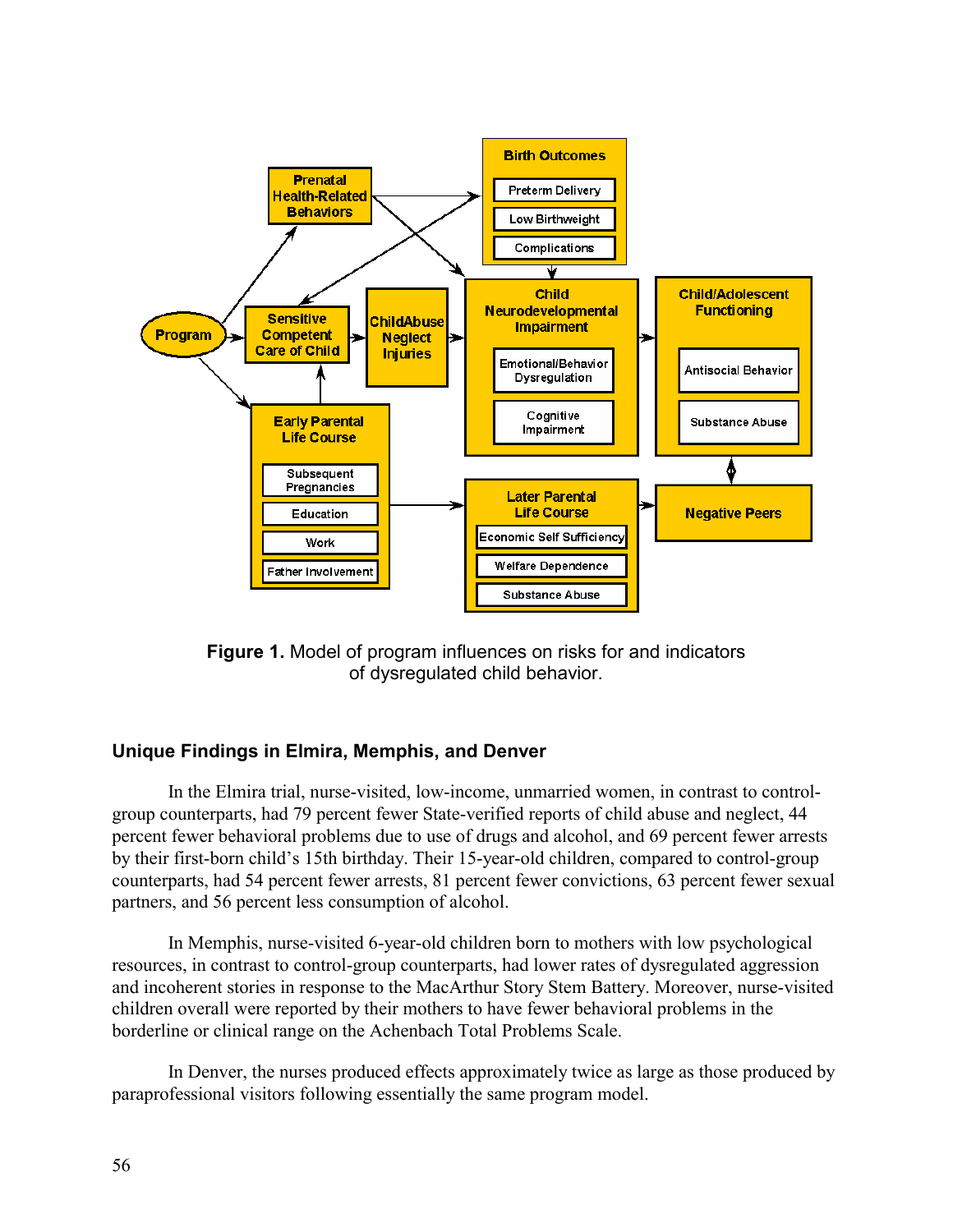**Figure 1.** Model of program influences on risks for and indicators of dysregulated child behavior.

### Unique Findings in Elmira, Memphis, and Denver

In the Elmira trial, nurse-visited, low-income, unmarried women, in contrast to control-group counterparts, had 79 percent fewer State-verified reports of child abuse and neglect, 44 percent fewer behavioral problems due to use of drugs and alcohol, and 69 percent fewer arrests by their first-born child's 15th birthday. Their 15-year-old children, compared to control-group counterparts, had 54 percent fewer arrests, 81 percent fewer convictions, 63 percent fewer sexual partners, and 56 percent less consumption of alcohol.

In Memphis, nurse-visited 6-year-old children born to mothers with low psychological resources, in contrast to control-group counterparts, had lower rates of dysregulated aggression and incoherent stories in response to the MacArthur Story Stem Battery. Moreover, nurse-visited children overall were reported by their mothers to have fewer behavioral problems in the borderline or clinical range on the Achenbach Total Problems Scale.

In Denver, the nurses produced effects approximately twice as large as those produced by paraprofessional visitors following essentially the same program model.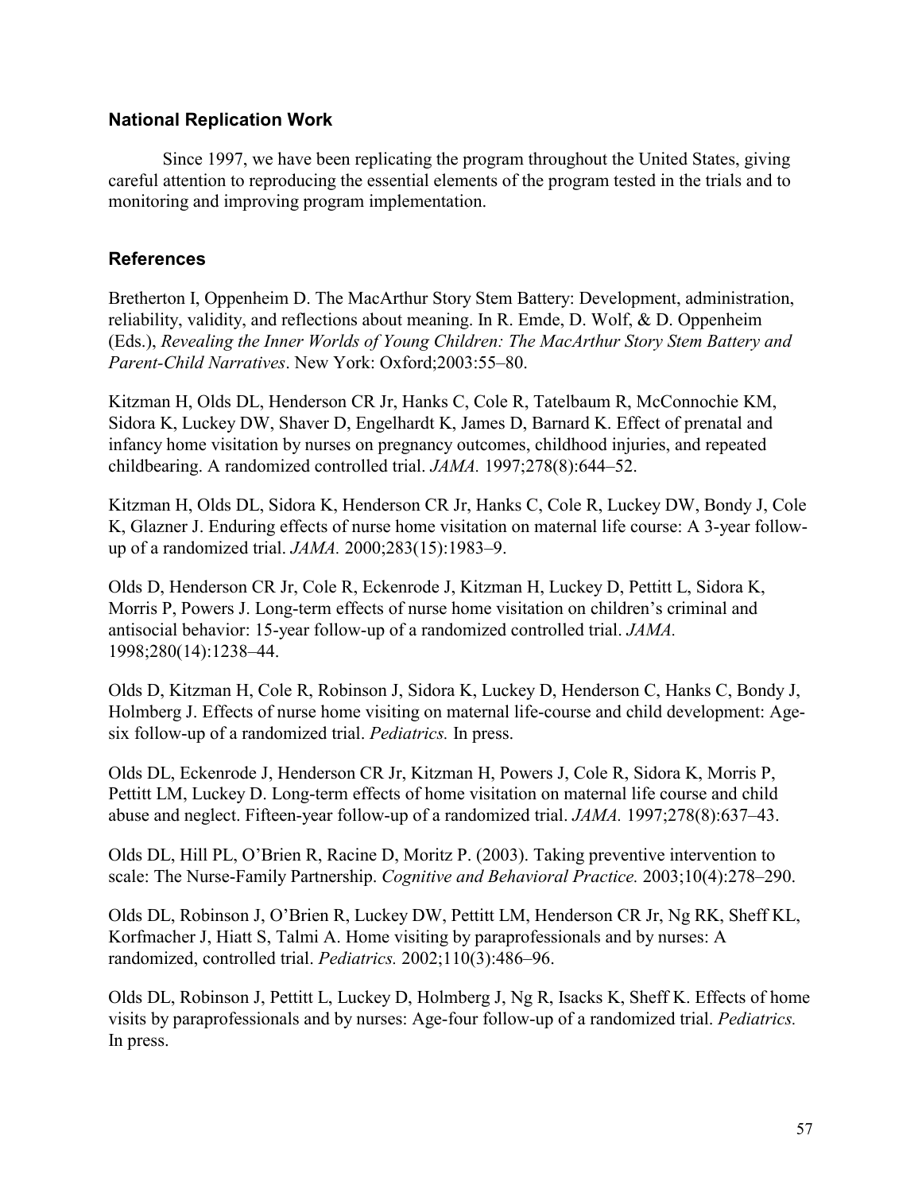### National Replication Work

Since 1997, we have been replicating the program throughout the United States, giving careful attention to reproducing the essential elements of the program tested in the trials and to monitoring and improving program implementation.

### References

Bretherton I, Oppenheim D. The MacArthur Story Stem Battery: Development, administration, reliability, validity, and reflections about meaning. In R. Emde, D. Wolf, & D. Oppenheim (Eds.), *Revealing the Inner Worlds of Young Children: The MacArthur Story Stem Battery and Parent-Child Narratives*. New York: Oxford;2003:55–80.

Kitzman H, Olds DL, Henderson CR Jr, Hanks C, Cole R, Tatelbaum R, McConnochie KM, Sidora K, Luckey DW, Shaver D, Engelhardt K, James D, Barnard K. Effect of prenatal and infancy home visitation by nurses on pregnancy outcomes, childhood injuries, and repeated childbearing. A randomized controlled trial. *JAMA.* 1997;278(8):644–52.

Kitzman H, Olds DL, Sidora K, Henderson CR Jr, Hanks C, Cole R, Luckey DW, Bondy J, Cole K, Glazner J. Enduring effects of nurse home visitation on maternal life course: A 3-year follow-up of a randomized trial. *JAMA.* 2000;283(15):1983–9.

Olds D, Henderson CR Jr, Cole R, Eckenrode J, Kitzman H, Luckey D, Pettitt L, Sidora K, Morris P, Powers J. Long-term effects of nurse home visitation on children's criminal and antisocial behavior: 15-year follow-up of a randomized controlled trial. *JAMA.* 1998;280(14):1238–44.

Olds D, Kitzman H, Cole R, Robinson J, Sidora K, Luckey D, Henderson C, Hanks C, Bondy J, Holmberg J. Effects of nurse home visiting on maternal life-course and child development: Age-six follow-up of a randomized trial. *Pediatrics.* In press.

Olds DL, Eckenrode J, Henderson CR Jr, Kitzman H, Powers J, Cole R, Sidora K, Morris P, Pettitt LM, Luckey D. Long-term effects of home visitation on maternal life course and child abuse and neglect. Fifteen-year follow-up of a randomized trial. *JAMA.* 1997;278(8):637–43.

Olds DL, Hill PL, O'Brien R, Racine D, Moritz P. (2003). Taking preventive intervention to scale: The Nurse-Family Partnership. *Cognitive and Behavioral Practice.* 2003;10(4):278–290.

Olds DL, Robinson J, O'Brien R, Luckey DW, Pettitt LM, Henderson CR Jr, Ng RK, Sheff KL, Korfmacher J, Hiatt S, Talmi A. Home visiting by paraprofessionals and by nurses: A randomized, controlled trial. *Pediatrics.* 2002;110(3):486–96.

Olds DL, Robinson J, Pettitt L, Luckey D, Holmberg J, Ng R, Isacks K, Sheff K. Effects of home visits by paraprofessionals and by nurses: Age-four follow-up of a randomized trial. *Pediatrics.* In press.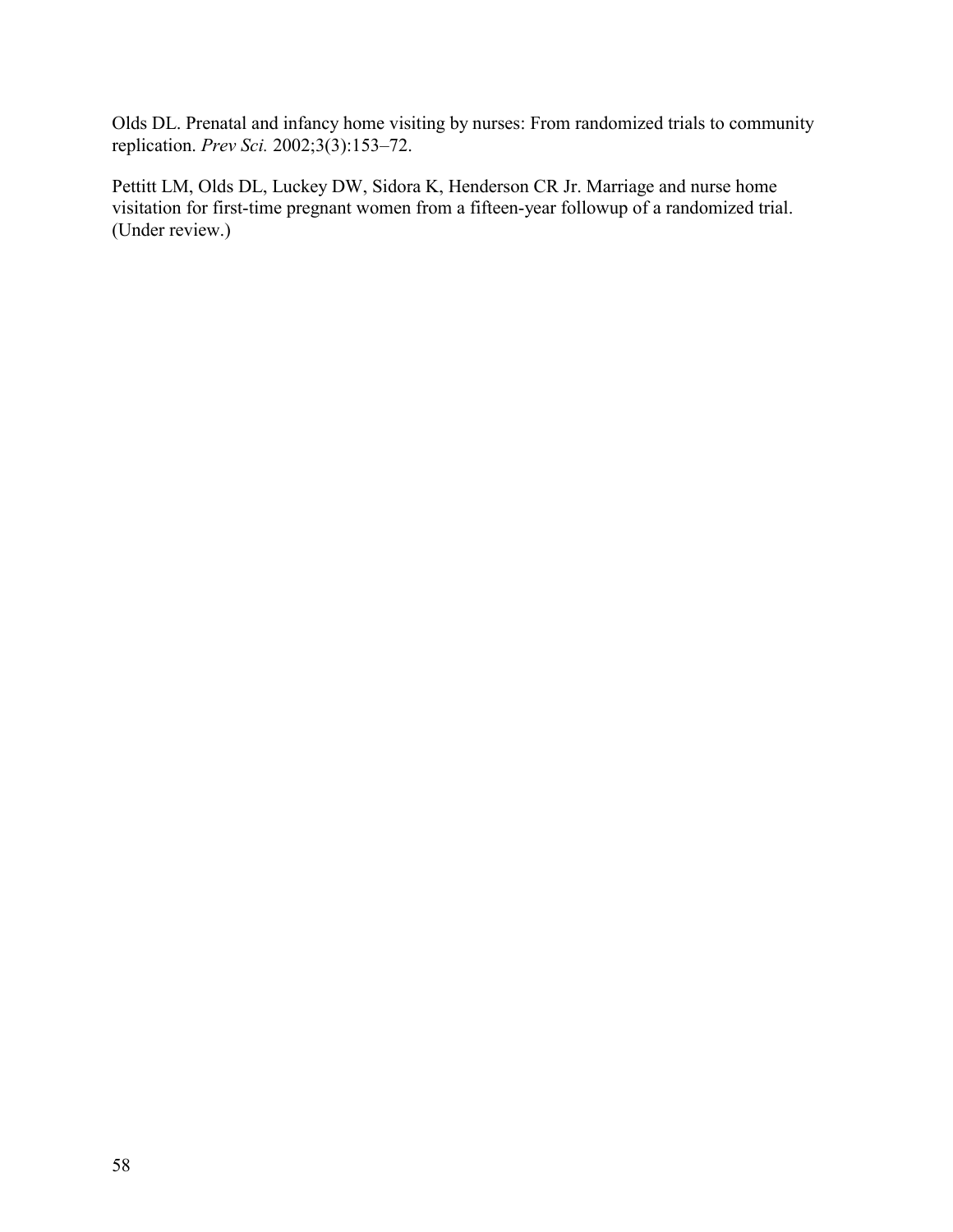Olds DL. Prenatal and infancy home visiting by nurses: From randomized trials to community replication. *Prev Sci.* 2002;3(3):153–72.

Pettitt LM, Olds DL, Luckey DW, Sidora K, Henderson CR Jr. Marriage and nurse home visitation for first-time pregnant women from a fifteen-year followup of a randomized trial. (Under review.)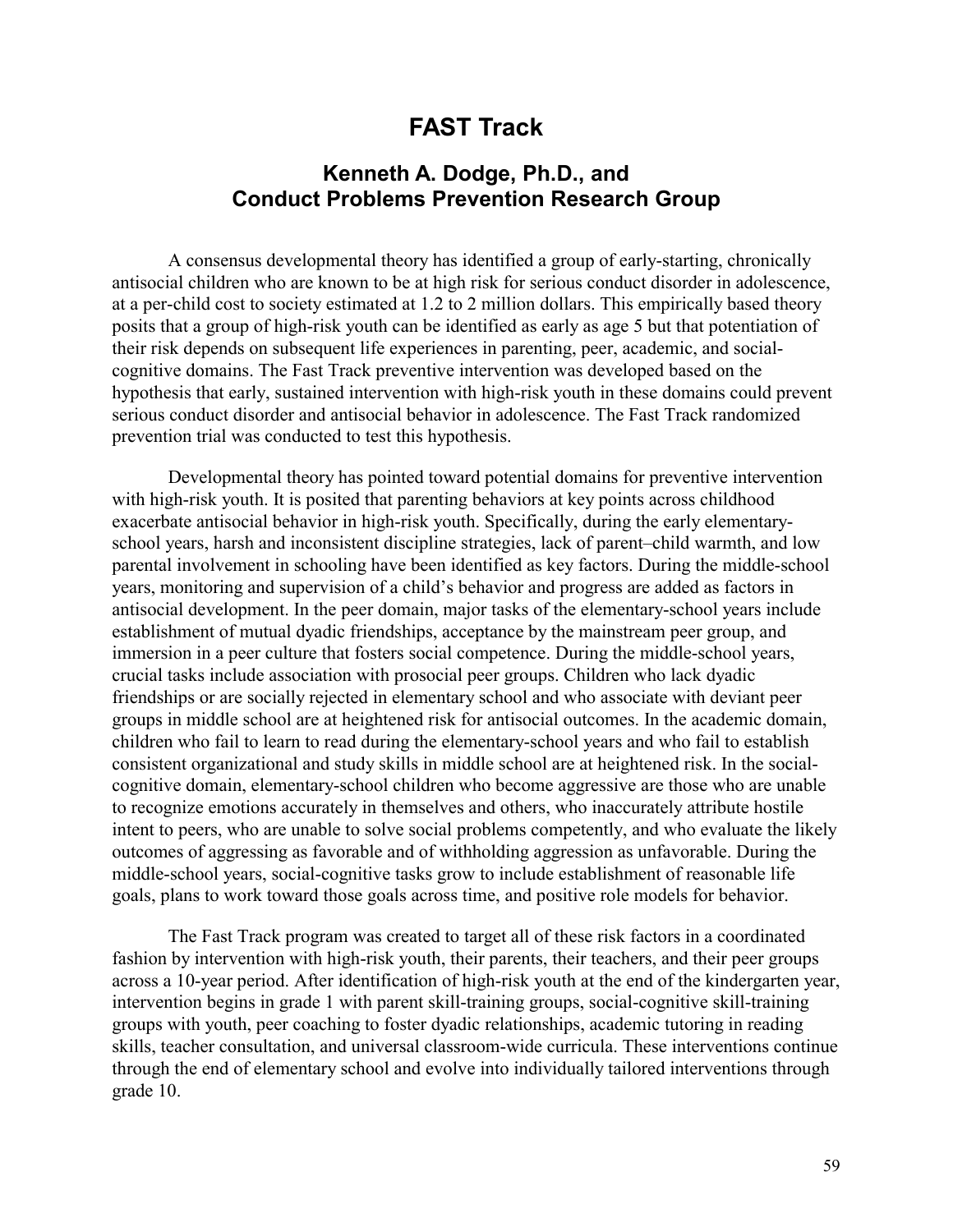# FAST Track

## Kenneth A. Dodge, Ph.D., and Conduct Problems Prevention Research Group

A consensus developmental theory has identified a group of early-starting, chronically antisocial children who are known to be at high risk for serious conduct disorder in adolescence, at a per-child cost to society estimated at 1.2 to 2 million dollars. This empirically based theory posits that a group of high-risk youth can be identified as early as age 5 but that potentiation of their risk depends on subsequent life experiences in parenting, peer, academic, and social-cognitive domains. The Fast Track preventive intervention was developed based on the hypothesis that early, sustained intervention with high-risk youth in these domains could prevent serious conduct disorder and antisocial behavior in adolescence. The Fast Track randomized prevention trial was conducted to test this hypothesis.

Developmental theory has pointed toward potential domains for preventive intervention with high-risk youth. It is posited that parenting behaviors at key points across childhood exacerbate antisocial behavior in high-risk youth. Specifically, during the early elementary-school years, harsh and inconsistent discipline strategies, lack of parent–child warmth, and low parental involvement in schooling have been identified as key factors. During the middle-school years, monitoring and supervision of a child's behavior and progress are added as factors in antisocial development. In the peer domain, major tasks of the elementary-school years include establishment of mutual dyadic friendships, acceptance by the mainstream peer group, and immersion in a peer culture that fosters social competence. During the middle-school years, crucial tasks include association with prosocial peer groups. Children who lack dyadic friendships or are socially rejected in elementary school and who associate with deviant peer groups in middle school are at heightened risk for antisocial outcomes. In the academic domain, children who fail to learn to read during the elementary-school years and who fail to establish consistent organizational and study skills in middle school are at heightened risk. In the social-cognitive domain, elementary-school children who become aggressive are those who are unable to recognize emotions accurately in themselves and others, who inaccurately attribute hostile intent to peers, who are unable to solve social problems competently, and who evaluate the likely outcomes of aggressing as favorable and of withholding aggression as unfavorable. During the middle-school years, social-cognitive tasks grow to include establishment of reasonable life goals, plans to work toward those goals across time, and positive role models for behavior.

The Fast Track program was created to target all of these risk factors in a coordinated fashion by intervention with high-risk youth, their parents, their teachers, and their peer groups across a 10-year period. After identification of high-risk youth at the end of the kindergarten year, intervention begins in grade 1 with parent skill-training groups, social-cognitive skill-training groups with youth, peer coaching to foster dyadic relationships, academic tutoring in reading skills, teacher consultation, and universal classroom-wide curricula. These interventions continue through the end of elementary school and evolve into individually tailored interventions through grade 10.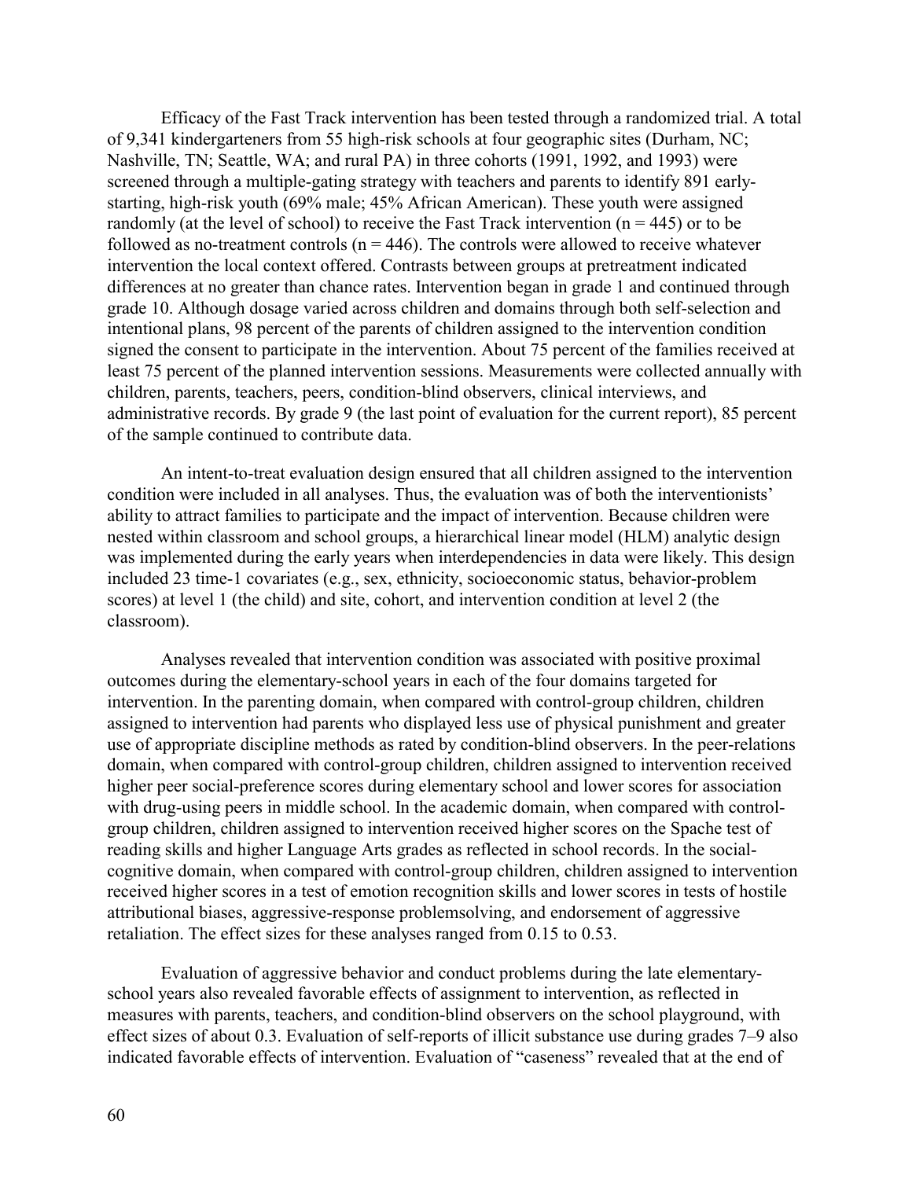Efficacy of the Fast Track intervention has been tested through a randomized trial. A total of 9,341 kindergarteners from 55 high-risk schools at four geographic sites (Durham, NC; Nashville, TN; Seattle, WA; and rural PA) in three cohorts (1991, 1992, and 1993) were screened through a multiple-gating strategy with teachers and parents to identify 891 early-starting, high-risk youth (69% male; 45% African American). These youth were assigned randomly (at the level of school) to receive the Fast Track intervention (n = 445) or to be followed as no-treatment controls (n = 446). The controls were allowed to receive whatever intervention the local context offered. Contrasts between groups at pretreatment indicated differences at no greater than chance rates. Intervention began in grade 1 and continued through grade 10. Although dosage varied across children and domains through both self-selection and intentional plans, 98 percent of the parents of children assigned to the intervention condition signed the consent to participate in the intervention. About 75 percent of the families received at least 75 percent of the planned intervention sessions. Measurements were collected annually with children, parents, teachers, peers, condition-blind observers, clinical interviews, and administrative records. By grade 9 (the last point of evaluation for the current report), 85 percent of the sample continued to contribute data.

An intent-to-treat evaluation design ensured that all children assigned to the intervention condition were included in all analyses. Thus, the evaluation was of both the interventionists' ability to attract families to participate and the impact of intervention. Because children were nested within classroom and school groups, a hierarchical linear model (HLM) analytic design was implemented during the early years when interdependencies in data were likely. This design included 23 time-1 covariates (e.g., sex, ethnicity, socioeconomic status, behavior-problem scores) at level 1 (the child) and site, cohort, and intervention condition at level 2 (the classroom).

Analyses revealed that intervention condition was associated with positive proximal outcomes during the elementary-school years in each of the four domains targeted for intervention. In the parenting domain, when compared with control-group children, children assigned to intervention had parents who displayed less use of physical punishment and greater use of appropriate discipline methods as rated by condition-blind observers. In the peer-relations domain, when compared with control-group children, children assigned to intervention received higher peer social-preference scores during elementary school and lower scores for association with drug-using peers in middle school. In the academic domain, when compared with control-group children, children assigned to intervention received higher scores on the Spache test of reading skills and higher Language Arts grades as reflected in school records. In the social-cognitive domain, when compared with control-group children, children assigned to intervention received higher scores in a test of emotion recognition skills and lower scores in tests of hostile attributional biases, aggressive-response problemsolving, and endorsement of aggressive retaliation. The effect sizes for these analyses ranged from 0.15 to 0.53.

Evaluation of aggressive behavior and conduct problems during the late elementary-school years also revealed favorable effects of assignment to intervention, as reflected in measures with parents, teachers, and condition-blind observers on the school playground, with effect sizes of about 0.3. Evaluation of self-reports of illicit substance use during grades 7–9 also indicated favorable effects of intervention. Evaluation of "caseness" revealed that at the end of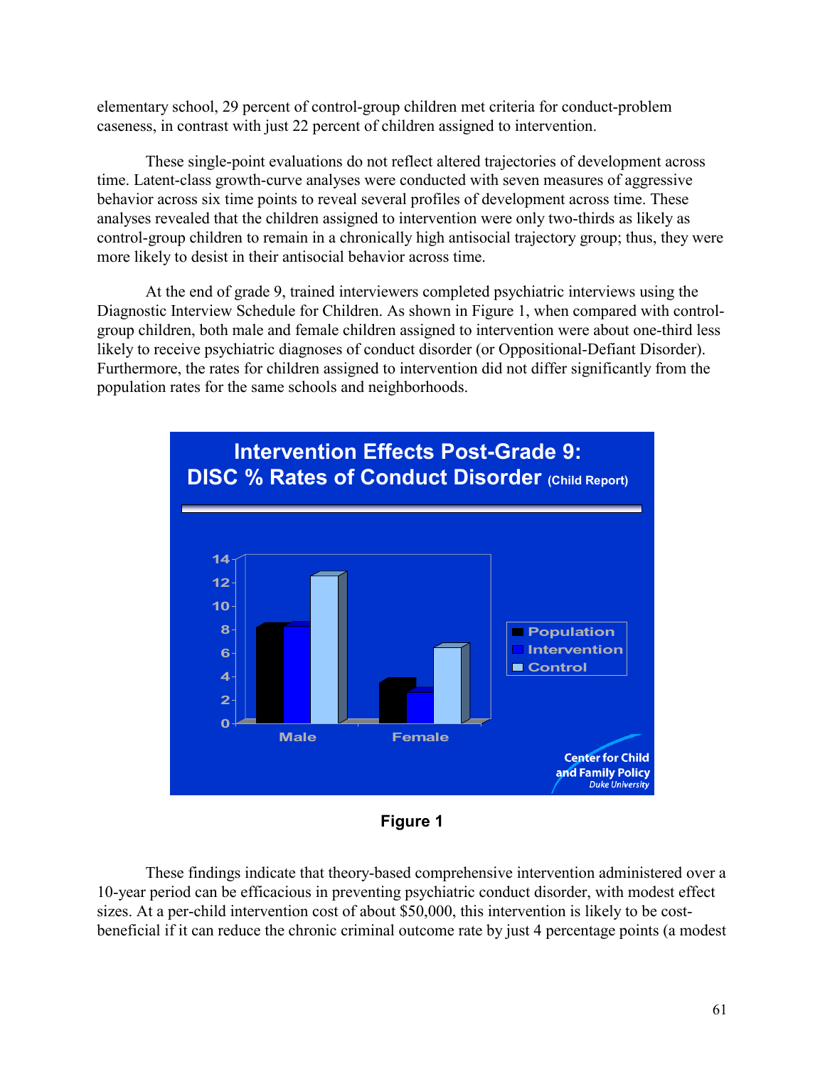elementary school, 29 percent of control-group children met criteria for conduct-problem caseness, in contrast with just 22 percent of children assigned to intervention.

These single-point evaluations do not reflect altered trajectories of development across time. Latent-class growth-curve analyses were conducted with seven measures of aggressive behavior across six time points to reveal several profiles of development across time. These analyses revealed that the children assigned to intervention were only two-thirds as likely as control-group children to remain in a chronically high antisocial trajectory group; thus, they were more likely to desist in their antisocial behavior across time.

At the end of grade 9, trained interviewers completed psychiatric interviews using the Diagnostic Interview Schedule for Children. As shown in Figure 1, when compared with control-group children, both male and female children assigned to intervention were about one-third less likely to receive psychiatric diagnoses of conduct disorder (or Oppositional-Defiant Disorder). Furthermore, the rates for children assigned to intervention did not differ significantly from the population rates for the same schools and neighborhoods.

**Intervention Effects Post-Grade 9: DISC % Rates of Conduct Disorder (Child Report)**

**Figure 1**

These findings indicate that theory-based comprehensive intervention administered over a 10-year period can be efficacious in preventing psychiatric conduct disorder, with modest effect sizes. At a per-child intervention cost of about $50,000, this intervention is likely to be cost-beneficial if it can reduce the chronic criminal outcome rate by just 4 percentage points (a modest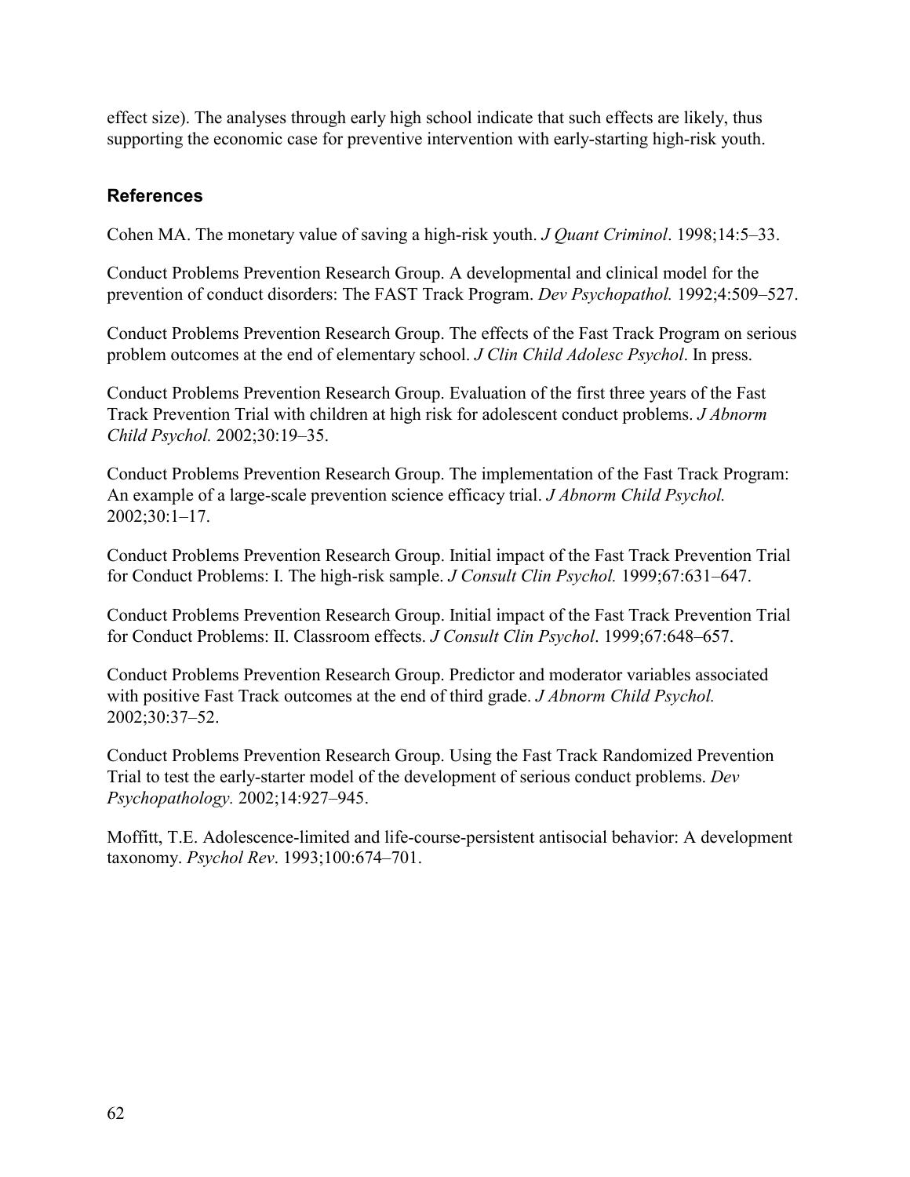effect size). The analyses through early high school indicate that such effects are likely, thus supporting the economic case for preventive intervention with early-starting high-risk youth.

### References

Cohen MA. The monetary value of saving a high-risk youth. *J Quant Criminol*. 1998;14:5–33.

Conduct Problems Prevention Research Group. A developmental and clinical model for the prevention of conduct disorders: The FAST Track Program. *Dev Psychopathol.* 1992;4:509–527.

Conduct Problems Prevention Research Group. The effects of the Fast Track Program on serious problem outcomes at the end of elementary school. *J Clin Child Adolesc Psychol*. In press.

Conduct Problems Prevention Research Group. Evaluation of the first three years of the Fast Track Prevention Trial with children at high risk for adolescent conduct problems. *J Abnorm Child Psychol.* 2002;30:19–35.

Conduct Problems Prevention Research Group. The implementation of the Fast Track Program: An example of a large-scale prevention science efficacy trial. *J Abnorm Child Psychol.* 2002;30:1–17.

Conduct Problems Prevention Research Group. Initial impact of the Fast Track Prevention Trial for Conduct Problems: I. The high-risk sample. *J Consult Clin Psychol.* 1999;67:631–647.

Conduct Problems Prevention Research Group. Initial impact of the Fast Track Prevention Trial for Conduct Problems: II. Classroom effects. *J Consult Clin Psychol*. 1999;67:648–657.

Conduct Problems Prevention Research Group. Predictor and moderator variables associated with positive Fast Track outcomes at the end of third grade. *J Abnorm Child Psychol.* 2002;30:37–52.

Conduct Problems Prevention Research Group. Using the Fast Track Randomized Prevention Trial to test the early-starter model of the development of serious conduct problems. *Dev Psychopathology.* 2002;14:927–945.

Moffitt, T.E. Adolescence-limited and life-course-persistent antisocial behavior: A development taxonomy. *Psychol Rev*. 1993;100:674–701.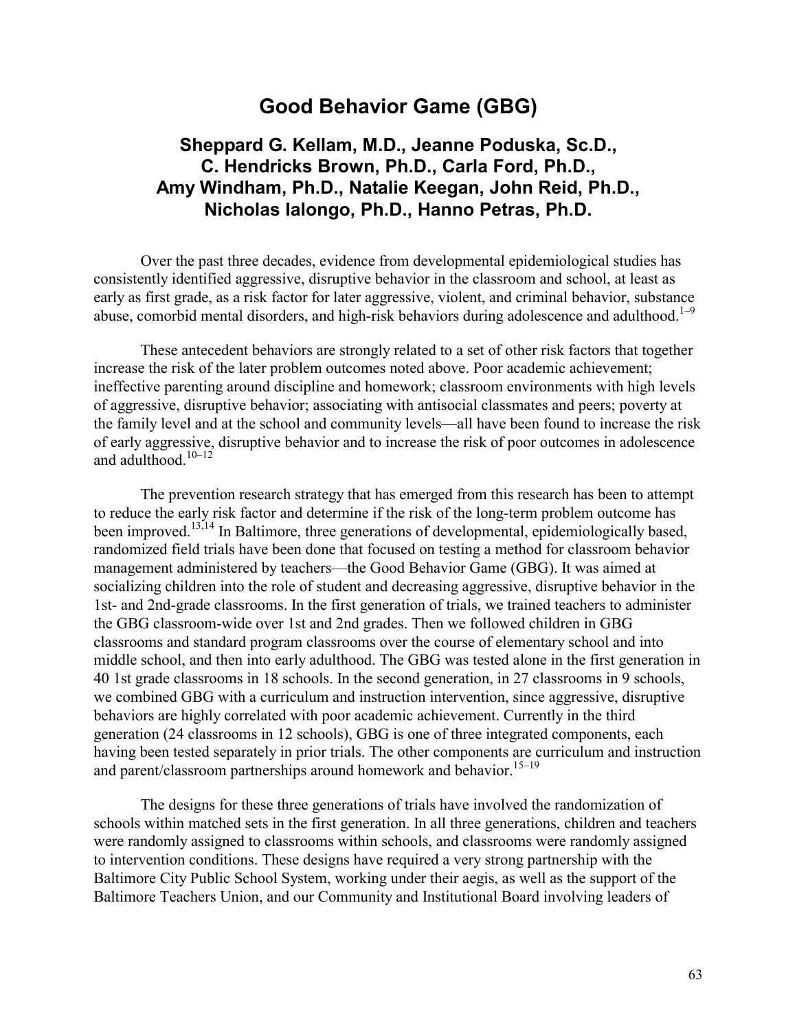# Good Behavior Game (GBG)

## Sheppard G. Kellam, M.D., Jeanne Poduska, Sc.D., C. Hendricks Brown, Ph.D., Carla Ford, Ph.D., Amy Windham, Ph.D., Natalie Keegan, John Reid, Ph.D., Nicholas Ialongo, Ph.D., Hanno Petras, Ph.D.

Over the past three decades, evidence from developmental epidemiological studies has consistently identified aggressive, disruptive behavior in the classroom and school, at least as early as first grade, as a risk factor for later aggressive, violent, and criminal behavior, substance abuse, comorbid mental disorders, and high-risk behaviors during adolescence and adulthood.[1–9]

These antecedent behaviors are strongly related to a set of other risk factors that together increase the risk of the later problem outcomes noted above. Poor academic achievement; ineffective parenting around discipline and homework; classroom environments with high levels of aggressive, disruptive behavior; associating with antisocial classmates and peers; poverty at the family level and at the school and community levels—all have been found to increase the risk of early aggressive, disruptive behavior and to increase the risk of poor outcomes in adolescence and adulthood.[10–12]

The prevention research strategy that has emerged from this research has been to attempt to reduce the early risk factor and determine if the risk of the long-term problem outcome has been improved.[13,14] In Baltimore, three generations of developmental, epidemiologically based, randomized field trials have been done that focused on testing a method for classroom behavior management administered by teachers—the Good Behavior Game (GBG). It was aimed at socializing children into the role of student and decreasing aggressive, disruptive behavior in the 1st- and 2nd-grade classrooms. In the first generation of trials, we trained teachers to administer the GBG classroom-wide over 1st and 2nd grades. Then we followed children in GBG classrooms and standard program classrooms over the course of elementary school and into middle school, and then into early adulthood. The GBG was tested alone in the first generation in 40 1st grade classrooms in 18 schools. In the second generation, in 27 classrooms in 9 schools, we combined GBG with a curriculum and instruction intervention, since aggressive, disruptive behaviors are highly correlated with poor academic achievement. Currently in the third generation (24 classrooms in 12 schools), GBG is one of three integrated components, each having been tested separately in prior trials. The other components are curriculum and instruction and parent/classroom partnerships around homework and behavior.[15–19]

The designs for these three generations of trials have involved the randomization of schools within matched sets in the first generation. In all three generations, children and teachers were randomly assigned to classrooms within schools, and classrooms were randomly assigned to intervention conditions. These designs have required a very strong partnership with the Baltimore City Public School System, working under their aegis, as well as the support of the Baltimore Teachers Union, and our Community and Institutional Board involving leaders of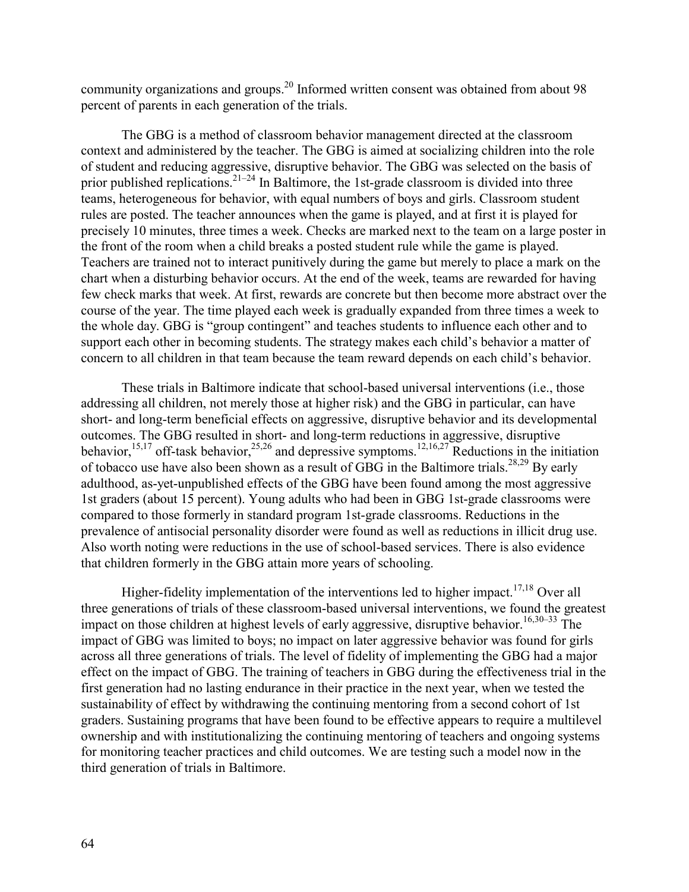community organizations and groups.[20] Informed written consent was obtained from about 98 percent of parents in each generation of the trials.

The GBG is a method of classroom behavior management directed at the classroom context and administered by the teacher. The GBG is aimed at socializing children into the role of student and reducing aggressive, disruptive behavior. The GBG was selected on the basis of prior published replications.[21–24] In Baltimore, the 1st-grade classroom is divided into three teams, heterogeneous for behavior, with equal numbers of boys and girls. Classroom student rules are posted. The teacher announces when the game is played, and at first it is played for precisely 10 minutes, three times a week. Checks are marked next to the team on a large poster in the front of the room when a child breaks a posted student rule while the game is played. Teachers are trained not to interact punitively during the game but merely to place a mark on the chart when a disturbing behavior occurs. At the end of the week, teams are rewarded for having few check marks that week. At first, rewards are concrete but then become more abstract over the course of the year. The time played each week is gradually expanded from three times a week to the whole day. GBG is "group contingent" and teaches students to influence each other and to support each other in becoming students. The strategy makes each child's behavior a matter of concern to all children in that team because the team reward depends on each child's behavior.

These trials in Baltimore indicate that school-based universal interventions (i.e., those addressing all children, not merely those at higher risk) and the GBG in particular, can have short- and long-term beneficial effects on aggressive, disruptive behavior and its developmental outcomes. The GBG resulted in short- and long-term reductions in aggressive, disruptive behavior,[15,17] off-task behavior,[25,26] and depressive symptoms.[12,16,27] Reductions in the initiation of tobacco use have also been shown as a result of GBG in the Baltimore trials.[28,29] By early adulthood, as-yet-unpublished effects of the GBG have been found among the most aggressive 1st graders (about 15 percent). Young adults who had been in GBG 1st-grade classrooms were compared to those formerly in standard program 1st-grade classrooms. Reductions in the prevalence of antisocial personality disorder were found as well as reductions in illicit drug use. Also worth noting were reductions in the use of school-based services. There is also evidence that children formerly in the GBG attain more years of schooling.

Higher-fidelity implementation of the interventions led to higher impact.[17,18] Over all three generations of trials of these classroom-based universal interventions, we found the greatest impact on those children at highest levels of early aggressive, disruptive behavior.[16,30–33] The impact of GBG was limited to boys; no impact on later aggressive behavior was found for girls across all three generations of trials. The level of fidelity of implementing the GBG had a major effect on the impact of GBG. The training of teachers in GBG during the effectiveness trial in the first generation had no lasting endurance in their practice in the next year, when we tested the sustainability of effect by withdrawing the continuing mentoring from a second cohort of 1st graders. Sustaining programs that have been found to be effective appears to require a multilevel ownership and with institutionalizing the continuing mentoring of teachers and ongoing systems for monitoring teacher practices and child outcomes. We are testing such a model now in the third generation of trials in Baltimore.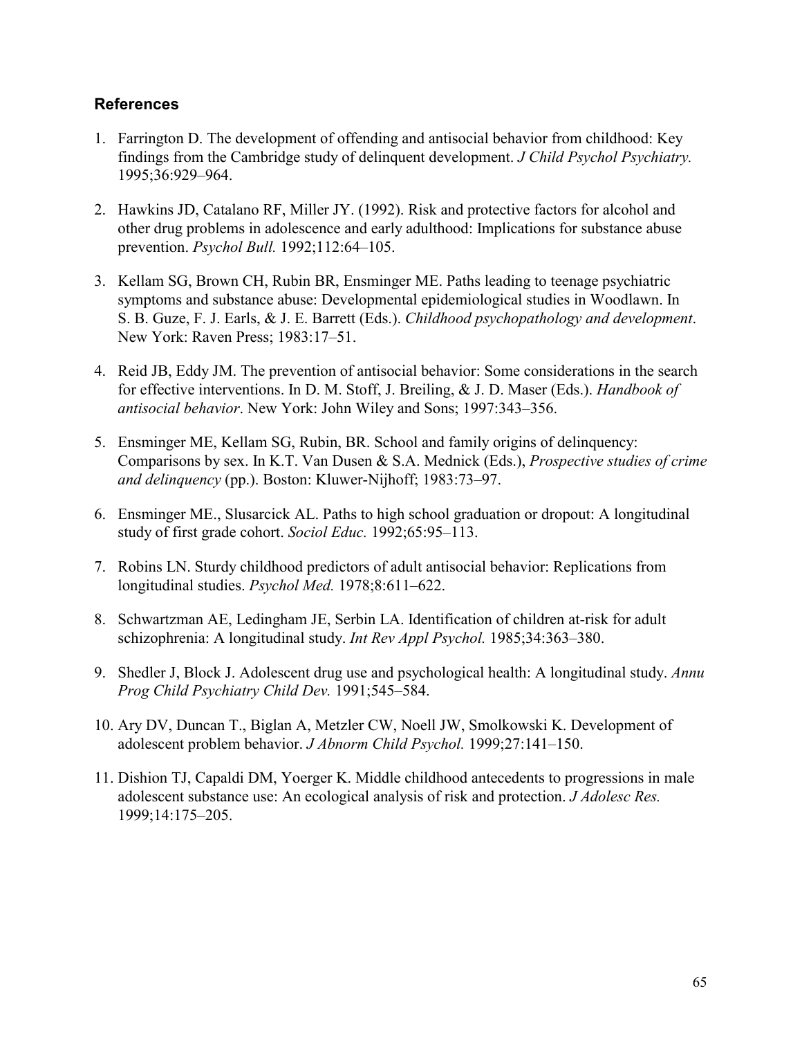### References

1. Farrington D. The development of offending and antisocial behavior from childhood: Key findings from the Cambridge study of delinquent development. *J Child Psychol Psychiatry.* 1995;36:929–964.

2. Hawkins JD, Catalano RF, Miller JY. (1992). Risk and protective factors for alcohol and other drug problems in adolescence and early adulthood: Implications for substance abuse prevention. *Psychol Bull.* 1992;112:64–105.

3. Kellam SG, Brown CH, Rubin BR, Ensminger ME. Paths leading to teenage psychiatric symptoms and substance abuse: Developmental epidemiological studies in Woodlawn. In S. B. Guze, F. J. Earls, & J. E. Barrett (Eds.). *Childhood psychopathology and development*. New York: Raven Press; 1983:17–51.

4. Reid JB, Eddy JM. The prevention of antisocial behavior: Some considerations in the search for effective interventions. In D. M. Stoff, J. Breiling, & J. D. Maser (Eds.). *Handbook of antisocial behavior*. New York: John Wiley and Sons; 1997:343–356.

5. Ensminger ME, Kellam SG, Rubin, BR. School and family origins of delinquency: Comparisons by sex. In K.T. Van Dusen & S.A. Mednick (Eds.), *Prospective studies of crime and delinquency* (pp.). Boston: Kluwer-Nijhoff; 1983:73–97.

6. Ensminger ME., Slusarcick AL. Paths to high school graduation or dropout: A longitudinal study of first grade cohort. *Sociol Educ.* 1992;65:95–113.

7. Robins LN. Sturdy childhood predictors of adult antisocial behavior: Replications from longitudinal studies. *Psychol Med.* 1978;8:611–622.

8. Schwartzman AE, Ledingham JE, Serbin LA. Identification of children at-risk for adult schizophrenia: A longitudinal study. *Int Rev Appl Psychol.* 1985;34:363–380.

9. Shedler J, Block J. Adolescent drug use and psychological health: A longitudinal study. *Annu Prog Child Psychiatry Child Dev.* 1991;545–584.

10. Ary DV, Duncan T., Biglan A, Metzler CW, Noell JW, Smolkowski K. Development of adolescent problem behavior. *J Abnorm Child Psychol.* 1999;27:141–150.

11. Dishion TJ, Capaldi DM, Yoerger K. Middle childhood antecedents to progressions in male adolescent substance use: An ecological analysis of risk and protection. *J Adolesc Res.* 1999;14:175–205.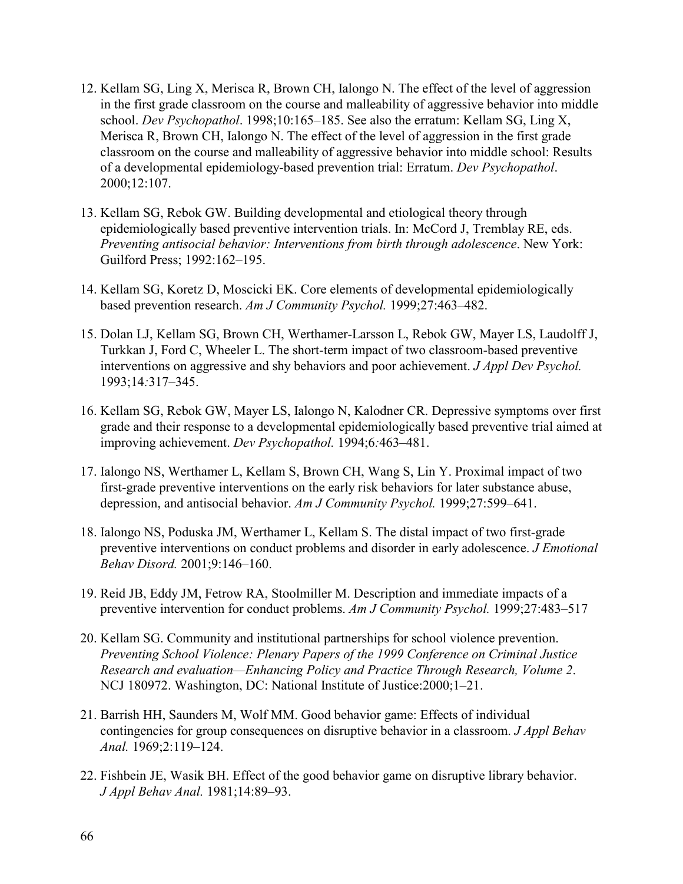12. Kellam SG, Ling X, Merisca R, Brown CH, Ialongo N. The effect of the level of aggression in the first grade classroom on the course and malleability of aggressive behavior into middle school. *Dev Psychopathol*. 1998;10:165–185. See also the erratum: Kellam SG, Ling X, Merisca R, Brown CH, Ialongo N. The effect of the level of aggression in the first grade classroom on the course and malleability of aggressive behavior into middle school: Results of a developmental epidemiology-based prevention trial: Erratum. *Dev Psychopathol*. 2000;12:107.

13. Kellam SG, Rebok GW. Building developmental and etiological theory through epidemiologically based preventive intervention trials. In: McCord J, Tremblay RE, eds. *Preventing antisocial behavior: Interventions from birth through adolescence*. New York: Guilford Press; 1992:162–195.

14. Kellam SG, Koretz D, Moscicki EK. Core elements of developmental epidemiologically based prevention research. *Am J Community Psychol.* 1999;27:463–482.

15. Dolan LJ, Kellam SG, Brown CH, Werthamer-Larsson L, Rebok GW, Mayer LS, Laudolff J, Turkkan J, Ford C, Wheeler L. The short-term impact of two classroom-based preventive interventions on aggressive and shy behaviors and poor achievement. *J Appl Dev Psychol.* 1993;14:317–345.

16. Kellam SG, Rebok GW, Mayer LS, Ialongo N, Kalodner CR. Depressive symptoms over first grade and their response to a developmental epidemiologically based preventive trial aimed at improving achievement. *Dev Psychopathol.* 1994;6:463–481.

17. Ialongo NS, Werthamer L, Kellam S, Brown CH, Wang S, Lin Y. Proximal impact of two first-grade preventive interventions on the early risk behaviors for later substance abuse, depression, and antisocial behavior. *Am J Community Psychol.* 1999;27:599–641.

18. Ialongo NS, Poduska JM, Werthamer L, Kellam S. The distal impact of two first-grade preventive interventions on conduct problems and disorder in early adolescence. *J Emotional Behav Disord.* 2001;9:146–160.

19. Reid JB, Eddy JM, Fetrow RA, Stoolmiller M. Description and immediate impacts of a preventive intervention for conduct problems. *Am J Community Psychol.* 1999;27:483–517

20. Kellam SG. Community and institutional partnerships for school violence prevention. *Preventing School Violence: Plenary Papers of the 1999 Conference on Criminal Justice Research and evaluation—Enhancing Policy and Practice Through Research, Volume 2*. NCJ 180972. Washington, DC: National Institute of Justice:2000;1–21.

21. Barrish HH, Saunders M, Wolf MM. Good behavior game: Effects of individual contingencies for group consequences on disruptive behavior in a classroom. *J Appl Behav Anal.* 1969;2:119–124.

22. Fishbein JE, Wasik BH. Effect of the good behavior game on disruptive library behavior. *J Appl Behav Anal.* 1981;14:89–93.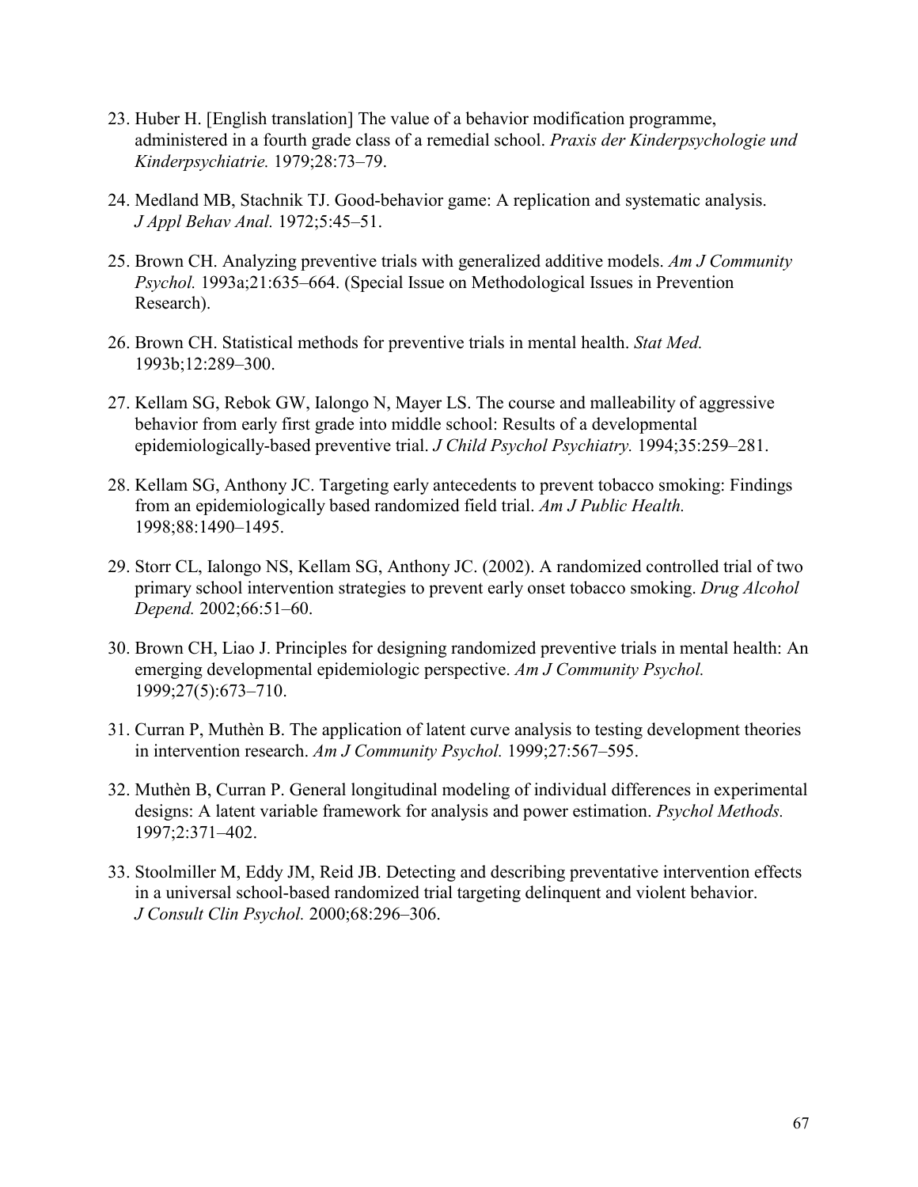23. Huber H. [English translation] The value of a behavior modification programme, administered in a fourth grade class of a remedial school. *Praxis der Kinderpsychologie und Kinderpsychiatrie.* 1979;28:73–79.

24. Medland MB, Stachnik TJ. Good-behavior game: A replication and systematic analysis. *J Appl Behav Anal.* 1972;5:45–51.

25. Brown CH. Analyzing preventive trials with generalized additive models. *Am J Community Psychol.* 1993a;21:635–664. (Special Issue on Methodological Issues in Prevention Research).

26. Brown CH. Statistical methods for preventive trials in mental health. *Stat Med.* 1993b;12:289–300.

27. Kellam SG, Rebok GW, Ialongo N, Mayer LS. The course and malleability of aggressive behavior from early first grade into middle school: Results of a developmental epidemiologically-based preventive trial. *J Child Psychol Psychiatry.* 1994;35:259–281.

28. Kellam SG, Anthony JC. Targeting early antecedents to prevent tobacco smoking: Findings from an epidemiologically based randomized field trial. *Am J Public Health.* 1998;88:1490–1495.

29. Storr CL, Ialongo NS, Kellam SG, Anthony JC. (2002). A randomized controlled trial of two primary school intervention strategies to prevent early onset tobacco smoking. *Drug Alcohol Depend.* 2002;66:51–60.

30. Brown CH, Liao J. Principles for designing randomized preventive trials in mental health: An emerging developmental epidemiologic perspective. *Am J Community Psychol.* 1999;27(5):673–710.

31. Curran P, Muthèn B. The application of latent curve analysis to testing development theories in intervention research. *Am J Community Psychol.* 1999;27:567–595.

32. Muthèn B, Curran P. General longitudinal modeling of individual differences in experimental designs: A latent variable framework for analysis and power estimation. *Psychol Methods.* 1997;2:371–402.

33. Stoolmiller M, Eddy JM, Reid JB. Detecting and describing preventative intervention effects in a universal school-based randomized trial targeting delinquent and violent behavior. *J Consult Clin Psychol.* 2000;68:296–306.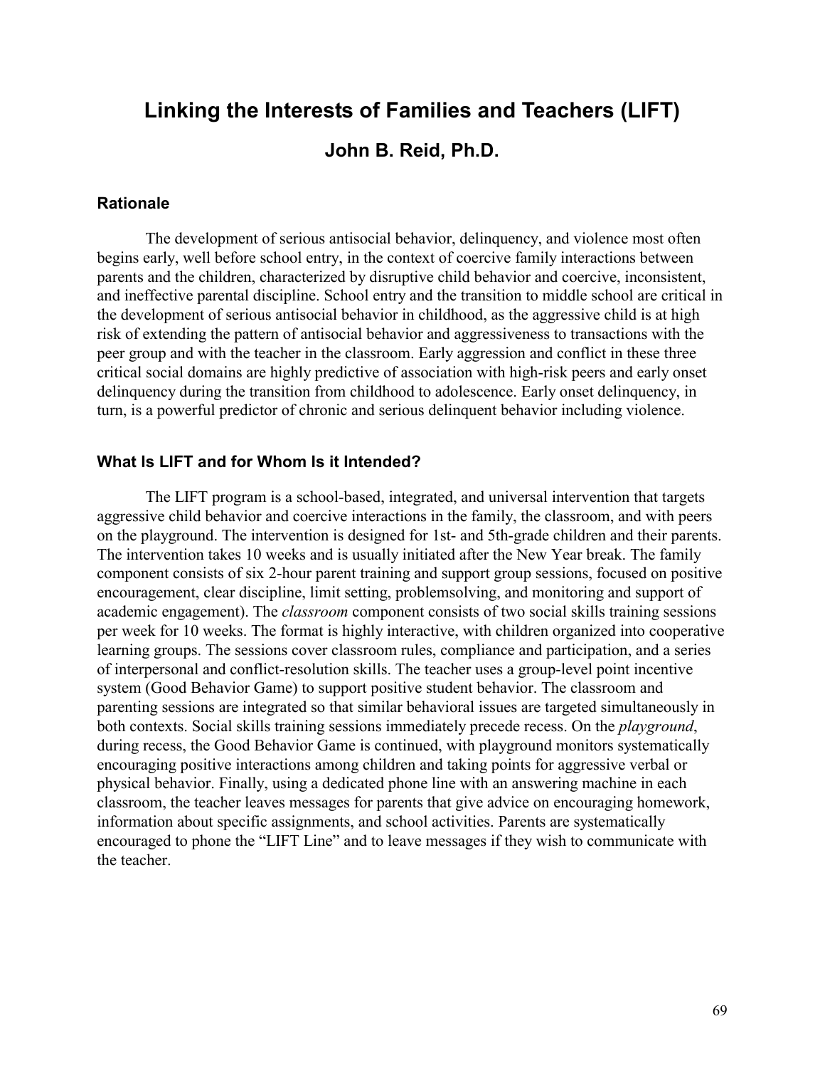# Linking the Interests of Families and Teachers (LIFT)

## John B. Reid, Ph.D.

### Rationale

The development of serious antisocial behavior, delinquency, and violence most often begins early, well before school entry, in the context of coercive family interactions between parents and the children, characterized by disruptive child behavior and coercive, inconsistent, and ineffective parental discipline. School entry and the transition to middle school are critical in the development of serious antisocial behavior in childhood, as the aggressive child is at high risk of extending the pattern of antisocial behavior and aggressiveness to transactions with the peer group and with the teacher in the classroom. Early aggression and conflict in these three critical social domains are highly predictive of association with high-risk peers and early onset delinquency during the transition from childhood to adolescence. Early onset delinquency, in turn, is a powerful predictor of chronic and serious delinquent behavior including violence.

### What Is LIFT and for Whom Is it Intended?

The LIFT program is a school-based, integrated, and universal intervention that targets aggressive child behavior and coercive interactions in the family, the classroom, and with peers on the playground. The intervention is designed for 1st- and 5th-grade children and their parents. The intervention takes 10 weeks and is usually initiated after the New Year break. The family component consists of six 2-hour parent training and support group sessions, focused on positive encouragement, clear discipline, limit setting, problemsolving, and monitoring and support of academic engagement). The *classroom* component consists of two social skills training sessions per week for 10 weeks. The format is highly interactive, with children organized into cooperative learning groups. The sessions cover classroom rules, compliance and participation, and a series of interpersonal and conflict-resolution skills. The teacher uses a group-level point incentive system (Good Behavior Game) to support positive student behavior. The classroom and parenting sessions are integrated so that similar behavioral issues are targeted simultaneously in both contexts. Social skills training sessions immediately precede recess. On the *playground*, during recess, the Good Behavior Game is continued, with playground monitors systematically encouraging positive interactions among children and taking points for aggressive verbal or physical behavior. Finally, using a dedicated phone line with an answering machine in each classroom, the teacher leaves messages for parents that give advice on encouraging homework, information about specific assignments, and school activities. Parents are systematically encouraged to phone the "LIFT Line" and to leave messages if they wish to communicate with the teacher.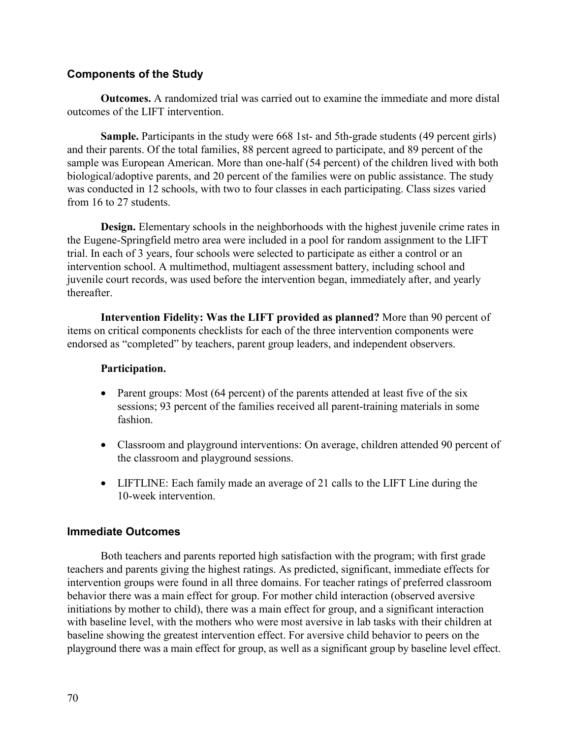### Components of the Study

**Outcomes.** A randomized trial was carried out to examine the immediate and more distal outcomes of the LIFT intervention.

**Sample.** Participants in the study were 668 1st- and 5th-grade students (49 percent girls) and their parents. Of the total families, 88 percent agreed to participate, and 89 percent of the sample was European American. More than one-half (54 percent) of the children lived with both biological/adoptive parents, and 20 percent of the families were on public assistance. The study was conducted in 12 schools, with two to four classes in each participating. Class sizes varied from 16 to 27 students.

**Design.** Elementary schools in the neighborhoods with the highest juvenile crime rates in the Eugene-Springfield metro area were included in a pool for random assignment to the LIFT trial. In each of 3 years, four schools were selected to participate as either a control or an intervention school. A multimethod, multiagent assessment battery, including school and juvenile court records, was used before the intervention began, immediately after, and yearly thereafter.

**Intervention Fidelity: Was the LIFT provided as planned?** More than 90 percent of items on critical components checklists for each of the three intervention components were endorsed as "completed" by teachers, parent group leaders, and independent observers.

**Participation.**

- Parent groups: Most (64 percent) of the parents attended at least five of the six sessions; 93 percent of the families received all parent-training materials in some fashion.
- Classroom and playground interventions: On average, children attended 90 percent of the classroom and playground sessions.
- LIFTLINE: Each family made an average of 21 calls to the LIFT Line during the 10-week intervention.

### Immediate Outcomes

Both teachers and parents reported high satisfaction with the program; with first grade teachers and parents giving the highest ratings. As predicted, significant, immediate effects for intervention groups were found in all three domains. For teacher ratings of preferred classroom behavior there was a main effect for group. For mother child interaction (observed aversive initiations by mother to child), there was a main effect for group, and a significant interaction with baseline level, with the mothers who were most aversive in lab tasks with their children at baseline showing the greatest intervention effect. For aversive child behavior to peers on the playground there was a main effect for group, as well as a significant group by baseline level effect.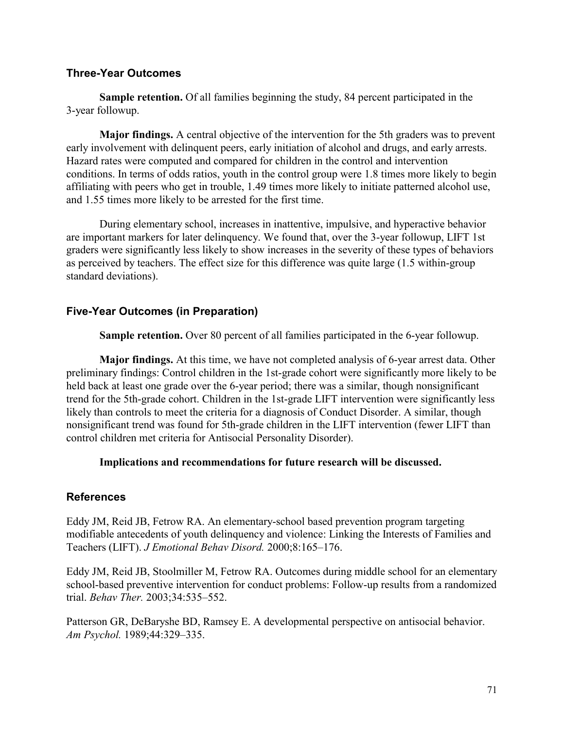### Three-Year Outcomes

**Sample retention.** Of all families beginning the study, 84 percent participated in the 3-year followup.

**Major findings.** A central objective of the intervention for the 5th graders was to prevent early involvement with delinquent peers, early initiation of alcohol and drugs, and early arrests. Hazard rates were computed and compared for children in the control and intervention conditions. In terms of odds ratios, youth in the control group were 1.8 times more likely to begin affiliating with peers who get in trouble, 1.49 times more likely to initiate patterned alcohol use, and 1.55 times more likely to be arrested for the first time.

During elementary school, increases in inattentive, impulsive, and hyperactive behavior are important markers for later delinquency. We found that, over the 3-year followup, LIFT 1st graders were significantly less likely to show increases in the severity of these types of behaviors as perceived by teachers. The effect size for this difference was quite large (1.5 within-group standard deviations).

### Five-Year Outcomes (in Preparation)

**Sample retention.** Over 80 percent of all families participated in the 6-year followup.

**Major findings.** At this time, we have not completed analysis of 6-year arrest data. Other preliminary findings: Control children in the 1st-grade cohort were significantly more likely to be held back at least one grade over the 6-year period; there was a similar, though nonsignificant trend for the 5th-grade cohort. Children in the 1st-grade LIFT intervention were significantly less likely than controls to meet the criteria for a diagnosis of Conduct Disorder. A similar, though nonsignificant trend was found for 5th-grade children in the LIFT intervention (fewer LIFT than control children met criteria for Antisocial Personality Disorder).

**Implications and recommendations for future research will be discussed.**

### References

Eddy JM, Reid JB, Fetrow RA. An elementary-school based prevention program targeting modifiable antecedents of youth delinquency and violence: Linking the Interests of Families and Teachers (LIFT). *J Emotional Behav Disord.* 2000;8:165–176.

Eddy JM, Reid JB, Stoolmiller M, Fetrow RA. Outcomes during middle school for an elementary school-based preventive intervention for conduct problems: Follow-up results from a randomized trial. *Behav Ther.* 2003;34:535–552.

Patterson GR, DeBaryshe BD, Ramsey E. A developmental perspective on antisocial behavior. *Am Psychol.* 1989;44:329–335.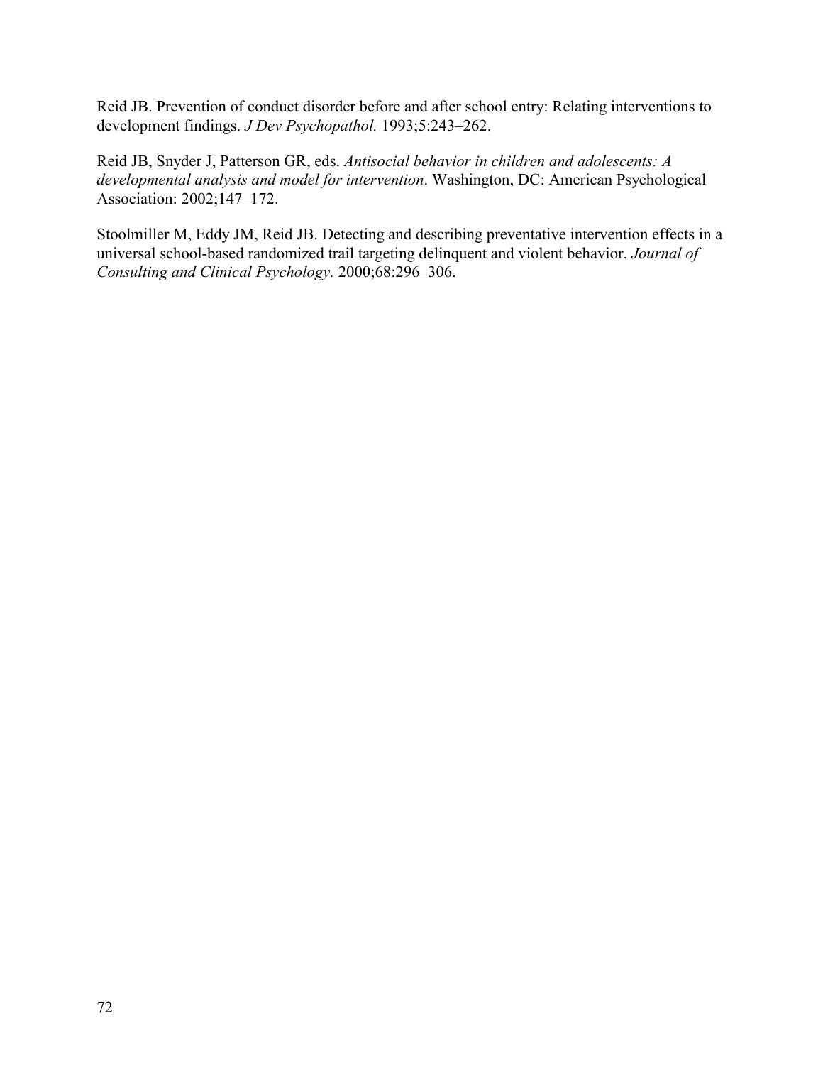Reid JB. Prevention of conduct disorder before and after school entry: Relating interventions to development findings. *J Dev Psychopathol.* 1993;5:243–262.

Reid JB, Snyder J, Patterson GR, eds. *Antisocial behavior in children and adolescents: A developmental analysis and model for intervention*. Washington, DC: American Psychological Association: 2002;147–172.

Stoolmiller M, Eddy JM, Reid JB. Detecting and describing preventative intervention effects in a universal school-based randomized trail targeting delinquent and violent behavior. *Journal of Consulting and Clinical Psychology.* 2000;68:296–306.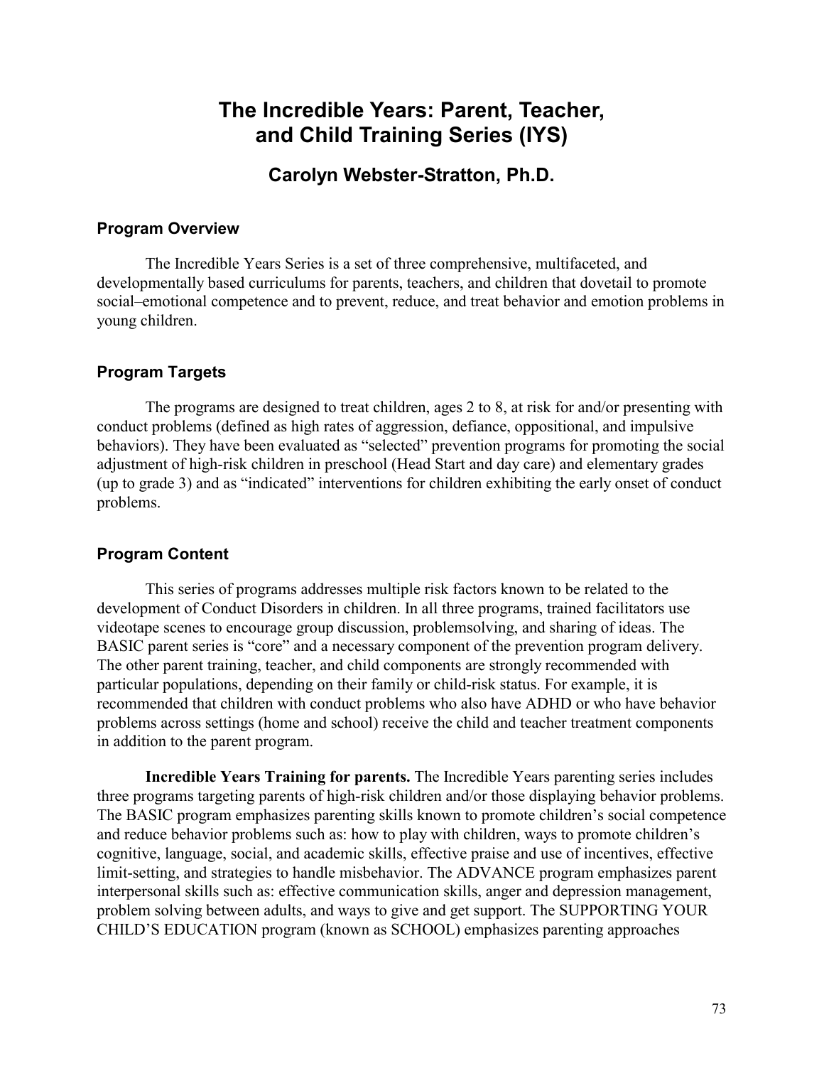# The Incredible Years: Parent, Teacher, and Child Training Series (IYS)

## Carolyn Webster-Stratton, Ph.D.

### Program Overview

The Incredible Years Series is a set of three comprehensive, multifaceted, and developmentally based curriculums for parents, teachers, and children that dovetail to promote social–emotional competence and to prevent, reduce, and treat behavior and emotion problems in young children.

### Program Targets

The programs are designed to treat children, ages 2 to 8, at risk for and/or presenting with conduct problems (defined as high rates of aggression, defiance, oppositional, and impulsive behaviors). They have been evaluated as "selected" prevention programs for promoting the social adjustment of high-risk children in preschool (Head Start and day care) and elementary grades (up to grade 3) and as "indicated" interventions for children exhibiting the early onset of conduct problems.

### Program Content

This series of programs addresses multiple risk factors known to be related to the development of Conduct Disorders in children. In all three programs, trained facilitators use videotape scenes to encourage group discussion, problemsolving, and sharing of ideas. The BASIC parent series is "core" and a necessary component of the prevention program delivery. The other parent training, teacher, and child components are strongly recommended with particular populations, depending on their family or child-risk status. For example, it is recommended that children with conduct problems who also have ADHD or who have behavior problems across settings (home and school) receive the child and teacher treatment components in addition to the parent program.

**Incredible Years Training for parents.** The Incredible Years parenting series includes three programs targeting parents of high-risk children and/or those displaying behavior problems. The BASIC program emphasizes parenting skills known to promote children's social competence and reduce behavior problems such as: how to play with children, ways to promote children's cognitive, language, social, and academic skills, effective praise and use of incentives, effective limit-setting, and strategies to handle misbehavior. The ADVANCE program emphasizes parent interpersonal skills such as: effective communication skills, anger and depression management, problem solving between adults, and ways to give and get support. The SUPPORTING YOUR CHILD'S EDUCATION program (known as SCHOOL) emphasizes parenting approaches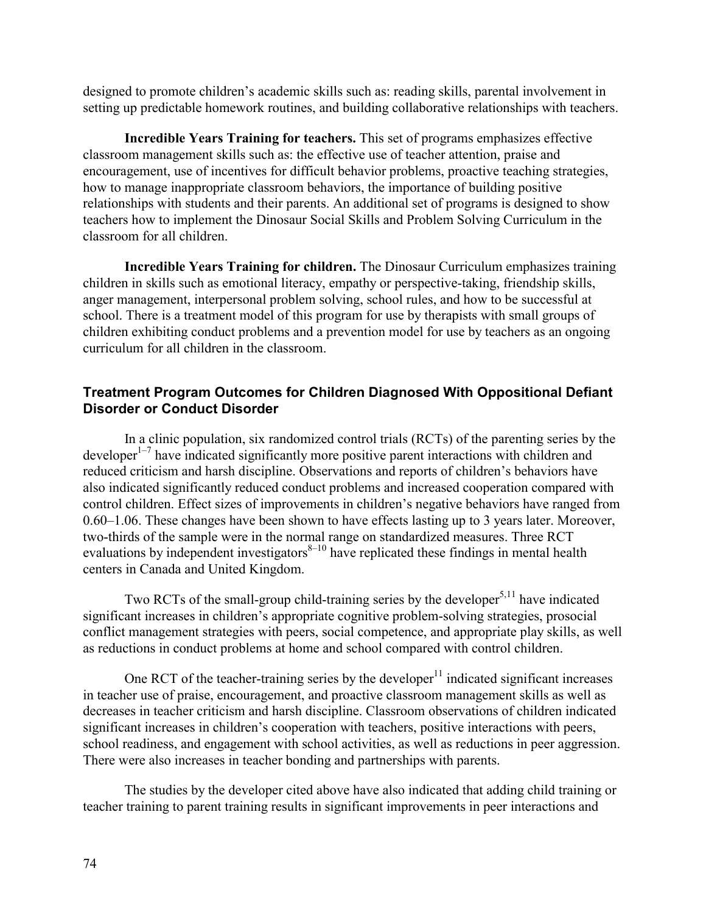designed to promote children's academic skills such as: reading skills, parental involvement in setting up predictable homework routines, and building collaborative relationships with teachers.

**Incredible Years Training for teachers.** This set of programs emphasizes effective classroom management skills such as: the effective use of teacher attention, praise and encouragement, use of incentives for difficult behavior problems, proactive teaching strategies, how to manage inappropriate classroom behaviors, the importance of building positive relationships with students and their parents. An additional set of programs is designed to show teachers how to implement the Dinosaur Social Skills and Problem Solving Curriculum in the classroom for all children.

**Incredible Years Training for children.** The Dinosaur Curriculum emphasizes training children in skills such as emotional literacy, empathy or perspective-taking, friendship skills, anger management, interpersonal problem solving, school rules, and how to be successful at school. There is a treatment model of this program for use by therapists with small groups of children exhibiting conduct problems and a prevention model for use by teachers as an ongoing curriculum for all children in the classroom.

## Treatment Program Outcomes for Children Diagnosed With Oppositional Defiant Disorder or Conduct Disorder

In a clinic population, six randomized control trials (RCTs) of the parenting series by the developer[1–7] have indicated significantly more positive parent interactions with children and reduced criticism and harsh discipline. Observations and reports of children's behaviors have also indicated significantly reduced conduct problems and increased cooperation compared with control children. Effect sizes of improvements in children's negative behaviors have ranged from 0.60–1.06. These changes have been shown to have effects lasting up to 3 years later. Moreover, two-thirds of the sample were in the normal range on standardized measures. Three RCT evaluations by independent investigators[8–10] have replicated these findings in mental health centers in Canada and United Kingdom.

Two RCTs of the small-group child-training series by the developer[5,11] have indicated significant increases in children's appropriate cognitive problem-solving strategies, prosocial conflict management strategies with peers, social competence, and appropriate play skills, as well as reductions in conduct problems at home and school compared with control children.

One RCT of the teacher-training series by the developer[11] indicated significant increases in teacher use of praise, encouragement, and proactive classroom management skills as well as decreases in teacher criticism and harsh discipline. Classroom observations of children indicated significant increases in children's cooperation with teachers, positive interactions with peers, school readiness, and engagement with school activities, as well as reductions in peer aggression. There were also increases in teacher bonding and partnerships with parents.

The studies by the developer cited above have also indicated that adding child training or teacher training to parent training results in significant improvements in peer interactions and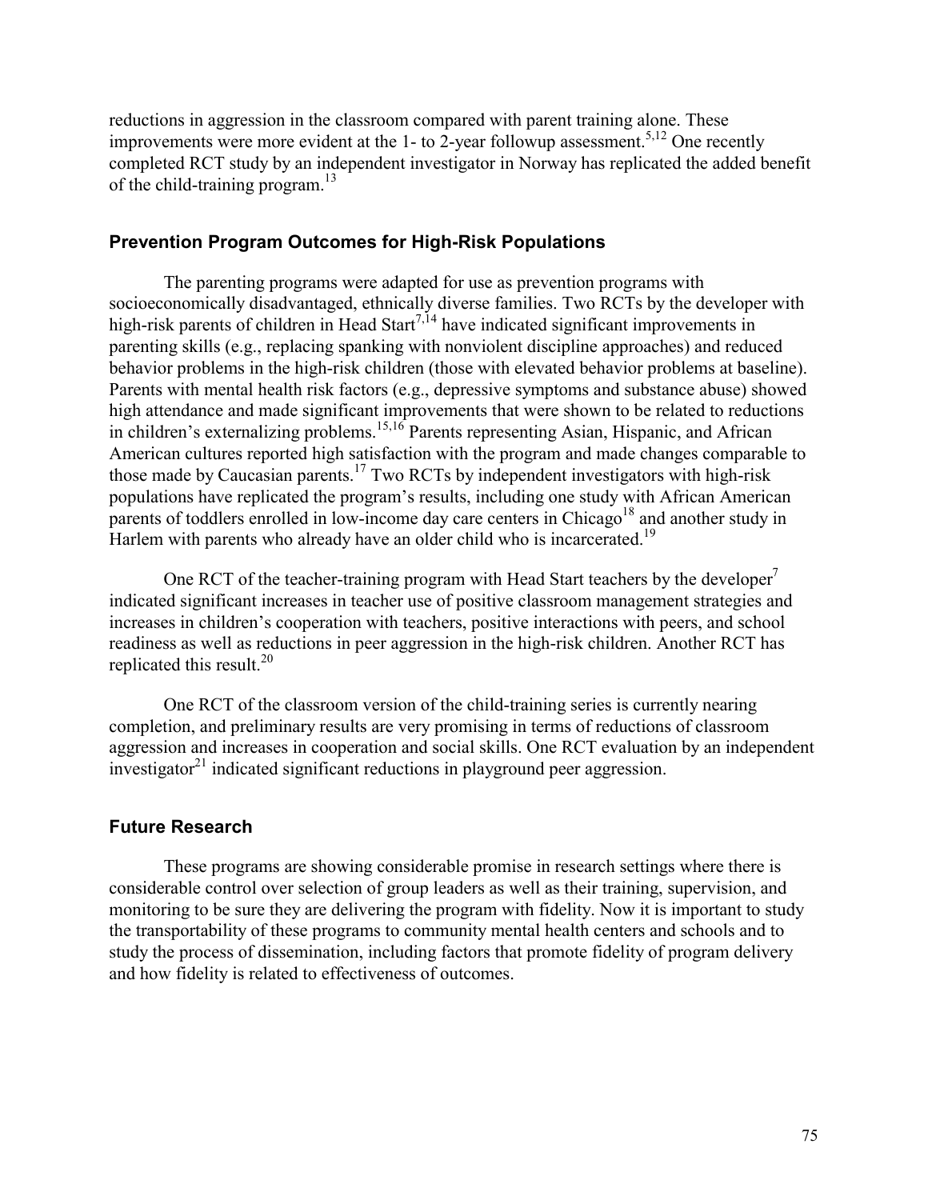reductions in aggression in the classroom compared with parent training alone. These improvements were more evident at the 1- to 2-year followup assessment.[5,12] One recently completed RCT study by an independent investigator in Norway has replicated the added benefit of the child-training program.[13]

### Prevention Program Outcomes for High-Risk Populations

The parenting programs were adapted for use as prevention programs with socioeconomically disadvantaged, ethnically diverse families. Two RCTs by the developer with high-risk parents of children in Head Start[7,14] have indicated significant improvements in parenting skills (e.g., replacing spanking with nonviolent discipline approaches) and reduced behavior problems in the high-risk children (those with elevated behavior problems at baseline). Parents with mental health risk factors (e.g., depressive symptoms and substance abuse) showed high attendance and made significant improvements that were shown to be related to reductions in children's externalizing problems.[15,16] Parents representing Asian, Hispanic, and African American cultures reported high satisfaction with the program and made changes comparable to those made by Caucasian parents.[17] Two RCTs by independent investigators with high-risk populations have replicated the program's results, including one study with African American parents of toddlers enrolled in low-income day care centers in Chicago[18] and another study in Harlem with parents who already have an older child who is incarcerated.[19]

One RCT of the teacher-training program with Head Start teachers by the developer[7] indicated significant increases in teacher use of positive classroom management strategies and increases in children's cooperation with teachers, positive interactions with peers, and school readiness as well as reductions in peer aggression in the high-risk children. Another RCT has replicated this result.[20]

One RCT of the classroom version of the child-training series is currently nearing completion, and preliminary results are very promising in terms of reductions of classroom aggression and increases in cooperation and social skills. One RCT evaluation by an independent investigator[21] indicated significant reductions in playground peer aggression.

### Future Research

These programs are showing considerable promise in research settings where there is considerable control over selection of group leaders as well as their training, supervision, and monitoring to be sure they are delivering the program with fidelity. Now it is important to study the transportability of these programs to community mental health centers and schools and to study the process of dissemination, including factors that promote fidelity of program delivery and how fidelity is related to effectiveness of outcomes.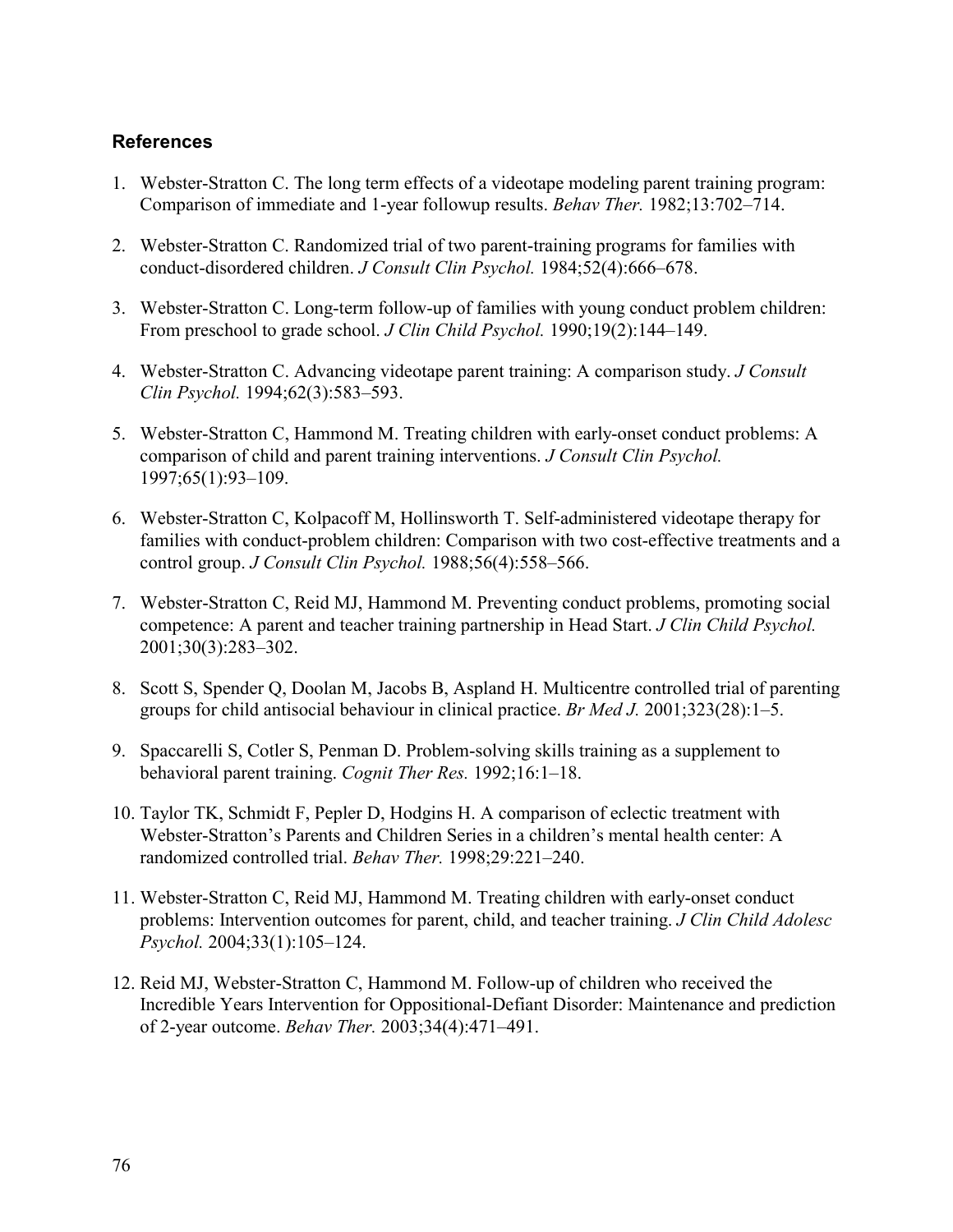### References

1. Webster-Stratton C. The long term effects of a videotape modeling parent training program: Comparison of immediate and 1-year followup results. *Behav Ther.* 1982;13:702–714.

2. Webster-Stratton C. Randomized trial of two parent-training programs for families with conduct-disordered children. *J Consult Clin Psychol.* 1984;52(4):666–678.

3. Webster-Stratton C. Long-term follow-up of families with young conduct problem children: From preschool to grade school. *J Clin Child Psychol.* 1990;19(2):144–149.

4. Webster-Stratton C. Advancing videotape parent training: A comparison study. *J Consult Clin Psychol.* 1994;62(3):583–593.

5. Webster-Stratton C, Hammond M. Treating children with early-onset conduct problems: A comparison of child and parent training interventions. *J Consult Clin Psychol.* 1997;65(1):93–109.

6. Webster-Stratton C, Kolpacoff M, Hollinsworth T. Self-administered videotape therapy for families with conduct-problem children: Comparison with two cost-effective treatments and a control group. *J Consult Clin Psychol.* 1988;56(4):558–566.

7. Webster-Stratton C, Reid MJ, Hammond M. Preventing conduct problems, promoting social competence: A parent and teacher training partnership in Head Start. *J Clin Child Psychol.* 2001;30(3):283–302.

8. Scott S, Spender Q, Doolan M, Jacobs B, Aspland H. Multicentre controlled trial of parenting groups for child antisocial behaviour in clinical practice. *Br Med J.* 2001;323(28):1–5.

9. Spaccarelli S, Cotler S, Penman D. Problem-solving skills training as a supplement to behavioral parent training. *Cognit Ther Res.* 1992;16:1–18.

10. Taylor TK, Schmidt F, Pepler D, Hodgins H. A comparison of eclectic treatment with Webster-Stratton's Parents and Children Series in a children's mental health center: A randomized controlled trial. *Behav Ther.* 1998;29:221–240.

11. Webster-Stratton C, Reid MJ, Hammond M. Treating children with early-onset conduct problems: Intervention outcomes for parent, child, and teacher training. *J Clin Child Adolesc Psychol.* 2004;33(1):105–124.

12. Reid MJ, Webster-Stratton C, Hammond M. Follow-up of children who received the Incredible Years Intervention for Oppositional-Defiant Disorder: Maintenance and prediction of 2-year outcome. *Behav Ther.* 2003;34(4):471–491.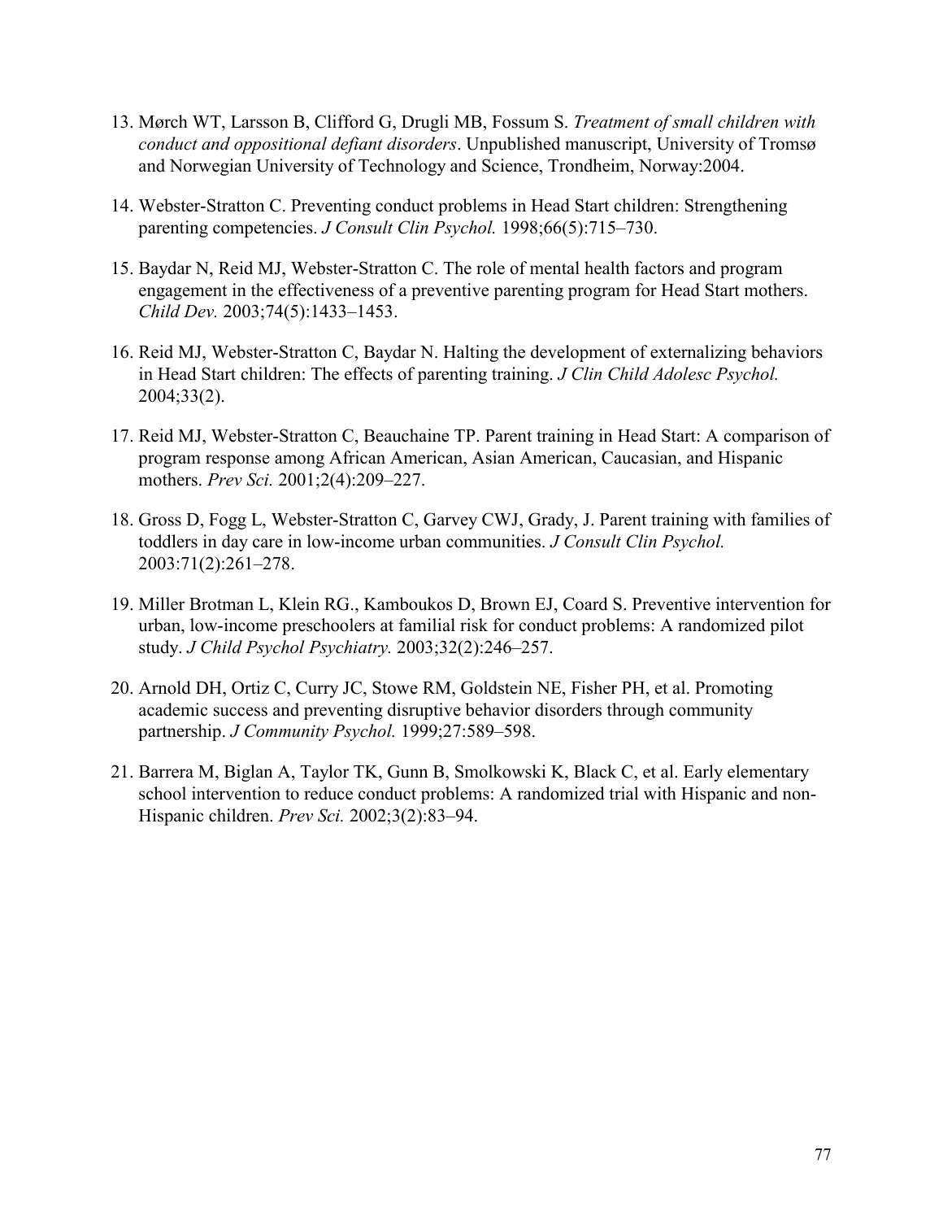13. Mørch WT, Larsson B, Clifford G, Drugli MB, Fossum S. *Treatment of small children with conduct and oppositional defiant disorders*. Unpublished manuscript, University of Tromsø and Norwegian University of Technology and Science, Trondheim, Norway:2004.

14. Webster-Stratton C. Preventing conduct problems in Head Start children: Strengthening parenting competencies. *J Consult Clin Psychol.* 1998;66(5):715–730.

15. Baydar N, Reid MJ, Webster-Stratton C. The role of mental health factors and program engagement in the effectiveness of a preventive parenting program for Head Start mothers. *Child Dev.* 2003;74(5):1433–1453.

16. Reid MJ, Webster-Stratton C, Baydar N. Halting the development of externalizing behaviors in Head Start children: The effects of parenting training. *J Clin Child Adolesc Psychol.* 2004;33(2).

17. Reid MJ, Webster-Stratton C, Beauchaine TP. Parent training in Head Start: A comparison of program response among African American, Asian American, Caucasian, and Hispanic mothers. *Prev Sci.* 2001;2(4):209–227.

18. Gross D, Fogg L, Webster-Stratton C, Garvey CWJ, Grady, J. Parent training with families of toddlers in day care in low-income urban communities. *J Consult Clin Psychol.* 2003:71(2):261–278.

19. Miller Brotman L, Klein RG., Kamboukos D, Brown EJ, Coard S. Preventive intervention for urban, low-income preschoolers at familial risk for conduct problems: A randomized pilot study. *J Child Psychol Psychiatry.* 2003;32(2):246–257.

20. Arnold DH, Ortiz C, Curry JC, Stowe RM, Goldstein NE, Fisher PH, et al. Promoting academic success and preventing disruptive behavior disorders through community partnership. *J Community Psychol.* 1999;27:589–598.

21. Barrera M, Biglan A, Taylor TK, Gunn B, Smolkowski K, Black C, et al. Early elementary school intervention to reduce conduct problems: A randomized trial with Hispanic and non-Hispanic children. *Prev Sci.* 2002;3(2):83–94.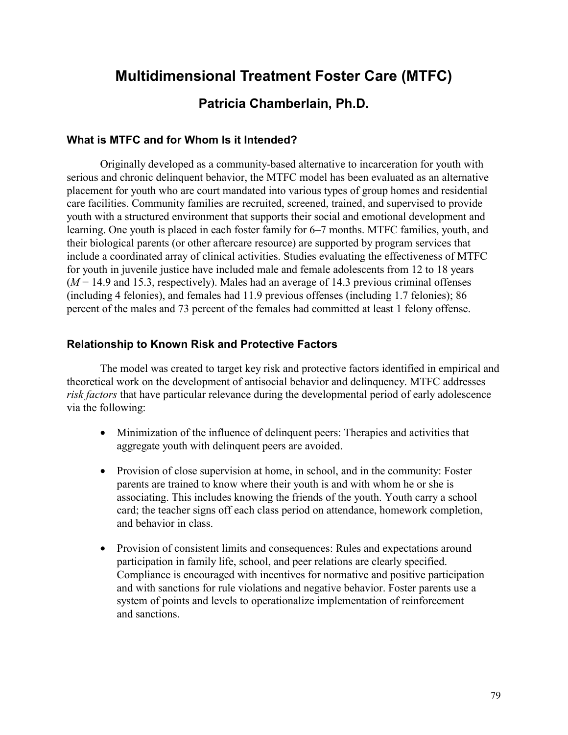# Multidimensional Treatment Foster Care (MTFC)

## Patricia Chamberlain, Ph.D.

### What is MTFC and for Whom Is it Intended?

Originally developed as a community-based alternative to incarceration for youth with serious and chronic delinquent behavior, the MTFC model has been evaluated as an alternative placement for youth who are court mandated into various types of group homes and residential care facilities. Community families are recruited, screened, trained, and supervised to provide youth with a structured environment that supports their social and emotional development and learning. One youth is placed in each foster family for 6–7 months. MTFC families, youth, and their biological parents (or other aftercare resource) are supported by program services that include a coordinated array of clinical activities. Studies evaluating the effectiveness of MTFC for youth in juvenile justice have included male and female adolescents from 12 to 18 years ($M$ = 14.9 and 15.3, respectively). Males had an average of 14.3 previous criminal offenses (including 4 felonies), and females had 11.9 previous offenses (including 1.7 felonies); 86 percent of the males and 73 percent of the females had committed at least 1 felony offense.

### Relationship to Known Risk and Protective Factors

The model was created to target key risk and protective factors identified in empirical and theoretical work on the development of antisocial behavior and delinquency. MTFC addresses *risk factors* that have particular relevance during the developmental period of early adolescence via the following:

- Minimization of the influence of delinquent peers: Therapies and activities that aggregate youth with delinquent peers are avoided.
- Provision of close supervision at home, in school, and in the community: Foster parents are trained to know where their youth is and with whom he or she is associating. This includes knowing the friends of the youth. Youth carry a school card; the teacher signs off each class period on attendance, homework completion, and behavior in class.
- Provision of consistent limits and consequences: Rules and expectations around participation in family life, school, and peer relations are clearly specified. Compliance is encouraged with incentives for normative and positive participation and with sanctions for rule violations and negative behavior. Foster parents use a system of points and levels to operationalize implementation of reinforcement and sanctions.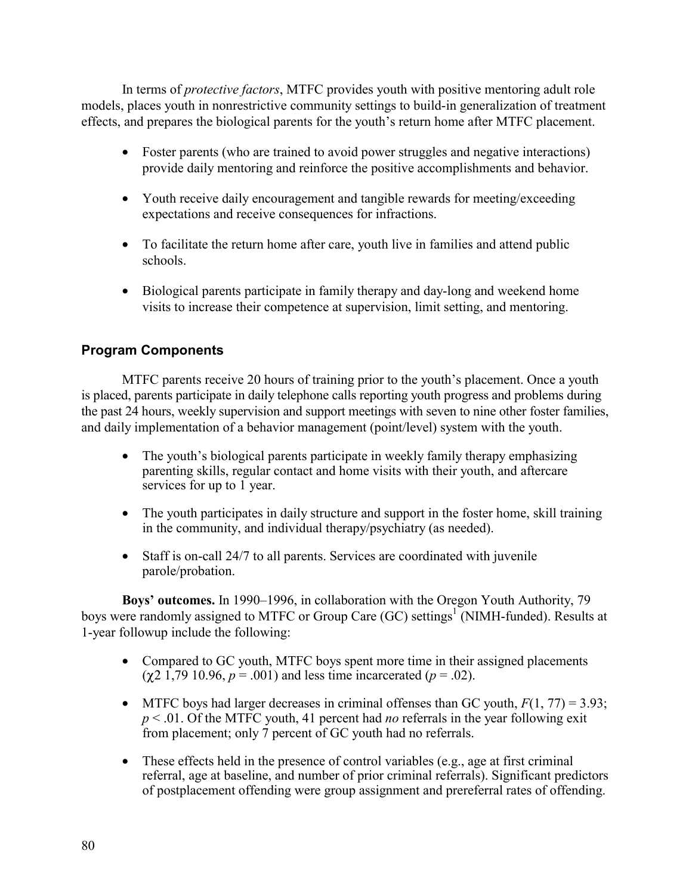In terms of *protective factors*, MTFC provides youth with positive mentoring adult role models, places youth in nonrestrictive community settings to build-in generalization of treatment effects, and prepares the biological parents for the youth's return home after MTFC placement.

- Foster parents (who are trained to avoid power struggles and negative interactions) provide daily mentoring and reinforce the positive accomplishments and behavior.
- Youth receive daily encouragement and tangible rewards for meeting/exceeding expectations and receive consequences for infractions.
- To facilitate the return home after care, youth live in families and attend public schools.
- Biological parents participate in family therapy and day-long and weekend home visits to increase their competence at supervision, limit setting, and mentoring.

### Program Components

MTFC parents receive 20 hours of training prior to the youth's placement. Once a youth is placed, parents participate in daily telephone calls reporting youth progress and problems during the past 24 hours, weekly supervision and support meetings with seven to nine other foster families, and daily implementation of a behavior management (point/level) system with the youth.

- The youth's biological parents participate in weekly family therapy emphasizing parenting skills, regular contact and home visits with their youth, and aftercare services for up to 1 year.
- The youth participates in daily structure and support in the foster home, skill training in the community, and individual therapy/psychiatry (as needed).
- Staff is on-call 24/7 to all parents. Services are coordinated with juvenile parole/probation.

**Boys' outcomes.** In 1990–1996, in collaboration with the Oregon Youth Authority, 79 boys were randomly assigned to MTFC or Group Care (GC) settings[1] (NIMH-funded). Results at 1-year followup include the following:

- Compared to GC youth, MTFC boys spent more time in their assigned placements ($\chi 2$ 1,79 10.96, $p = .001$) and less time incarcerated ($p = .02$).
- MTFC boys had larger decreases in criminal offenses than GC youth, $F(1, 77) = 3.93$; $p < .01$. Of the MTFC youth, 41 percent had *no* referrals in the year following exit from placement; only 7 percent of GC youth had no referrals.
- These effects held in the presence of control variables (e.g., age at first criminal referral, age at baseline, and number of prior criminal referrals). Significant predictors of postplacement offending were group assignment and prereferral rates of offending.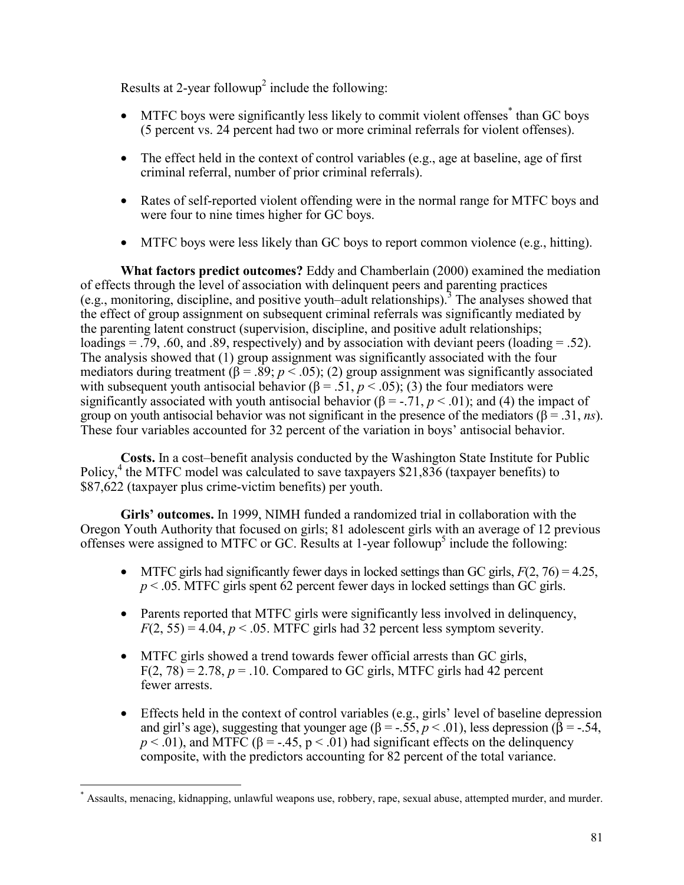Results at 2-year followup[2] include the following:

- MTFC boys were significantly less likely to commit violent offenses[*] than GC boys (5 percent vs. 24 percent had two or more criminal referrals for violent offenses).
- The effect held in the context of control variables (e.g., age at baseline, age of first criminal referral, number of prior criminal referrals).
- Rates of self-reported violent offending were in the normal range for MTFC boys and were four to nine times higher for GC boys.
- MTFC boys were less likely than GC boys to report common violence (e.g., hitting).

**What factors predict outcomes?** Eddy and Chamberlain (2000) examined the mediation of effects through the level of association with delinquent peers and parenting practices (e.g., monitoring, discipline, and positive youth–adult relationships).[3] The analyses showed that the effect of group assignment on subsequent criminal referrals was significantly mediated by the parenting latent construct (supervision, discipline, and positive adult relationships; loadings = .79, .60, and .89, respectively) and by association with deviant peers (loading = .52). The analysis showed that (1) group assignment was significantly associated with the four mediators during treatment ($\beta = .89$; $p < .05$); (2) group assignment was significantly associated with subsequent youth antisocial behavior ($\beta = .51$, $p < .05$); (3) the four mediators were significantly associated with youth antisocial behavior ($\beta = -.71$, $p < .01$); and (4) the impact of group on youth antisocial behavior was not significant in the presence of the mediators ($\beta = .31$, *ns*). These four variables accounted for 32 percent of the variation in boys' antisocial behavior.

**Costs.** In a cost–benefit analysis conducted by the Washington State Institute for Public Policy,[4] the MTFC model was calculated to save taxpayers $21,836 (taxpayer benefits) to $87,622 (taxpayer plus crime-victim benefits) per youth.

**Girls' outcomes.** In 1999, NIMH funded a randomized trial in collaboration with the Oregon Youth Authority that focused on girls; 81 adolescent girls with an average of 12 previous offenses were assigned to MTFC or GC. Results at 1-year followup[5] include the following:

- MTFC girls had significantly fewer days in locked settings than GC girls, $F(2, 76) = 4.25$, $p < .05$. MTFC girls spent 62 percent fewer days in locked settings than GC girls.
- Parents reported that MTFC girls were significantly less involved in delinquency, $F(2, 55) = 4.04$, $p < .05$. MTFC girls had 32 percent less symptom severity.
- MTFC girls showed a trend towards fewer official arrests than GC girls, $F(2, 78) = 2.78$, $p = .10$. Compared to GC girls, MTFC girls had 42 percent fewer arrests.
- Effects held in the context of control variables (e.g., girls' level of baseline depression and girl's age), suggesting that younger age ($\beta = -.55$, $p < .01$), less depression ($\beta = -.54$, $p < .01$), and MTFC ($\beta = -.45$, $p < .01$) had significant effects on the delinquency composite, with the predictors accounting for 82 percent of the total variance.

[*] Assaults, menacing, kidnapping, unlawful weapons use, robbery, rape, sexual abuse, attempted murder, and murder.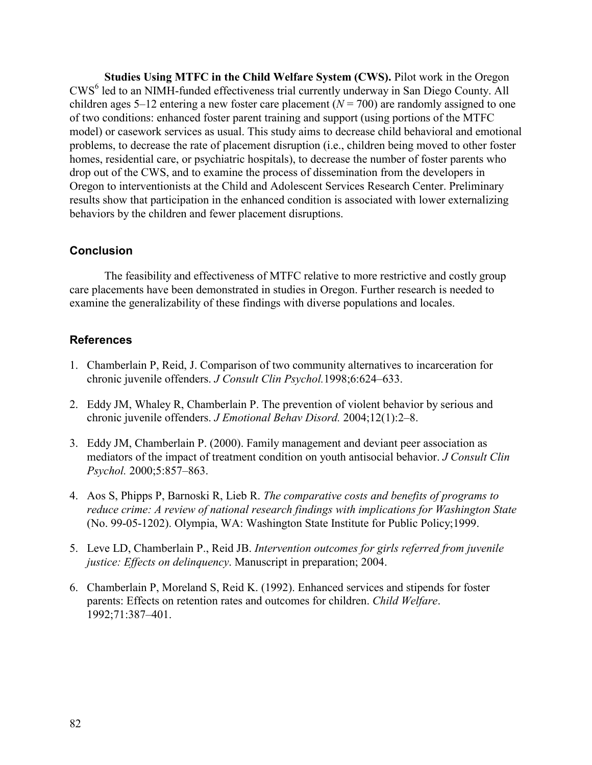**Studies Using MTFC in the Child Welfare System (CWS).** Pilot work in the Oregon CWS[6] led to an NIMH-funded effectiveness trial currently underway in San Diego County. All children ages 5–12 entering a new foster care placement ($N = 700$) are randomly assigned to one of two conditions: enhanced foster parent training and support (using portions of the MTFC model) or casework services as usual. This study aims to decrease child behavioral and emotional problems, to decrease the rate of placement disruption (i.e., children being moved to other foster homes, residential care, or psychiatric hospitals), to decrease the number of foster parents who drop out of the CWS, and to examine the process of dissemination from the developers in Oregon to interventionists at the Child and Adolescent Services Research Center. Preliminary results show that participation in the enhanced condition is associated with lower externalizing behaviors by the children and fewer placement disruptions.

## Conclusion

The feasibility and effectiveness of MTFC relative to more restrictive and costly group care placements have been demonstrated in studies in Oregon. Further research is needed to examine the generalizability of these findings with diverse populations and locales.

## References

1. Chamberlain P, Reid, J. Comparison of two community alternatives to incarceration for chronic juvenile offenders. *J Consult Clin Psychol.*1998;6:624–633.

2. Eddy JM, Whaley R, Chamberlain P. The prevention of violent behavior by serious and chronic juvenile offenders. *J Emotional Behav Disord.* 2004;12(1):2–8.

3. Eddy JM, Chamberlain P. (2000). Family management and deviant peer association as mediators of the impact of treatment condition on youth antisocial behavior. *J Consult Clin Psychol.* 2000;5:857–863.

4. Aos S, Phipps P, Barnoski R, Lieb R. *The comparative costs and benefits of programs to reduce crime: A review of national research findings with implications for Washington State* (No. 99-05-1202). Olympia, WA: Washington State Institute for Public Policy;1999.

5. Leve LD, Chamberlain P., Reid JB. *Intervention outcomes for girls referred from juvenile justice: Effects on delinquency*. Manuscript in preparation; 2004.

6. Chamberlain P, Moreland S, Reid K. (1992). Enhanced services and stipends for foster parents: Effects on retention rates and outcomes for children. *Child Welfare*. 1992;71:387–401.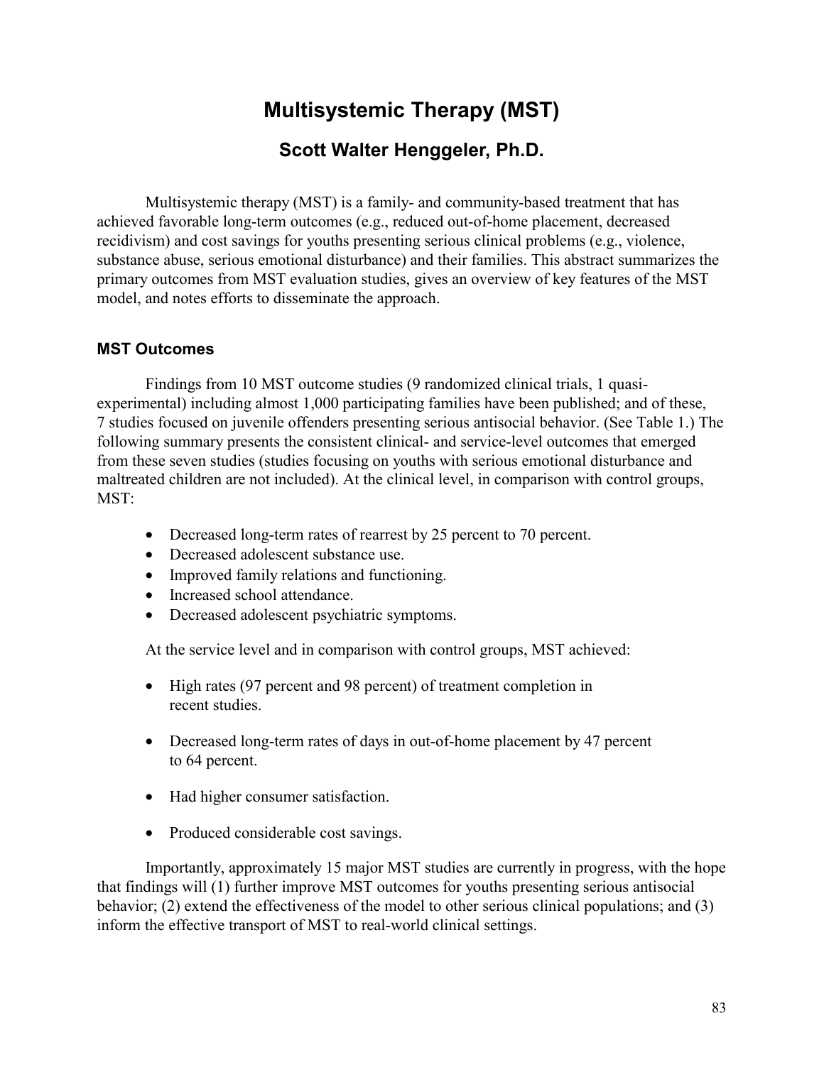# Multisystemic Therapy (MST)

## Scott Walter Henggeler, Ph.D.

Multisystemic therapy (MST) is a family- and community-based treatment that has achieved favorable long-term outcomes (e.g., reduced out-of-home placement, decreased recidivism) and cost savings for youths presenting serious clinical problems (e.g., violence, substance abuse, serious emotional disturbance) and their families. This abstract summarizes the primary outcomes from MST evaluation studies, gives an overview of key features of the MST model, and notes efforts to disseminate the approach.

### MST Outcomes

Findings from 10 MST outcome studies (9 randomized clinical trials, 1 quasi-experimental) including almost 1,000 participating families have been published; and of these, 7 studies focused on juvenile offenders presenting serious antisocial behavior. (See Table 1.) The following summary presents the consistent clinical- and service-level outcomes that emerged from these seven studies (studies focusing on youths with serious emotional disturbance and maltreated children are not included). At the clinical level, in comparison with control groups, MST:

- Decreased long-term rates of rearrest by 25 percent to 70 percent.
- Decreased adolescent substance use.
- Improved family relations and functioning.
- Increased school attendance.
- Decreased adolescent psychiatric symptoms.

At the service level and in comparison with control groups, MST achieved:

- High rates (97 percent and 98 percent) of treatment completion in recent studies.
- Decreased long-term rates of days in out-of-home placement by 47 percent to 64 percent.
- Had higher consumer satisfaction.
- Produced considerable cost savings.

Importantly, approximately 15 major MST studies are currently in progress, with the hope that findings will (1) further improve MST outcomes for youths presenting serious antisocial behavior; (2) extend the effectiveness of the model to other serious clinical populations; and (3) inform the effective transport of MST to real-world clinical settings.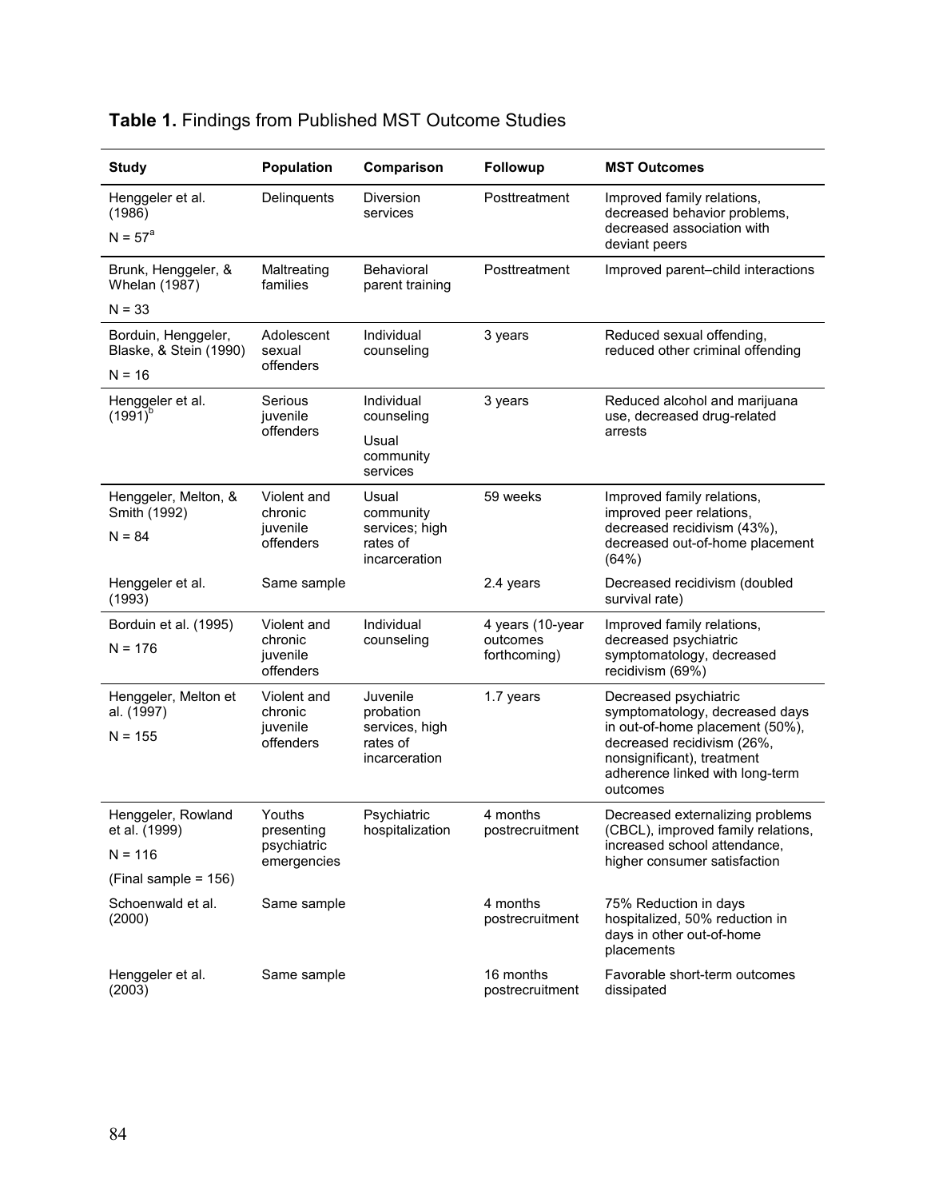**Table 1.** Findings from Published MST Outcome Studies

| Study | Population | Comparison | Followup | MST Outcomes |
|---|---|---|---|---|
| Henggeler et al. (1986)<br>N = 57[a] | Delinquents | Diversion services | Posttreatment | Improved family relations, decreased behavior problems, decreased association with deviant peers |
| Brunk, Henggeler, & Whelan (1987)<br>N = 33 | Maltreating families | Behavioral parent training | Posttreatment | Improved parent–child interactions |
| Borduin, Henggeler, Blaske, & Stein (1990)<br>N = 16 | Adolescent sexual offenders | Individual counseling | 3 years | Reduced sexual offending, reduced other criminal offending |
| Henggeler et al. (1991)[b] | Serious juvenile offenders | Individual counseling<br>Usual community services | 3 years | Reduced alcohol and marijuana use, decreased drug-related arrests |
| Henggeler, Melton, & Smith (1992)<br>N = 84 | Violent and chronic juvenile offenders | Usual community services; high rates of incarceration | 59 weeks | Improved family relations, improved peer relations, decreased recidivism (43%), decreased out-of-home placement (64%) |
| Henggeler et al. (1993) | Same sample | | 2.4 years | Decreased recidivism (doubled survival rate) |
| Borduin et al. (1995)<br>N = 176 | Violent and chronic juvenile offenders | Individual counseling | 4 years (10-year outcomes forthcoming) | Improved family relations, decreased psychiatric symptomatology, decreased recidivism (69%) |
| Henggeler, Melton et al. (1997)<br>N = 155 | Violent and chronic juvenile offenders | Juvenile probation services, high rates of incarceration | 1.7 years | Decreased psychiatric symptomatology, decreased days in out-of-home placement (50%), decreased recidivism (26%, nonsignificant), treatment adherence linked with long-term outcomes |
| Henggeler, Rowland et al. (1999)<br>N = 116<br>(Final sample = 156) | Youths presenting psychiatric emergencies | Psychiatric hospitalization | 4 months postrecruitment | Decreased externalizing problems (CBCL), improved family relations, increased school attendance, higher consumer satisfaction |
| Schoenwald et al. (2000) | Same sample | | 4 months postrecruitment | 75% Reduction in days hospitalized, 50% reduction in days in other out-of-home placements |
| Henggeler et al. (2003) | Same sample | | 16 months postrecruitment | Favorable short-term outcomes dissipated |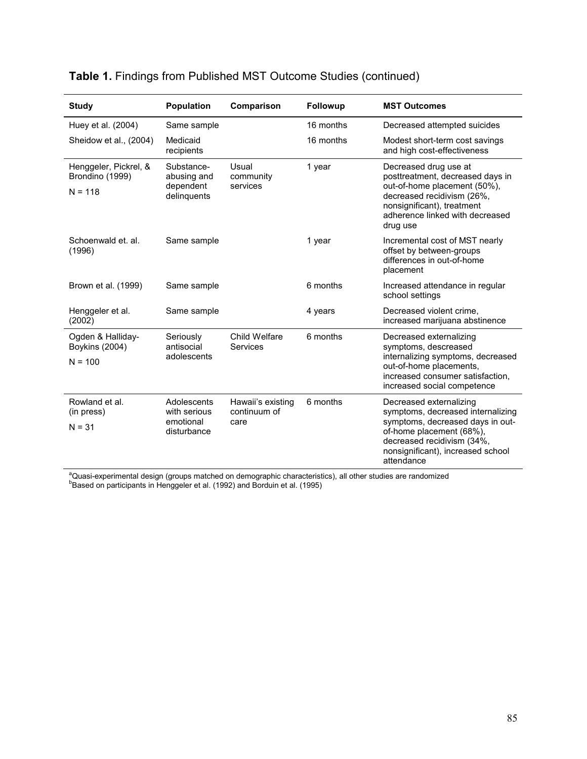**Table 1.** Findings from Published MST Outcome Studies (continued)

| Study | Population | Comparison | Followup | MST Outcomes |
|---|---|---|---|---|
| Huey et al. (2004) | Same sample | | 16 months | Decreased attempted suicides |
| Sheidow et al., (2004) | Medicaid recipients | | 16 months | Modest short-term cost savings and high cost-effectiveness |
| Henggeler, Pickrel, & Brondino (1999) N = 118 | Substance-abusing and dependent delinquents | Usual community services | 1 year | Decreased drug use at posttreatment, decreased days in out-of-home placement (50%), decreased recidivism (26%, nonsignificant), treatment adherence linked with decreased drug use |
| Schoenwald et. al. (1996) | Same sample | | 1 year | Incremental cost of MST nearly offset by between-groups differences in out-of-home placement |
| Brown et al. (1999) | Same sample | | 6 months | Increased attendance in regular school settings |
| Henggeler et al. (2002) | Same sample | | 4 years | Decreased violent crime, increased marijuana abstinence |
| Ogden & Halliday-Boykins (2004) N = 100 | Seriously antisocial adolescents | Child Welfare Services | 6 months | Decreased externalizing symptoms, descreased internalizing symptoms, decreased out-of-home placements, increased consumer satisfaction, increased social competence |
| Rowland et al. (in press) N = 31 | Adolescents with serious emotional disturbance | Hawaii's existing continuum of care | 6 months | Decreased externalizing symptoms, decreased internalizing symptoms, decreased days in out-of-home placement (68%), decreased recidivism (34%, nonsignificant), increased school attendance |

[a]Quasi-experimental design (groups matched on demographic characteristics), all other studies are randomized
[b]Based on participants in Henggeler et al. (1992) and Borduin et al. (1995)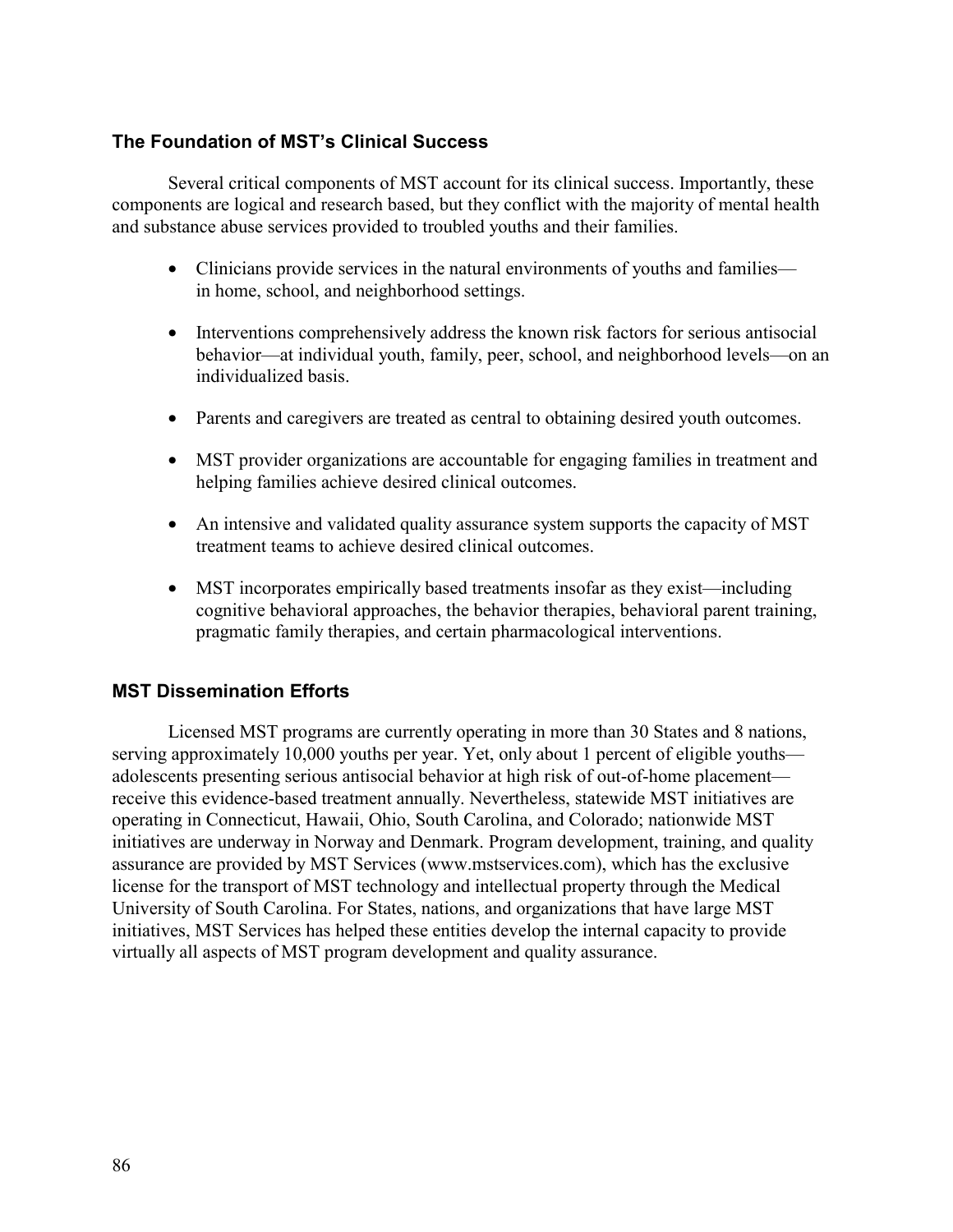### The Foundation of MST's Clinical Success

Several critical components of MST account for its clinical success. Importantly, these components are logical and research based, but they conflict with the majority of mental health and substance abuse services provided to troubled youths and their families.

- Clinicians provide services in the natural environments of youths and families—in home, school, and neighborhood settings.
- Interventions comprehensively address the known risk factors for serious antisocial behavior—at individual youth, family, peer, school, and neighborhood levels—on an individualized basis.
- Parents and caregivers are treated as central to obtaining desired youth outcomes.
- MST provider organizations are accountable for engaging families in treatment and helping families achieve desired clinical outcomes.
- An intensive and validated quality assurance system supports the capacity of MST treatment teams to achieve desired clinical outcomes.
- MST incorporates empirically based treatments insofar as they exist—including cognitive behavioral approaches, the behavior therapies, behavioral parent training, pragmatic family therapies, and certain pharmacological interventions.

### MST Dissemination Efforts

Licensed MST programs are currently operating in more than 30 States and 8 nations, serving approximately 10,000 youths per year. Yet, only about 1 percent of eligible youths—adolescents presenting serious antisocial behavior at high risk of out-of-home placement—receive this evidence-based treatment annually. Nevertheless, statewide MST initiatives are operating in Connecticut, Hawaii, Ohio, South Carolina, and Colorado; nationwide MST initiatives are underway in Norway and Denmark. Program development, training, and quality assurance are provided by MST Services (www.mstservices.com), which has the exclusive license for the transport of MST technology and intellectual property through the Medical University of South Carolina. For States, nations, and organizations that have large MST initiatives, MST Services has helped these entities develop the internal capacity to provide virtually all aspects of MST program development and quality assurance.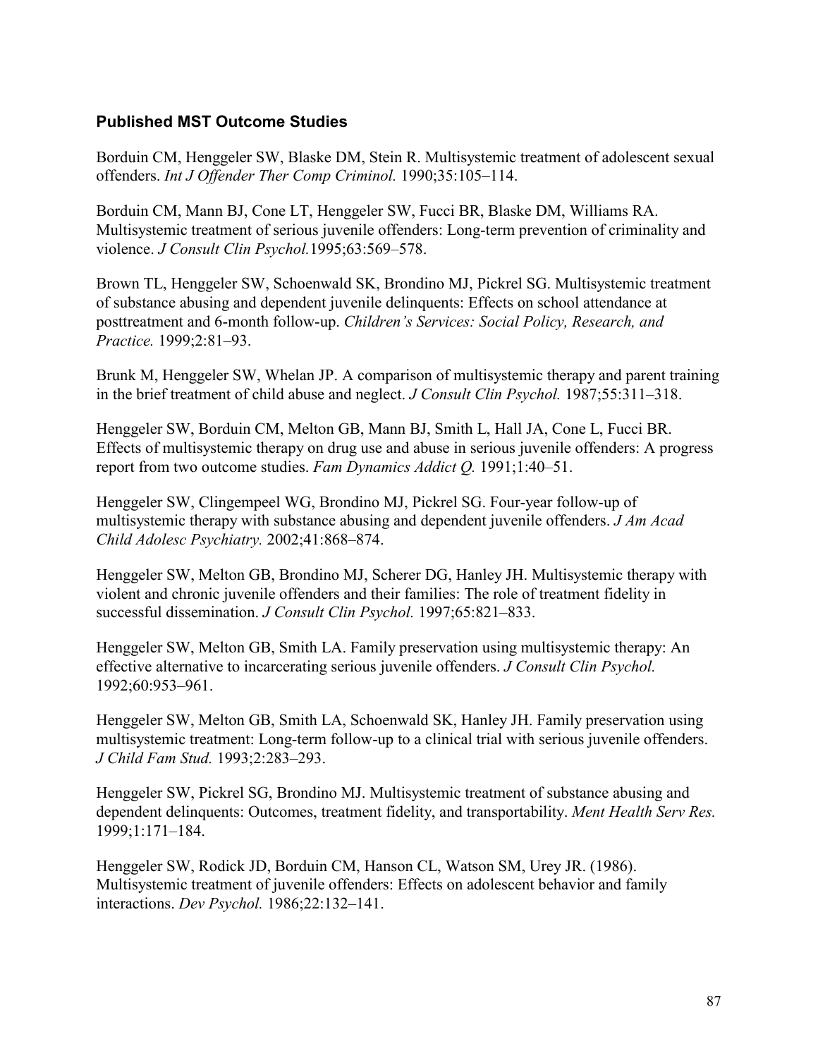### Published MST Outcome Studies

Borduin CM, Henggeler SW, Blaske DM, Stein R. Multisystemic treatment of adolescent sexual offenders. *Int J Offender Ther Comp Criminol.* 1990;35:105–114.

Borduin CM, Mann BJ, Cone LT, Henggeler SW, Fucci BR, Blaske DM, Williams RA. Multisystemic treatment of serious juvenile offenders: Long-term prevention of criminality and violence. *J Consult Clin Psychol.*1995;63:569–578.

Brown TL, Henggeler SW, Schoenwald SK, Brondino MJ, Pickrel SG. Multisystemic treatment of substance abusing and dependent juvenile delinquents: Effects on school attendance at posttreatment and 6-month follow-up. *Children's Services: Social Policy, Research, and Practice.* 1999;2:81–93.

Brunk M, Henggeler SW, Whelan JP. A comparison of multisystemic therapy and parent training in the brief treatment of child abuse and neglect. *J Consult Clin Psychol.* 1987;55:311–318.

Henggeler SW, Borduin CM, Melton GB, Mann BJ, Smith L, Hall JA, Cone L, Fucci BR. Effects of multisystemic therapy on drug use and abuse in serious juvenile offenders: A progress report from two outcome studies. *Fam Dynamics Addict Q.* 1991;1:40–51.

Henggeler SW, Clingempeel WG, Brondino MJ, Pickrel SG. Four-year follow-up of multisystemic therapy with substance abusing and dependent juvenile offenders. *J Am Acad Child Adolesc Psychiatry.* 2002;41:868–874.

Henggeler SW, Melton GB, Brondino MJ, Scherer DG, Hanley JH. Multisystemic therapy with violent and chronic juvenile offenders and their families: The role of treatment fidelity in successful dissemination. *J Consult Clin Psychol.* 1997;65:821–833.

Henggeler SW, Melton GB, Smith LA. Family preservation using multisystemic therapy: An effective alternative to incarcerating serious juvenile offenders. *J Consult Clin Psychol.* 1992;60:953–961.

Henggeler SW, Melton GB, Smith LA, Schoenwald SK, Hanley JH. Family preservation using multisystemic treatment: Long-term follow-up to a clinical trial with serious juvenile offenders. *J Child Fam Stud.* 1993;2:283–293.

Henggeler SW, Pickrel SG, Brondino MJ. Multisystemic treatment of substance abusing and dependent delinquents: Outcomes, treatment fidelity, and transportability. *Ment Health Serv Res.* 1999;1:171–184.

Henggeler SW, Rodick JD, Borduin CM, Hanson CL, Watson SM, Urey JR. (1986). Multisystemic treatment of juvenile offenders: Effects on adolescent behavior and family interactions. *Dev Psychol.* 1986;22:132–141.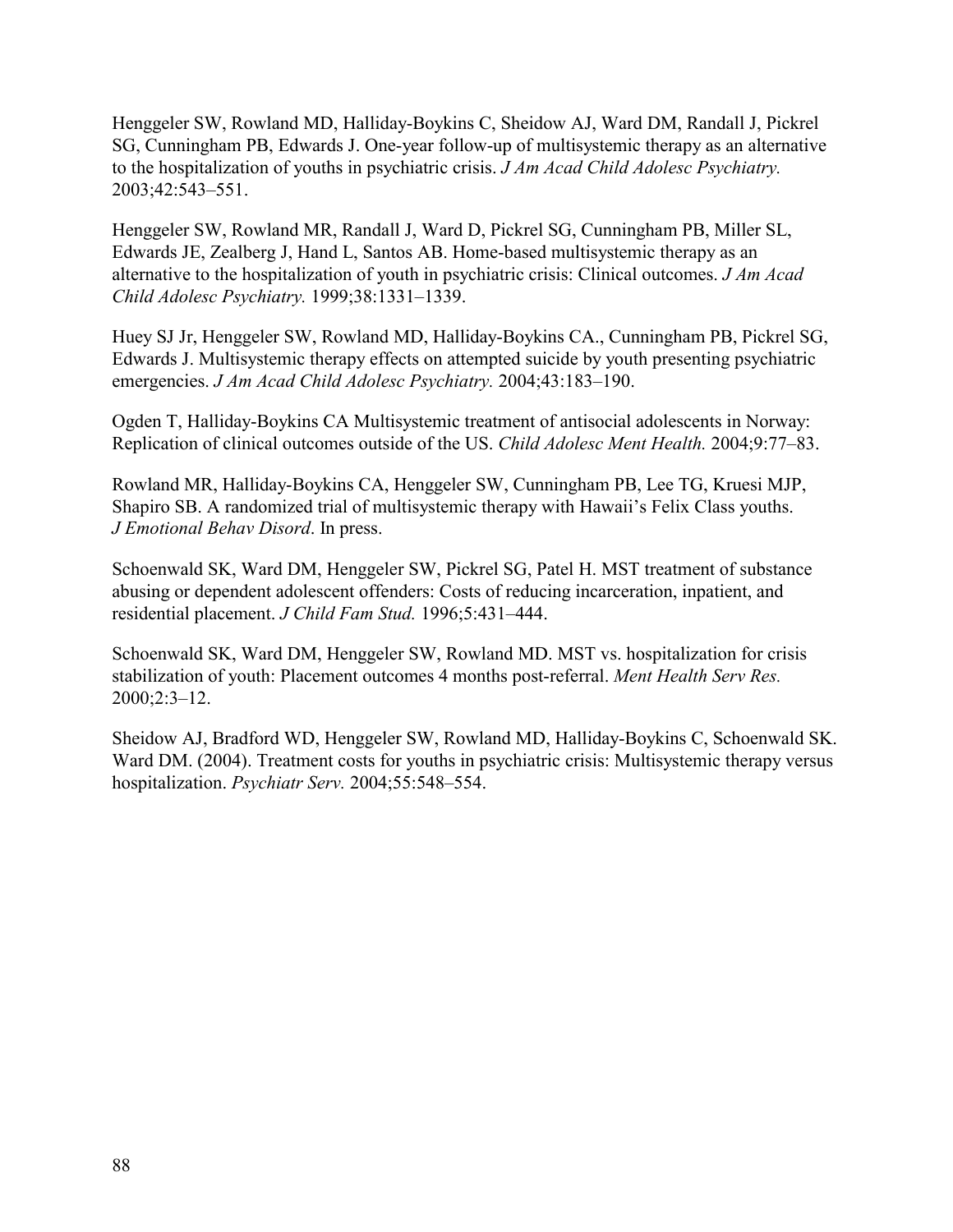Henggeler SW, Rowland MD, Halliday-Boykins C, Sheidow AJ, Ward DM, Randall J, Pickrel SG, Cunningham PB, Edwards J. One-year follow-up of multisystemic therapy as an alternative to the hospitalization of youths in psychiatric crisis. *J Am Acad Child Adolesc Psychiatry.* 2003;42:543–551.

Henggeler SW, Rowland MR, Randall J, Ward D, Pickrel SG, Cunningham PB, Miller SL, Edwards JE, Zealberg J, Hand L, Santos AB. Home-based multisystemic therapy as an alternative to the hospitalization of youth in psychiatric crisis: Clinical outcomes. *J Am Acad Child Adolesc Psychiatry.* 1999;38:1331–1339.

Huey SJ Jr, Henggeler SW, Rowland MD, Halliday-Boykins CA., Cunningham PB, Pickrel SG, Edwards J. Multisystemic therapy effects on attempted suicide by youth presenting psychiatric emergencies. *J Am Acad Child Adolesc Psychiatry.* 2004;43:183–190.

Ogden T, Halliday-Boykins CA Multisystemic treatment of antisocial adolescents in Norway: Replication of clinical outcomes outside of the US. *Child Adolesc Ment Health.* 2004;9:77–83.

Rowland MR, Halliday-Boykins CA, Henggeler SW, Cunningham PB, Lee TG, Kruesi MJP, Shapiro SB. A randomized trial of multisystemic therapy with Hawaii's Felix Class youths. *J Emotional Behav Disord*. In press.

Schoenwald SK, Ward DM, Henggeler SW, Pickrel SG, Patel H. MST treatment of substance abusing or dependent adolescent offenders: Costs of reducing incarceration, inpatient, and residential placement. *J Child Fam Stud.* 1996;5:431–444.

Schoenwald SK, Ward DM, Henggeler SW, Rowland MD. MST vs. hospitalization for crisis stabilization of youth: Placement outcomes 4 months post-referral. *Ment Health Serv Res.* 2000;2:3–12.

Sheidow AJ, Bradford WD, Henggeler SW, Rowland MD, Halliday-Boykins C, Schoenwald SK. Ward DM. (2004). Treatment costs for youths in psychiatric crisis: Multisystemic therapy versus hospitalization. *Psychiatr Serv.* 2004;55:548–554.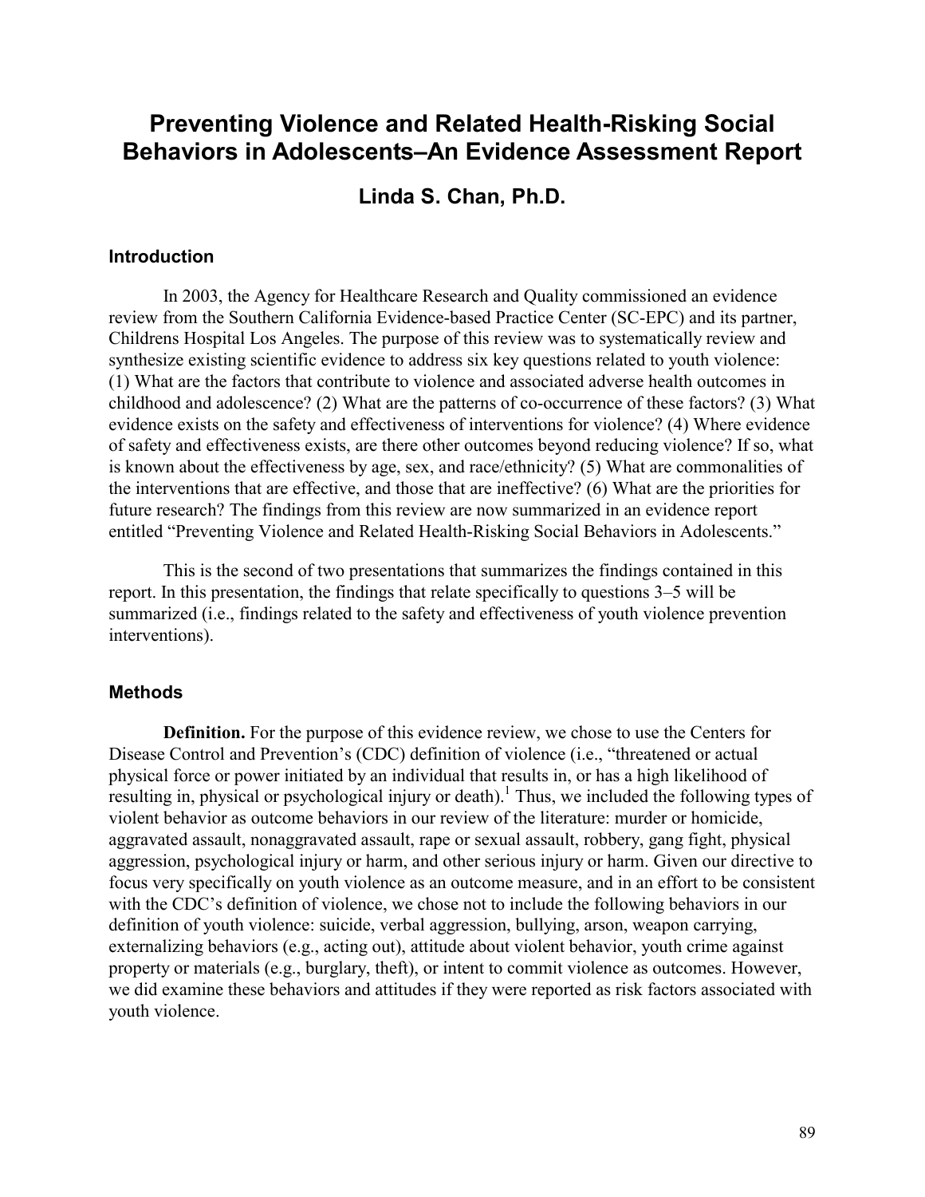# Preventing Violence and Related Health-Risking Social Behaviors in Adolescents–An Evidence Assessment Report

## Linda S. Chan, Ph.D.

### Introduction

In 2003, the Agency for Healthcare Research and Quality commissioned an evidence review from the Southern California Evidence-based Practice Center (SC-EPC) and its partner, Childrens Hospital Los Angeles. The purpose of this review was to systematically review and synthesize existing scientific evidence to address six key questions related to youth violence: (1) What are the factors that contribute to violence and associated adverse health outcomes in childhood and adolescence? (2) What are the patterns of co-occurrence of these factors? (3) What evidence exists on the safety and effectiveness of interventions for violence? (4) Where evidence of safety and effectiveness exists, are there other outcomes beyond reducing violence? If so, what is known about the effectiveness by age, sex, and race/ethnicity? (5) What are commonalities of the interventions that are effective, and those that are ineffective? (6) What are the priorities for future research? The findings from this review are now summarized in an evidence report entitled "Preventing Violence and Related Health-Risking Social Behaviors in Adolescents."

This is the second of two presentations that summarizes the findings contained in this report. In this presentation, the findings that relate specifically to questions 3–5 will be summarized (i.e., findings related to the safety and effectiveness of youth violence prevention interventions).

### Methods

**Definition.** For the purpose of this evidence review, we chose to use the Centers for Disease Control and Prevention's (CDC) definition of violence (i.e., "threatened or actual physical force or power initiated by an individual that results in, or has a high likelihood of resulting in, physical or psychological injury or death).[1] Thus, we included the following types of violent behavior as outcome behaviors in our review of the literature: murder or homicide, aggravated assault, nonaggravated assault, rape or sexual assault, robbery, gang fight, physical aggression, psychological injury or harm, and other serious injury or harm. Given our directive to focus very specifically on youth violence as an outcome measure, and in an effort to be consistent with the CDC's definition of violence, we chose not to include the following behaviors in our definition of youth violence: suicide, verbal aggression, bullying, arson, weapon carrying, externalizing behaviors (e.g., acting out), attitude about violent behavior, youth crime against property or materials (e.g., burglary, theft), or intent to commit violence as outcomes. However, we did examine these behaviors and attitudes if they were reported as risk factors associated with youth violence.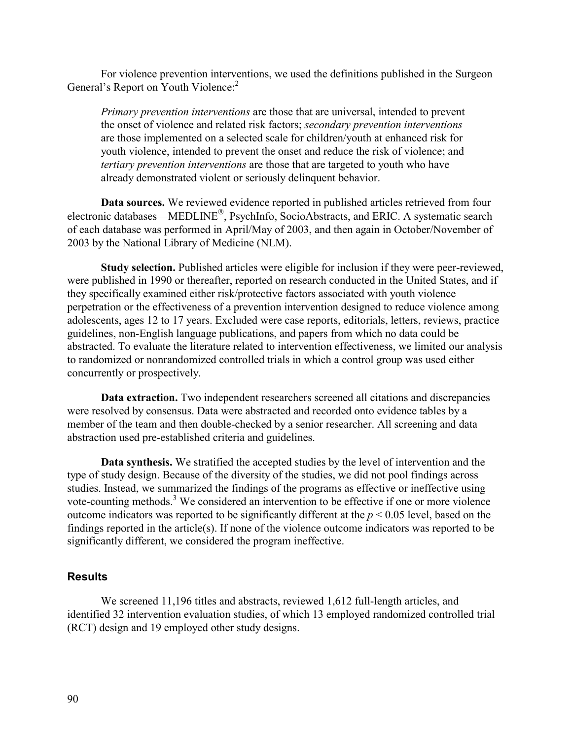For violence prevention interventions, we used the definitions published in the Surgeon General's Report on Youth Violence:[2]

> *Primary prevention interventions* are those that are universal, intended to prevent the onset of violence and related risk factors; *secondary prevention interventions* are those implemented on a selected scale for children/youth at enhanced risk for youth violence, intended to prevent the onset and reduce the risk of violence; and *tertiary prevention interventions* are those that are targeted to youth who have already demonstrated violent or seriously delinquent behavior.

**Data sources.** We reviewed evidence reported in published articles retrieved from four electronic databases—MEDLINE®, PsychInfo, SocioAbstracts, and ERIC. A systematic search of each database was performed in April/May of 2003, and then again in October/November of 2003 by the National Library of Medicine (NLM).

**Study selection.** Published articles were eligible for inclusion if they were peer-reviewed, were published in 1990 or thereafter, reported on research conducted in the United States, and if they specifically examined either risk/protective factors associated with youth violence perpetration or the effectiveness of a prevention intervention designed to reduce violence among adolescents, ages 12 to 17 years. Excluded were case reports, editorials, letters, reviews, practice guidelines, non-English language publications, and papers from which no data could be abstracted. To evaluate the literature related to intervention effectiveness, we limited our analysis to randomized or nonrandomized controlled trials in which a control group was used either concurrently or prospectively.

**Data extraction.** Two independent researchers screened all citations and discrepancies were resolved by consensus. Data were abstracted and recorded onto evidence tables by a member of the team and then double-checked by a senior researcher. All screening and data abstraction used pre-established criteria and guidelines.

**Data synthesis.** We stratified the accepted studies by the level of intervention and the type of study design. Because of the diversity of the studies, we did not pool findings across studies. Instead, we summarized the findings of the programs as effective or ineffective using vote-counting methods.[3] We considered an intervention to be effective if one or more violence outcome indicators was reported to be significantly different at the $p < 0.05$ level, based on the findings reported in the article(s). If none of the violence outcome indicators was reported to be significantly different, we considered the program ineffective.

## Results

We screened 11,196 titles and abstracts, reviewed 1,612 full-length articles, and identified 32 intervention evaluation studies, of which 13 employed randomized controlled trial (RCT) design and 19 employed other study designs.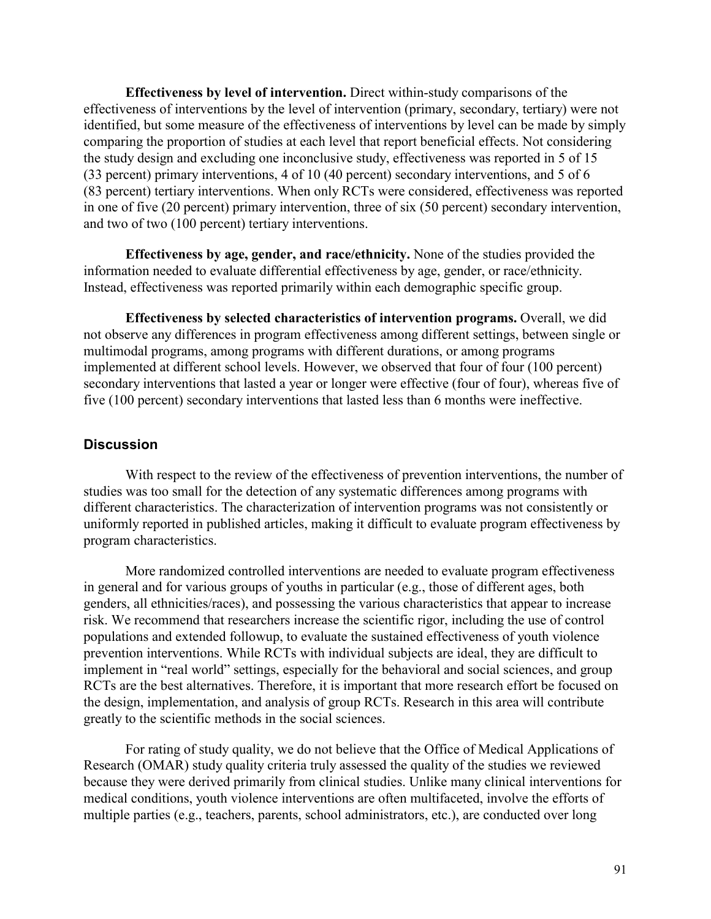**Effectiveness by level of intervention.** Direct within-study comparisons of the effectiveness of interventions by the level of intervention (primary, secondary, tertiary) were not identified, but some measure of the effectiveness of interventions by level can be made by simply comparing the proportion of studies at each level that report beneficial effects. Not considering the study design and excluding one inconclusive study, effectiveness was reported in 5 of 15 (33 percent) primary interventions, 4 of 10 (40 percent) secondary interventions, and 5 of 6 (83 percent) tertiary interventions. When only RCTs were considered, effectiveness was reported in one of five (20 percent) primary intervention, three of six (50 percent) secondary intervention, and two of two (100 percent) tertiary interventions.

**Effectiveness by age, gender, and race/ethnicity.** None of the studies provided the information needed to evaluate differential effectiveness by age, gender, or race/ethnicity. Instead, effectiveness was reported primarily within each demographic specific group.

**Effectiveness by selected characteristics of intervention programs.** Overall, we did not observe any differences in program effectiveness among different settings, between single or multimodal programs, among programs with different durations, or among programs implemented at different school levels. However, we observed that four of four (100 percent) secondary interventions that lasted a year or longer were effective (four of four), whereas five of five (100 percent) secondary interventions that lasted less than 6 months were ineffective.

## Discussion

With respect to the review of the effectiveness of prevention interventions, the number of studies was too small for the detection of any systematic differences among programs with different characteristics. The characterization of intervention programs was not consistently or uniformly reported in published articles, making it difficult to evaluate program effectiveness by program characteristics.

More randomized controlled interventions are needed to evaluate program effectiveness in general and for various groups of youths in particular (e.g., those of different ages, both genders, all ethnicities/races), and possessing the various characteristics that appear to increase risk. We recommend that researchers increase the scientific rigor, including the use of control populations and extended followup, to evaluate the sustained effectiveness of youth violence prevention interventions. While RCTs with individual subjects are ideal, they are difficult to implement in "real world" settings, especially for the behavioral and social sciences, and group RCTs are the best alternatives. Therefore, it is important that more research effort be focused on the design, implementation, and analysis of group RCTs. Research in this area will contribute greatly to the scientific methods in the social sciences.

For rating of study quality, we do not believe that the Office of Medical Applications of Research (OMAR) study quality criteria truly assessed the quality of the studies we reviewed because they were derived primarily from clinical studies. Unlike many clinical interventions for medical conditions, youth violence interventions are often multifaceted, involve the efforts of multiple parties (e.g., teachers, parents, school administrators, etc.), are conducted over long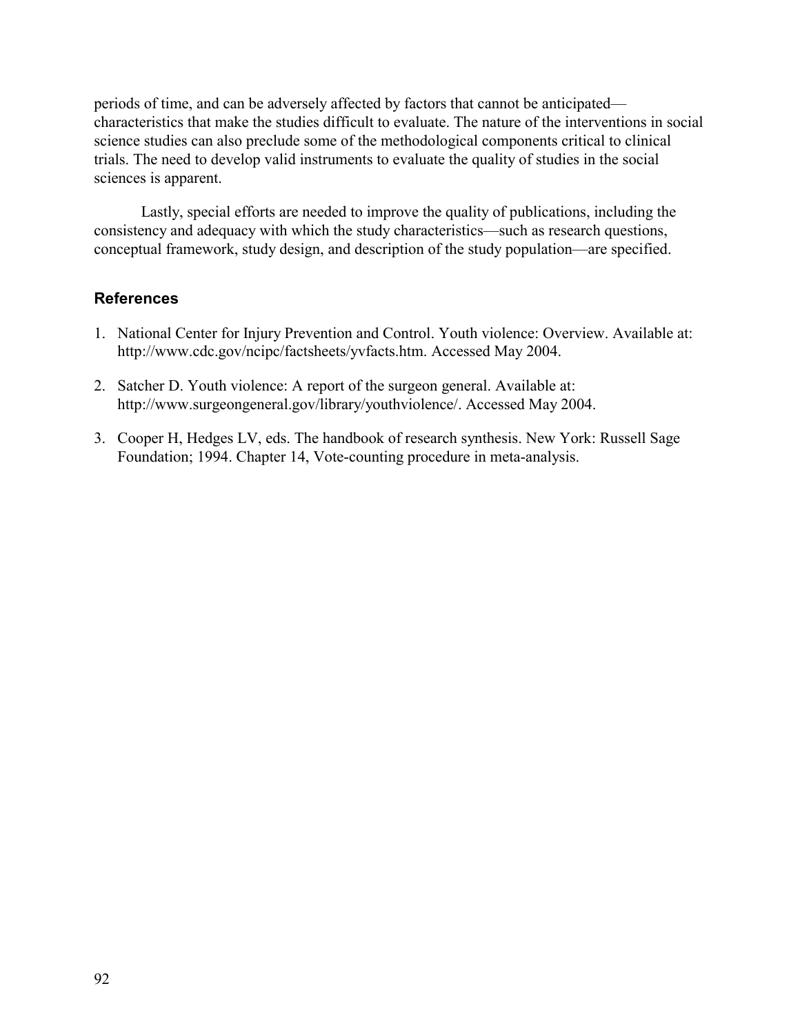periods of time, and can be adversely affected by factors that cannot be anticipated—characteristics that make the studies difficult to evaluate. The nature of the interventions in social science studies can also preclude some of the methodological components critical to clinical trials. The need to develop valid instruments to evaluate the quality of studies in the social sciences is apparent.

Lastly, special efforts are needed to improve the quality of publications, including the consistency and adequacy with which the study characteristics—such as research questions, conceptual framework, study design, and description of the study population—are specified.

### References

1. National Center for Injury Prevention and Control. Youth violence: Overview. Available at: http://www.cdc.gov/ncipc/factsheets/yvfacts.htm. Accessed May 2004.
2. Satcher D. Youth violence: A report of the surgeon general. Available at: http://www.surgeongeneral.gov/library/youthviolence/. Accessed May 2004.
3. Cooper H, Hedges LV, eds. The handbook of research synthesis. New York: Russell Sage Foundation; 1994. Chapter 14, Vote-counting procedure in meta-analysis.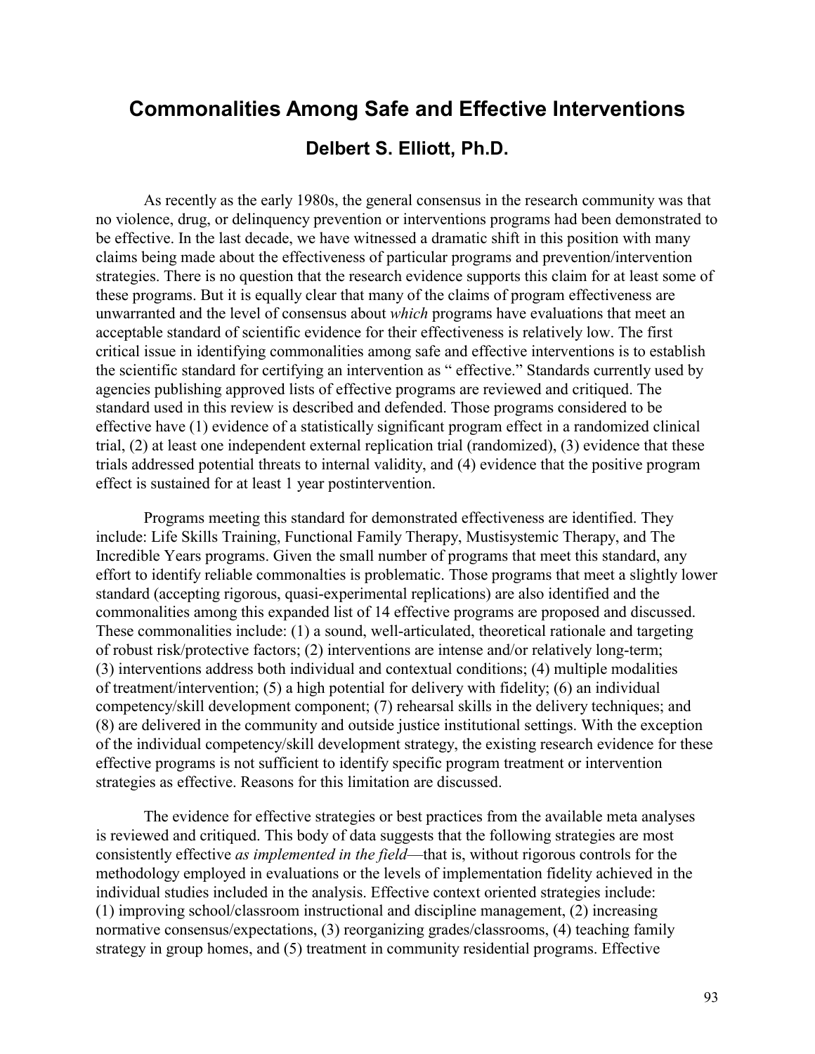# Commonalities Among Safe and Effective Interventions

## Delbert S. Elliott, Ph.D.

As recently as the early 1980s, the general consensus in the research community was that no violence, drug, or delinquency prevention or interventions programs had been demonstrated to be effective. In the last decade, we have witnessed a dramatic shift in this position with many claims being made about the effectiveness of particular programs and prevention/intervention strategies. There is no question that the research evidence supports this claim for at least some of these programs. But it is equally clear that many of the claims of program effectiveness are unwarranted and the level of consensus about *which* programs have evaluations that meet an acceptable standard of scientific evidence for their effectiveness is relatively low. The first critical issue in identifying commonalities among safe and effective interventions is to establish the scientific standard for certifying an intervention as " effective." Standards currently used by agencies publishing approved lists of effective programs are reviewed and critiqued. The standard used in this review is described and defended. Those programs considered to be effective have (1) evidence of a statistically significant program effect in a randomized clinical trial, (2) at least one independent external replication trial (randomized), (3) evidence that these trials addressed potential threats to internal validity, and (4) evidence that the positive program effect is sustained for at least 1 year postintervention.

Programs meeting this standard for demonstrated effectiveness are identified. They include: Life Skills Training, Functional Family Therapy, Mustisystemic Therapy, and The Incredible Years programs. Given the small number of programs that meet this standard, any effort to identify reliable commonalties is problematic. Those programs that meet a slightly lower standard (accepting rigorous, quasi-experimental replications) are also identified and the commonalities among this expanded list of 14 effective programs are proposed and discussed. These commonalities include: (1) a sound, well-articulated, theoretical rationale and targeting of robust risk/protective factors; (2) interventions are intense and/or relatively long-term; (3) interventions address both individual and contextual conditions; (4) multiple modalities of treatment/intervention; (5) a high potential for delivery with fidelity; (6) an individual competency/skill development component; (7) rehearsal skills in the delivery techniques; and (8) are delivered in the community and outside justice institutional settings. With the exception of the individual competency/skill development strategy, the existing research evidence for these effective programs is not sufficient to identify specific program treatment or intervention strategies as effective. Reasons for this limitation are discussed.

The evidence for effective strategies or best practices from the available meta analyses is reviewed and critiqued. This body of data suggests that the following strategies are most consistently effective *as implemented in the field*—that is, without rigorous controls for the methodology employed in evaluations or the levels of implementation fidelity achieved in the individual studies included in the analysis. Effective context oriented strategies include: (1) improving school/classroom instructional and discipline management, (2) increasing normative consensus/expectations, (3) reorganizing grades/classrooms, (4) teaching family strategy in group homes, and (5) treatment in community residential programs. Effective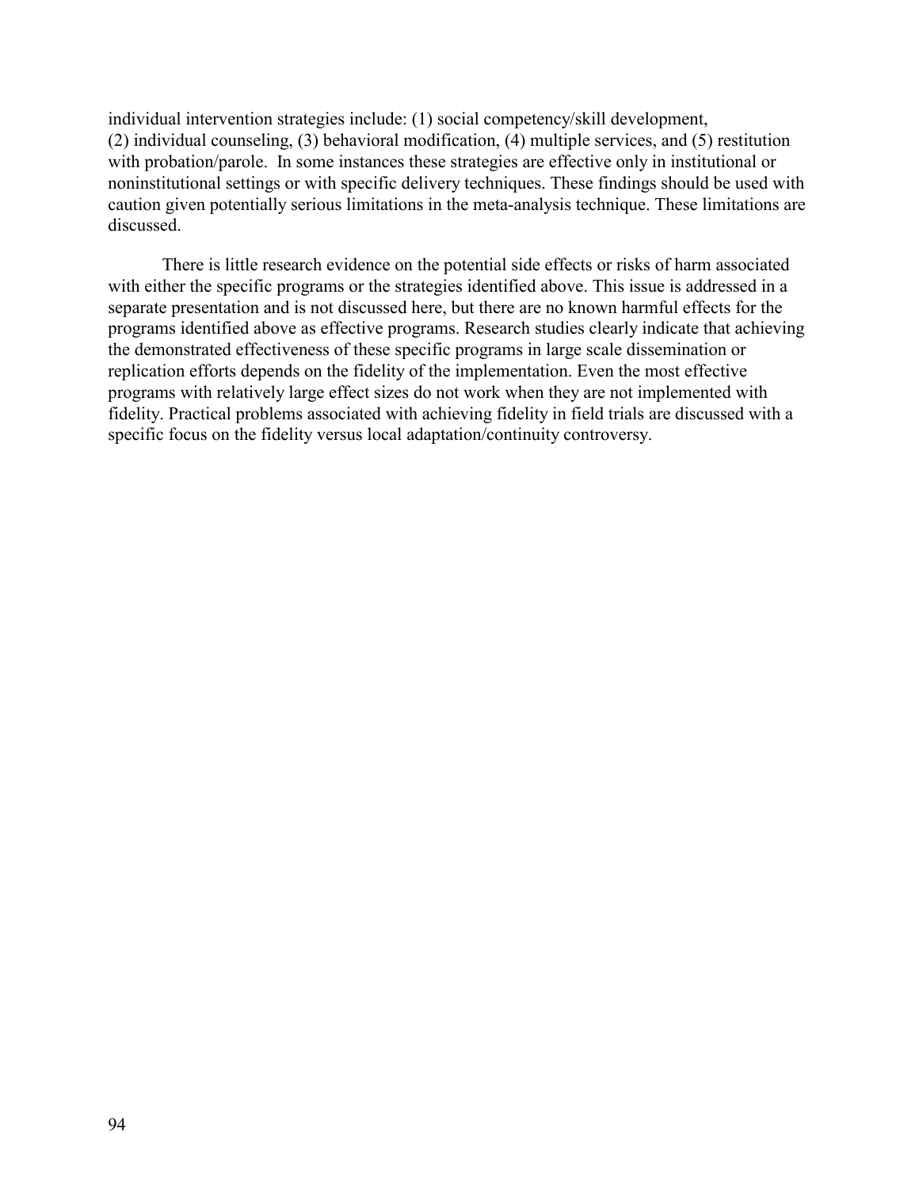individual intervention strategies include: (1) social competency/skill development, (2) individual counseling, (3) behavioral modification, (4) multiple services, and (5) restitution with probation/parole. In some instances these strategies are effective only in institutional or noninstitutional settings or with specific delivery techniques. These findings should be used with caution given potentially serious limitations in the meta-analysis technique. These limitations are discussed.

There is little research evidence on the potential side effects or risks of harm associated with either the specific programs or the strategies identified above. This issue is addressed in a separate presentation and is not discussed here, but there are no known harmful effects for the programs identified above as effective programs. Research studies clearly indicate that achieving the demonstrated effectiveness of these specific programs in large scale dissemination or replication efforts depends on the fidelity of the implementation. Even the most effective programs with relatively large effect sizes do not work when they are not implemented with fidelity. Practical problems associated with achieving fidelity in field trials are discussed with a specific focus on the fidelity versus local adaptation/continuity controversy.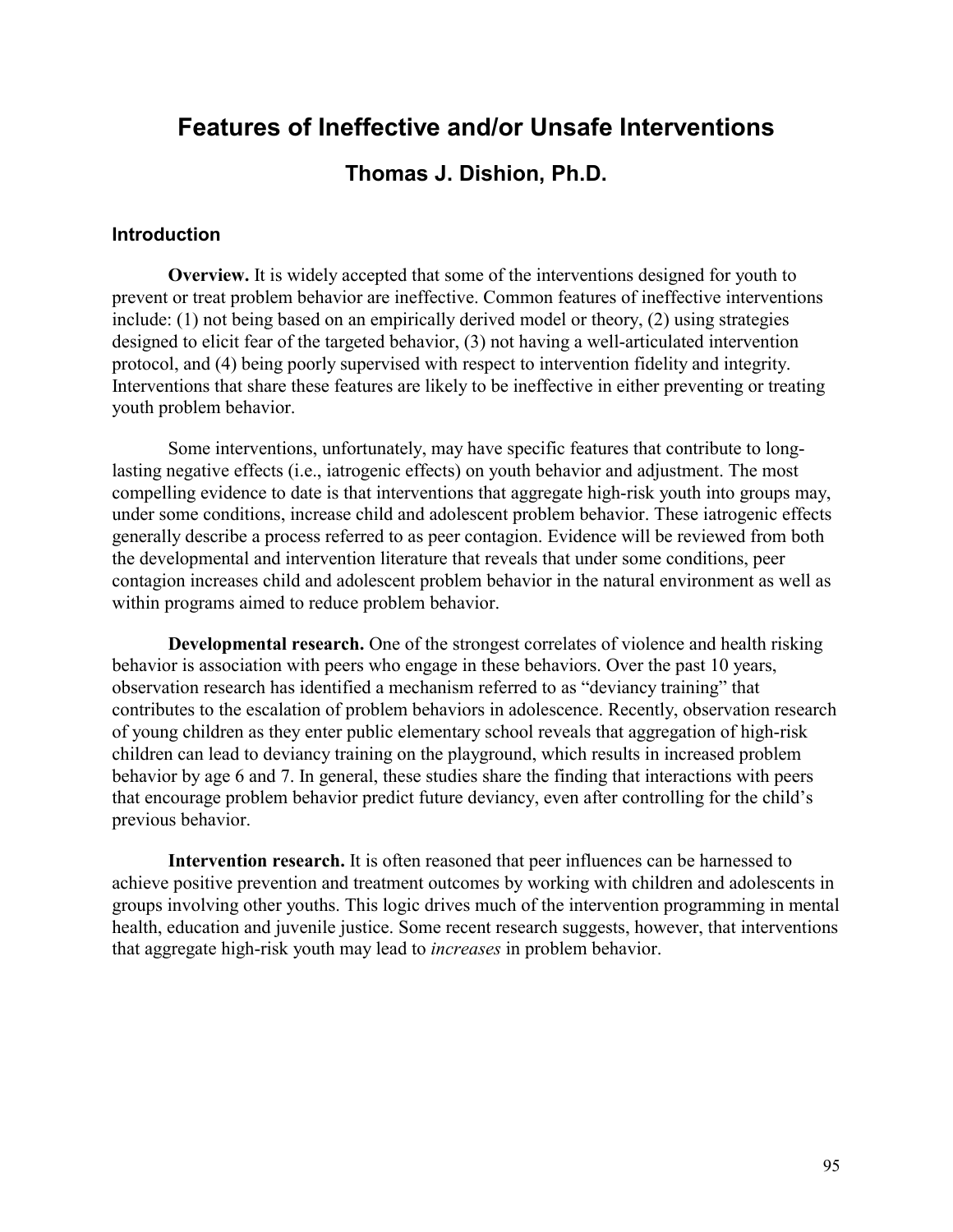# Features of Ineffective and/or Unsafe Interventions

## Thomas J. Dishion, Ph.D.

### Introduction

**Overview.** It is widely accepted that some of the interventions designed for youth to prevent or treat problem behavior are ineffective. Common features of ineffective interventions include: (1) not being based on an empirically derived model or theory, (2) using strategies designed to elicit fear of the targeted behavior, (3) not having a well-articulated intervention protocol, and (4) being poorly supervised with respect to intervention fidelity and integrity. Interventions that share these features are likely to be ineffective in either preventing or treating youth problem behavior.

Some interventions, unfortunately, may have specific features that contribute to long-lasting negative effects (i.e., iatrogenic effects) on youth behavior and adjustment. The most compelling evidence to date is that interventions that aggregate high-risk youth into groups may, under some conditions, increase child and adolescent problem behavior. These iatrogenic effects generally describe a process referred to as peer contagion. Evidence will be reviewed from both the developmental and intervention literature that reveals that under some conditions, peer contagion increases child and adolescent problem behavior in the natural environment as well as within programs aimed to reduce problem behavior.

**Developmental research.** One of the strongest correlates of violence and health risking behavior is association with peers who engage in these behaviors. Over the past 10 years, observation research has identified a mechanism referred to as "deviancy training" that contributes to the escalation of problem behaviors in adolescence. Recently, observation research of young children as they enter public elementary school reveals that aggregation of high-risk children can lead to deviancy training on the playground, which results in increased problem behavior by age 6 and 7. In general, these studies share the finding that interactions with peers that encourage problem behavior predict future deviancy, even after controlling for the child's previous behavior.

**Intervention research.** It is often reasoned that peer influences can be harnessed to achieve positive prevention and treatment outcomes by working with children and adolescents in groups involving other youths. This logic drives much of the intervention programming in mental health, education and juvenile justice. Some recent research suggests, however, that interventions that aggregate high-risk youth may lead to *increases* in problem behavior.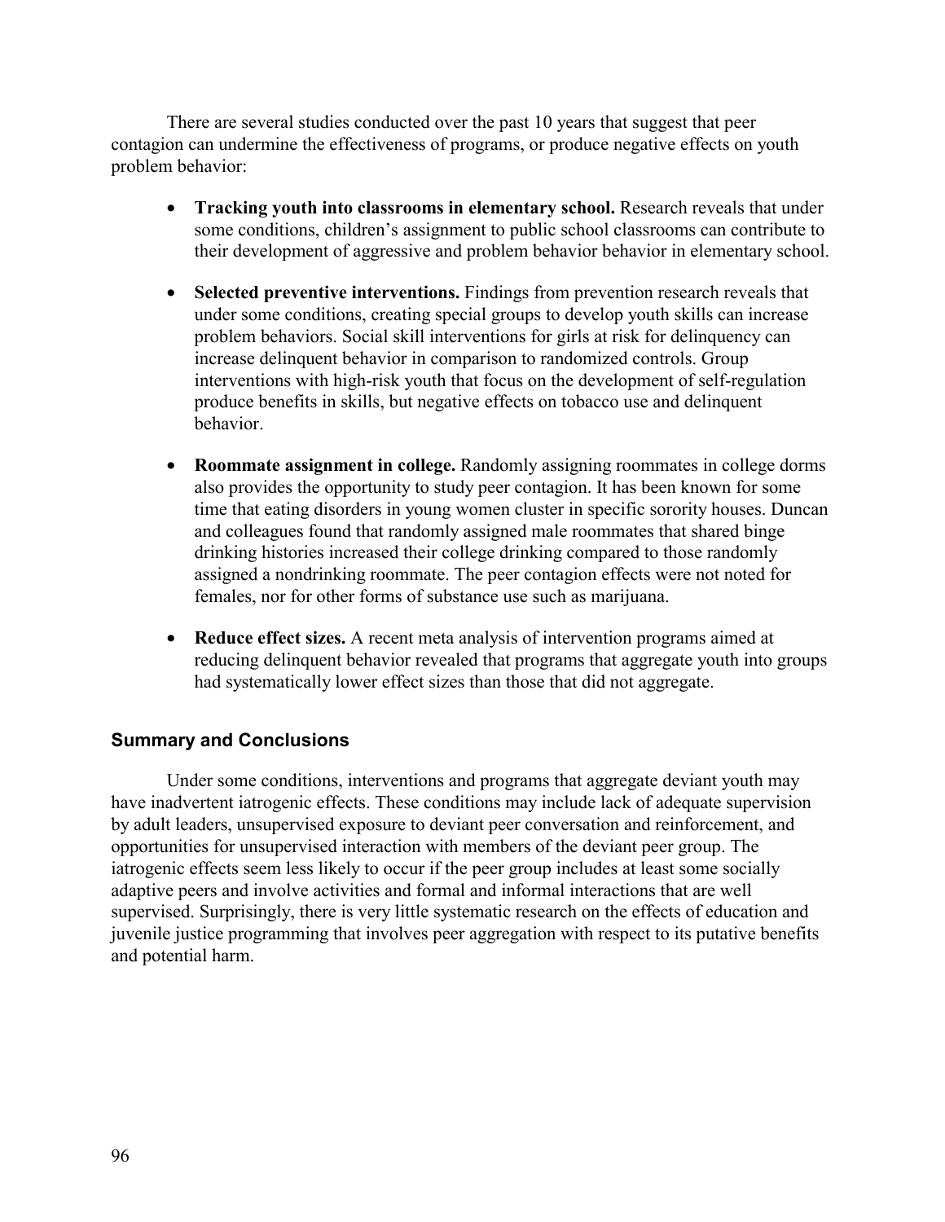There are several studies conducted over the past 10 years that suggest that peer contagion can undermine the effectiveness of programs, or produce negative effects on youth problem behavior:

- **Tracking youth into classrooms in elementary school.** Research reveals that under some conditions, children's assignment to public school classrooms can contribute to their development of aggressive and problem behavior behavior in elementary school.

- **Selected preventive interventions.** Findings from prevention research reveals that under some conditions, creating special groups to develop youth skills can increase problem behaviors. Social skill interventions for girls at risk for delinquency can increase delinquent behavior in comparison to randomized controls. Group interventions with high-risk youth that focus on the development of self-regulation produce benefits in skills, but negative effects on tobacco use and delinquent behavior.

- **Roommate assignment in college.** Randomly assigning roommates in college dorms also provides the opportunity to study peer contagion. It has been known for some time that eating disorders in young women cluster in specific sorority houses. Duncan and colleagues found that randomly assigned male roommates that shared binge drinking histories increased their college drinking compared to those randomly assigned a nondrinking roommate. The peer contagion effects were not noted for females, nor for other forms of substance use such as marijuana.

- **Reduce effect sizes.** A recent meta analysis of intervention programs aimed at reducing delinquent behavior revealed that programs that aggregate youth into groups had systematically lower effect sizes than those that did not aggregate.

## Summary and Conclusions

Under some conditions, interventions and programs that aggregate deviant youth may have inadvertent iatrogenic effects. These conditions may include lack of adequate supervision by adult leaders, unsupervised exposure to deviant peer conversation and reinforcement, and opportunities for unsupervised interaction with members of the deviant peer group. The iatrogenic effects seem less likely to occur if the peer group includes at least some socially adaptive peers and involve activities and formal and informal interactions that are well supervised. Surprisingly, there is very little systematic research on the effects of education and juvenile justice programming that involves peer aggregation with respect to its putative benefits and potential harm.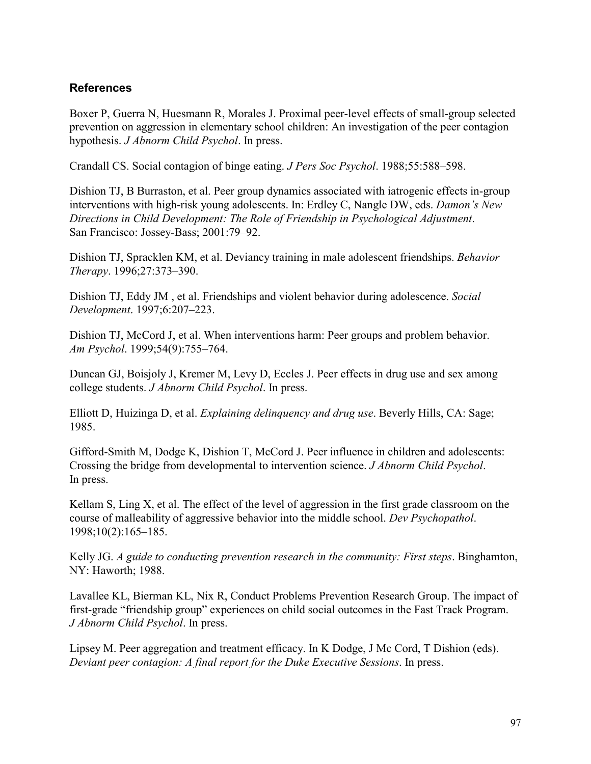## References

Boxer P, Guerra N, Huesmann R, Morales J. Proximal peer-level effects of small-group selected prevention on aggression in elementary school children: An investigation of the peer contagion hypothesis. *J Abnorm Child Psychol*. In press.

Crandall CS. Social contagion of binge eating. *J Pers Soc Psychol*. 1988;55:588–598.

Dishion TJ, B Burraston, et al. Peer group dynamics associated with iatrogenic effects in-group interventions with high-risk young adolescents. In: Erdley C, Nangle DW, eds. *Damon's New Directions in Child Development: The Role of Friendship in Psychological Adjustment*. San Francisco: Jossey-Bass; 2001:79–92.

Dishion TJ, Spracklen KM, et al. Deviancy training in male adolescent friendships. *Behavior Therapy*. 1996;27:373–390.

Dishion TJ, Eddy JM , et al. Friendships and violent behavior during adolescence. *Social Development*. 1997;6:207–223.

Dishion TJ, McCord J, et al. When interventions harm: Peer groups and problem behavior. *Am Psychol*. 1999;54(9):755–764.

Duncan GJ, Boisjoly J, Kremer M, Levy D, Eccles J. Peer effects in drug use and sex among college students. *J Abnorm Child Psychol*. In press.

Elliott D, Huizinga D, et al. *Explaining delinquency and drug use*. Beverly Hills, CA: Sage; 1985.

Gifford-Smith M, Dodge K, Dishion T, McCord J. Peer influence in children and adolescents: Crossing the bridge from developmental to intervention science. *J Abnorm Child Psychol*. In press.

Kellam S, Ling X, et al. The effect of the level of aggression in the first grade classroom on the course of malleability of aggressive behavior into the middle school. *Dev Psychopathol*. 1998;10(2):165–185.

Kelly JG. *A guide to conducting prevention research in the community: First steps*. Binghamton, NY: Haworth; 1988.

Lavallee KL, Bierman KL, Nix R, Conduct Problems Prevention Research Group. The impact of first-grade "friendship group" experiences on child social outcomes in the Fast Track Program. *J Abnorm Child Psychol*. In press.

Lipsey M. Peer aggregation and treatment efficacy. In K Dodge, J Mc Cord, T Dishion (eds). *Deviant peer contagion: A final report for the Duke Executive Sessions*. In press.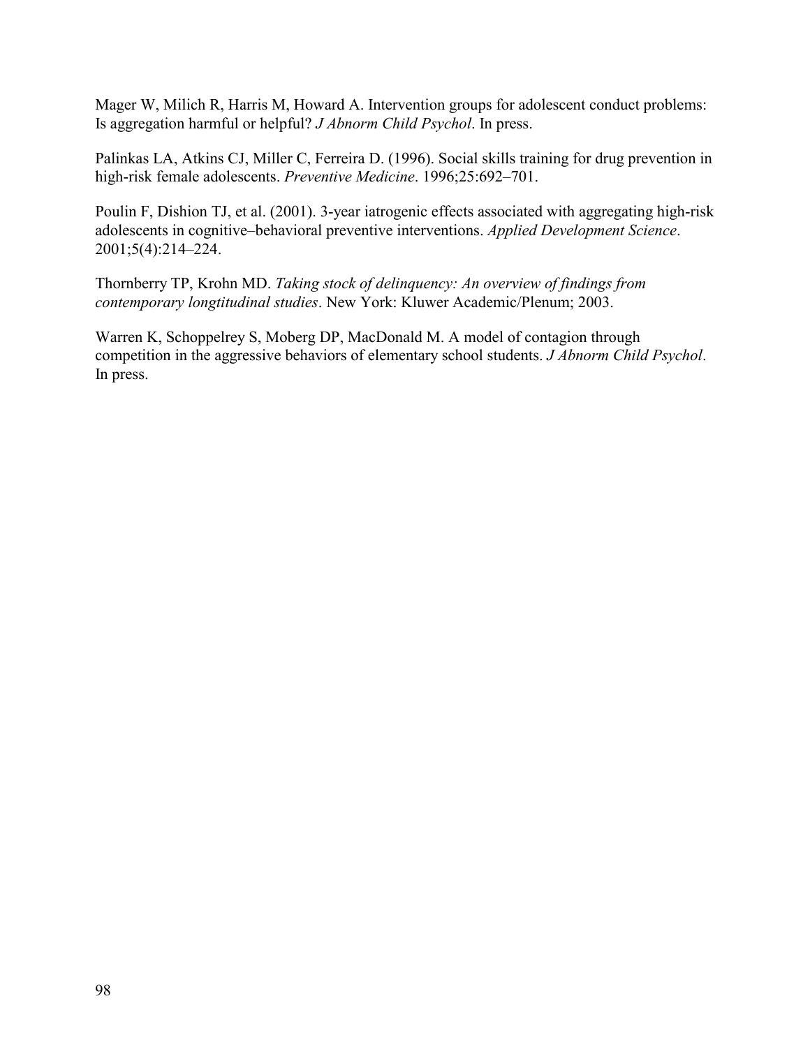Mager W, Milich R, Harris M, Howard A. Intervention groups for adolescent conduct problems: Is aggregation harmful or helpful? *J Abnorm Child Psychol*. In press.

Palinkas LA, Atkins CJ, Miller C, Ferreira D. (1996). Social skills training for drug prevention in high-risk female adolescents. *Preventive Medicine*. 1996;25:692–701.

Poulin F, Dishion TJ, et al. (2001). 3-year iatrogenic effects associated with aggregating high-risk adolescents in cognitive–behavioral preventive interventions. *Applied Development Science*. 2001;5(4):214–224.

Thornberry TP, Krohn MD. *Taking stock of delinquency: An overview of findings from contemporary longtitudinal studies*. New York: Kluwer Academic/Plenum; 2003.

Warren K, Schoppelrey S, Moberg DP, MacDonald M. A model of contagion through competition in the aggressive behaviors of elementary school students. *J Abnorm Child Psychol*. In press.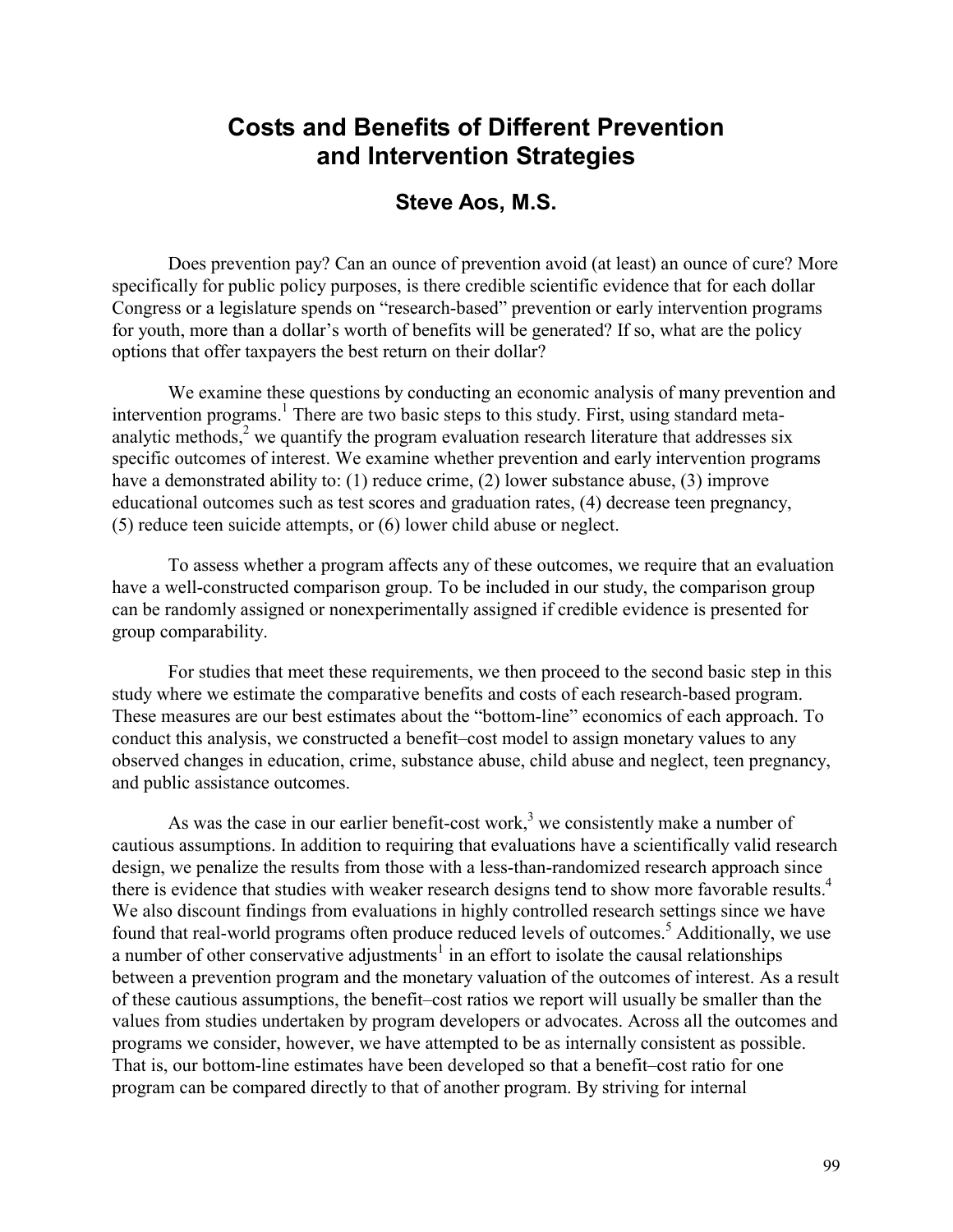# Costs and Benefits of Different Prevention and Intervention Strategies

## Steve Aos, M.S.

Does prevention pay? Can an ounce of prevention avoid (at least) an ounce of cure? More specifically for public policy purposes, is there credible scientific evidence that for each dollar Congress or a legislature spends on "research-based" prevention or early intervention programs for youth, more than a dollar's worth of benefits will be generated? If so, what are the policy options that offer taxpayers the best return on their dollar?

We examine these questions by conducting an economic analysis of many prevention and intervention programs.[1] There are two basic steps to this study. First, using standard meta-analytic methods,[2] we quantify the program evaluation research literature that addresses six specific outcomes of interest. We examine whether prevention and early intervention programs have a demonstrated ability to: (1) reduce crime, (2) lower substance abuse, (3) improve educational outcomes such as test scores and graduation rates, (4) decrease teen pregnancy, (5) reduce teen suicide attempts, or (6) lower child abuse or neglect.

To assess whether a program affects any of these outcomes, we require that an evaluation have a well-constructed comparison group. To be included in our study, the comparison group can be randomly assigned or nonexperimentally assigned if credible evidence is presented for group comparability.

For studies that meet these requirements, we then proceed to the second basic step in this study where we estimate the comparative benefits and costs of each research-based program. These measures are our best estimates about the "bottom-line" economics of each approach. To conduct this analysis, we constructed a benefit–cost model to assign monetary values to any observed changes in education, crime, substance abuse, child abuse and neglect, teen pregnancy, and public assistance outcomes.

As was the case in our earlier benefit-cost work,[3] we consistently make a number of cautious assumptions. In addition to requiring that evaluations have a scientifically valid research design, we penalize the results from those with a less-than-randomized research approach since there is evidence that studies with weaker research designs tend to show more favorable results.[4] We also discount findings from evaluations in highly controlled research settings since we have found that real-world programs often produce reduced levels of outcomes.[5] Additionally, we use a number of other conservative adjustments[1] in an effort to isolate the causal relationships between a prevention program and the monetary valuation of the outcomes of interest. As a result of these cautious assumptions, the benefit–cost ratios we report will usually be smaller than the values from studies undertaken by program developers or advocates. Across all the outcomes and programs we consider, however, we have attempted to be as internally consistent as possible. That is, our bottom-line estimates have been developed so that a benefit–cost ratio for one program can be compared directly to that of another program. By striving for internal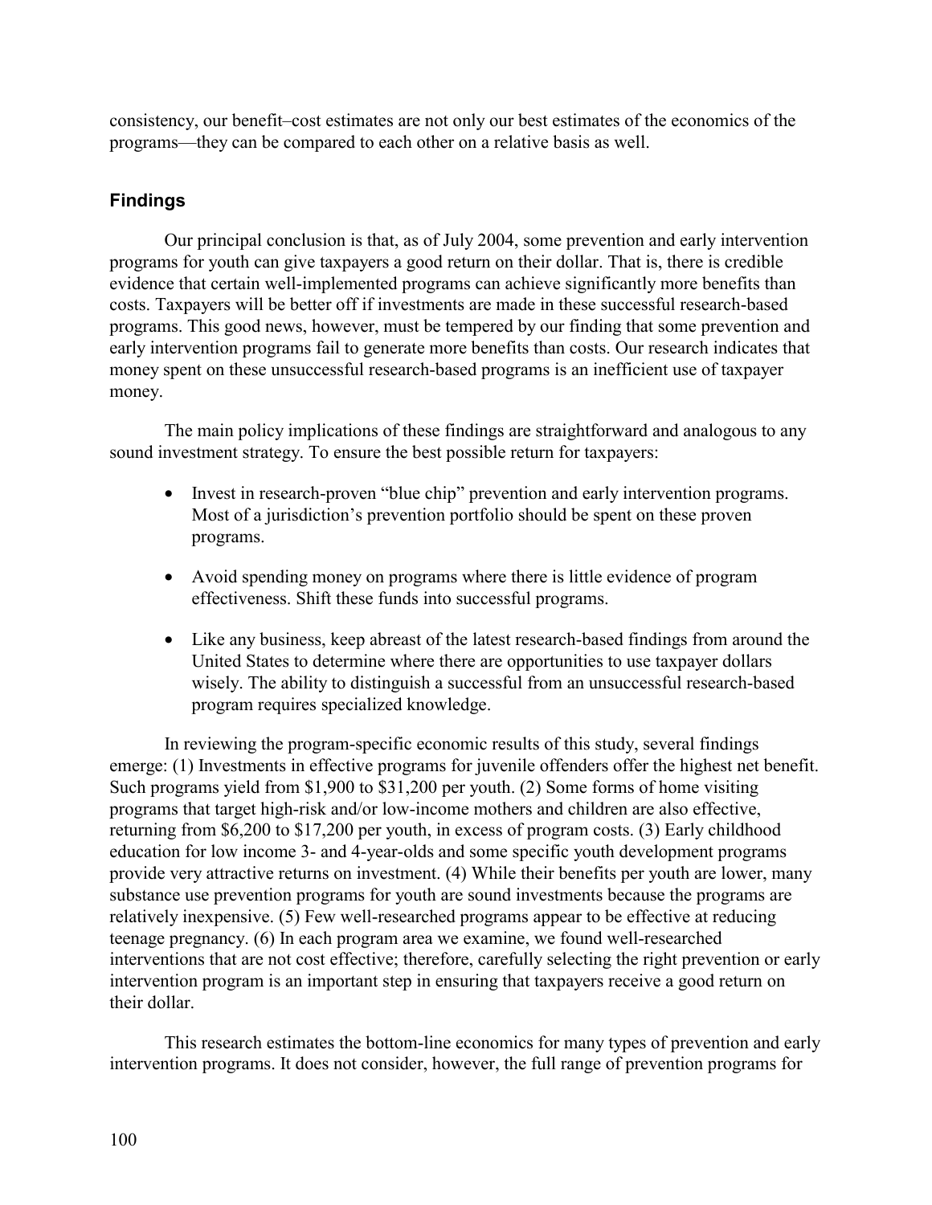consistency, our benefit–cost estimates are not only our best estimates of the economics of the programs—they can be compared to each other on a relative basis as well.

### Findings

Our principal conclusion is that, as of July 2004, some prevention and early intervention programs for youth can give taxpayers a good return on their dollar. That is, there is credible evidence that certain well-implemented programs can achieve significantly more benefits than costs. Taxpayers will be better off if investments are made in these successful research-based programs. This good news, however, must be tempered by our finding that some prevention and early intervention programs fail to generate more benefits than costs. Our research indicates that money spent on these unsuccessful research-based programs is an inefficient use of taxpayer money.

The main policy implications of these findings are straightforward and analogous to any sound investment strategy. To ensure the best possible return for taxpayers:

- Invest in research-proven "blue chip" prevention and early intervention programs. Most of a jurisdiction's prevention portfolio should be spent on these proven programs.
- Avoid spending money on programs where there is little evidence of program effectiveness. Shift these funds into successful programs.
- Like any business, keep abreast of the latest research-based findings from around the United States to determine where there are opportunities to use taxpayer dollars wisely. The ability to distinguish a successful from an unsuccessful research-based program requires specialized knowledge.

In reviewing the program-specific economic results of this study, several findings emerge: (1) Investments in effective programs for juvenile offenders offer the highest net benefit. Such programs yield from $1,900 to $31,200 per youth. (2) Some forms of home visiting programs that target high-risk and/or low-income mothers and children are also effective, returning from $6,200 to $17,200 per youth, in excess of program costs. (3) Early childhood education for low income 3- and 4-year-olds and some specific youth development programs provide very attractive returns on investment. (4) While their benefits per youth are lower, many substance use prevention programs for youth are sound investments because the programs are relatively inexpensive. (5) Few well-researched programs appear to be effective at reducing teenage pregnancy. (6) In each program area we examine, we found well-researched interventions that are not cost effective; therefore, carefully selecting the right prevention or early intervention program is an important step in ensuring that taxpayers receive a good return on their dollar.

This research estimates the bottom-line economics for many types of prevention and early intervention programs. It does not consider, however, the full range of prevention programs for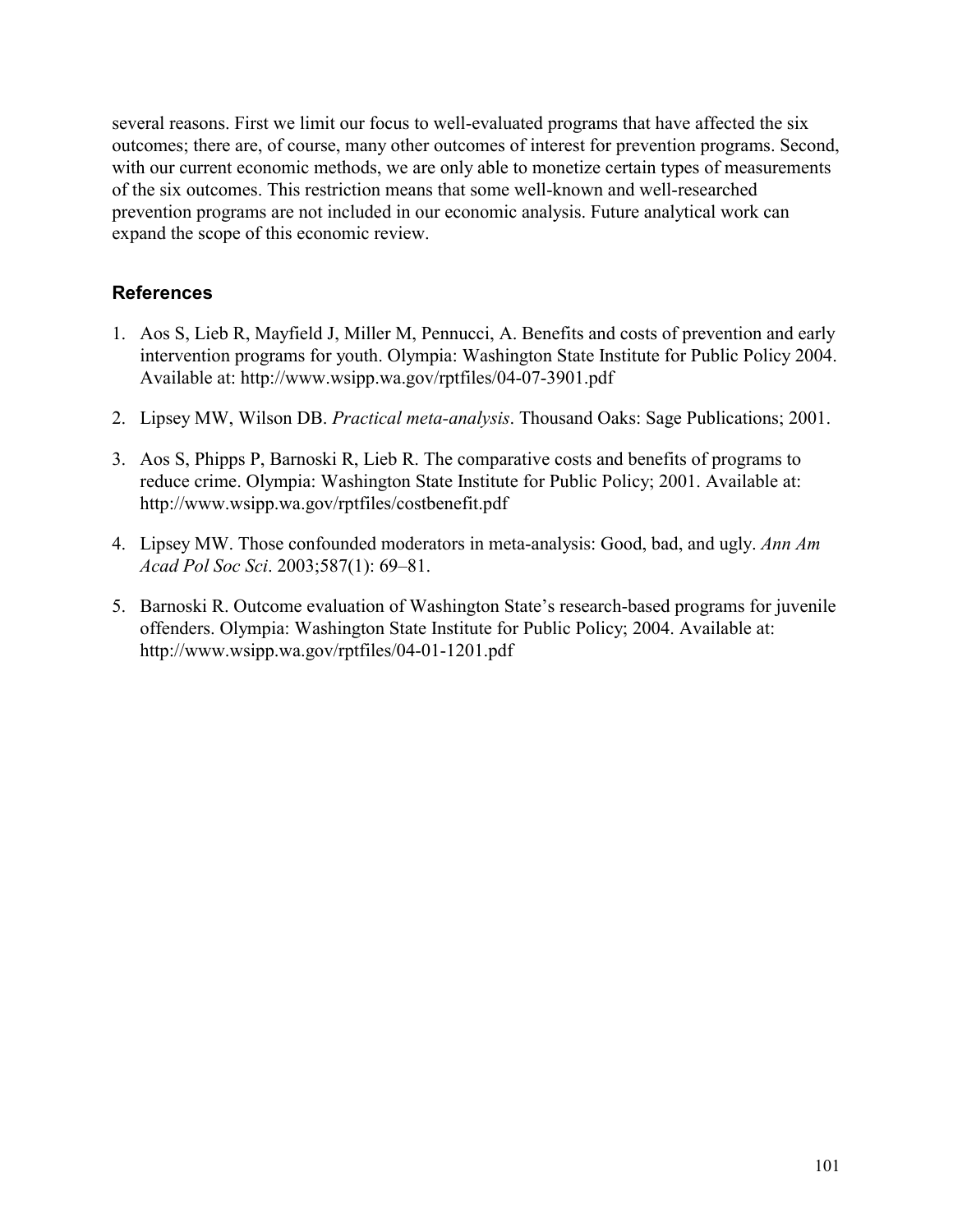several reasons. First we limit our focus to well-evaluated programs that have affected the six outcomes; there are, of course, many other outcomes of interest for prevention programs. Second, with our current economic methods, we are only able to monetize certain types of measurements of the six outcomes. This restriction means that some well-known and well-researched prevention programs are not included in our economic analysis. Future analytical work can expand the scope of this economic review.

## References

1. Aos S, Lieb R, Mayfield J, Miller M, Pennucci, A. Benefits and costs of prevention and early intervention programs for youth. Olympia: Washington State Institute for Public Policy 2004. Available at: http://www.wsipp.wa.gov/rptfiles/04-07-3901.pdf

2. Lipsey MW, Wilson DB. *Practical meta-analysis*. Thousand Oaks: Sage Publications; 2001.

3. Aos S, Phipps P, Barnoski R, Lieb R. The comparative costs and benefits of programs to reduce crime. Olympia: Washington State Institute for Public Policy; 2001. Available at: http://www.wsipp.wa.gov/rptfiles/costbenefit.pdf

4. Lipsey MW. Those confounded moderators in meta-analysis: Good, bad, and ugly. *Ann Am Acad Pol Soc Sci*. 2003;587(1): 69–81.

5. Barnoski R. Outcome evaluation of Washington State's research-based programs for juvenile offenders. Olympia: Washington State Institute for Public Policy; 2004. Available at: http://www.wsipp.wa.gov/rptfiles/04-01-1201.pdf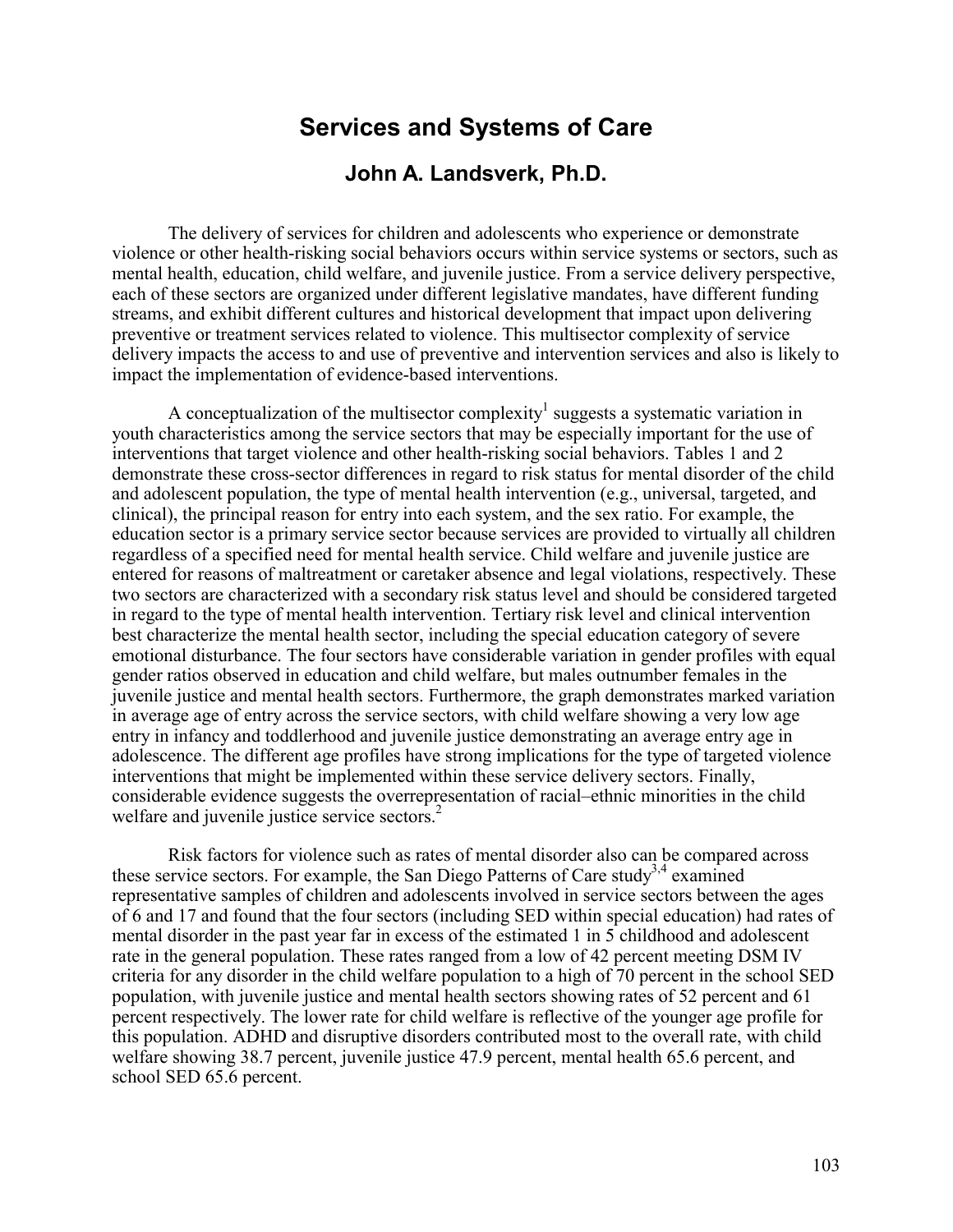# Services and Systems of Care

## John A. Landsverk, Ph.D.

The delivery of services for children and adolescents who experience or demonstrate violence or other health-risking social behaviors occurs within service systems or sectors, such as mental health, education, child welfare, and juvenile justice. From a service delivery perspective, each of these sectors are organized under different legislative mandates, have different funding streams, and exhibit different cultures and historical development that impact upon delivering preventive or treatment services related to violence. This multisector complexity of service delivery impacts the access to and use of preventive and intervention services and also is likely to impact the implementation of evidence-based interventions.

A conceptualization of the multisector complexity[1] suggests a systematic variation in youth characteristics among the service sectors that may be especially important for the use of interventions that target violence and other health-risking social behaviors. Tables 1 and 2 demonstrate these cross-sector differences in regard to risk status for mental disorder of the child and adolescent population, the type of mental health intervention (e.g., universal, targeted, and clinical), the principal reason for entry into each system, and the sex ratio. For example, the education sector is a primary service sector because services are provided to virtually all children regardless of a specified need for mental health service. Child welfare and juvenile justice are entered for reasons of maltreatment or caretaker absence and legal violations, respectively. These two sectors are characterized with a secondary risk status level and should be considered targeted in regard to the type of mental health intervention. Tertiary risk level and clinical intervention best characterize the mental health sector, including the special education category of severe emotional disturbance. The four sectors have considerable variation in gender profiles with equal gender ratios observed in education and child welfare, but males outnumber females in the juvenile justice and mental health sectors. Furthermore, the graph demonstrates marked variation in average age of entry across the service sectors, with child welfare showing a very low age entry in infancy and toddlerhood and juvenile justice demonstrating an average entry age in adolescence. The different age profiles have strong implications for the type of targeted violence interventions that might be implemented within these service delivery sectors. Finally, considerable evidence suggests the overrepresentation of racial–ethnic minorities in the child welfare and juvenile justice service sectors.[2]

Risk factors for violence such as rates of mental disorder also can be compared across these service sectors. For example, the San Diego Patterns of Care study[3,4] examined representative samples of children and adolescents involved in service sectors between the ages of 6 and 17 and found that the four sectors (including SED within special education) had rates of mental disorder in the past year far in excess of the estimated 1 in 5 childhood and adolescent rate in the general population. These rates ranged from a low of 42 percent meeting DSM IV criteria for any disorder in the child welfare population to a high of 70 percent in the school SED population, with juvenile justice and mental health sectors showing rates of 52 percent and 61 percent respectively. The lower rate for child welfare is reflective of the younger age profile for this population. ADHD and disruptive disorders contributed most to the overall rate, with child welfare showing 38.7 percent, juvenile justice 47.9 percent, mental health 65.6 percent, and school SED 65.6 percent.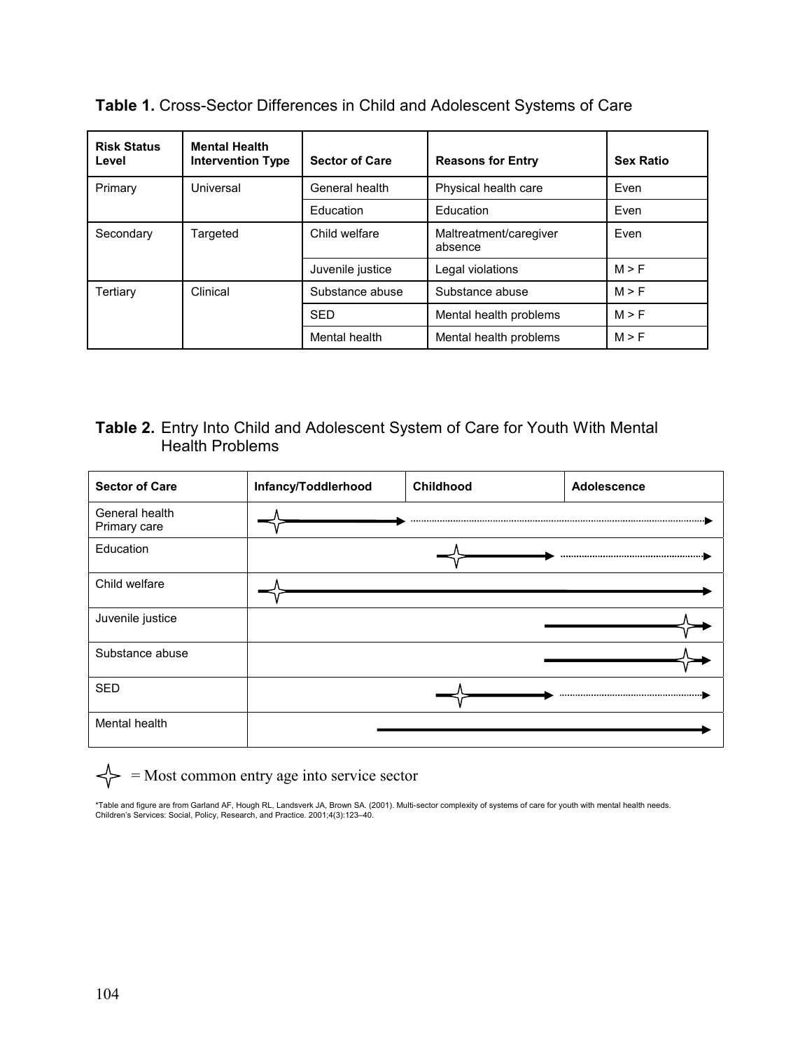**Table 1.** Cross-Sector Differences in Child and Adolescent Systems of Care

| Risk Status Level | Mental Health Intervention Type | Sector of Care | Reasons for Entry | Sex Ratio |
|---|---|---|---|---|
| Primary | Universal | General health | Physical health care | Even |
| | | Education | Education | Even |
| Secondary | Targeted | Child welfare | Maltreatment/caregiver absence | Even |
| | | Juvenile justice | Legal violations | M > F |
| Tertiary | Clinical | Substance abuse | Substance abuse | M > F |
| | | SED | Mental health problems | M > F |
| | | Mental health | Mental health problems | M > F |

**Table 2.** Entry Into Child and Adolescent System of Care for Youth With Mental Health Problems

| Sector of Care | Infancy/Toddlerhood | Childhood | Adolescence |
|---|---|---|---|
| General health Primary care | | | |
| Education | | | |
| Child welfare | | | |
| Juvenile justice | | | |
| Substance abuse | | | |
| SED | | | |
| Mental health | | | |

✧ = Most common entry age into service sector

*Table and figure are from Garland AF, Hough RL, Landsverk JA, Brown SA. (2001). Multi-sector complexity of systems of care for youth with mental health needs. Children's Services: Social, Policy, Research, and Practice. 2001;4(3):123–40.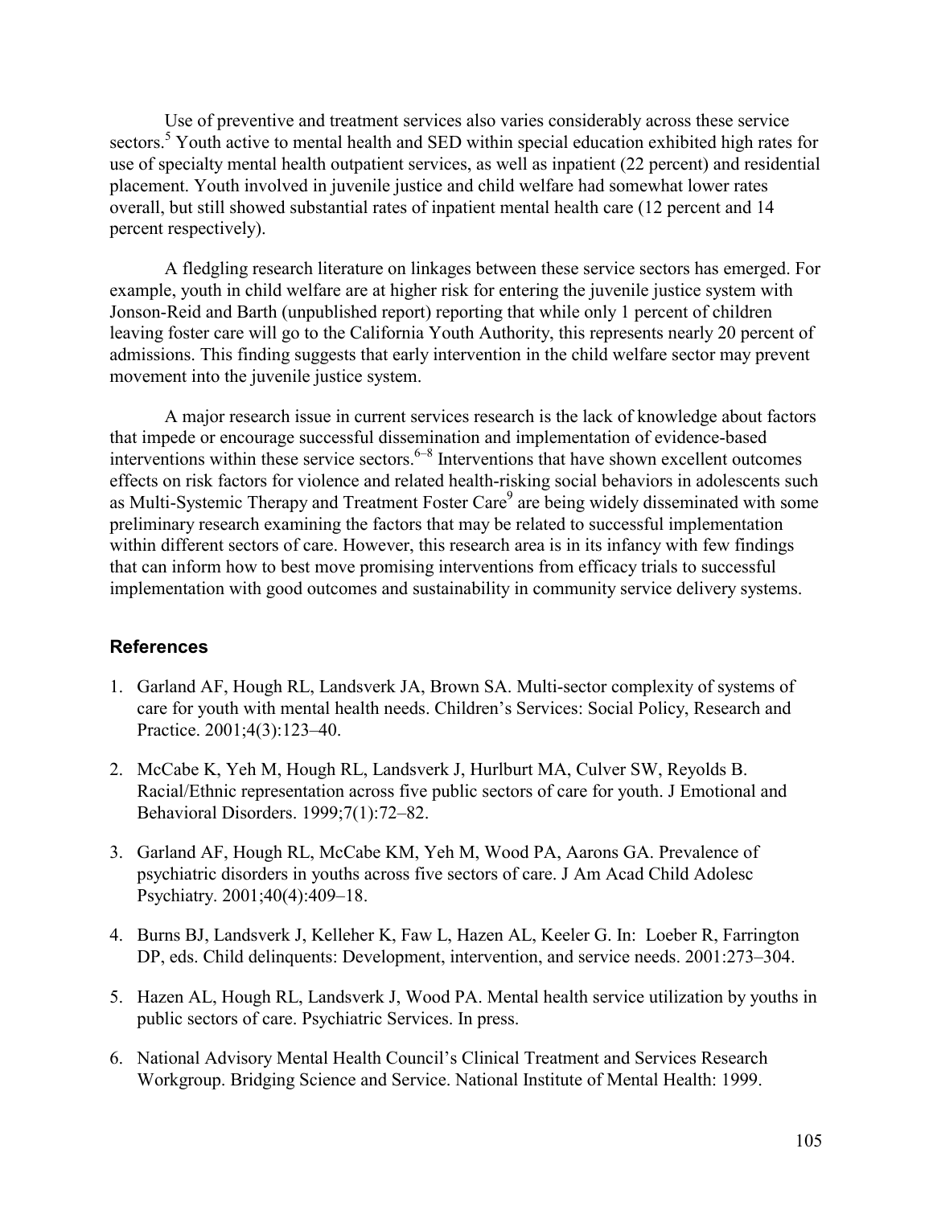Use of preventive and treatment services also varies considerably across these service sectors.[5] Youth active to mental health and SED within special education exhibited high rates for use of specialty mental health outpatient services, as well as inpatient (22 percent) and residential placement. Youth involved in juvenile justice and child welfare had somewhat lower rates overall, but still showed substantial rates of inpatient mental health care (12 percent and 14 percent respectively).

A fledgling research literature on linkages between these service sectors has emerged. For example, youth in child welfare are at higher risk for entering the juvenile justice system with Jonson-Reid and Barth (unpublished report) reporting that while only 1 percent of children leaving foster care will go to the California Youth Authority, this represents nearly 20 percent of admissions. This finding suggests that early intervention in the child welfare sector may prevent movement into the juvenile justice system.

A major research issue in current services research is the lack of knowledge about factors that impede or encourage successful dissemination and implementation of evidence-based interventions within these service sectors.[6–8] Interventions that have shown excellent outcomes effects on risk factors for violence and related health-risking social behaviors in adolescents such as Multi-Systemic Therapy and Treatment Foster Care[9] are being widely disseminated with some preliminary research examining the factors that may be related to successful implementation within different sectors of care. However, this research area is in its infancy with few findings that can inform how to best move promising interventions from efficacy trials to successful implementation with good outcomes and sustainability in community service delivery systems.

### References

1. Garland AF, Hough RL, Landsverk JA, Brown SA. Multi-sector complexity of systems of care for youth with mental health needs. Children's Services: Social Policy, Research and Practice. 2001;4(3):123–40.

2. McCabe K, Yeh M, Hough RL, Landsverk J, Hurlburt MA, Culver SW, Reyolds B. Racial/Ethnic representation across five public sectors of care for youth. J Emotional and Behavioral Disorders. 1999;7(1):72–82.

3. Garland AF, Hough RL, McCabe KM, Yeh M, Wood PA, Aarons GA. Prevalence of psychiatric disorders in youths across five sectors of care. J Am Acad Child Adolesc Psychiatry. 2001;40(4):409–18.

4. Burns BJ, Landsverk J, Kelleher K, Faw L, Hazen AL, Keeler G. In: Loeber R, Farrington DP, eds. Child delinquents: Development, intervention, and service needs. 2001:273–304.

5. Hazen AL, Hough RL, Landsverk J, Wood PA. Mental health service utilization by youths in public sectors of care. Psychiatric Services. In press.

6. National Advisory Mental Health Council's Clinical Treatment and Services Research Workgroup. Bridging Science and Service. National Institute of Mental Health: 1999.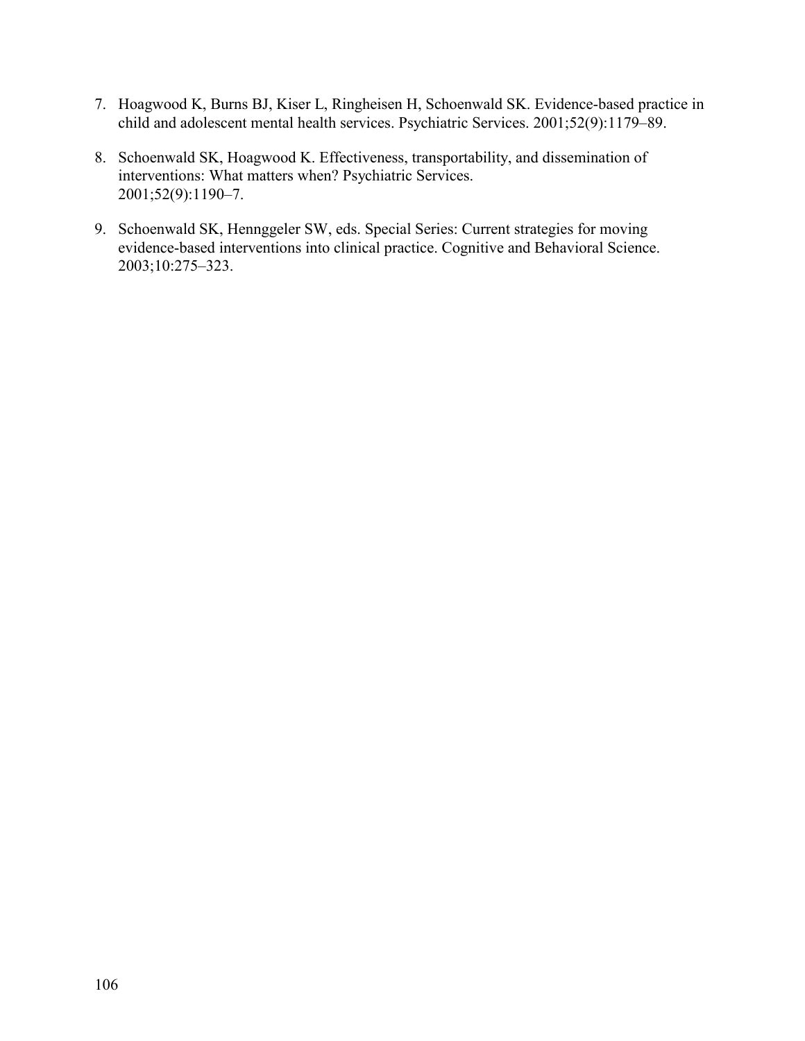7. Hoagwood K, Burns BJ, Kiser L, Ringheisen H, Schoenwald SK. Evidence-based practice in child and adolescent mental health services. Psychiatric Services. 2001;52(9):1179–89.

8. Schoenwald SK, Hoagwood K. Effectiveness, transportability, and dissemination of interventions: What matters when? Psychiatric Services. 2001;52(9):1190–7.

9. Schoenwald SK, Hennggeler SW, eds. Special Series: Current strategies for moving evidence-based interventions into clinical practice. Cognitive and Behavioral Science. 2003;10:275–323.